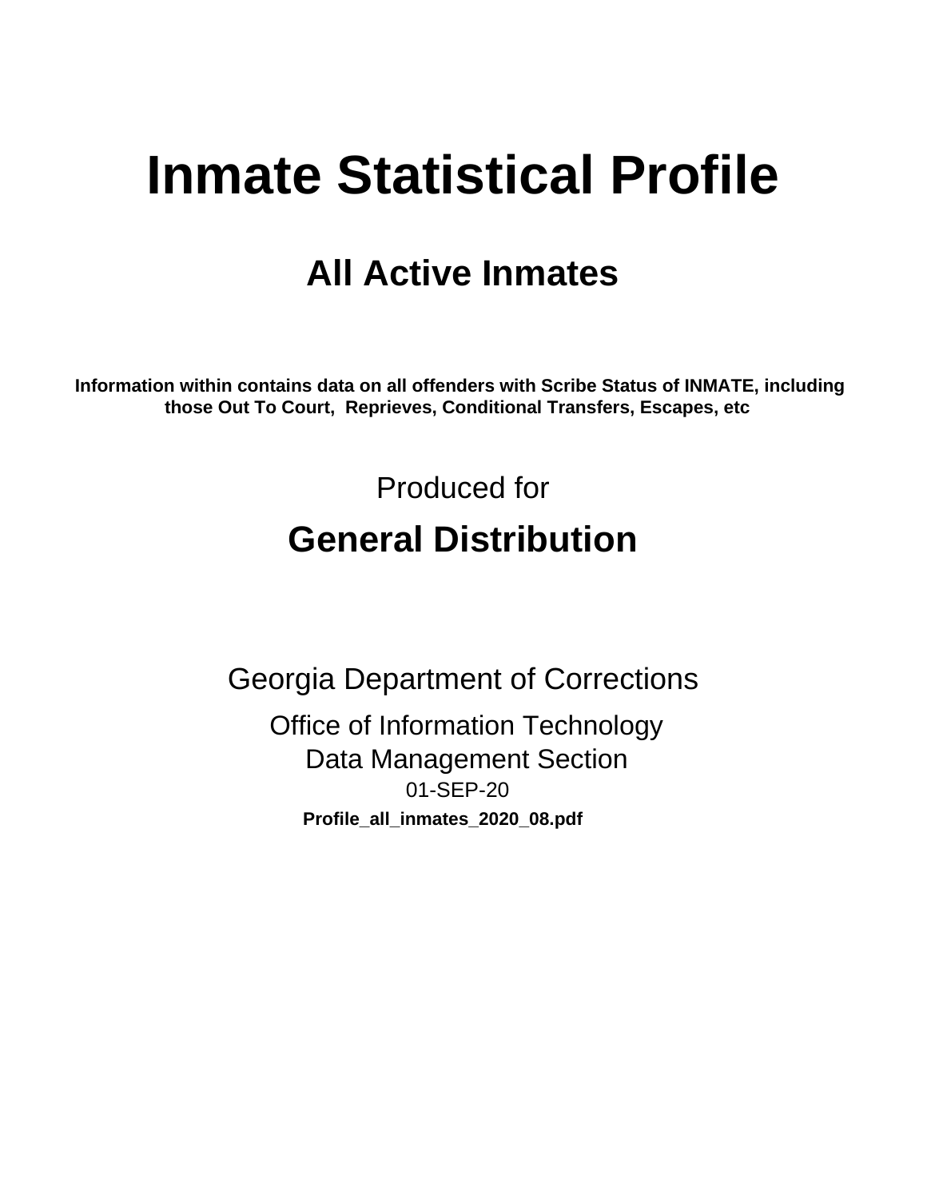# Inmate Statistical Profile

## All Active Inmates

**Information within contains data on all offenders with Scribe Status of INMATE, including those Out To Court, Reprieves, Conditional Transfers, Escapes, etc**

Produced for

## General Distribution

Georgia Department of Corrections

Office of Information Technology
Data Management Section
01-SEP-20

**Profile_all_inmates_2020_08.pdf**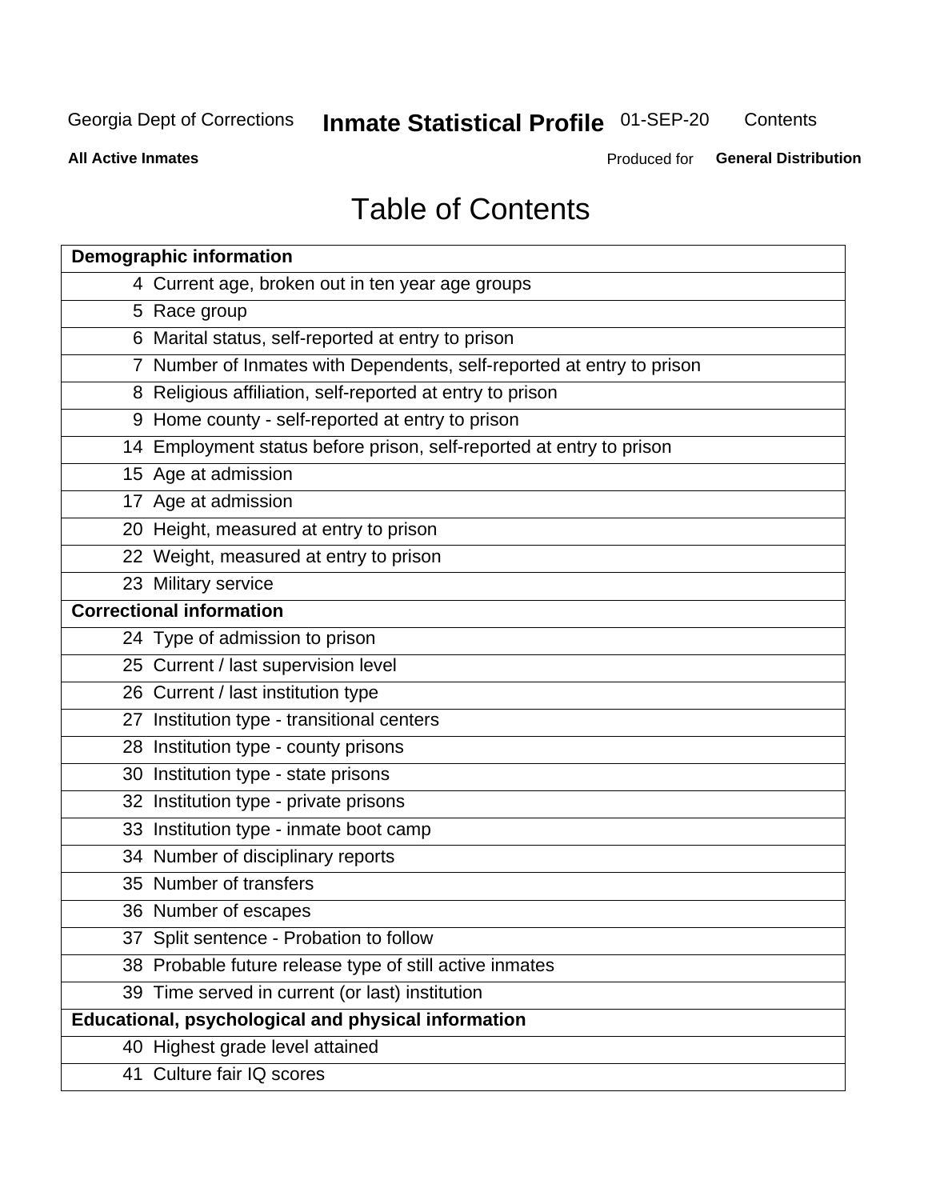# Table of Contents

| | |
|---|---|
| **Demographic information** | |
| 4 | Current age, broken out in ten year age groups |
| 5 | Race group |
| 6 | Marital status, self-reported at entry to prison |
| 7 | Number of Inmates with Dependents, self-reported at entry to prison |
| 8 | Religious affiliation, self-reported at entry to prison |
| 9 | Home county - self-reported at entry to prison |
| 14 | Employment status before prison, self-reported at entry to prison |
| 15 | Age at admission |
| 17 | Age at admission |
| 20 | Height, measured at entry to prison |
| 22 | Weight, measured at entry to prison |
| 23 | Military service |
| **Correctional information** | |
| 24 | Type of admission to prison |
| 25 | Current / last supervision level |
| 26 | Current / last institution type |
| 27 | Institution type - transitional centers |
| 28 | Institution type - county prisons |
| 30 | Institution type - state prisons |
| 32 | Institution type - private prisons |
| 33 | Institution type - inmate boot camp |
| 34 | Number of disciplinary reports |
| 35 | Number of transfers |
| 36 | Number of escapes |
| 37 | Split sentence - Probation to follow |
| 38 | Probable future release type of still active inmates |
| 39 | Time served in current (or last) institution |
| **Educational, psychological and physical information** | |
| 40 | Highest grade level attained |
| 41 | Culture fair IQ scores |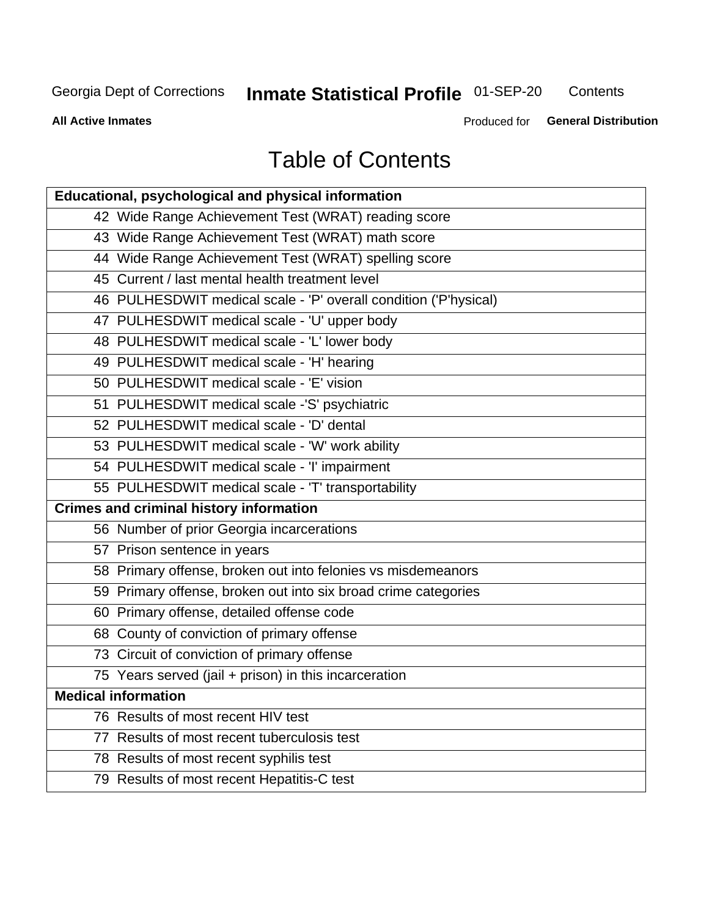# Table of Contents

| Educational, psychological and physical information | |
|---|---|
| 42 | Wide Range Achievement Test (WRAT) reading score |
| 43 | Wide Range Achievement Test (WRAT) math score |
| 44 | Wide Range Achievement Test (WRAT) spelling score |
| 45 | Current / last mental health treatment level |
| 46 | PULHESDWIT medical scale - 'P' overall condition ('P'hysical) |
| 47 | PULHESDWIT medical scale - 'U' upper body |
| 48 | PULHESDWIT medical scale - 'L' lower body |
| 49 | PULHESDWIT medical scale - 'H' hearing |
| 50 | PULHESDWIT medical scale - 'E' vision |
| 51 | PULHESDWIT medical scale -'S' psychiatric |
| 52 | PULHESDWIT medical scale - 'D' dental |
| 53 | PULHESDWIT medical scale - 'W' work ability |
| 54 | PULHESDWIT medical scale - 'I' impairment |
| 55 | PULHESDWIT medical scale - 'T' transportability |
| **Crimes and criminal history information** | |
| 56 | Number of prior Georgia incarcerations |
| 57 | Prison sentence in years |
| 58 | Primary offense, broken out into felonies vs misdemeanors |
| 59 | Primary offense, broken out into six broad crime categories |
| 60 | Primary offense, detailed offense code |
| 68 | County of conviction of primary offense |
| 73 | Circuit of conviction of primary offense |
| 75 | Years served (jail + prison) in this incarceration |
| **Medical information** | |
| 76 | Results of most recent HIV test |
| 77 | Results of most recent tuberculosis test |
| 78 | Results of most recent syphilis test |
| 79 | Results of most recent Hepatitis-C test |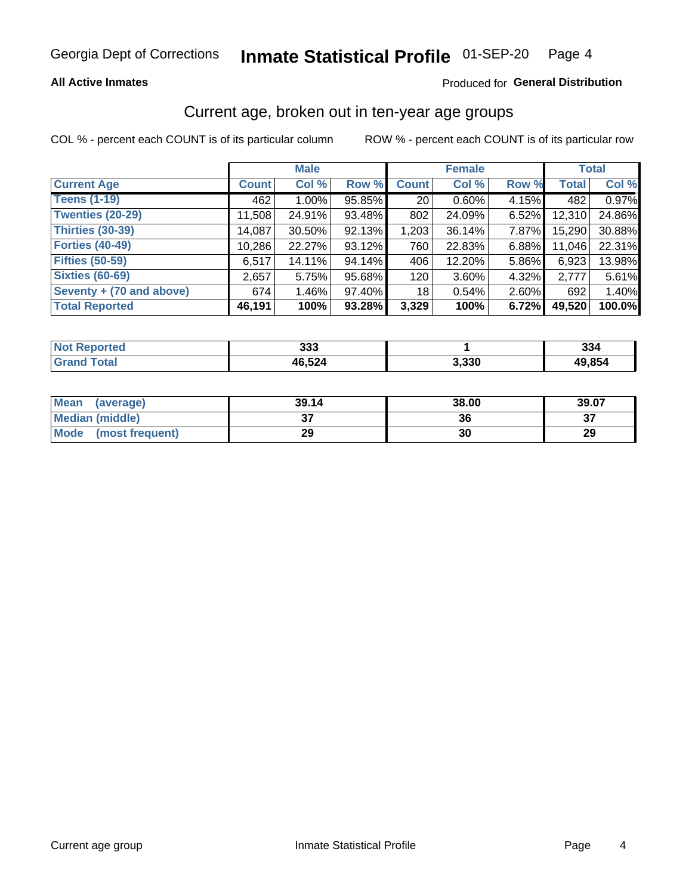Georgia Dept of Corrections **Inmate Statistical Profile** 01-SEP-20

**All Active Inmates**

Produced for **General Distribution**

## Current age, broken out in ten-year age groups

COL % - percent each COUNT is of its particular column

ROW % - percent each COUNT is of its particular row

| | Male | | | Female | | | Total | |
|---|---|---|---|---|---|---|---|---|
| **Current Age** | **Count** | **Col %** | **Row %** | **Count** | **Col %** | **Row %** | **Total** | **Col %** |
| **Teens (1-19)** | 462 | 1.00% | 95.85% | 20 | 0.60% | 4.15% | 482 | 0.97% |
| **Twenties (20-29)** | 11,508 | 24.91% | 93.48% | 802 | 24.09% | 6.52% | 12,310 | 24.86% |
| **Thirties (30-39)** | 14,087 | 30.50% | 92.13% | 1,203 | 36.14% | 7.87% | 15,290 | 30.88% |
| **Forties (40-49)** | 10,286 | 22.27% | 93.12% | 760 | 22.83% | 6.88% | 11,046 | 22.31% |
| **Fifties (50-59)** | 6,517 | 14.11% | 94.14% | 406 | 12.20% | 5.86% | 6,923 | 13.98% |
| **Sixties (60-69)** | 2,657 | 5.75% | 95.68% | 120 | 3.60% | 4.32% | 2,777 | 5.61% |
| **Seventy + (70 and above)** | 674 | 1.46% | 97.40% | 18 | 0.54% | 2.60% | 692 | 1.40% |
| **Total Reported** | **46,191** | **100%** | **93.28%** | **3,329** | **100%** | **6.72%** | **49,520** | **100.0%** |

| | Male | Female | Total |
|---|---|---|---|
| **Not Reported** | **333** | **1** | **334** |
| **Grand Total** | **46,524** | **3,330** | **49,854** |

| | Male | Female | Total |
|---|---|---|---|
| **Mean (average)** | **39.14** | **38.00** | **39.07** |
| **Median (middle)** | **37** | **36** | **37** |
| **Mode (most frequent)** | **29** | **30** | **29** |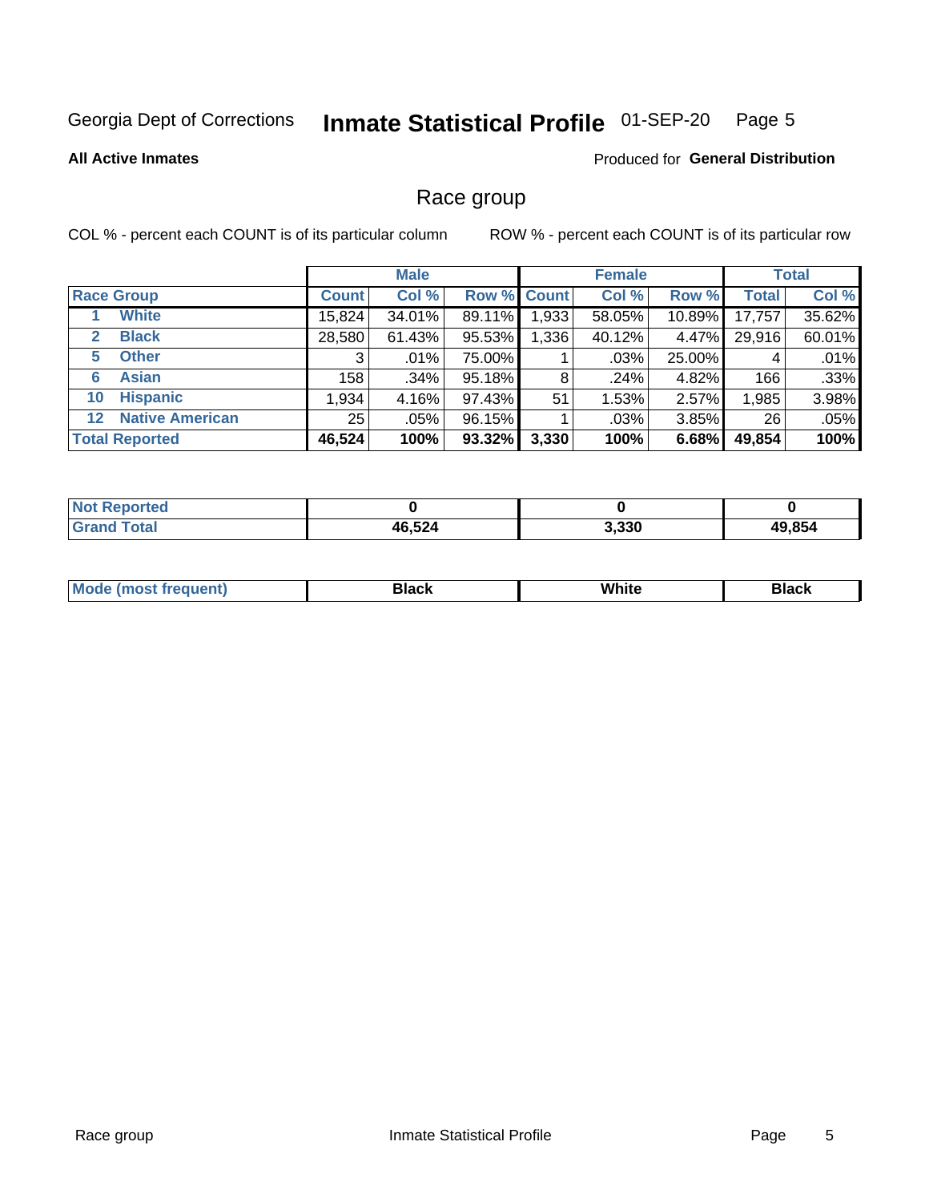Georgia Dept of Corrections **Inmate Statistical Profile** 01-SEP-20

**All Active Inmates**

Produced for **General Distribution**

## Race group

COL % - percent each COUNT is of its particular column

ROW % - percent each COUNT is of its particular row

| | Male | | | Female | | | Total | |
|---|---|---|---|---|---|---|---|---|
| **Race Group** | **Count** | **Col %** | **Row %** | **Count** | **Col %** | **Row %** | **Total** | **Col %** |
| 1 **White** | 15,824 | 34.01% | 89.11% | 1,933 | 58.05% | 10.89% | 17,757 | 35.62% |
| 2 **Black** | 28,580 | 61.43% | 95.53% | 1,336 | 40.12% | 4.47% | 29,916 | 60.01% |
| 5 **Other** | 3 | .01% | 75.00% | 1 | .03% | 25.00% | 4 | .01% |
| 6 **Asian** | 158 | .34% | 95.18% | 8 | .24% | 4.82% | 166 | .33% |
| 10 **Hispanic** | 1,934 | 4.16% | 97.43% | 51 | 1.53% | 2.57% | 1,985 | 3.98% |
| 12 **Native American** | 25 | .05% | 96.15% | 1 | .03% | 3.85% | 26 | .05% |
| **Total Reported** | **46,524** | **100%** | **93.32%** | **3,330** | **100%** | **6.68%** | **49,854** | **100%** |

| | | | |
|---|---|---|---|
| **Not Reported** | **0** | **0** | **0** |
| **Grand Total** | **46,524** | **3,330** | **49,854** |

| | | | |
|---|---|---|---|
| **Mode (most frequent)** | **Black** | **White** | **Black** |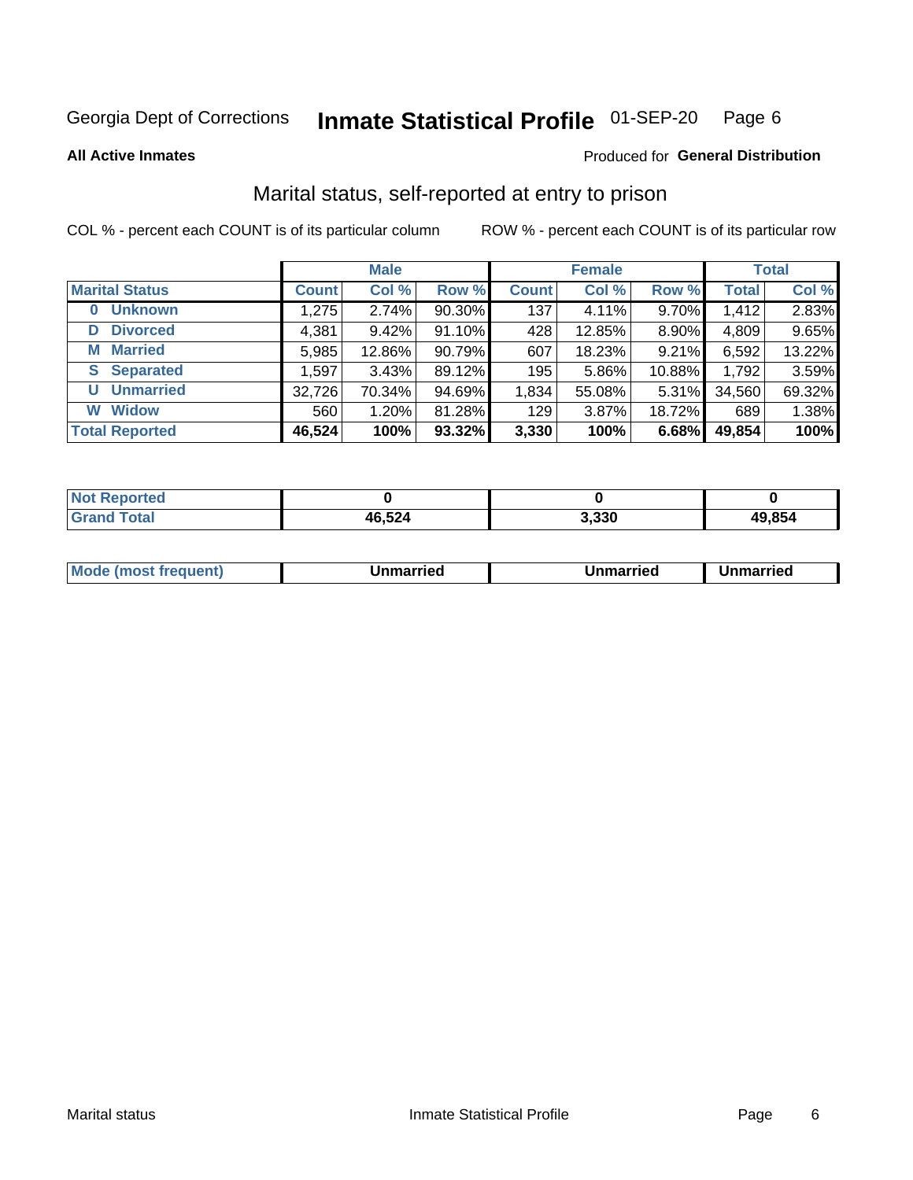Georgia Dept of Corrections **Inmate Statistical Profile** 01-SEP-20 Page 6

**All Active Inmates**

Produced for **General Distribution**

## Marital status, self-reported at entry to prison

COL % - percent each COUNT is of its particular column

ROW % - percent each COUNT is of its particular row

| | Male | | | Female | | | Total | |
|---|---|---|---|---|---|---|---|---|
| **Marital Status** | **Count** | **Col %** | **Row %** | **Count** | **Col %** | **Row %** | **Total** | **Col %** |
| **0 Unknown** | 1,275 | 2.74% | 90.30% | 137 | 4.11% | 9.70% | 1,412 | 2.83% |
| **D Divorced** | 4,381 | 9.42% | 91.10% | 428 | 12.85% | 8.90% | 4,809 | 9.65% |
| **M Married** | 5,985 | 12.86% | 90.79% | 607 | 18.23% | 9.21% | 6,592 | 13.22% |
| **S Separated** | 1,597 | 3.43% | 89.12% | 195 | 5.86% | 10.88% | 1,792 | 3.59% |
| **U Unmarried** | 32,726 | 70.34% | 94.69% | 1,834 | 55.08% | 5.31% | 34,560 | 69.32% |
| **W Widow** | 560 | 1.20% | 81.28% | 129 | 3.87% | 18.72% | 689 | 1.38% |
| **Total Reported** | **46,524** | **100%** | **93.32%** | **3,330** | **100%** | **6.68%** | **49,854** | **100%** |

| | | | |
|---|---|---|---|
| **Not Reported** | **0** | **0** | **0** |
| **Grand Total** | **46,524** | **3,330** | **49,854** |

| | | | |
|---|---|---|---|
| **Mode (most frequent)** | **Unmarried** | **Unmarried** | **Unmarried** |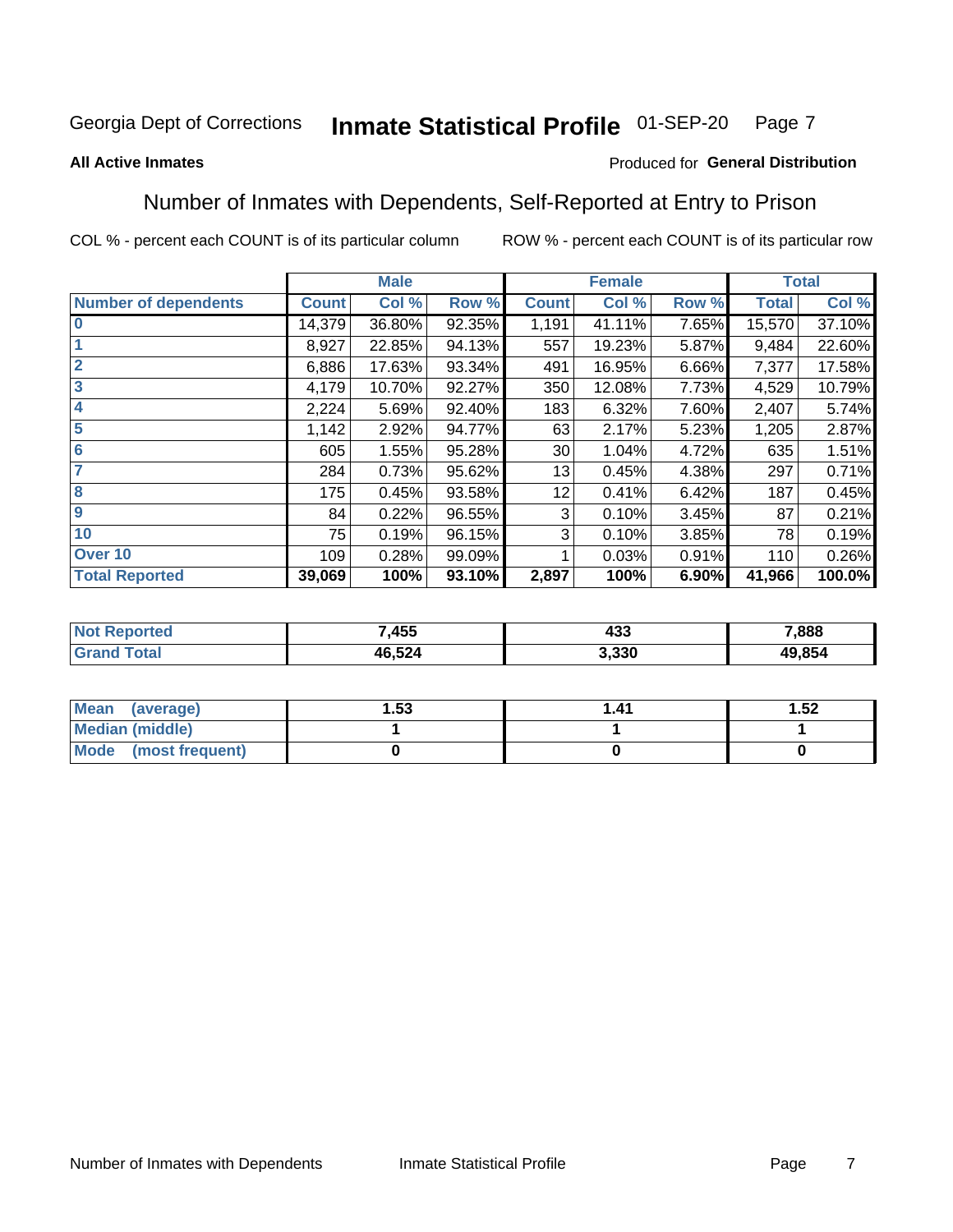Georgia Dept of Corrections **Inmate Statistical Profile** 01-SEP-20

**All Active Inmates**

Produced for **General Distribution**

## Number of Inmates with Dependents, Self-Reported at Entry to Prison

COL % - percent each COUNT is of its particular column

ROW % - percent each COUNT is of its particular row

| | Male | | | Female | | | Total | |
|---|---|---|---|---|---|---|---|---|
| **Number of dependents** | **Count** | **Col %** | **Row %** | **Count** | **Col %** | **Row %** | **Total** | **Col %** |
| 0 | 14,379 | 36.80% | 92.35% | 1,191 | 41.11% | 7.65% | 15,570 | 37.10% |
| 1 | 8,927 | 22.85% | 94.13% | 557 | 19.23% | 5.87% | 9,484 | 22.60% |
| 2 | 6,886 | 17.63% | 93.34% | 491 | 16.95% | 6.66% | 7,377 | 17.58% |
| 3 | 4,179 | 10.70% | 92.27% | 350 | 12.08% | 7.73% | 4,529 | 10.79% |
| 4 | 2,224 | 5.69% | 92.40% | 183 | 6.32% | 7.60% | 2,407 | 5.74% |
| 5 | 1,142 | 2.92% | 94.77% | 63 | 2.17% | 5.23% | 1,205 | 2.87% |
| 6 | 605 | 1.55% | 95.28% | 30 | 1.04% | 4.72% | 635 | 1.51% |
| 7 | 284 | 0.73% | 95.62% | 13 | 0.45% | 4.38% | 297 | 0.71% |
| 8 | 175 | 0.45% | 93.58% | 12 | 0.41% | 6.42% | 187 | 0.45% |
| 9 | 84 | 0.22% | 96.55% | 3 | 0.10% | 3.45% | 87 | 0.21% |
| 10 | 75 | 0.19% | 96.15% | 3 | 0.10% | 3.85% | 78 | 0.19% |
| Over 10 | 109 | 0.28% | 99.09% | 1 | 0.03% | 0.91% | 110 | 0.26% |
| **Total Reported** | **39,069** | **100%** | **93.10%** | **2,897** | **100%** | **6.90%** | **41,966** | **100.0%** |

| | Male | Female | Total |
|---|---|---|---|
| Not Reported | 7,455 | 433 | 7,888 |
| Grand Total | 46,524 | 3,330 | 49,854 |

| | Male | Female | Total |
|---|---|---|---|
| Mean (average) | 1.53 | 1.41 | 1.52 |
| Median (middle) | 1 | 1 | 1 |
| Mode (most frequent) | 0 | 0 | 0 |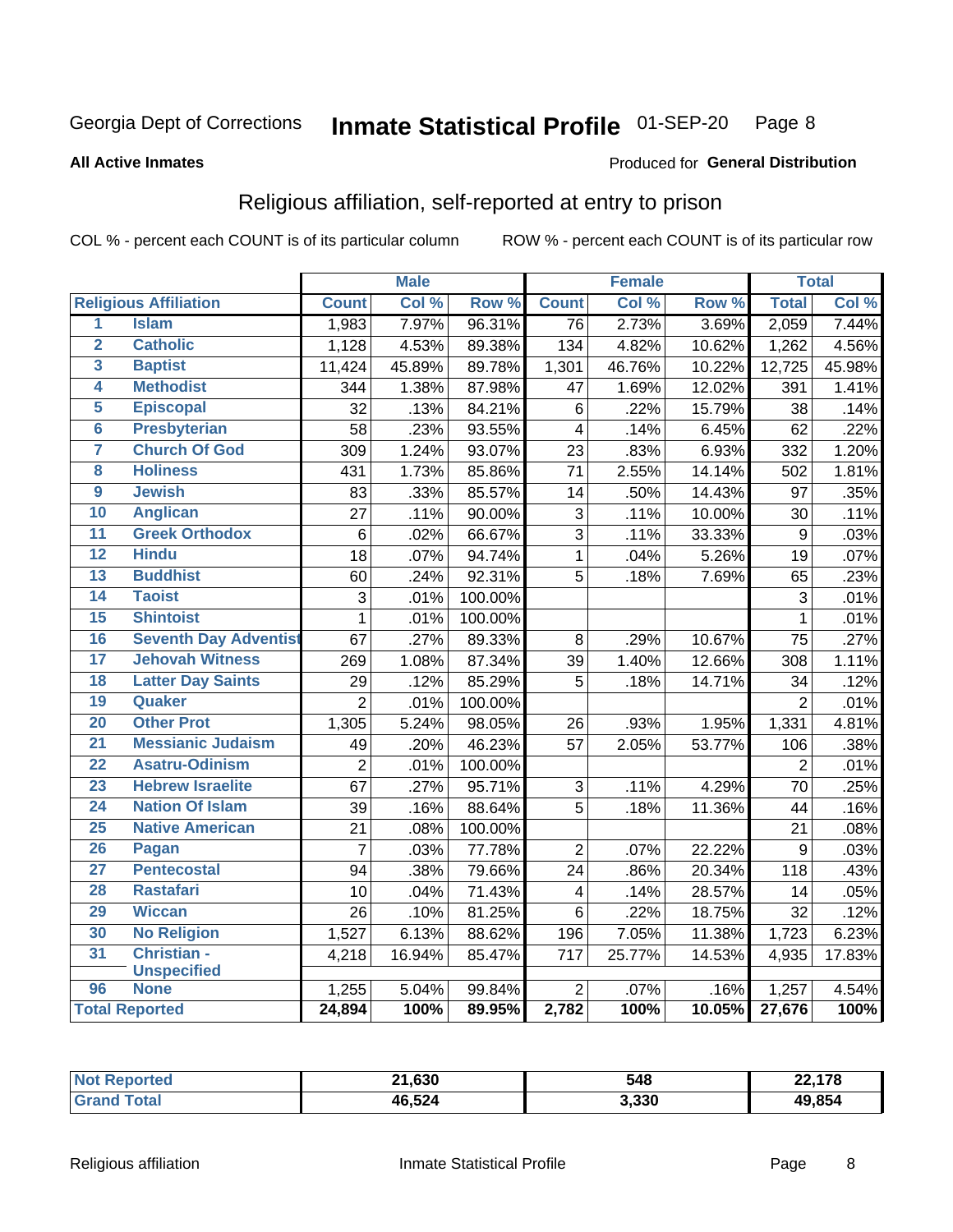Georgia Dept of Corrections **Inmate Statistical Profile** 01-SEP-20

**All Active Inmates**

Produced for **General Distribution**

## Religious affiliation, self-reported at entry to prison

COL % - percent each COUNT is of its particular column ROW % - percent each COUNT is of its particular row

| | | Male | | | Female | | | Total | |
|---|---|---|---|---|---|---|---|---|---|
| **Religious Affiliation** | | **Count** | **Col %** | **Row %** | **Count** | **Col %** | **Row %** | **Total** | **Col %** |
| 1 | Islam | 1,983 | 7.97% | 96.31% | 76 | 2.73% | 3.69% | 2,059 | 7.44% |
| 2 | Catholic | 1,128 | 4.53% | 89.38% | 134 | 4.82% | 10.62% | 1,262 | 4.56% |
| 3 | Baptist | 11,424 | 45.89% | 89.78% | 1,301 | 46.76% | 10.22% | 12,725 | 45.98% |
| 4 | Methodist | 344 | 1.38% | 87.98% | 47 | 1.69% | 12.02% | 391 | 1.41% |
| 5 | Episcopal | 32 | .13% | 84.21% | 6 | .22% | 15.79% | 38 | .14% |
| 6 | Presbyterian | 58 | .23% | 93.55% | 4 | .14% | 6.45% | 62 | .22% |
| 7 | Church Of God | 309 | 1.24% | 93.07% | 23 | .83% | 6.93% | 332 | 1.20% |
| 8 | Holiness | 431 | 1.73% | 85.86% | 71 | 2.55% | 14.14% | 502 | 1.81% |
| 9 | Jewish | 83 | .33% | 85.57% | 14 | .50% | 14.43% | 97 | .35% |
| 10 | Anglican | 27 | .11% | 90.00% | 3 | .11% | 10.00% | 30 | .11% |
| 11 | Greek Orthodox | 6 | .02% | 66.67% | 3 | .11% | 33.33% | 9 | .03% |
| 12 | Hindu | 18 | .07% | 94.74% | 1 | .04% | 5.26% | 19 | .07% |
| 13 | Buddhist | 60 | .24% | 92.31% | 5 | .18% | 7.69% | 65 | .23% |
| 14 | Taoist | 3 | .01% | 100.00% | | | | 3 | .01% |
| 15 | Shintoist | 1 | .01% | 100.00% | | | | 1 | .01% |
| 16 | Seventh Day Adventist | 67 | .27% | 89.33% | 8 | .29% | 10.67% | 75 | .27% |
| 17 | Jehovah Witness | 269 | 1.08% | 87.34% | 39 | 1.40% | 12.66% | 308 | 1.11% |
| 18 | Latter Day Saints | 29 | .12% | 85.29% | 5 | .18% | 14.71% | 34 | .12% |
| 19 | Quaker | 2 | .01% | 100.00% | | | | 2 | .01% |
| 20 | Other Prot | 1,305 | 5.24% | 98.05% | 26 | .93% | 1.95% | 1,331 | 4.81% |
| 21 | Messianic Judaism | 49 | .20% | 46.23% | 57 | 2.05% | 53.77% | 106 | .38% |
| 22 | Asatru-Odinism | 2 | .01% | 100.00% | | | | 2 | .01% |
| 23 | Hebrew Israelite | 67 | .27% | 95.71% | 3 | .11% | 4.29% | 70 | .25% |
| 24 | Nation Of Islam | 39 | .16% | 88.64% | 5 | .18% | 11.36% | 44 | .16% |
| 25 | Native American | 21 | .08% | 100.00% | | | | 21 | .08% |
| 26 | Pagan | 7 | .03% | 77.78% | 2 | .07% | 22.22% | 9 | .03% |
| 27 | Pentecostal | 94 | .38% | 79.66% | 24 | .86% | 20.34% | 118 | .43% |
| 28 | Rastafari | 10 | .04% | 71.43% | 4 | .14% | 28.57% | 14 | .05% |
| 29 | Wiccan | 26 | .10% | 81.25% | 6 | .22% | 18.75% | 32 | .12% |
| 30 | No Religion | 1,527 | 6.13% | 88.62% | 196 | 7.05% | 11.38% | 1,723 | 6.23% |
| 31 | Christian - Unspecified | 4,218 | 16.94% | 85.47% | 717 | 25.77% | 14.53% | 4,935 | 17.83% |
| 96 | None | 1,255 | 5.04% | 99.84% | 2 | .07% | .16% | 1,257 | 4.54% |
| **Total Reported** | | **24,894** | **100%** | **89.95%** | **2,782** | **100%** | **10.05%** | **27,676** | **100%** |

| | Male | Female | Total |
|---|---|---|---|
| Not Reported | 21,630 | 548 | 22,178 |
| Grand Total | 46,524 | 3,330 | 49,854 |

Religious affiliation Inmate Statistical Profile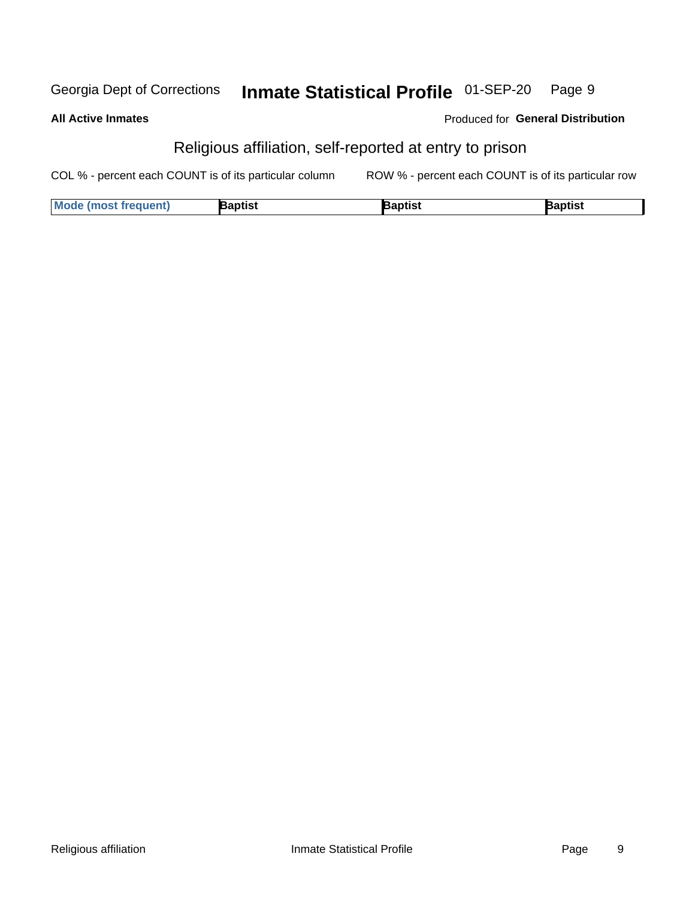Georgia Dept of Corrections **Inmate Statistical Profile** 01-SEP-20

**All Active Inmates** Produced for **General Distribution**

## Religious affiliation, self-reported at entry to prison

COL % - percent each COUNT is of its particular column    ROW % - percent each COUNT is of its particular row

| | | | |
|---|---|---|---|
| **Mode (most frequent)** | **Baptist** | **Baptist** | **Baptist** |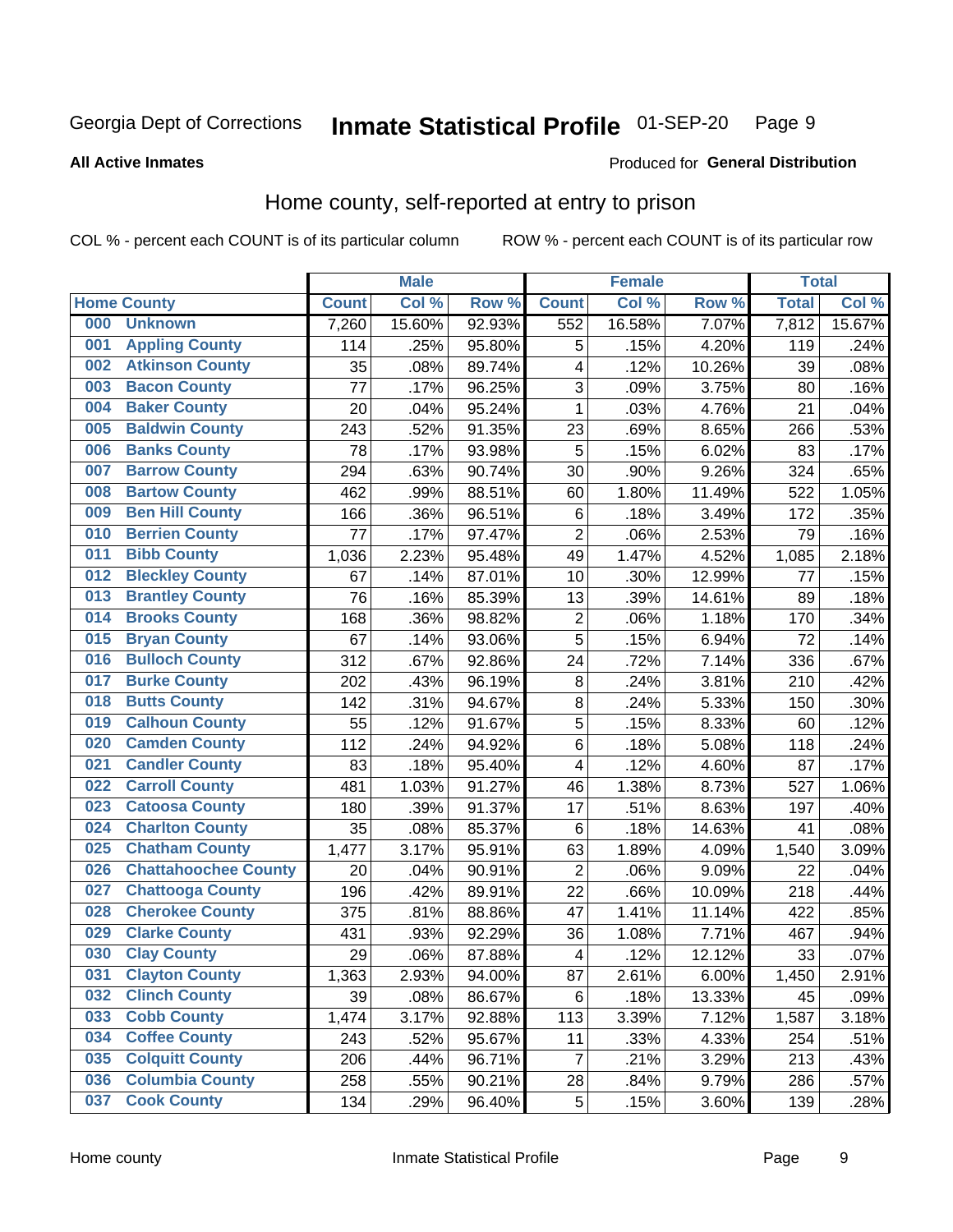Georgia Dept of Corrections **Inmate Statistical Profile** 01-SEP-20

**All Active Inmates**

Produced for **General Distribution**

## Home county, self-reported at entry to prison

COL % - percent each COUNT is of its particular column ROW % - percent each COUNT is of its particular row

| | | Male | | | Female | | | Total | |
|---|---|---|---|---|---|---|---|---|---|
| Home County | | Count | Col % | Row % | Count | Col % | Row % | Total | Col % |
| 000 | Unknown | 7,260 | 15.60% | 92.93% | 552 | 16.58% | 7.07% | 7,812 | 15.67% |
| 001 | Appling County | 114 | .25% | 95.80% | 5 | .15% | 4.20% | 119 | .24% |
| 002 | Atkinson County | 35 | .08% | 89.74% | 4 | .12% | 10.26% | 39 | .08% |
| 003 | Bacon County | 77 | .17% | 96.25% | 3 | .09% | 3.75% | 80 | .16% |
| 004 | Baker County | 20 | .04% | 95.24% | 1 | .03% | 4.76% | 21 | .04% |
| 005 | Baldwin County | 243 | .52% | 91.35% | 23 | .69% | 8.65% | 266 | .53% |
| 006 | Banks County | 78 | .17% | 93.98% | 5 | .15% | 6.02% | 83 | .17% |
| 007 | Barrow County | 294 | .63% | 90.74% | 30 | .90% | 9.26% | 324 | .65% |
| 008 | Bartow County | 462 | .99% | 88.51% | 60 | 1.80% | 11.49% | 522 | 1.05% |
| 009 | Ben Hill County | 166 | .36% | 96.51% | 6 | .18% | 3.49% | 172 | .35% |
| 010 | Berrien County | 77 | .17% | 97.47% | 2 | .06% | 2.53% | 79 | .16% |
| 011 | Bibb County | 1,036 | 2.23% | 95.48% | 49 | 1.47% | 4.52% | 1,085 | 2.18% |
| 012 | Bleckley County | 67 | .14% | 87.01% | 10 | .30% | 12.99% | 77 | .15% |
| 013 | Brantley County | 76 | .16% | 85.39% | 13 | .39% | 14.61% | 89 | .18% |
| 014 | Brooks County | 168 | .36% | 98.82% | 2 | .06% | 1.18% | 170 | .34% |
| 015 | Bryan County | 67 | .14% | 93.06% | 5 | .15% | 6.94% | 72 | .14% |
| 016 | Bulloch County | 312 | .67% | 92.86% | 24 | .72% | 7.14% | 336 | .67% |
| 017 | Burke County | 202 | .43% | 96.19% | 8 | .24% | 3.81% | 210 | .42% |
| 018 | Butts County | 142 | .31% | 94.67% | 8 | .24% | 5.33% | 150 | .30% |
| 019 | Calhoun County | 55 | .12% | 91.67% | 5 | .15% | 8.33% | 60 | .12% |
| 020 | Camden County | 112 | .24% | 94.92% | 6 | .18% | 5.08% | 118 | .24% |
| 021 | Candler County | 83 | .18% | 95.40% | 4 | .12% | 4.60% | 87 | .17% |
| 022 | Carroll County | 481 | 1.03% | 91.27% | 46 | 1.38% | 8.73% | 527 | 1.06% |
| 023 | Catoosa County | 180 | .39% | 91.37% | 17 | .51% | 8.63% | 197 | .40% |
| 024 | Charlton County | 35 | .08% | 85.37% | 6 | .18% | 14.63% | 41 | .08% |
| 025 | Chatham County | 1,477 | 3.17% | 95.91% | 63 | 1.89% | 4.09% | 1,540 | 3.09% |
| 026 | Chattahoochee County | 20 | .04% | 90.91% | 2 | .06% | 9.09% | 22 | .04% |
| 027 | Chattooga County | 196 | .42% | 89.91% | 22 | .66% | 10.09% | 218 | .44% |
| 028 | Cherokee County | 375 | .81% | 88.86% | 47 | 1.41% | 11.14% | 422 | .85% |
| 029 | Clarke County | 431 | .93% | 92.29% | 36 | 1.08% | 7.71% | 467 | .94% |
| 030 | Clay County | 29 | .06% | 87.88% | 4 | .12% | 12.12% | 33 | .07% |
| 031 | Clayton County | 1,363 | 2.93% | 94.00% | 87 | 2.61% | 6.00% | 1,450 | 2.91% |
| 032 | Clinch County | 39 | .08% | 86.67% | 6 | .18% | 13.33% | 45 | .09% |
| 033 | Cobb County | 1,474 | 3.17% | 92.88% | 113 | 3.39% | 7.12% | 1,587 | 3.18% |
| 034 | Coffee County | 243 | .52% | 95.67% | 11 | .33% | 4.33% | 254 | .51% |
| 035 | Colquitt County | 206 | .44% | 96.71% | 7 | .21% | 3.29% | 213 | .43% |
| 036 | Columbia County | 258 | .55% | 90.21% | 28 | .84% | 9.79% | 286 | .57% |
| 037 | Cook County | 134 | .29% | 96.40% | 5 | .15% | 3.60% | 139 | .28% |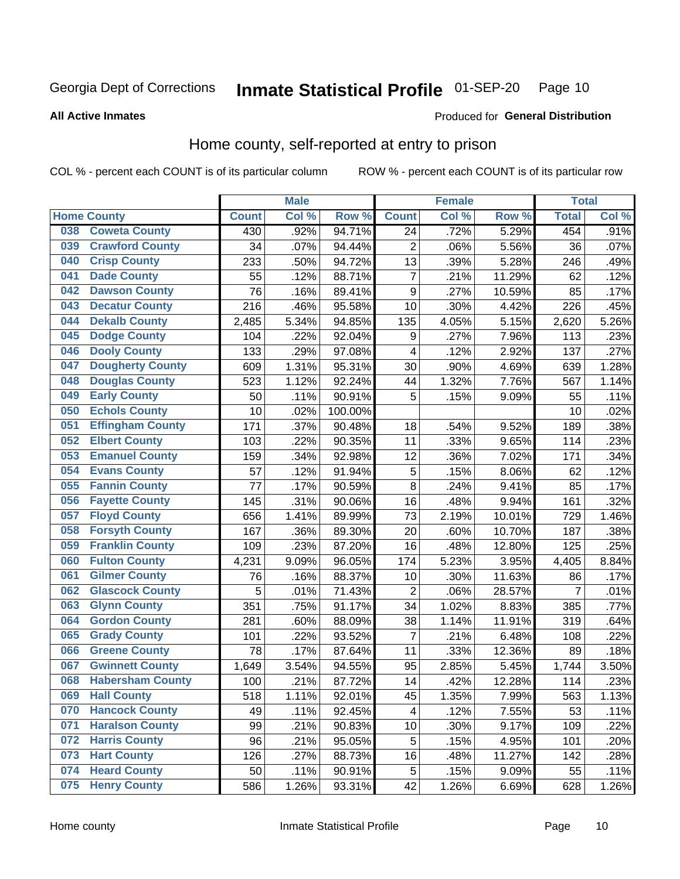Georgia Dept of Corrections **Inmate Statistical Profile** 01-SEP-20 Page 10

**All Active Inmates**

Produced for **General Distribution**

## Home county, self-reported at entry to prison

COL % - percent each COUNT is of its particular column ROW % - percent each COUNT is of its particular row

| | | Male | | | Female | | | Total | |
|---|---|---|---|---|---|---|---|---|---|
| Home County | | Count | Col % | Row % | Count | Col % | Row % | Total | Col % |
| 038 | Coweta County | 430 | .92% | 94.71% | 24 | .72% | 5.29% | 454 | .91% |
| 039 | Crawford County | 34 | .07% | 94.44% | 2 | .06% | 5.56% | 36 | .07% |
| 040 | Crisp County | 233 | .50% | 94.72% | 13 | .39% | 5.28% | 246 | .49% |
| 041 | Dade County | 55 | .12% | 88.71% | 7 | .21% | 11.29% | 62 | .12% |
| 042 | Dawson County | 76 | .16% | 89.41% | 9 | .27% | 10.59% | 85 | .17% |
| 043 | Decatur County | 216 | .46% | 95.58% | 10 | .30% | 4.42% | 226 | .45% |
| 044 | Dekalb County | 2,485 | 5.34% | 94.85% | 135 | 4.05% | 5.15% | 2,620 | 5.26% |
| 045 | Dodge County | 104 | .22% | 92.04% | 9 | .27% | 7.96% | 113 | .23% |
| 046 | Dooly County | 133 | .29% | 97.08% | 4 | .12% | 2.92% | 137 | .27% |
| 047 | Dougherty County | 609 | 1.31% | 95.31% | 30 | .90% | 4.69% | 639 | 1.28% |
| 048 | Douglas County | 523 | 1.12% | 92.24% | 44 | 1.32% | 7.76% | 567 | 1.14% |
| 049 | Early County | 50 | .11% | 90.91% | 5 | .15% | 9.09% | 55 | .11% |
| 050 | Echols County | 10 | .02% | 100.00% | | | | 10 | .02% |
| 051 | Effingham County | 171 | .37% | 90.48% | 18 | .54% | 9.52% | 189 | .38% |
| 052 | Elbert County | 103 | .22% | 90.35% | 11 | .33% | 9.65% | 114 | .23% |
| 053 | Emanuel County | 159 | .34% | 92.98% | 12 | .36% | 7.02% | 171 | .34% |
| 054 | Evans County | 57 | .12% | 91.94% | 5 | .15% | 8.06% | 62 | .12% |
| 055 | Fannin County | 77 | .17% | 90.59% | 8 | .24% | 9.41% | 85 | .17% |
| 056 | Fayette County | 145 | .31% | 90.06% | 16 | .48% | 9.94% | 161 | .32% |
| 057 | Floyd County | 656 | 1.41% | 89.99% | 73 | 2.19% | 10.01% | 729 | 1.46% |
| 058 | Forsyth County | 167 | .36% | 89.30% | 20 | .60% | 10.70% | 187 | .38% |
| 059 | Franklin County | 109 | .23% | 87.20% | 16 | .48% | 12.80% | 125 | .25% |
| 060 | Fulton County | 4,231 | 9.09% | 96.05% | 174 | 5.23% | 3.95% | 4,405 | 8.84% |
| 061 | Gilmer County | 76 | .16% | 88.37% | 10 | .30% | 11.63% | 86 | .17% |
| 062 | Glascock County | 5 | .01% | 71.43% | 2 | .06% | 28.57% | 7 | .01% |
| 063 | Glynn County | 351 | .75% | 91.17% | 34 | 1.02% | 8.83% | 385 | .77% |
| 064 | Gordon County | 281 | .60% | 88.09% | 38 | 1.14% | 11.91% | 319 | .64% |
| 065 | Grady County | 101 | .22% | 93.52% | 7 | .21% | 6.48% | 108 | .22% |
| 066 | Greene County | 78 | .17% | 87.64% | 11 | .33% | 12.36% | 89 | .18% |
| 067 | Gwinnett County | 1,649 | 3.54% | 94.55% | 95 | 2.85% | 5.45% | 1,744 | 3.50% |
| 068 | Habersham County | 100 | .21% | 87.72% | 14 | .42% | 12.28% | 114 | .23% |
| 069 | Hall County | 518 | 1.11% | 92.01% | 45 | 1.35% | 7.99% | 563 | 1.13% |
| 070 | Hancock County | 49 | .11% | 92.45% | 4 | .12% | 7.55% | 53 | .11% |
| 071 | Haralson County | 99 | .21% | 90.83% | 10 | .30% | 9.17% | 109 | .22% |
| 072 | Harris County | 96 | .21% | 95.05% | 5 | .15% | 4.95% | 101 | .20% |
| 073 | Hart County | 126 | .27% | 88.73% | 16 | .48% | 11.27% | 142 | .28% |
| 074 | Heard County | 50 | .11% | 90.91% | 5 | .15% | 9.09% | 55 | .11% |
| 075 | Henry County | 586 | 1.26% | 93.31% | 42 | 1.26% | 6.69% | 628 | 1.26% |

Home county Inmate Statistical Profile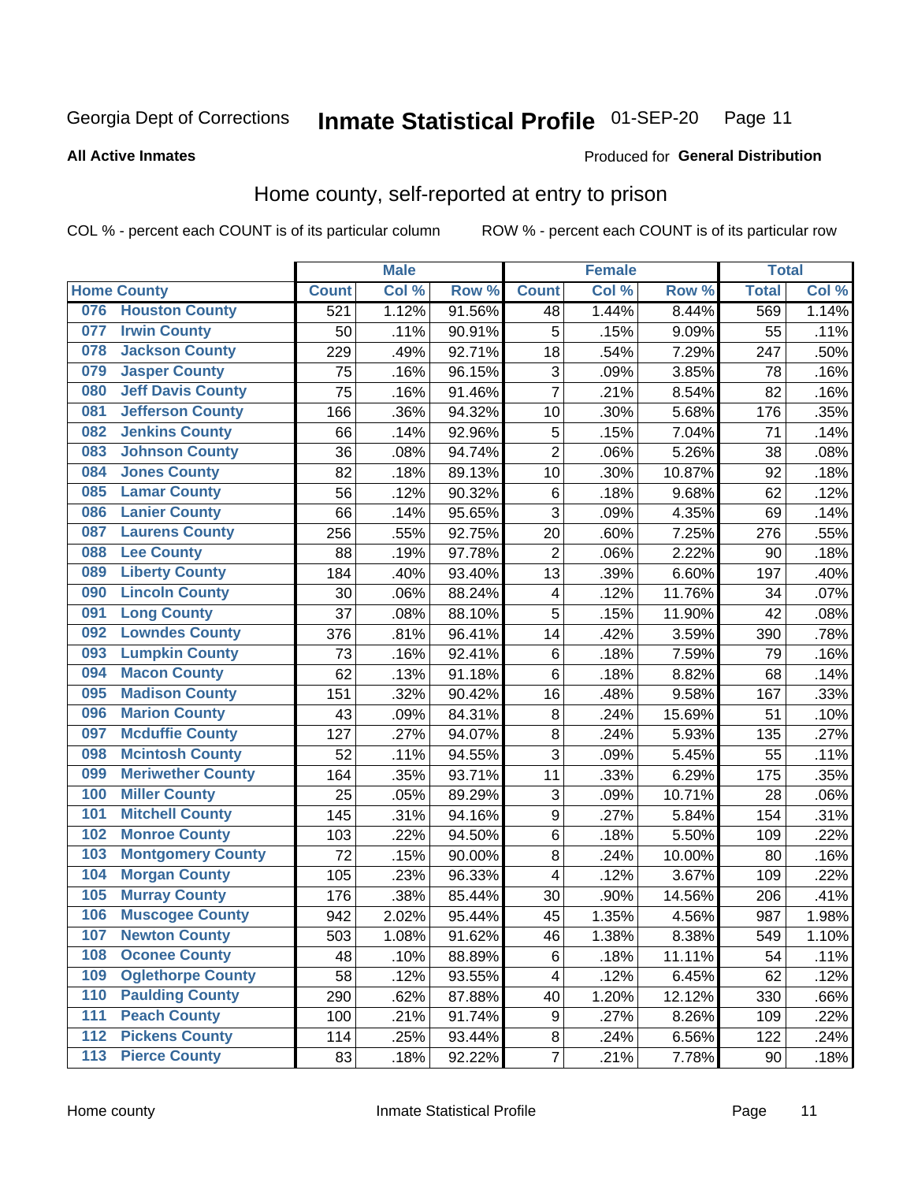Georgia Dept of Corrections **Inmate Statistical Profile** 01-SEP-20

**All Active Inmates**

Produced for **General Distribution**

## Home county, self-reported at entry to prison

COL % - percent each COUNT is of its particular column ROW % - percent each COUNT is of its particular row

| Home County | | Male | | | Female | | | Total | |
|---|---|---|---|---|---|---|---|---|---|
| | | Count | Col % | Row % | Count | Col % | Row % | Total | Col % |
| 076 | Houston County | 521 | 1.12% | 91.56% | 48 | 1.44% | 8.44% | 569 | 1.14% |
| 077 | Irwin County | 50 | .11% | 90.91% | 5 | .15% | 9.09% | 55 | .11% |
| 078 | Jackson County | 229 | .49% | 92.71% | 18 | .54% | 7.29% | 247 | .50% |
| 079 | Jasper County | 75 | .16% | 96.15% | 3 | .09% | 3.85% | 78 | .16% |
| 080 | Jeff Davis County | 75 | .16% | 91.46% | 7 | .21% | 8.54% | 82 | .16% |
| 081 | Jefferson County | 166 | .36% | 94.32% | 10 | .30% | 5.68% | 176 | .35% |
| 082 | Jenkins County | 66 | .14% | 92.96% | 5 | .15% | 7.04% | 71 | .14% |
| 083 | Johnson County | 36 | .08% | 94.74% | 2 | .06% | 5.26% | 38 | .08% |
| 084 | Jones County | 82 | .18% | 89.13% | 10 | .30% | 10.87% | 92 | .18% |
| 085 | Lamar County | 56 | .12% | 90.32% | 6 | .18% | 9.68% | 62 | .12% |
| 086 | Lanier County | 66 | .14% | 95.65% | 3 | .09% | 4.35% | 69 | .14% |
| 087 | Laurens County | 256 | .55% | 92.75% | 20 | .60% | 7.25% | 276 | .55% |
| 088 | Lee County | 88 | .19% | 97.78% | 2 | .06% | 2.22% | 90 | .18% |
| 089 | Liberty County | 184 | .40% | 93.40% | 13 | .39% | 6.60% | 197 | .40% |
| 090 | Lincoln County | 30 | .06% | 88.24% | 4 | .12% | 11.76% | 34 | .07% |
| 091 | Long County | 37 | .08% | 88.10% | 5 | .15% | 11.90% | 42 | .08% |
| 092 | Lowndes County | 376 | .81% | 96.41% | 14 | .42% | 3.59% | 390 | .78% |
| 093 | Lumpkin County | 73 | .16% | 92.41% | 6 | .18% | 7.59% | 79 | .16% |
| 094 | Macon County | 62 | .13% | 91.18% | 6 | .18% | 8.82% | 68 | .14% |
| 095 | Madison County | 151 | .32% | 90.42% | 16 | .48% | 9.58% | 167 | .33% |
| 096 | Marion County | 43 | .09% | 84.31% | 8 | .24% | 15.69% | 51 | .10% |
| 097 | Mcduffie County | 127 | .27% | 94.07% | 8 | .24% | 5.93% | 135 | .27% |
| 098 | Mcintosh County | 52 | .11% | 94.55% | 3 | .09% | 5.45% | 55 | .11% |
| 099 | Meriwether County | 164 | .35% | 93.71% | 11 | .33% | 6.29% | 175 | .35% |
| 100 | Miller County | 25 | .05% | 89.29% | 3 | .09% | 10.71% | 28 | .06% |
| 101 | Mitchell County | 145 | .31% | 94.16% | 9 | .27% | 5.84% | 154 | .31% |
| 102 | Monroe County | 103 | .22% | 94.50% | 6 | .18% | 5.50% | 109 | .22% |
| 103 | Montgomery County | 72 | .15% | 90.00% | 8 | .24% | 10.00% | 80 | .16% |
| 104 | Morgan County | 105 | .23% | 96.33% | 4 | .12% | 3.67% | 109 | .22% |
| 105 | Murray County | 176 | .38% | 85.44% | 30 | .90% | 14.56% | 206 | .41% |
| 106 | Muscogee County | 942 | 2.02% | 95.44% | 45 | 1.35% | 4.56% | 987 | 1.98% |
| 107 | Newton County | 503 | 1.08% | 91.62% | 46 | 1.38% | 8.38% | 549 | 1.10% |
| 108 | Oconee County | 48 | .10% | 88.89% | 6 | .18% | 11.11% | 54 | .11% |
| 109 | Oglethorpe County | 58 | .12% | 93.55% | 4 | .12% | 6.45% | 62 | .12% |
| 110 | Paulding County | 290 | .62% | 87.88% | 40 | 1.20% | 12.12% | 330 | .66% |
| 111 | Peach County | 100 | .21% | 91.74% | 9 | .27% | 8.26% | 109 | .22% |
| 112 | Pickens County | 114 | .25% | 93.44% | 8 | .24% | 6.56% | 122 | .24% |
| 113 | Pierce County | 83 | .18% | 92.22% | 7 | .21% | 7.78% | 90 | .18% |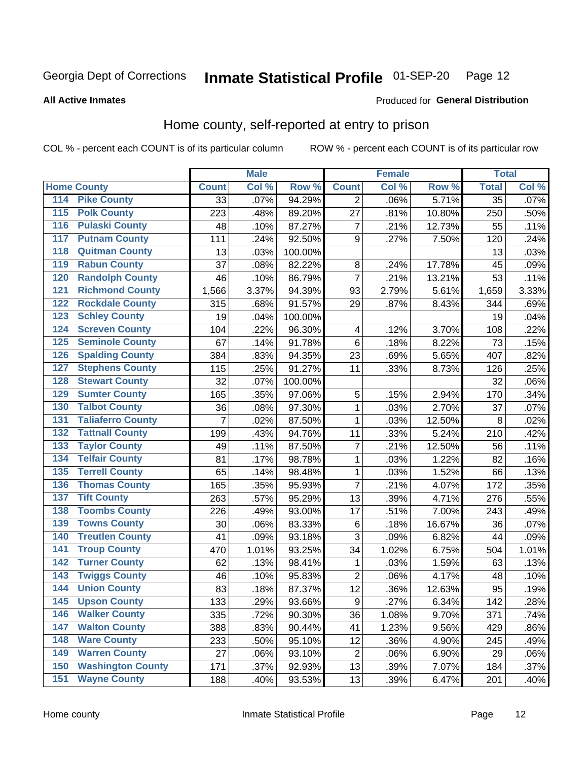Georgia Dept of Corrections **Inmate Statistical Profile** 01-SEP-20

**All Active Inmates**

Produced for **General Distribution**

## Home county, self-reported at entry to prison

COL % - percent each COUNT is of its particular column ROW % - percent each COUNT is of its particular row

| Home County | | Male | | | Female | | | Total | |
|---|---|---|---|---|---|---|---|---|---|
| | | Count | Col % | Row % | Count | Col % | Row % | Total | Col % |
| 114 | Pike County | 33 | .07% | 94.29% | 2 | .06% | 5.71% | 35 | .07% |
| 115 | Polk County | 223 | .48% | 89.20% | 27 | .81% | 10.80% | 250 | .50% |
| 116 | Pulaski County | 48 | .10% | 87.27% | 7 | .21% | 12.73% | 55 | .11% |
| 117 | Putnam County | 111 | .24% | 92.50% | 9 | .27% | 7.50% | 120 | .24% |
| 118 | Quitman County | 13 | .03% | 100.00% | | | | 13 | .03% |
| 119 | Rabun County | 37 | .08% | 82.22% | 8 | .24% | 17.78% | 45 | .09% |
| 120 | Randolph County | 46 | .10% | 86.79% | 7 | .21% | 13.21% | 53 | .11% |
| 121 | Richmond County | 1,566 | 3.37% | 94.39% | 93 | 2.79% | 5.61% | 1,659 | 3.33% |
| 122 | Rockdale County | 315 | .68% | 91.57% | 29 | .87% | 8.43% | 344 | .69% |
| 123 | Schley County | 19 | .04% | 100.00% | | | | 19 | .04% |
| 124 | Screven County | 104 | .22% | 96.30% | 4 | .12% | 3.70% | 108 | .22% |
| 125 | Seminole County | 67 | .14% | 91.78% | 6 | .18% | 8.22% | 73 | .15% |
| 126 | Spalding County | 384 | .83% | 94.35% | 23 | .69% | 5.65% | 407 | .82% |
| 127 | Stephens County | 115 | .25% | 91.27% | 11 | .33% | 8.73% | 126 | .25% |
| 128 | Stewart County | 32 | .07% | 100.00% | | | | 32 | .06% |
| 129 | Sumter County | 165 | .35% | 97.06% | 5 | .15% | 2.94% | 170 | .34% |
| 130 | Talbot County | 36 | .08% | 97.30% | 1 | .03% | 2.70% | 37 | .07% |
| 131 | Taliaferro County | 7 | .02% | 87.50% | 1 | .03% | 12.50% | 8 | .02% |
| 132 | Tattnall County | 199 | .43% | 94.76% | 11 | .33% | 5.24% | 210 | .42% |
| 133 | Taylor County | 49 | .11% | 87.50% | 7 | .21% | 12.50% | 56 | .11% |
| 134 | Telfair County | 81 | .17% | 98.78% | 1 | .03% | 1.22% | 82 | .16% |
| 135 | Terrell County | 65 | .14% | 98.48% | 1 | .03% | 1.52% | 66 | .13% |
| 136 | Thomas County | 165 | .35% | 95.93% | 7 | .21% | 4.07% | 172 | .35% |
| 137 | Tift County | 263 | .57% | 95.29% | 13 | .39% | 4.71% | 276 | .55% |
| 138 | Toombs County | 226 | .49% | 93.00% | 17 | .51% | 7.00% | 243 | .49% |
| 139 | Towns County | 30 | .06% | 83.33% | 6 | .18% | 16.67% | 36 | .07% |
| 140 | Treutlen County | 41 | .09% | 93.18% | 3 | .09% | 6.82% | 44 | .09% |
| 141 | Troup County | 470 | 1.01% | 93.25% | 34 | 1.02% | 6.75% | 504 | 1.01% |
| 142 | Turner County | 62 | .13% | 98.41% | 1 | .03% | 1.59% | 63 | .13% |
| 143 | Twiggs County | 46 | .10% | 95.83% | 2 | .06% | 4.17% | 48 | .10% |
| 144 | Union County | 83 | .18% | 87.37% | 12 | .36% | 12.63% | 95 | .19% |
| 145 | Upson County | 133 | .29% | 93.66% | 9 | .27% | 6.34% | 142 | .28% |
| 146 | Walker County | 335 | .72% | 90.30% | 36 | 1.08% | 9.70% | 371 | .74% |
| 147 | Walton County | 388 | .83% | 90.44% | 41 | 1.23% | 9.56% | 429 | .86% |
| 148 | Ware County | 233 | .50% | 95.10% | 12 | .36% | 4.90% | 245 | .49% |
| 149 | Warren County | 27 | .06% | 93.10% | 2 | .06% | 6.90% | 29 | .06% |
| 150 | Washington County | 171 | .37% | 92.93% | 13 | .39% | 7.07% | 184 | .37% |
| 151 | Wayne County | 188 | .40% | 93.53% | 13 | .39% | 6.47% | 201 | .40% |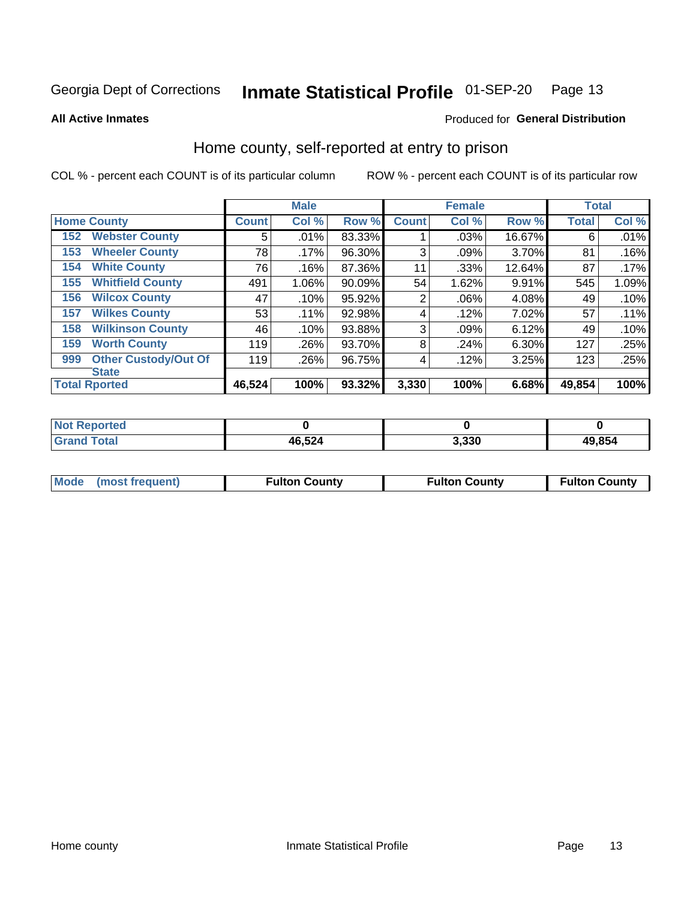Georgia Dept of Corrections **Inmate Statistical Profile** 01-SEP-20

**All Active Inmates**

Produced for **General Distribution**

## Home county, self-reported at entry to prison

COL % - percent each COUNT is of its particular column ROW % - percent each COUNT is of its particular row

| | | Male | | | Female | | | Total | |
|---|---|---|---|---|---|---|---|---|---|
| **Home County** | | **Count** | **Col %** | **Row %** | **Count** | **Col %** | **Row %** | **Total** | **Col %** |
| 152 | **Webster County** | 5 | .01% | 83.33% | 1 | .03% | 16.67% | 6 | .01% |
| 153 | **Wheeler County** | 78 | .17% | 96.30% | 3 | .09% | 3.70% | 81 | .16% |
| 154 | **White County** | 76 | .16% | 87.36% | 11 | .33% | 12.64% | 87 | .17% |
| 155 | **Whitfield County** | 491 | 1.06% | 90.09% | 54 | 1.62% | 9.91% | 545 | 1.09% |
| 156 | **Wilcox County** | 47 | .10% | 95.92% | 2 | .06% | 4.08% | 49 | .10% |
| 157 | **Wilkes County** | 53 | .11% | 92.98% | 4 | .12% | 7.02% | 57 | .11% |
| 158 | **Wilkinson County** | 46 | .10% | 93.88% | 3 | .09% | 6.12% | 49 | .10% |
| 159 | **Worth County** | 119 | .26% | 93.70% | 8 | .24% | 6.30% | 127 | .25% |
| 999 | **Other Custody/Out Of State** | 119 | .26% | 96.75% | 4 | .12% | 3.25% | 123 | .25% |
| **Total Rported** | | **46,524** | **100%** | **93.32%** | **3,330** | **100%** | **6.68%** | **49,854** | **100%** |

| | Male | Female | Total |
|---|---|---|---|
| **Not Reported** | **0** | **0** | **0** |
| **Grand Total** | **46,524** | **3,330** | **49,854** |

| | Male | Female | Total |
|---|---|---|---|
| **Mode (most frequent)** | **Fulton County** | **Fulton County** | **Fulton County** |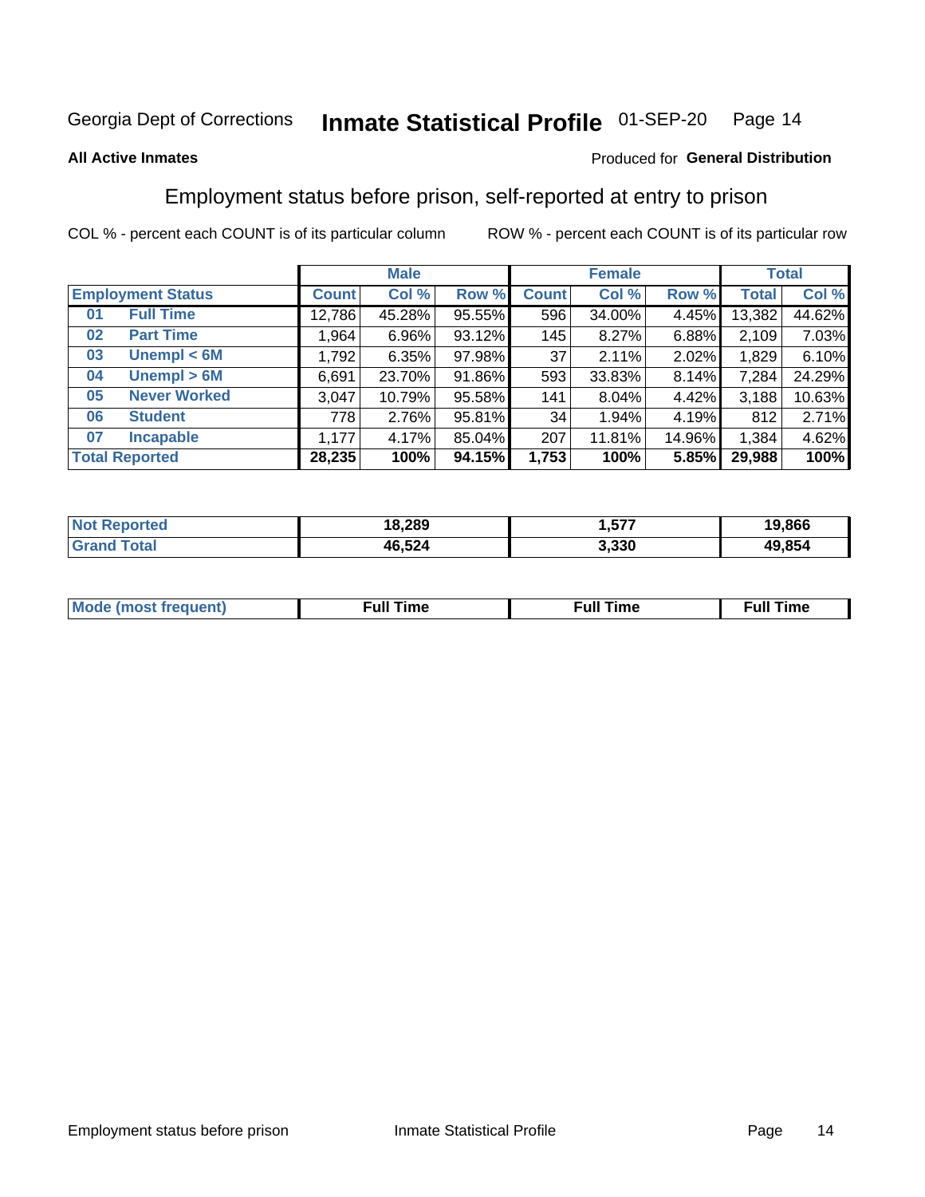Georgia Dept of Corrections **Inmate Statistical Profile** 01-SEP-20

**All Active Inmates**

Produced for **General Distribution**

## Employment status before prison, self-reported at entry to prison

COL % - percent each COUNT is of its particular column ROW % - percent each COUNT is of its particular row

| | | Male | | | Female | | | Total | |
|---|---|---|---|---|---|---|---|---|---|
| Employment Status | | Count | Col % | Row % | Count | Col % | Row % | Total | Col % |
| 01 | Full Time | 12,786 | 45.28% | 95.55% | 596 | 34.00% | 4.45% | 13,382 | 44.62% |
| 02 | Part Time | 1,964 | 6.96% | 93.12% | 145 | 8.27% | 6.88% | 2,109 | 7.03% |
| 03 | Unempl < 6M | 1,792 | 6.35% | 97.98% | 37 | 2.11% | 2.02% | 1,829 | 6.10% |
| 04 | Unempl > 6M | 6,691 | 23.70% | 91.86% | 593 | 33.83% | 8.14% | 7,284 | 24.29% |
| 05 | Never Worked | 3,047 | 10.79% | 95.58% | 141 | 8.04% | 4.42% | 3,188 | 10.63% |
| 06 | Student | 778 | 2.76% | 95.81% | 34 | 1.94% | 4.19% | 812 | 2.71% |
| 07 | Incapable | 1,177 | 4.17% | 85.04% | 207 | 11.81% | 14.96% | 1,384 | 4.62% |
| Total Reported | | **28,235** | **100%** | **94.15%** | **1,753** | **100%** | **5.85%** | **29,988** | **100%** |

| | Male | Female | Total |
|---|---|---|---|
| Not Reported | 18,289 | 1,577 | 19,866 |
| Grand Total | 46,524 | 3,330 | 49,854 |

| | Male | Female | Total |
|---|---|---|---|
| Mode (most frequent) | Full Time | Full Time | Full Time |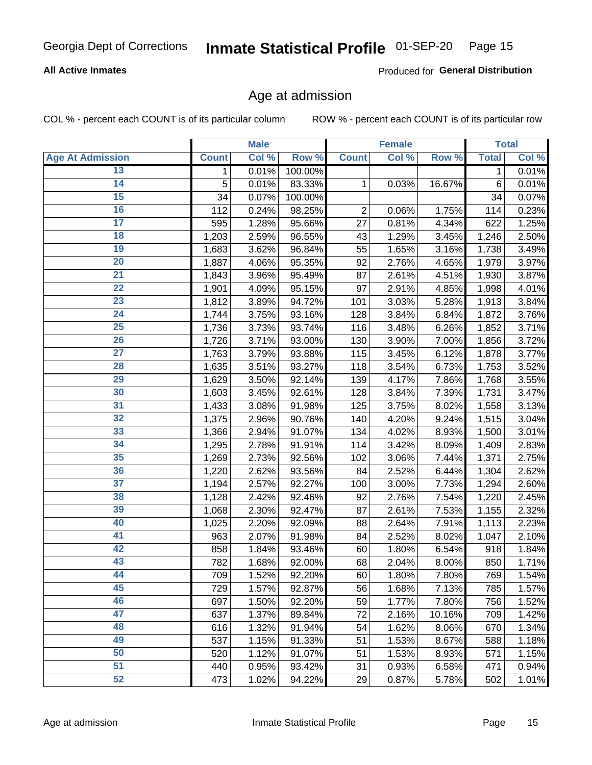Georgia Dept of Corrections **Inmate Statistical Profile** 01-SEP-20

**All Active Inmates** Produced for **General Distribution**

## Age at admission

COL % - percent each COUNT is of its particular column ROW % - percent each COUNT is of its particular row

| | Male | | | Female | | | Total | |
|---|---|---|---|---|---|---|---|---|
| Age At Admission | Count | Col % | Row % | Count | Col % | Row % | Total | Col % |
| 13 | 1 | 0.01% | 100.00% | | | | 1 | 0.01% |
| 14 | 5 | 0.01% | 83.33% | 1 | 0.03% | 16.67% | 6 | 0.01% |
| 15 | 34 | 0.07% | 100.00% | | | | 34 | 0.07% |
| 16 | 112 | 0.24% | 98.25% | 2 | 0.06% | 1.75% | 114 | 0.23% |
| 17 | 595 | 1.28% | 95.66% | 27 | 0.81% | 4.34% | 622 | 1.25% |
| 18 | 1,203 | 2.59% | 96.55% | 43 | 1.29% | 3.45% | 1,246 | 2.50% |
| 19 | 1,683 | 3.62% | 96.84% | 55 | 1.65% | 3.16% | 1,738 | 3.49% |
| 20 | 1,887 | 4.06% | 95.35% | 92 | 2.76% | 4.65% | 1,979 | 3.97% |
| 21 | 1,843 | 3.96% | 95.49% | 87 | 2.61% | 4.51% | 1,930 | 3.87% |
| 22 | 1,901 | 4.09% | 95.15% | 97 | 2.91% | 4.85% | 1,998 | 4.01% |
| 23 | 1,812 | 3.89% | 94.72% | 101 | 3.03% | 5.28% | 1,913 | 3.84% |
| 24 | 1,744 | 3.75% | 93.16% | 128 | 3.84% | 6.84% | 1,872 | 3.76% |
| 25 | 1,736 | 3.73% | 93.74% | 116 | 3.48% | 6.26% | 1,852 | 3.71% |
| 26 | 1,726 | 3.71% | 93.00% | 130 | 3.90% | 7.00% | 1,856 | 3.72% |
| 27 | 1,763 | 3.79% | 93.88% | 115 | 3.45% | 6.12% | 1,878 | 3.77% |
| 28 | 1,635 | 3.51% | 93.27% | 118 | 3.54% | 6.73% | 1,753 | 3.52% |
| 29 | 1,629 | 3.50% | 92.14% | 139 | 4.17% | 7.86% | 1,768 | 3.55% |
| 30 | 1,603 | 3.45% | 92.61% | 128 | 3.84% | 7.39% | 1,731 | 3.47% |
| 31 | 1,433 | 3.08% | 91.98% | 125 | 3.75% | 8.02% | 1,558 | 3.13% |
| 32 | 1,375 | 2.96% | 90.76% | 140 | 4.20% | 9.24% | 1,515 | 3.04% |
| 33 | 1,366 | 2.94% | 91.07% | 134 | 4.02% | 8.93% | 1,500 | 3.01% |
| 34 | 1,295 | 2.78% | 91.91% | 114 | 3.42% | 8.09% | 1,409 | 2.83% |
| 35 | 1,269 | 2.73% | 92.56% | 102 | 3.06% | 7.44% | 1,371 | 2.75% |
| 36 | 1,220 | 2.62% | 93.56% | 84 | 2.52% | 6.44% | 1,304 | 2.62% |
| 37 | 1,194 | 2.57% | 92.27% | 100 | 3.00% | 7.73% | 1,294 | 2.60% |
| 38 | 1,128 | 2.42% | 92.46% | 92 | 2.76% | 7.54% | 1,220 | 2.45% |
| 39 | 1,068 | 2.30% | 92.47% | 87 | 2.61% | 7.53% | 1,155 | 2.32% |
| 40 | 1,025 | 2.20% | 92.09% | 88 | 2.64% | 7.91% | 1,113 | 2.23% |
| 41 | 963 | 2.07% | 91.98% | 84 | 2.52% | 8.02% | 1,047 | 2.10% |
| 42 | 858 | 1.84% | 93.46% | 60 | 1.80% | 6.54% | 918 | 1.84% |
| 43 | 782 | 1.68% | 92.00% | 68 | 2.04% | 8.00% | 850 | 1.71% |
| 44 | 709 | 1.52% | 92.20% | 60 | 1.80% | 7.80% | 769 | 1.54% |
| 45 | 729 | 1.57% | 92.87% | 56 | 1.68% | 7.13% | 785 | 1.57% |
| 46 | 697 | 1.50% | 92.20% | 59 | 1.77% | 7.80% | 756 | 1.52% |
| 47 | 637 | 1.37% | 89.84% | 72 | 2.16% | 10.16% | 709 | 1.42% |
| 48 | 616 | 1.32% | 91.94% | 54 | 1.62% | 8.06% | 670 | 1.34% |
| 49 | 537 | 1.15% | 91.33% | 51 | 1.53% | 8.67% | 588 | 1.18% |
| 50 | 520 | 1.12% | 91.07% | 51 | 1.53% | 8.93% | 571 | 1.15% |
| 51 | 440 | 0.95% | 93.42% | 31 | 0.93% | 6.58% | 471 | 0.94% |
| 52 | 473 | 1.02% | 94.22% | 29 | 0.87% | 5.78% | 502 | 1.01% |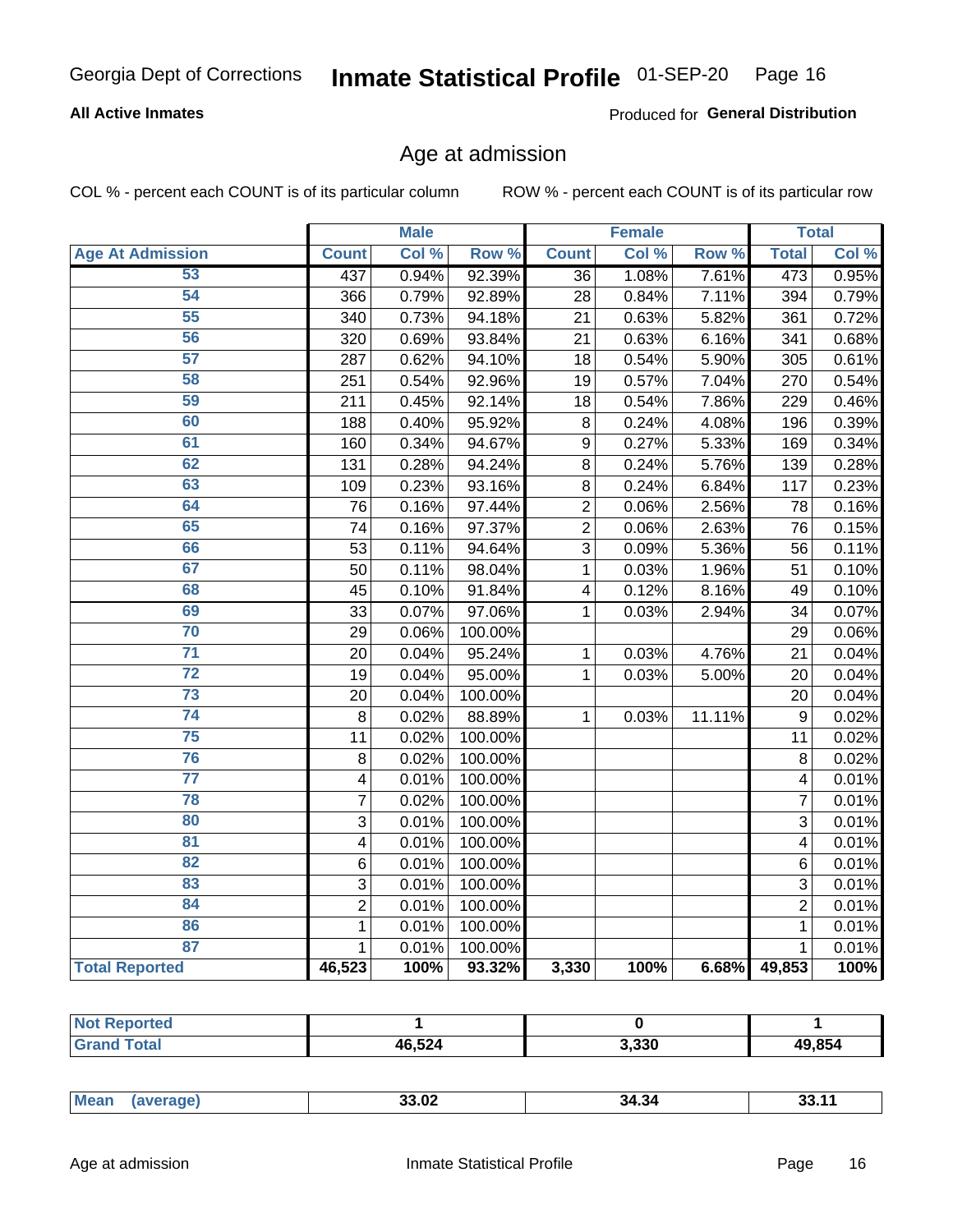# Georgia Dept of Corrections — Inmate Statistical Profile 01-SEP-20

**All Active Inmates** — Produced for **General Distribution**

## Age at admission

COL % - percent each COUNT is of its particular column    ROW % - percent each COUNT is of its particular row

| | Male | | | Female | | | Total | |
|---|---|---|---|---|---|---|---|---|
| **Age At Admission** | **Count** | **Col %** | **Row %** | **Count** | **Col %** | **Row %** | **Total** | **Col %** |
| 53 | 437 | 0.94% | 92.39% | 36 | 1.08% | 7.61% | 473 | 0.95% |
| 54 | 366 | 0.79% | 92.89% | 28 | 0.84% | 7.11% | 394 | 0.79% |
| 55 | 340 | 0.73% | 94.18% | 21 | 0.63% | 5.82% | 361 | 0.72% |
| 56 | 320 | 0.69% | 93.84% | 21 | 0.63% | 6.16% | 341 | 0.68% |
| 57 | 287 | 0.62% | 94.10% | 18 | 0.54% | 5.90% | 305 | 0.61% |
| 58 | 251 | 0.54% | 92.96% | 19 | 0.57% | 7.04% | 270 | 0.54% |
| 59 | 211 | 0.45% | 92.14% | 18 | 0.54% | 7.86% | 229 | 0.46% |
| 60 | 188 | 0.40% | 95.92% | 8 | 0.24% | 4.08% | 196 | 0.39% |
| 61 | 160 | 0.34% | 94.67% | 9 | 0.27% | 5.33% | 169 | 0.34% |
| 62 | 131 | 0.28% | 94.24% | 8 | 0.24% | 5.76% | 139 | 0.28% |
| 63 | 109 | 0.23% | 93.16% | 8 | 0.24% | 6.84% | 117 | 0.23% |
| 64 | 76 | 0.16% | 97.44% | 2 | 0.06% | 2.56% | 78 | 0.16% |
| 65 | 74 | 0.16% | 97.37% | 2 | 0.06% | 2.63% | 76 | 0.15% |
| 66 | 53 | 0.11% | 94.64% | 3 | 0.09% | 5.36% | 56 | 0.11% |
| 67 | 50 | 0.11% | 98.04% | 1 | 0.03% | 1.96% | 51 | 0.10% |
| 68 | 45 | 0.10% | 91.84% | 4 | 0.12% | 8.16% | 49 | 0.10% |
| 69 | 33 | 0.07% | 97.06% | 1 | 0.03% | 2.94% | 34 | 0.07% |
| 70 | 29 | 0.06% | 100.00% | | | | 29 | 0.06% |
| 71 | 20 | 0.04% | 95.24% | 1 | 0.03% | 4.76% | 21 | 0.04% |
| 72 | 19 | 0.04% | 95.00% | 1 | 0.03% | 5.00% | 20 | 0.04% |
| 73 | 20 | 0.04% | 100.00% | | | | 20 | 0.04% |
| 74 | 8 | 0.02% | 88.89% | 1 | 0.03% | 11.11% | 9 | 0.02% |
| 75 | 11 | 0.02% | 100.00% | | | | 11 | 0.02% |
| 76 | 8 | 0.02% | 100.00% | | | | 8 | 0.02% |
| 77 | 4 | 0.01% | 100.00% | | | | 4 | 0.01% |
| 78 | 7 | 0.02% | 100.00% | | | | 7 | 0.01% |
| 80 | 3 | 0.01% | 100.00% | | | | 3 | 0.01% |
| 81 | 4 | 0.01% | 100.00% | | | | 4 | 0.01% |
| 82 | 6 | 0.01% | 100.00% | | | | 6 | 0.01% |
| 83 | 3 | 0.01% | 100.00% | | | | 3 | 0.01% |
| 84 | 2 | 0.01% | 100.00% | | | | 2 | 0.01% |
| 86 | 1 | 0.01% | 100.00% | | | | 1 | 0.01% |
| 87 | 1 | 0.01% | 100.00% | | | | 1 | 0.01% |
| **Total Reported** | **46,523** | **100%** | **93.32%** | **3,330** | **100%** | **6.68%** | **49,853** | **100%** |

| | Male | Female | Total |
|---|---|---|---|
| **Not Reported** | **1** | **0** | **1** |
| **Grand Total** | **46,524** | **3,330** | **49,854** |

| | Male | Female | Total |
|---|---|---|---|
| **Mean (average)** | **33.02** | **34.34** | **33.11** |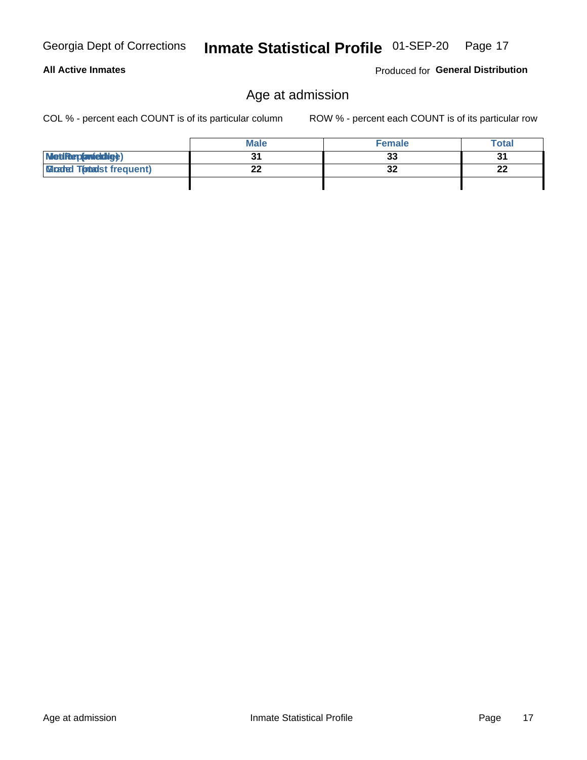Georgia Dept of Corrections **Inmate Statistical Profile** 01-SEP-20

**All Active Inmates** Produced for **General Distribution**

## Age at admission

COL % - percent each COUNT is of its particular column ROW % - percent each COUNT is of its particular row

| | Male | Female | Total |
|---|---|---|---|
| Median (middle) | 31 | 33 | 31 |
| Mode (most frequent) | 22 | 32 | 22 |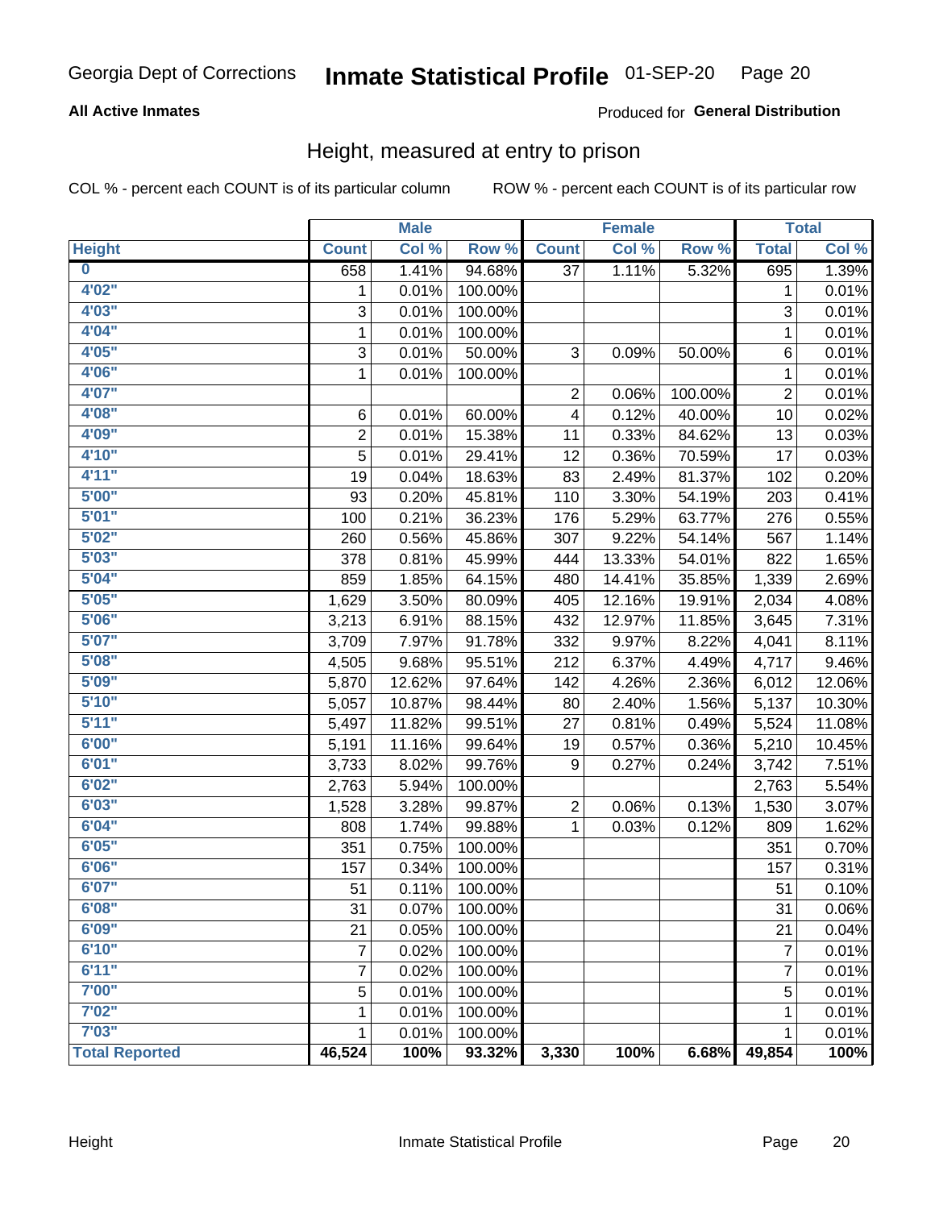Georgia Dept of Corrections **Inmate Statistical Profile** 01-SEP-20 Page 20

**All Active Inmates**

Produced for **General Distribution**

## Height, measured at entry to prison

COL % - percent each COUNT is of its particular column ROW % - percent each COUNT is of its particular row

| | Male | | | Female | | | Total | |
|---|---|---|---|---|---|---|---|---|
| **Height** | **Count** | **Col %** | **Row %** | **Count** | **Col %** | **Row %** | **Total** | **Col %** |
| **0** | 658 | 1.41% | 94.68% | 37 | 1.11% | 5.32% | 695 | 1.39% |
| **4'02"** | 1 | 0.01% | 100.00% | | | | 1 | 0.01% |
| **4'03"** | 3 | 0.01% | 100.00% | | | | 3 | 0.01% |
| **4'04"** | 1 | 0.01% | 100.00% | | | | 1 | 0.01% |
| **4'05"** | 3 | 0.01% | 50.00% | 3 | 0.09% | 50.00% | 6 | 0.01% |
| **4'06"** | 1 | 0.01% | 100.00% | | | | 1 | 0.01% |
| **4'07"** | | | | 2 | 0.06% | 100.00% | 2 | 0.01% |
| **4'08"** | 6 | 0.01% | 60.00% | 4 | 0.12% | 40.00% | 10 | 0.02% |
| **4'09"** | 2 | 0.01% | 15.38% | 11 | 0.33% | 84.62% | 13 | 0.03% |
| **4'10"** | 5 | 0.01% | 29.41% | 12 | 0.36% | 70.59% | 17 | 0.03% |
| **4'11"** | 19 | 0.04% | 18.63% | 83 | 2.49% | 81.37% | 102 | 0.20% |
| **5'00"** | 93 | 0.20% | 45.81% | 110 | 3.30% | 54.19% | 203 | 0.41% |
| **5'01"** | 100 | 0.21% | 36.23% | 176 | 5.29% | 63.77% | 276 | 0.55% |
| **5'02"** | 260 | 0.56% | 45.86% | 307 | 9.22% | 54.14% | 567 | 1.14% |
| **5'03"** | 378 | 0.81% | 45.99% | 444 | 13.33% | 54.01% | 822 | 1.65% |
| **5'04"** | 859 | 1.85% | 64.15% | 480 | 14.41% | 35.85% | 1,339 | 2.69% |
| **5'05"** | 1,629 | 3.50% | 80.09% | 405 | 12.16% | 19.91% | 2,034 | 4.08% |
| **5'06"** | 3,213 | 6.91% | 88.15% | 432 | 12.97% | 11.85% | 3,645 | 7.31% |
| **5'07"** | 3,709 | 7.97% | 91.78% | 332 | 9.97% | 8.22% | 4,041 | 8.11% |
| **5'08"** | 4,505 | 9.68% | 95.51% | 212 | 6.37% | 4.49% | 4,717 | 9.46% |
| **5'09"** | 5,870 | 12.62% | 97.64% | 142 | 4.26% | 2.36% | 6,012 | 12.06% |
| **5'10"** | 5,057 | 10.87% | 98.44% | 80 | 2.40% | 1.56% | 5,137 | 10.30% |
| **5'11"** | 5,497 | 11.82% | 99.51% | 27 | 0.81% | 0.49% | 5,524 | 11.08% |
| **6'00"** | 5,191 | 11.16% | 99.64% | 19 | 0.57% | 0.36% | 5,210 | 10.45% |
| **6'01"** | 3,733 | 8.02% | 99.76% | 9 | 0.27% | 0.24% | 3,742 | 7.51% |
| **6'02"** | 2,763 | 5.94% | 100.00% | | | | 2,763 | 5.54% |
| **6'03"** | 1,528 | 3.28% | 99.87% | 2 | 0.06% | 0.13% | 1,530 | 3.07% |
| **6'04"** | 808 | 1.74% | 99.88% | 1 | 0.03% | 0.12% | 809 | 1.62% |
| **6'05"** | 351 | 0.75% | 100.00% | | | | 351 | 0.70% |
| **6'06"** | 157 | 0.34% | 100.00% | | | | 157 | 0.31% |
| **6'07"** | 51 | 0.11% | 100.00% | | | | 51 | 0.10% |
| **6'08"** | 31 | 0.07% | 100.00% | | | | 31 | 0.06% |
| **6'09"** | 21 | 0.05% | 100.00% | | | | 21 | 0.04% |
| **6'10"** | 7 | 0.02% | 100.00% | | | | 7 | 0.01% |
| **6'11"** | 7 | 0.02% | 100.00% | | | | 7 | 0.01% |
| **7'00"** | 5 | 0.01% | 100.00% | | | | 5 | 0.01% |
| **7'02"** | 1 | 0.01% | 100.00% | | | | 1 | 0.01% |
| **7'03"** | 1 | 0.01% | 100.00% | | | | 1 | 0.01% |
| **Total Reported** | **46,524** | **100%** | **93.32%** | **3,330** | **100%** | **6.68%** | **49,854** | **100%** |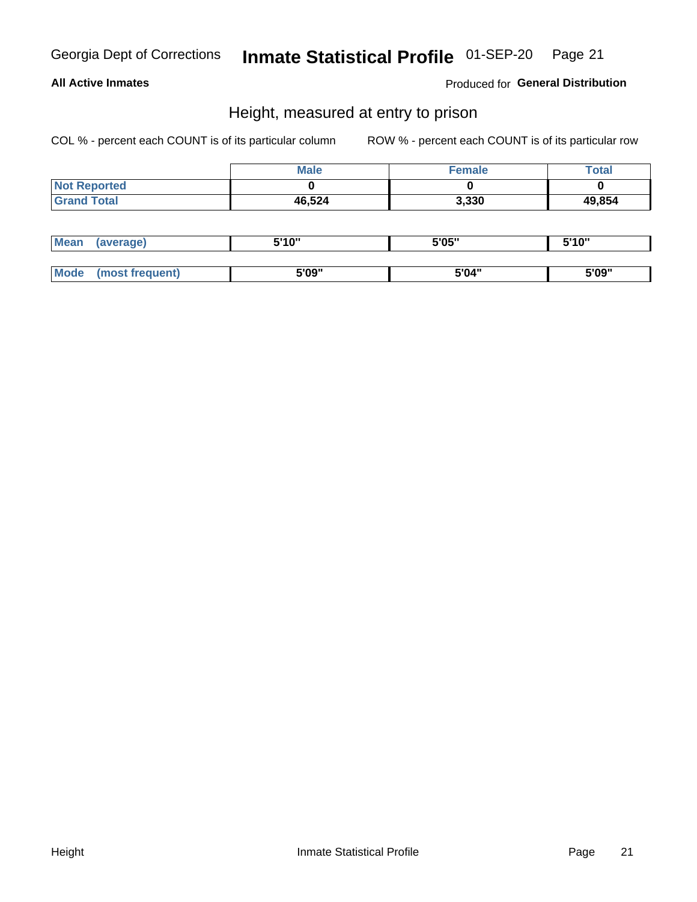Georgia Dept of Corrections **Inmate Statistical Profile** 01-SEP-20

**All Active Inmates**

Produced for **General Distribution**

## Height, measured at entry to prison

COL % - percent each COUNT is of its particular column

ROW % - percent each COUNT is of its particular row

| | Male | Female | Total |
|---|---|---|---|
| **Not Reported** | **0** | **0** | **0** |
| **Grand Total** | **46,524** | **3,330** | **49,854** |

| | | | |
|---|---|---|---|
| **Mean (average)** | **5'10"** | **5'05"** | **5'10"** |
| **Mode (most frequent)** | **5'09"** | **5'04"** | **5'09"** |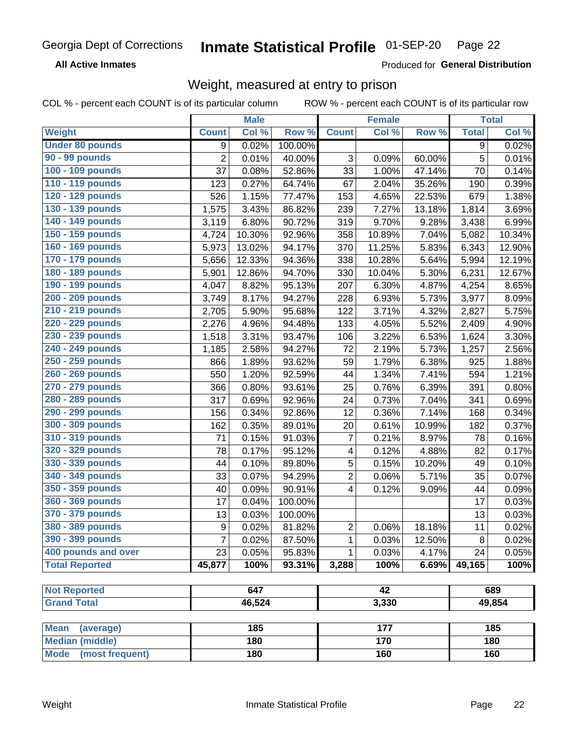Georgia Dept of Corrections **Inmate Statistical Profile** 01-SEP-20

**All Active Inmates**

Produced for **General Distribution**

## Weight, measured at entry to prison

COL % - percent each COUNT is of its particular column ROW % - percent each COUNT is of its particular row

| | Male | | | Female | | | Total | |
|---|---|---|---|---|---|---|---|---|
| **Weight** | **Count** | **Col %** | **Row %** | **Count** | **Col %** | **Row %** | **Total** | **Col %** |
| **Under 80 pounds** | 9 | 0.02% | 100.00% | | | | 9 | 0.02% |
| **90 - 99 pounds** | 2 | 0.01% | 40.00% | 3 | 0.09% | 60.00% | 5 | 0.01% |
| **100 - 109 pounds** | 37 | 0.08% | 52.86% | 33 | 1.00% | 47.14% | 70 | 0.14% |
| **110 - 119 pounds** | 123 | 0.27% | 64.74% | 67 | 2.04% | 35.26% | 190 | 0.39% |
| **120 - 129 pounds** | 526 | 1.15% | 77.47% | 153 | 4.65% | 22.53% | 679 | 1.38% |
| **130 - 139 pounds** | 1,575 | 3.43% | 86.82% | 239 | 7.27% | 13.18% | 1,814 | 3.69% |
| **140 - 149 pounds** | 3,119 | 6.80% | 90.72% | 319 | 9.70% | 9.28% | 3,438 | 6.99% |
| **150 - 159 pounds** | 4,724 | 10.30% | 92.96% | 358 | 10.89% | 7.04% | 5,082 | 10.34% |
| **160 - 169 pounds** | 5,973 | 13.02% | 94.17% | 370 | 11.25% | 5.83% | 6,343 | 12.90% |
| **170 - 179 pounds** | 5,656 | 12.33% | 94.36% | 338 | 10.28% | 5.64% | 5,994 | 12.19% |
| **180 - 189 pounds** | 5,901 | 12.86% | 94.70% | 330 | 10.04% | 5.30% | 6,231 | 12.67% |
| **190 - 199 pounds** | 4,047 | 8.82% | 95.13% | 207 | 6.30% | 4.87% | 4,254 | 8.65% |
| **200 - 209 pounds** | 3,749 | 8.17% | 94.27% | 228 | 6.93% | 5.73% | 3,977 | 8.09% |
| **210 - 219 pounds** | 2,705 | 5.90% | 95.68% | 122 | 3.71% | 4.32% | 2,827 | 5.75% |
| **220 - 229 pounds** | 2,276 | 4.96% | 94.48% | 133 | 4.05% | 5.52% | 2,409 | 4.90% |
| **230 - 239 pounds** | 1,518 | 3.31% | 93.47% | 106 | 3.22% | 6.53% | 1,624 | 3.30% |
| **240 - 249 pounds** | 1,185 | 2.58% | 94.27% | 72 | 2.19% | 5.73% | 1,257 | 2.56% |
| **250 - 259 pounds** | 866 | 1.89% | 93.62% | 59 | 1.79% | 6.38% | 925 | 1.88% |
| **260 - 269 pounds** | 550 | 1.20% | 92.59% | 44 | 1.34% | 7.41% | 594 | 1.21% |
| **270 - 279 pounds** | 366 | 0.80% | 93.61% | 25 | 0.76% | 6.39% | 391 | 0.80% |
| **280 - 289 pounds** | 317 | 0.69% | 92.96% | 24 | 0.73% | 7.04% | 341 | 0.69% |
| **290 - 299 pounds** | 156 | 0.34% | 92.86% | 12 | 0.36% | 7.14% | 168 | 0.34% |
| **300 - 309 pounds** | 162 | 0.35% | 89.01% | 20 | 0.61% | 10.99% | 182 | 0.37% |
| **310 - 319 pounds** | 71 | 0.15% | 91.03% | 7 | 0.21% | 8.97% | 78 | 0.16% |
| **320 - 329 pounds** | 78 | 0.17% | 95.12% | 4 | 0.12% | 4.88% | 82 | 0.17% |
| **330 - 339 pounds** | 44 | 0.10% | 89.80% | 5 | 0.15% | 10.20% | 49 | 0.10% |
| **340 - 349 pounds** | 33 | 0.07% | 94.29% | 2 | 0.06% | 5.71% | 35 | 0.07% |
| **350 - 359 pounds** | 40 | 0.09% | 90.91% | 4 | 0.12% | 9.09% | 44 | 0.09% |
| **360 - 369 pounds** | 17 | 0.04% | 100.00% | | | | 17 | 0.03% |
| **370 - 379 pounds** | 13 | 0.03% | 100.00% | | | | 13 | 0.03% |
| **380 - 389 pounds** | 9 | 0.02% | 81.82% | 2 | 0.06% | 18.18% | 11 | 0.02% |
| **390 - 399 pounds** | 7 | 0.02% | 87.50% | 1 | 0.03% | 12.50% | 8 | 0.02% |
| **400 pounds and over** | 23 | 0.05% | 95.83% | 1 | 0.03% | 4.17% | 24 | 0.05% |
| **Total Reported** | **45,877** | **100%** | **93.31%** | **3,288** | **100%** | **6.69%** | **49,165** | **100%** |

| | Male | Female | Total |
|---|---|---|---|
| **Not Reported** | **647** | **42** | **689** |
| **Grand Total** | **46,524** | **3,330** | **49,854** |

| | Male | Female | Total |
|---|---|---|---|
| **Mean (average)** | **185** | **177** | **185** |
| **Median (middle)** | **180** | **170** | **180** |
| **Mode (most frequent)** | **180** | **160** | **160** |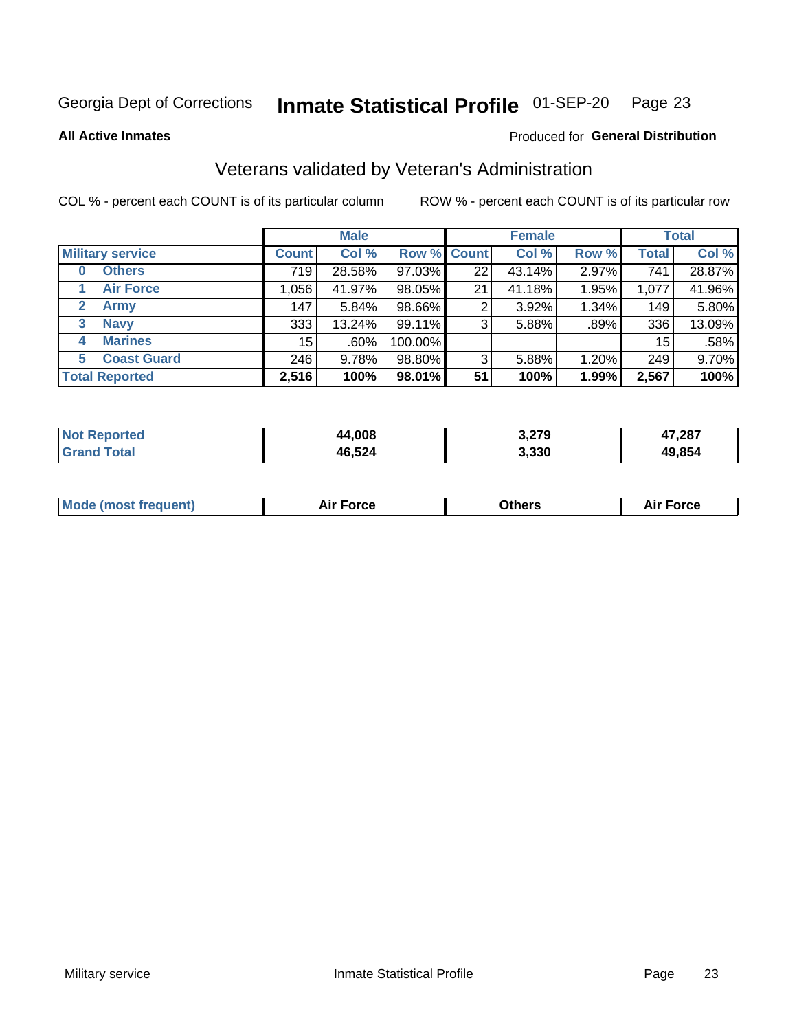Georgia Dept of Corrections **Inmate Statistical Profile** 01-SEP-20

**All Active Inmates**

Produced for **General Distribution**

## Veterans validated by Veteran's Administration

COL % - percent each COUNT is of its particular column ROW % - percent each COUNT is of its particular row

| | Male | | | Female | | | Total | |
|---|---|---|---|---|---|---|---|---|
| **Military service** | **Count** | **Col %** | **Row %** | **Count** | **Col %** | **Row %** | **Total** | **Col %** |
| 0 Others | 719 | 28.58% | 97.03% | 22 | 43.14% | 2.97% | 741 | 28.87% |
| 1 Air Force | 1,056 | 41.97% | 98.05% | 21 | 41.18% | 1.95% | 1,077 | 41.96% |
| 2 Army | 147 | 5.84% | 98.66% | 2 | 3.92% | 1.34% | 149 | 5.80% |
| 3 Navy | 333 | 13.24% | 99.11% | 3 | 5.88% | .89% | 336 | 13.09% |
| 4 Marines | 15 | .60% | 100.00% | | | | 15 | .58% |
| 5 Coast Guard | 246 | 9.78% | 98.80% | 3 | 5.88% | 1.20% | 249 | 9.70% |
| **Total Reported** | **2,516** | **100%** | **98.01%** | **51** | **100%** | **1.99%** | **2,567** | **100%** |

| | Male | Female | Total |
|---|---|---|---|
| **Not Reported** | **44,008** | **3,279** | **47,287** |
| **Grand Total** | **46,524** | **3,330** | **49,854** |

| | Male | Female | Total |
|---|---|---|---|
| **Mode (most frequent)** | **Air Force** | **Others** | **Air Force** |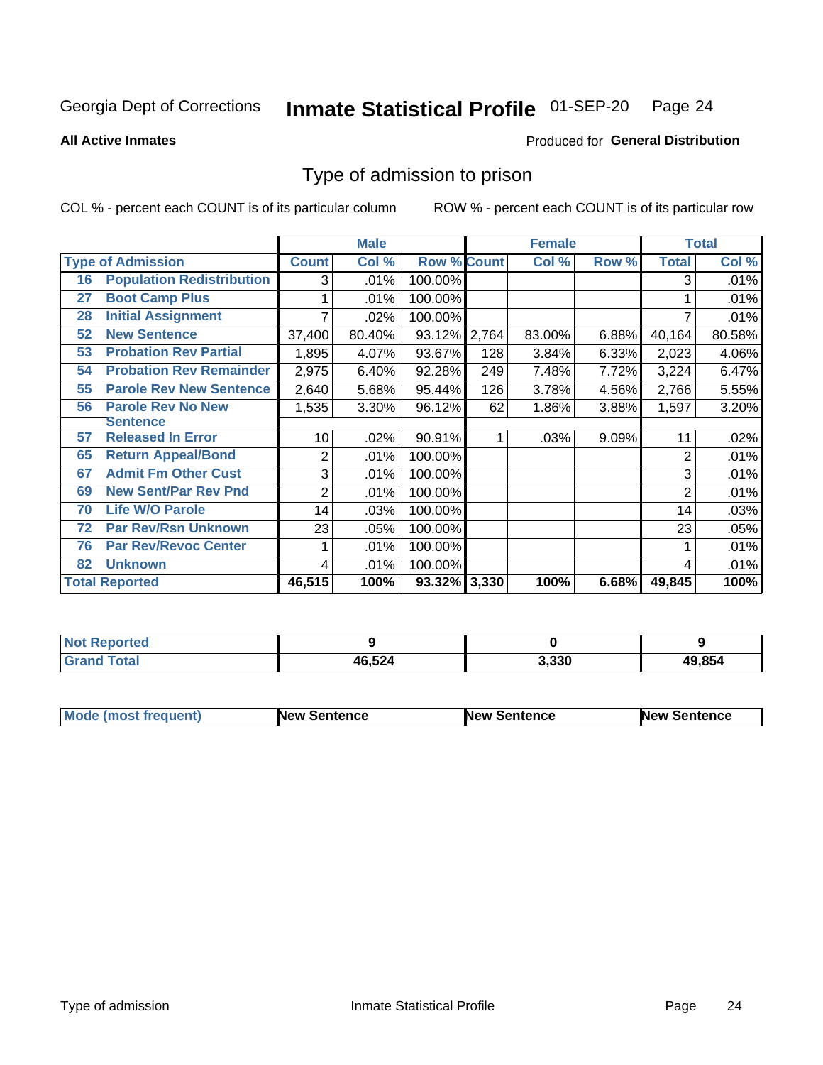Georgia Dept of Corrections **Inmate Statistical Profile** 01-SEP-20

**All Active Inmates**

Produced for **General Distribution**

## Type of admission to prison

COL % - percent each COUNT is of its particular column

ROW % - percent each COUNT is of its particular row

| | | Male | | | Female | | | Total | |
|---|---|---|---|---|---|---|---|---|---|
| Type of Admission | | Count | Col % | Row % | Count | Col % | Row % | Total | Col % |
| 16 | Population Redistribution | 3 | .01% | 100.00% | | | | 3 | .01% |
| 27 | Boot Camp Plus | 1 | .01% | 100.00% | | | | 1 | .01% |
| 28 | Initial Assignment | 7 | .02% | 100.00% | | | | 7 | .01% |
| 52 | New Sentence | 37,400 | 80.40% | 93.12% | 2,764 | 83.00% | 6.88% | 40,164 | 80.58% |
| 53 | Probation Rev Partial | 1,895 | 4.07% | 93.67% | 128 | 3.84% | 6.33% | 2,023 | 4.06% |
| 54 | Probation Rev Remainder | 2,975 | 6.40% | 92.28% | 249 | 7.48% | 7.72% | 3,224 | 6.47% |
| 55 | Parole Rev New Sentence | 2,640 | 5.68% | 95.44% | 126 | 3.78% | 4.56% | 2,766 | 5.55% |
| 56 | Parole Rev No New Sentence | 1,535 | 3.30% | 96.12% | 62 | 1.86% | 3.88% | 1,597 | 3.20% |
| 57 | Released In Error | 10 | .02% | 90.91% | 1 | .03% | 9.09% | 11 | .02% |
| 65 | Return Appeal/Bond | 2 | .01% | 100.00% | | | | 2 | .01% |
| 67 | Admit Fm Other Cust | 3 | .01% | 100.00% | | | | 3 | .01% |
| 69 | New Sent/Par Rev Pnd | 2 | .01% | 100.00% | | | | 2 | .01% |
| 70 | Life W/O Parole | 14 | .03% | 100.00% | | | | 14 | .03% |
| 72 | Par Rev/Rsn Unknown | 23 | .05% | 100.00% | | | | 23 | .05% |
| 76 | Par Rev/Revoc Center | 1 | .01% | 100.00% | | | | 1 | .01% |
| 82 | Unknown | 4 | .01% | 100.00% | | | | 4 | .01% |
| Total Reported | | 46,515 | 100% | 93.32% | 3,330 | 100% | 6.68% | 49,845 | 100% |

| | Male | Female | Total |
|---|---|---|---|
| Not Reported | 9 | 0 | 9 |
| Grand Total | 46,524 | 3,330 | 49,854 |

| | Male | Female | Total |
|---|---|---|---|
| Mode (most frequent) | New Sentence | New Sentence | New Sentence |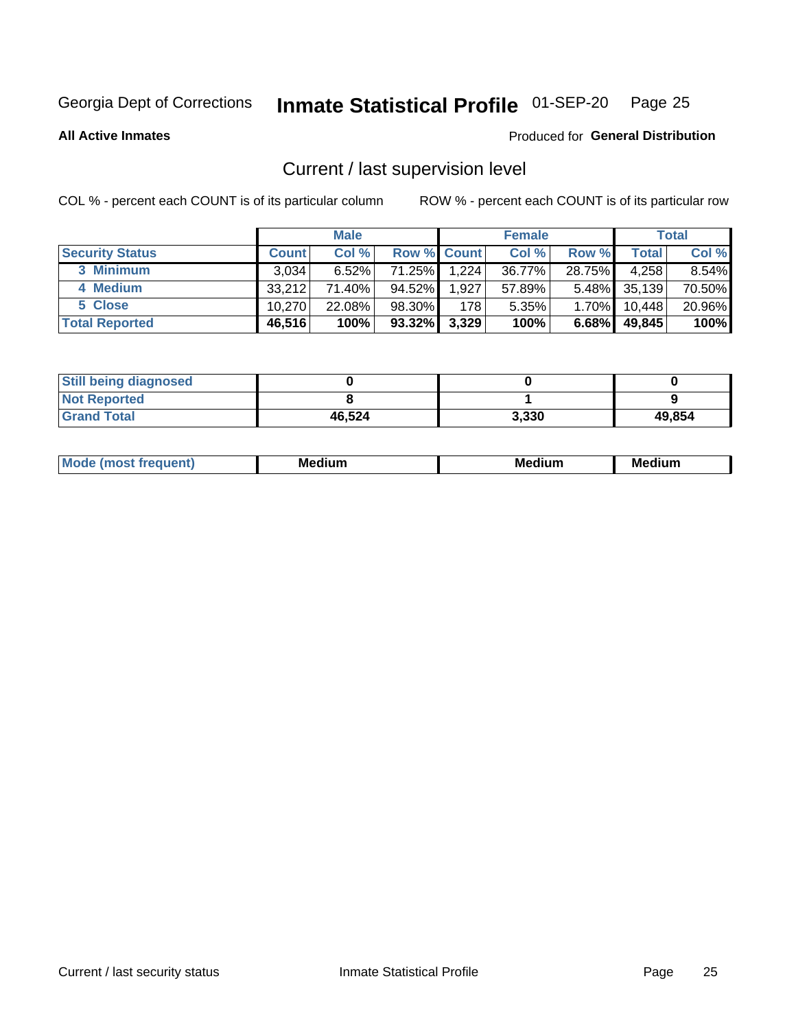Georgia Dept of Corrections **Inmate Statistical Profile** 01-SEP-20

**All Active Inmates**

Produced for **General Distribution**

## Current / last supervision level

COL % - percent each COUNT is of its particular column

ROW % - percent each COUNT is of its particular row

| | Male | | | Female | | | Total | |
|---|---|---|---|---|---|---|---|---|
| **Security Status** | **Count** | **Col %** | **Row %** | **Count** | **Col %** | **Row %** | **Total** | **Col %** |
| 3 Minimum | 3,034 | 6.52% | 71.25% | 1,224 | 36.77% | 28.75% | 4,258 | 8.54% |
| 4 Medium | 33,212 | 71.40% | 94.52% | 1,927 | 57.89% | 5.48% | 35,139 | 70.50% |
| 5 Close | 10,270 | 22.08% | 98.30% | 178 | 5.35% | 1.70% | 10,448 | 20.96% |
| **Total Reported** | **46,516** | **100%** | **93.32%** | **3,329** | **100%** | **6.68%** | **49,845** | **100%** |

| | Male | Female | Total |
|---|---|---|---|
| **Still being diagnosed** | **0** | **0** | **0** |
| **Not Reported** | **8** | **1** | **9** |
| **Grand Total** | **46,524** | **3,330** | **49,854** |

| | Male | Female | Total |
|---|---|---|---|
| **Mode (most frequent)** | **Medium** | **Medium** | **Medium** |

Current / last security status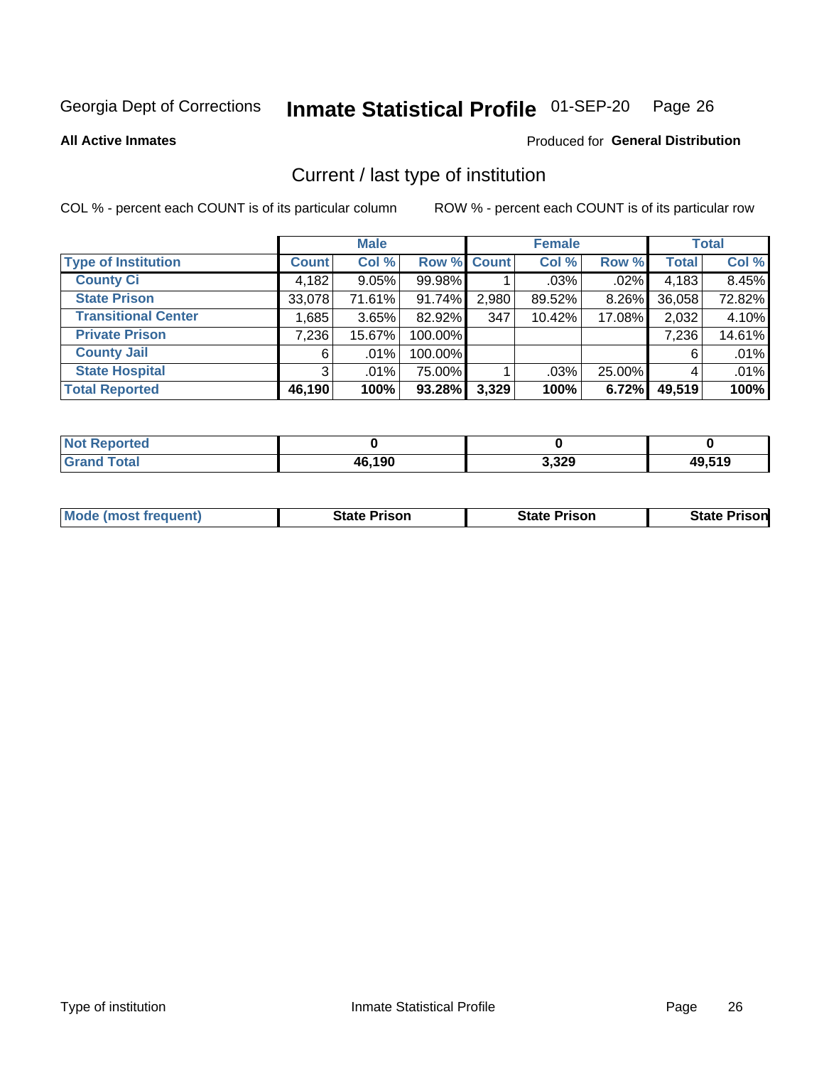Georgia Dept of Corrections **Inmate Statistical Profile** 01-SEP-20

**All Active Inmates**

Produced for **General Distribution**

## Current / last type of institution

COL % - percent each COUNT is of its particular column ROW % - percent each COUNT is of its particular row

| | Male | | | Female | | | Total | |
|---|---|---|---|---|---|---|---|---|
| **Type of Institution** | **Count** | **Col %** | **Row %** | **Count** | **Col %** | **Row %** | **Total** | **Col %** |
| **County Ci** | 4,182 | 9.05% | 99.98% | 1 | .03% | .02% | 4,183 | 8.45% |
| **State Prison** | 33,078 | 71.61% | 91.74% | 2,980 | 89.52% | 8.26% | 36,058 | 72.82% |
| **Transitional Center** | 1,685 | 3.65% | 82.92% | 347 | 10.42% | 17.08% | 2,032 | 4.10% |
| **Private Prison** | 7,236 | 15.67% | 100.00% | | | | 7,236 | 14.61% |
| **County Jail** | 6 | .01% | 100.00% | | | | 6 | .01% |
| **State Hospital** | 3 | .01% | 75.00% | 1 | .03% | 25.00% | 4 | .01% |
| **Total Reported** | **46,190** | **100%** | **93.28%** | **3,329** | **100%** | **6.72%** | **49,519** | **100%** |

| | Male | Female | Total |
|---|---|---|---|
| **Not Reported** | **0** | **0** | **0** |
| **Grand Total** | **46,190** | **3,329** | **49,519** |

| | Male | Female | Total |
|---|---|---|---|
| **Mode (most frequent)** | **State Prison** | **State Prison** | **State Prison** |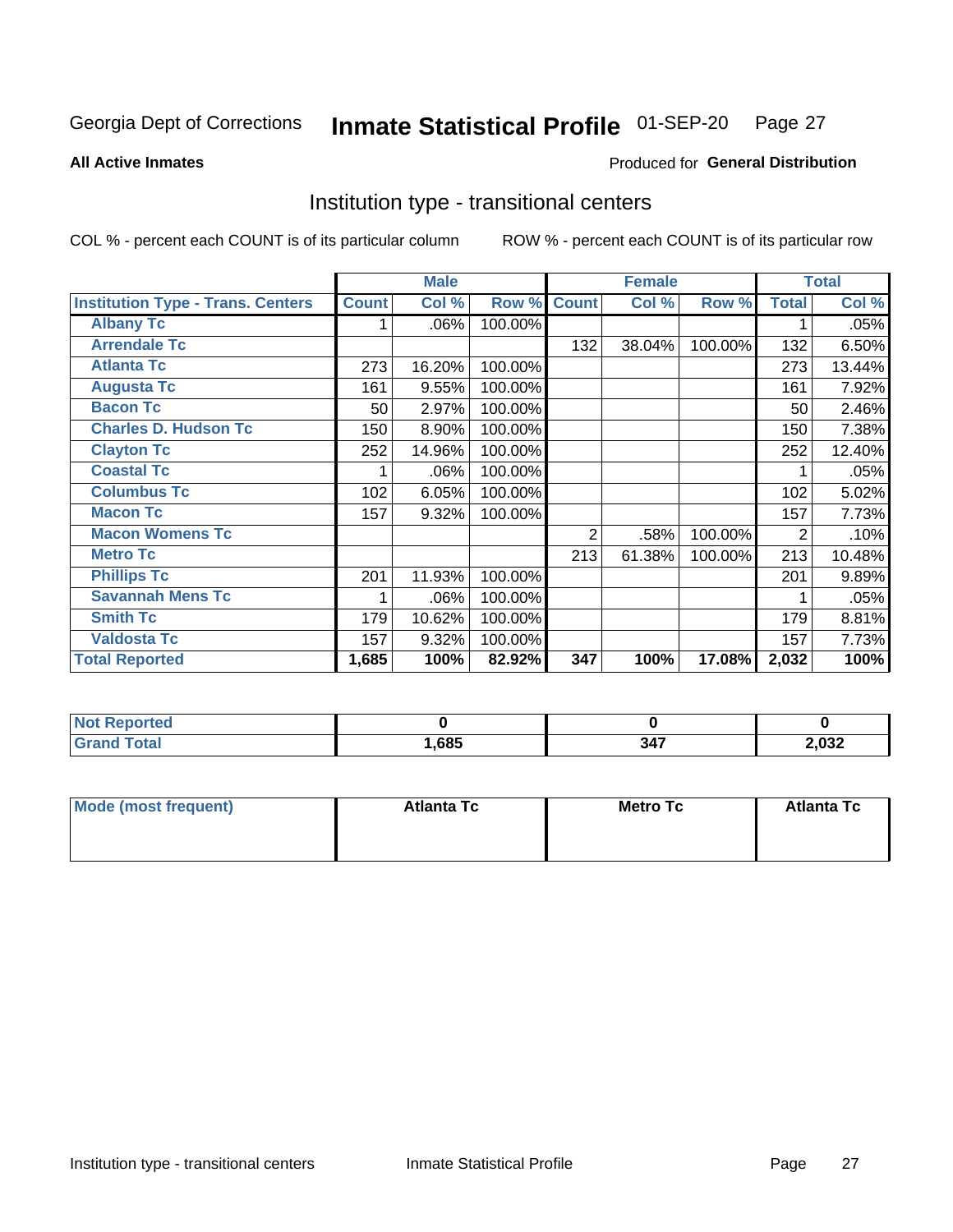Georgia Dept of Corrections **Inmate Statistical Profile** 01-SEP-20

**All Active Inmates**

Produced for **General Distribution**

## Institution type - transitional centers

COL % - percent each COUNT is of its particular column

ROW % - percent each COUNT is of its particular row

| | Male | | | Female | | | Total | |
|---|---|---|---|---|---|---|---|---|
| **Institution Type - Trans. Centers** | **Count** | **Col %** | **Row %** | **Count** | **Col %** | **Row %** | **Total** | **Col %** |
| **Albany Tc** | 1 | .06% | 100.00% | | | | 1 | .05% |
| **Arrendale Tc** | | | | 132 | 38.04% | 100.00% | 132 | 6.50% |
| **Atlanta Tc** | 273 | 16.20% | 100.00% | | | | 273 | 13.44% |
| **Augusta Tc** | 161 | 9.55% | 100.00% | | | | 161 | 7.92% |
| **Bacon Tc** | 50 | 2.97% | 100.00% | | | | 50 | 2.46% |
| **Charles D. Hudson Tc** | 150 | 8.90% | 100.00% | | | | 150 | 7.38% |
| **Clayton Tc** | 252 | 14.96% | 100.00% | | | | 252 | 12.40% |
| **Coastal Tc** | 1 | .06% | 100.00% | | | | 1 | .05% |
| **Columbus Tc** | 102 | 6.05% | 100.00% | | | | 102 | 5.02% |
| **Macon Tc** | 157 | 9.32% | 100.00% | | | | 157 | 7.73% |
| **Macon Womens Tc** | | | | 2 | .58% | 100.00% | 2 | .10% |
| **Metro Tc** | | | | 213 | 61.38% | 100.00% | 213 | 10.48% |
| **Phillips Tc** | 201 | 11.93% | 100.00% | | | | 201 | 9.89% |
| **Savannah Mens Tc** | 1 | .06% | 100.00% | | | | 1 | .05% |
| **Smith Tc** | 179 | 10.62% | 100.00% | | | | 179 | 8.81% |
| **Valdosta Tc** | 157 | 9.32% | 100.00% | | | | 157 | 7.73% |
| **Total Reported** | **1,685** | **100%** | **82.92%** | **347** | **100%** | **17.08%** | **2,032** | **100%** |

| | Male | Female | Total |
|---|---|---|---|
| **Not Reported** | **0** | **0** | **0** |
| **Grand Total** | **1,685** | **347** | **2,032** |

| | Male | Female | Total |
|---|---|---|---|
| **Mode (most frequent)** | **Atlanta Tc** | **Metro Tc** | **Atlanta Tc** |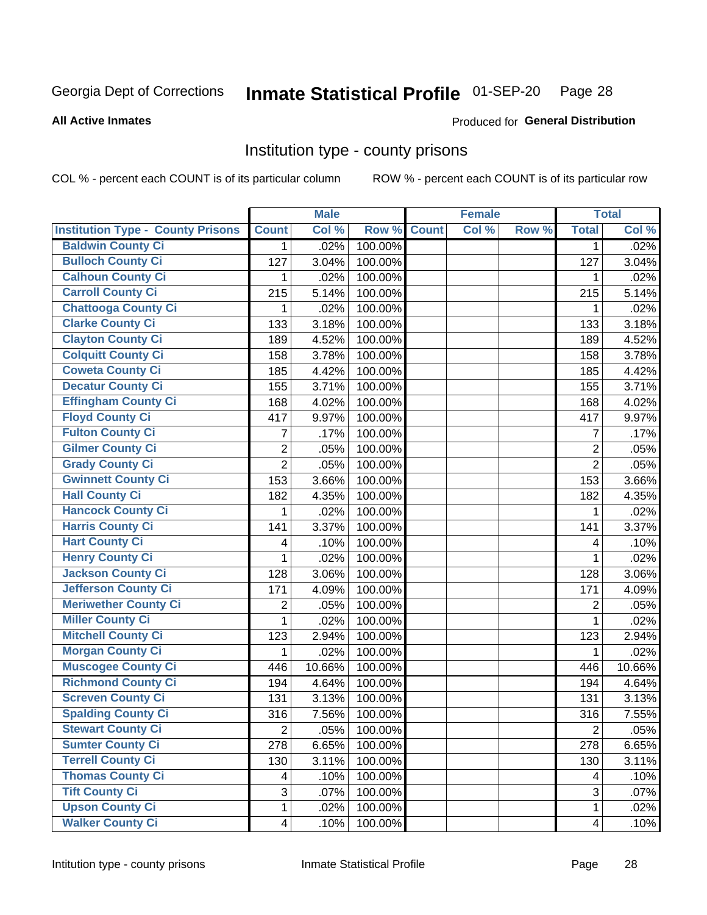Georgia Dept of Corrections **Inmate Statistical Profile** 01-SEP-20

**All Active Inmates**

Produced for **General Distribution**

## Institution type - county prisons

COL % - percent each COUNT is of its particular column

ROW % - percent each COUNT is of its particular row

| | Male | | | Female | | | Total | |
|---|---|---|---|---|---|---|---|---|
| Institution Type - County Prisons | Count | Col % | Row % | Count | Col % | Row % | Total | Col % |
| Baldwin County Ci | 1 | .02% | 100.00% | | | | 1 | .02% |
| Bulloch County Ci | 127 | 3.04% | 100.00% | | | | 127 | 3.04% |
| Calhoun County Ci | 1 | .02% | 100.00% | | | | 1 | .02% |
| Carroll County Ci | 215 | 5.14% | 100.00% | | | | 215 | 5.14% |
| Chattooga County Ci | 1 | .02% | 100.00% | | | | 1 | .02% |
| Clarke County Ci | 133 | 3.18% | 100.00% | | | | 133 | 3.18% |
| Clayton County Ci | 189 | 4.52% | 100.00% | | | | 189 | 4.52% |
| Colquitt County Ci | 158 | 3.78% | 100.00% | | | | 158 | 3.78% |
| Coweta County Ci | 185 | 4.42% | 100.00% | | | | 185 | 4.42% |
| Decatur County Ci | 155 | 3.71% | 100.00% | | | | 155 | 3.71% |
| Effingham County Ci | 168 | 4.02% | 100.00% | | | | 168 | 4.02% |
| Floyd County Ci | 417 | 9.97% | 100.00% | | | | 417 | 9.97% |
| Fulton County Ci | 7 | .17% | 100.00% | | | | 7 | .17% |
| Gilmer County Ci | 2 | .05% | 100.00% | | | | 2 | .05% |
| Grady County Ci | 2 | .05% | 100.00% | | | | 2 | .05% |
| Gwinnett County Ci | 153 | 3.66% | 100.00% | | | | 153 | 3.66% |
| Hall County Ci | 182 | 4.35% | 100.00% | | | | 182 | 4.35% |
| Hancock County Ci | 1 | .02% | 100.00% | | | | 1 | .02% |
| Harris County Ci | 141 | 3.37% | 100.00% | | | | 141 | 3.37% |
| Hart County Ci | 4 | .10% | 100.00% | | | | 4 | .10% |
| Henry County Ci | 1 | .02% | 100.00% | | | | 1 | .02% |
| Jackson County Ci | 128 | 3.06% | 100.00% | | | | 128 | 3.06% |
| Jefferson County Ci | 171 | 4.09% | 100.00% | | | | 171 | 4.09% |
| Meriwether County Ci | 2 | .05% | 100.00% | | | | 2 | .05% |
| Miller County Ci | 1 | .02% | 100.00% | | | | 1 | .02% |
| Mitchell County Ci | 123 | 2.94% | 100.00% | | | | 123 | 2.94% |
| Morgan County Ci | 1 | .02% | 100.00% | | | | 1 | .02% |
| Muscogee County Ci | 446 | 10.66% | 100.00% | | | | 446 | 10.66% |
| Richmond County Ci | 194 | 4.64% | 100.00% | | | | 194 | 4.64% |
| Screven County Ci | 131 | 3.13% | 100.00% | | | | 131 | 3.13% |
| Spalding County Ci | 316 | 7.56% | 100.00% | | | | 316 | 7.55% |
| Stewart County Ci | 2 | .05% | 100.00% | | | | 2 | .05% |
| Sumter County Ci | 278 | 6.65% | 100.00% | | | | 278 | 6.65% |
| Terrell County Ci | 130 | 3.11% | 100.00% | | | | 130 | 3.11% |
| Thomas County Ci | 4 | .10% | 100.00% | | | | 4 | .10% |
| Tift County Ci | 3 | .07% | 100.00% | | | | 3 | .07% |
| Upson County Ci | 1 | .02% | 100.00% | | | | 1 | .02% |
| Walker County Ci | 4 | .10% | 100.00% | | | | 4 | .10% |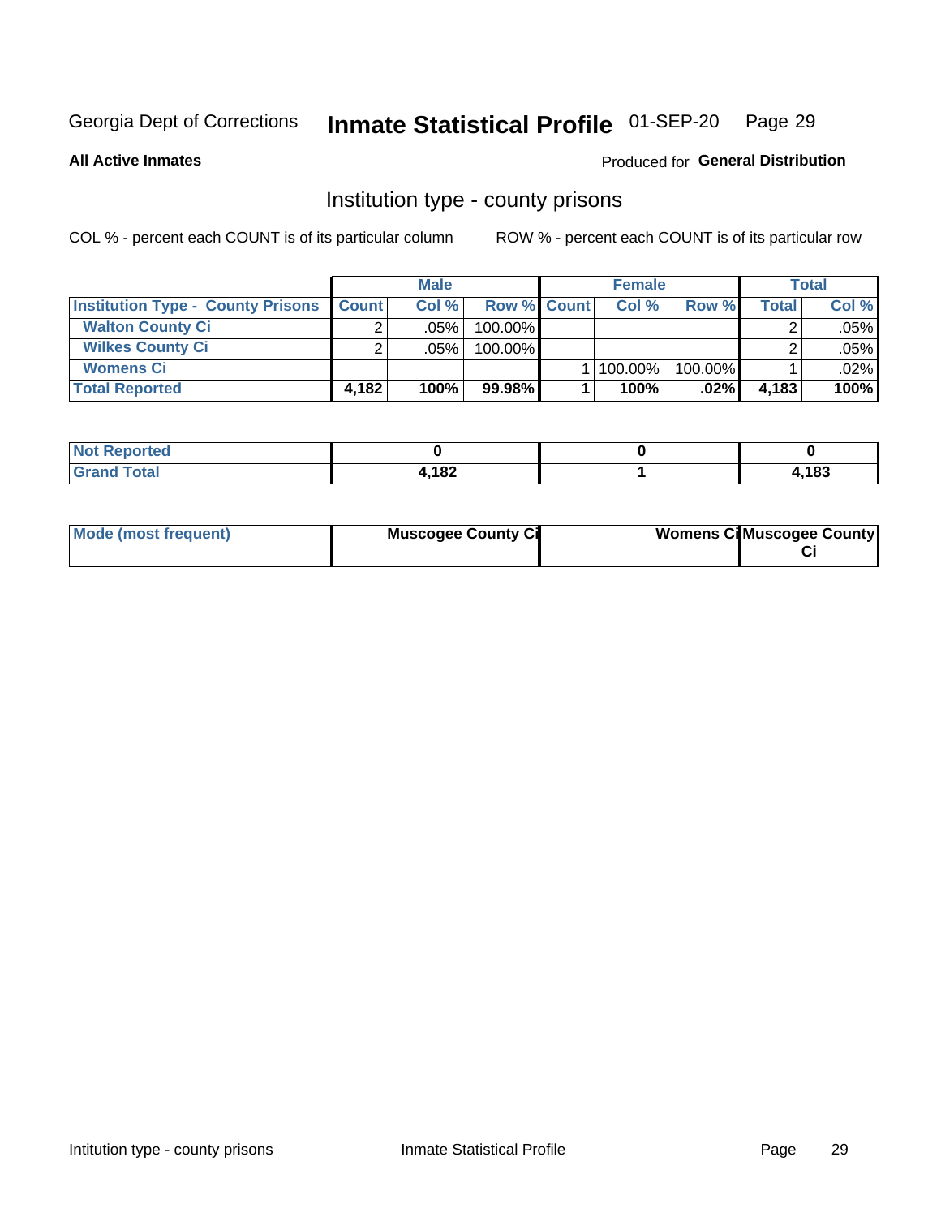Georgia Dept of Corrections **Inmate Statistical Profile** 01-SEP-20 Page 29

**All Active Inmates**

Produced for **General Distribution**

## Institution type - county prisons

COL % - percent each COUNT is of its particular column

ROW % - percent each COUNT is of its particular row

| | Male | | | Female | | | Total | |
|---|---|---|---|---|---|---|---|---|
| **Institution Type - County Prisons** | **Count** | **Col %** | **Row %** | **Count** | **Col %** | **Row %** | **Total** | **Col %** |
| **Walton County Ci** | 2 | .05% | 100.00% | | | | 2 | .05% |
| **Wilkes County Ci** | 2 | .05% | 100.00% | | | | 2 | .05% |
| **Womens Ci** | | | | 1 | 100.00% | 100.00% | 1 | .02% |
| **Total Reported** | **4,182** | **100%** | **99.98%** | **1** | **100%** | **.02%** | **4,183** | **100%** |

| | Male | Female | Total |
|---|---|---|---|
| **Not Reported** | **0** | **0** | **0** |
| **Grand Total** | **4,182** | **1** | **4,183** |

| | Male | Female | Total |
|---|---|---|---|
| **Mode (most frequent)** | **Muscogee County Ci** | **Womens Ci** | **Muscogee County Ci** |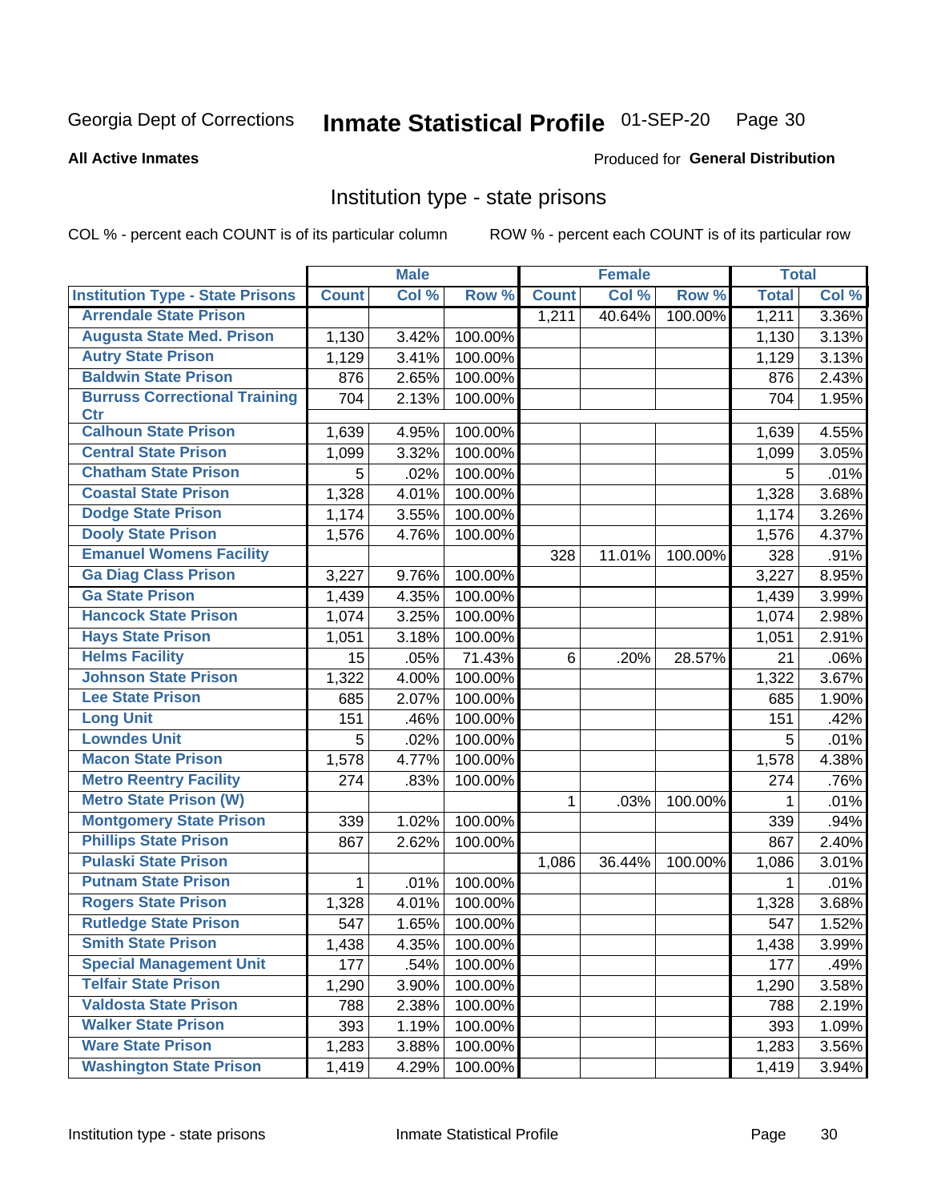Georgia Dept of Corrections **Inmate Statistical Profile** 01-SEP-20 Page 30

**All Active Inmates**

Produced for **General Distribution**

## Institution type - state prisons

COL % - percent each COUNT is of its particular column ROW % - percent each COUNT is of its particular row

| | Male | | | Female | | | Total | |
|---|---|---|---|---|---|---|---|---|
| Institution Type - State Prisons | Count | Col % | Row % | Count | Col % | Row % | Total | Col % |
| Arrendale State Prison | | | | 1,211 | 40.64% | 100.00% | 1,211 | 3.36% |
| Augusta State Med. Prison | 1,130 | 3.42% | 100.00% | | | | 1,130 | 3.13% |
| Autry State Prison | 1,129 | 3.41% | 100.00% | | | | 1,129 | 3.13% |
| Baldwin State Prison | 876 | 2.65% | 100.00% | | | | 876 | 2.43% |
| Burruss Correctional Training Ctr | 704 | 2.13% | 100.00% | | | | 704 | 1.95% |
| Calhoun State Prison | 1,639 | 4.95% | 100.00% | | | | 1,639 | 4.55% |
| Central State Prison | 1,099 | 3.32% | 100.00% | | | | 1,099 | 3.05% |
| Chatham State Prison | 5 | .02% | 100.00% | | | | 5 | .01% |
| Coastal State Prison | 1,328 | 4.01% | 100.00% | | | | 1,328 | 3.68% |
| Dodge State Prison | 1,174 | 3.55% | 100.00% | | | | 1,174 | 3.26% |
| Dooly State Prison | 1,576 | 4.76% | 100.00% | | | | 1,576 | 4.37% |
| Emanuel Womens Facility | | | | 328 | 11.01% | 100.00% | 328 | .91% |
| Ga Diag Class Prison | 3,227 | 9.76% | 100.00% | | | | 3,227 | 8.95% |
| Ga State Prison | 1,439 | 4.35% | 100.00% | | | | 1,439 | 3.99% |
| Hancock State Prison | 1,074 | 3.25% | 100.00% | | | | 1,074 | 2.98% |
| Hays State Prison | 1,051 | 3.18% | 100.00% | | | | 1,051 | 2.91% |
| Helms Facility | 15 | .05% | 71.43% | 6 | .20% | 28.57% | 21 | .06% |
| Johnson State Prison | 1,322 | 4.00% | 100.00% | | | | 1,322 | 3.67% |
| Lee State Prison | 685 | 2.07% | 100.00% | | | | 685 | 1.90% |
| Long Unit | 151 | .46% | 100.00% | | | | 151 | .42% |
| Lowndes Unit | 5 | .02% | 100.00% | | | | 5 | .01% |
| Macon State Prison | 1,578 | 4.77% | 100.00% | | | | 1,578 | 4.38% |
| Metro Reentry Facility | 274 | .83% | 100.00% | | | | 274 | .76% |
| Metro State Prison (W) | | | | 1 | .03% | 100.00% | 1 | .01% |
| Montgomery State Prison | 339 | 1.02% | 100.00% | | | | 339 | .94% |
| Phillips State Prison | 867 | 2.62% | 100.00% | | | | 867 | 2.40% |
| Pulaski State Prison | | | | 1,086 | 36.44% | 100.00% | 1,086 | 3.01% |
| Putnam State Prison | 1 | .01% | 100.00% | | | | 1 | .01% |
| Rogers State Prison | 1,328 | 4.01% | 100.00% | | | | 1,328 | 3.68% |
| Rutledge State Prison | 547 | 1.65% | 100.00% | | | | 547 | 1.52% |
| Smith State Prison | 1,438 | 4.35% | 100.00% | | | | 1,438 | 3.99% |
| Special Management Unit | 177 | .54% | 100.00% | | | | 177 | .49% |
| Telfair State Prison | 1,290 | 3.90% | 100.00% | | | | 1,290 | 3.58% |
| Valdosta State Prison | 788 | 2.38% | 100.00% | | | | 788 | 2.19% |
| Walker State Prison | 393 | 1.19% | 100.00% | | | | 393 | 1.09% |
| Ware State Prison | 1,283 | 3.88% | 100.00% | | | | 1,283 | 3.56% |
| Washington State Prison | 1,419 | 4.29% | 100.00% | | | | 1,419 | 3.94% |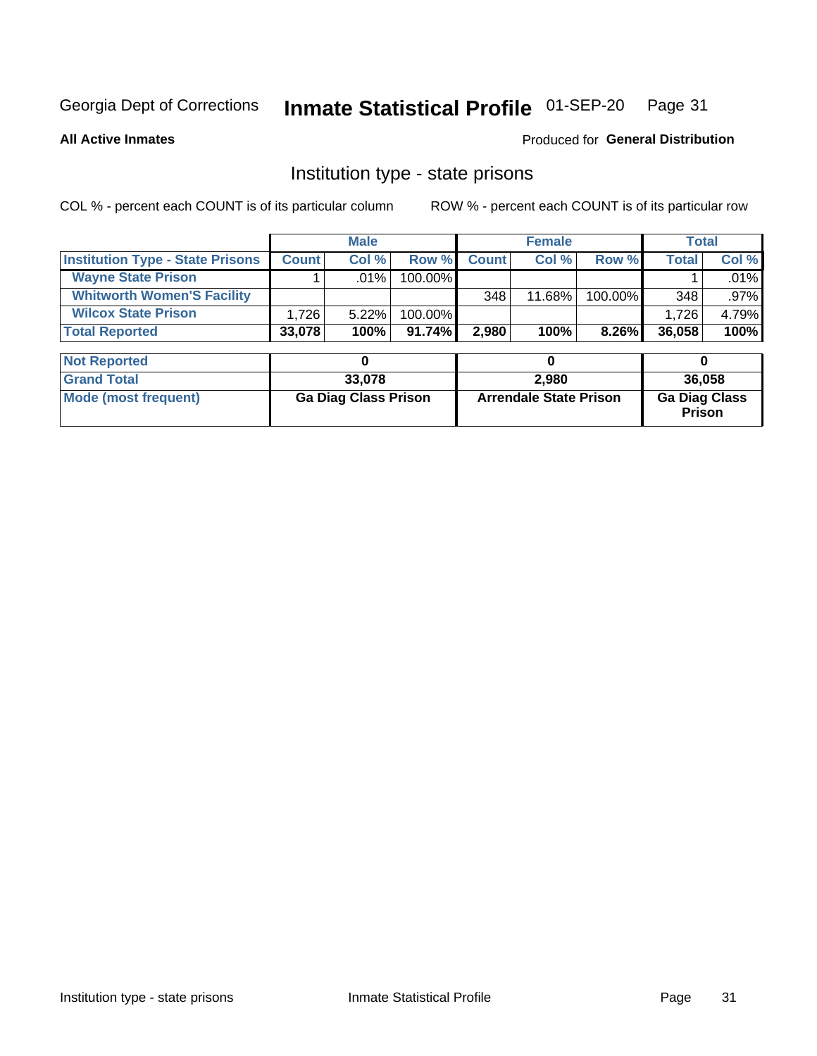Georgia Dept of Corrections **Inmate Statistical Profile** 01-SEP-20

**All Active Inmates**

Produced for **General Distribution**

## Institution type - state prisons

COL % - percent each COUNT is of its particular column ROW % - percent each COUNT is of its particular row

| | Male | | | Female | | | Total | |
|---|---|---|---|---|---|---|---|---|
| **Institution Type - State Prisons** | **Count** | **Col %** | **Row %** | **Count** | **Col %** | **Row %** | **Total** | **Col %** |
| **Wayne State Prison** | 1 | .01% | 100.00% | | | | 1 | .01% |
| **Whitworth Women'S Facility** | | | | 348 | 11.68% | 100.00% | 348 | .97% |
| **Wilcox State Prison** | 1,726 | 5.22% | 100.00% | | | | 1,726 | 4.79% |
| **Total Reported** | **33,078** | **100%** | **91.74%** | **2,980** | **100%** | **8.26%** | **36,058** | **100%** |

| | Male | Female | Total |
|---|---|---|---|
| **Not Reported** | **0** | **0** | **0** |
| **Grand Total** | **33,078** | **2,980** | **36,058** |
| **Mode (most frequent)** | **Ga Diag Class Prison** | **Arrendale State Prison** | **Ga Diag Class Prison** |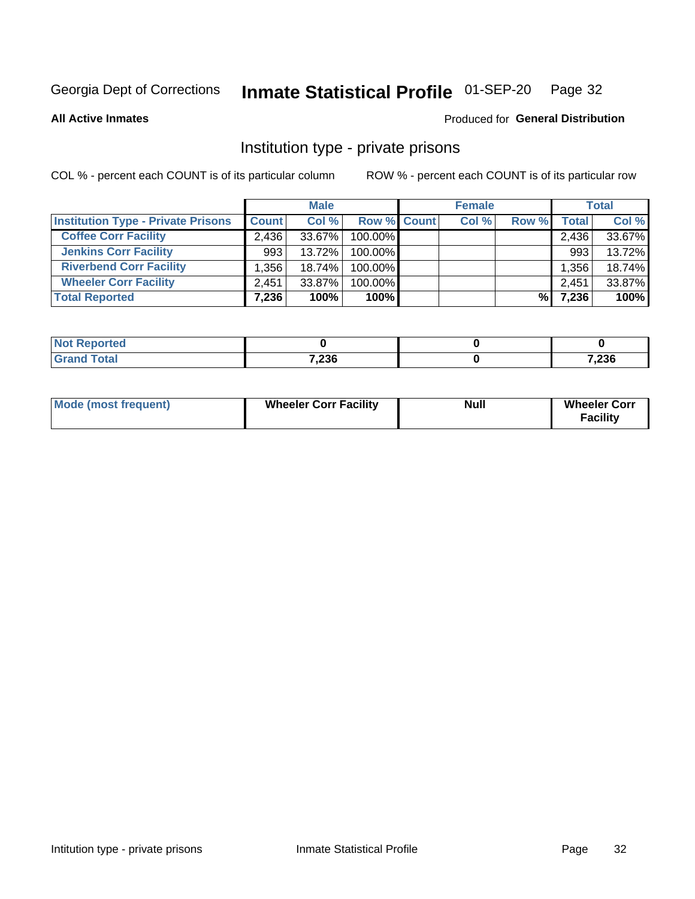Georgia Dept of Corrections **Inmate Statistical Profile** 01-SEP-20

**All Active Inmates**

Produced for **General Distribution**

## Institution type - private prisons

COL % - percent each COUNT is of its particular column

ROW % - percent each COUNT is of its particular row

| | Male | | | Female | | | Total | |
|---|---|---|---|---|---|---|---|---|
| **Institution Type - Private Prisons** | **Count** | **Col %** | **Row %** | **Count** | **Col %** | **Row %** | **Total** | **Col %** |
| **Coffee Corr Facility** | 2,436 | 33.67% | 100.00% | | | | 2,436 | 33.67% |
| **Jenkins Corr Facility** | 993 | 13.72% | 100.00% | | | | 993 | 13.72% |
| **Riverbend Corr Facility** | 1,356 | 18.74% | 100.00% | | | | 1,356 | 18.74% |
| **Wheeler Corr Facility** | 2,451 | 33.87% | 100.00% | | | | 2,451 | 33.87% |
| **Total Reported** | **7,236** | **100%** | **100%** | | | **%** | **7,236** | **100%** |

| | Male | Female | Total |
|---|---|---|---|
| **Not Reported** | **0** | **0** | **0** |
| **Grand Total** | **7,236** | **0** | **7,236** |

| | Male | Female | Total |
|---|---|---|---|
| **Mode (most frequent)** | **Wheeler Corr Facility** | **Null** | **Wheeler Corr Facility** |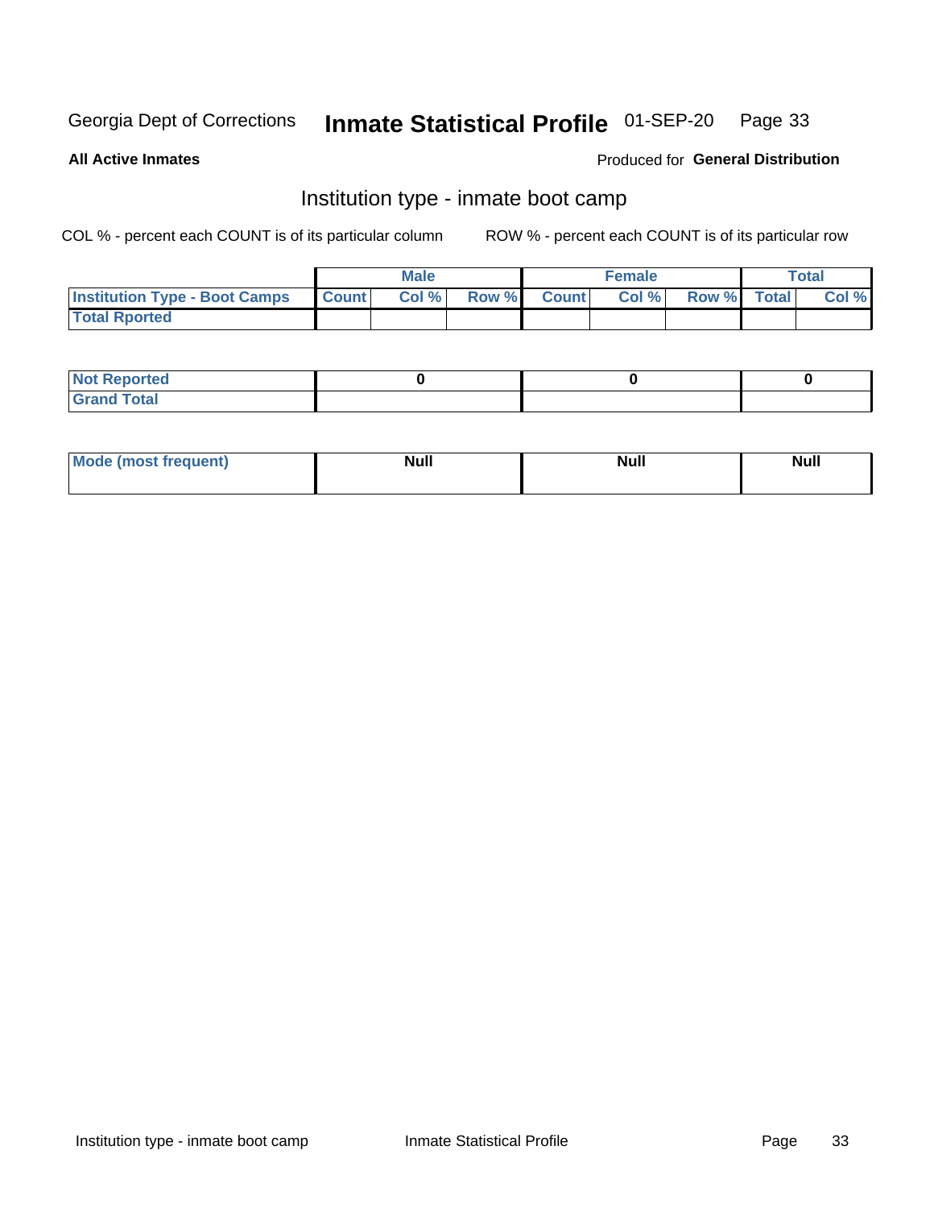Georgia Dept of Corrections **Inmate Statistical Profile** 01-SEP-20

**All Active Inmates**

Produced for **General Distribution**

## Institution type - inmate boot camp

COL % - percent each COUNT is of its particular column

ROW % - percent each COUNT is of its particular row

| | Male | | | Female | | | Total | |
|---|---|---|---|---|---|---|---|---|
| Institution Type - Boot Camps | Count | Col % | Row % | Count | Col % | Row % | Total | Col % |
| Total Rported | | | | | | | | |

| | | | |
|---|---|---|---|
| Not Reported | 0 | 0 | 0 |
| Grand Total | | | |

| | | | |
|---|---|---|---|
| Mode (most frequent) | Null | Null | Null |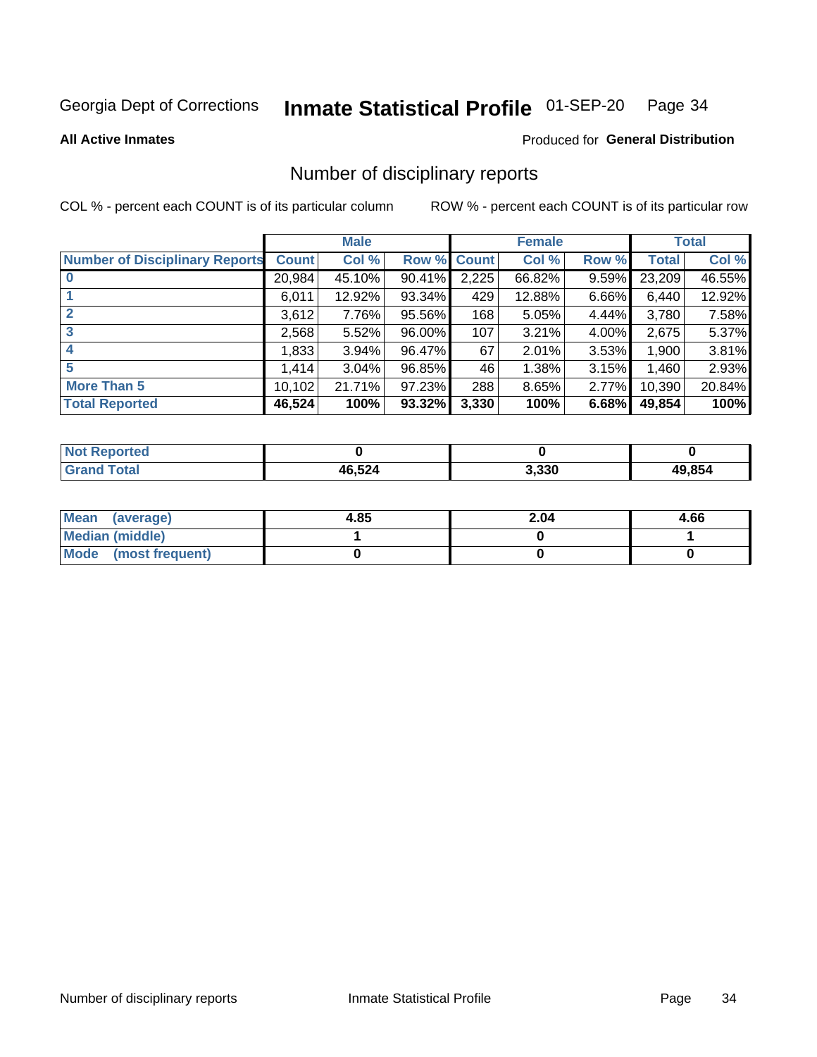Georgia Dept of Corrections **Inmate Statistical Profile** 01-SEP-20

**All Active Inmates**

Produced for **General Distribution**

## Number of disciplinary reports

COL % - percent each COUNT is of its particular column ROW % - percent each COUNT is of its particular row

| | Male | | | Female | | | Total | |
|---|---|---|---|---|---|---|---|---|
| **Number of Disciplinary Reports** | **Count** | **Col %** | **Row %** | **Count** | **Col %** | **Row %** | **Total** | **Col %** |
| **0** | 20,984 | 45.10% | 90.41% | 2,225 | 66.82% | 9.59% | 23,209 | 46.55% |
| **1** | 6,011 | 12.92% | 93.34% | 429 | 12.88% | 6.66% | 6,440 | 12.92% |
| **2** | 3,612 | 7.76% | 95.56% | 168 | 5.05% | 4.44% | 3,780 | 7.58% |
| **3** | 2,568 | 5.52% | 96.00% | 107 | 3.21% | 4.00% | 2,675 | 5.37% |
| **4** | 1,833 | 3.94% | 96.47% | 67 | 2.01% | 3.53% | 1,900 | 3.81% |
| **5** | 1,414 | 3.04% | 96.85% | 46 | 1.38% | 3.15% | 1,460 | 2.93% |
| **More Than 5** | 10,102 | 21.71% | 97.23% | 288 | 8.65% | 2.77% | 10,390 | 20.84% |
| **Total Reported** | **46,524** | **100%** | **93.32%** | **3,330** | **100%** | **6.68%** | **49,854** | **100%** |

| | | | |
|---|---|---|---|
| **Not Reported** | **0** | **0** | **0** |
| **Grand Total** | **46,524** | **3,330** | **49,854** |

| | | | |
|---|---|---|---|
| **Mean (average)** | **4.85** | **2.04** | **4.66** |
| **Median (middle)** | **1** | **0** | **1** |
| **Mode (most frequent)** | **0** | **0** | **0** |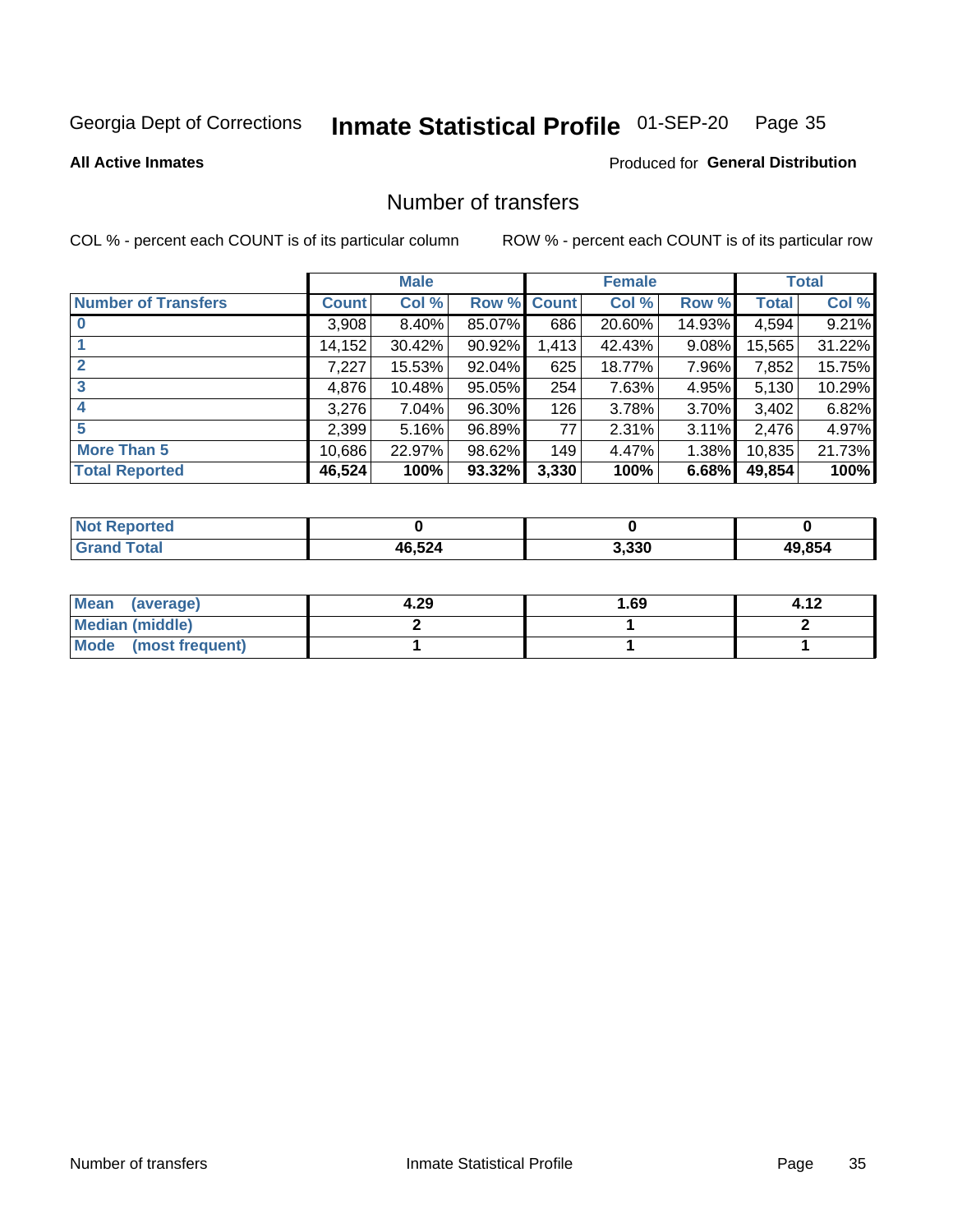Georgia Dept of Corrections **Inmate Statistical Profile** 01-SEP-20

**All Active Inmates**

Produced for **General Distribution**

## Number of transfers

COL % - percent each COUNT is of its particular column

ROW % - percent each COUNT is of its particular row

| | Male | | | Female | | | Total | |
|---|---|---|---|---|---|---|---|---|
| **Number of Transfers** | **Count** | **Col %** | **Row %** | **Count** | **Col %** | **Row %** | **Total** | **Col %** |
| **0** | 3,908 | 8.40% | 85.07% | 686 | 20.60% | 14.93% | 4,594 | 9.21% |
| **1** | 14,152 | 30.42% | 90.92% | 1,413 | 42.43% | 9.08% | 15,565 | 31.22% |
| **2** | 7,227 | 15.53% | 92.04% | 625 | 18.77% | 7.96% | 7,852 | 15.75% |
| **3** | 4,876 | 10.48% | 95.05% | 254 | 7.63% | 4.95% | 5,130 | 10.29% |
| **4** | 3,276 | 7.04% | 96.30% | 126 | 3.78% | 3.70% | 3,402 | 6.82% |
| **5** | 2,399 | 5.16% | 96.89% | 77 | 2.31% | 3.11% | 2,476 | 4.97% |
| **More Than 5** | 10,686 | 22.97% | 98.62% | 149 | 4.47% | 1.38% | 10,835 | 21.73% |
| **Total Reported** | **46,524** | **100%** | **93.32%** | **3,330** | **100%** | **6.68%** | **49,854** | **100%** |

| | Male | Female | Total |
|---|---|---|---|
| **Not Reported** | **0** | **0** | **0** |
| **Grand Total** | **46,524** | **3,330** | **49,854** |

| | Male | Female | Total |
|---|---|---|---|
| **Mean (average)** | **4.29** | **1.69** | **4.12** |
| **Median (middle)** | **2** | **1** | **2** |
| **Mode (most frequent)** | **1** | **1** | **1** |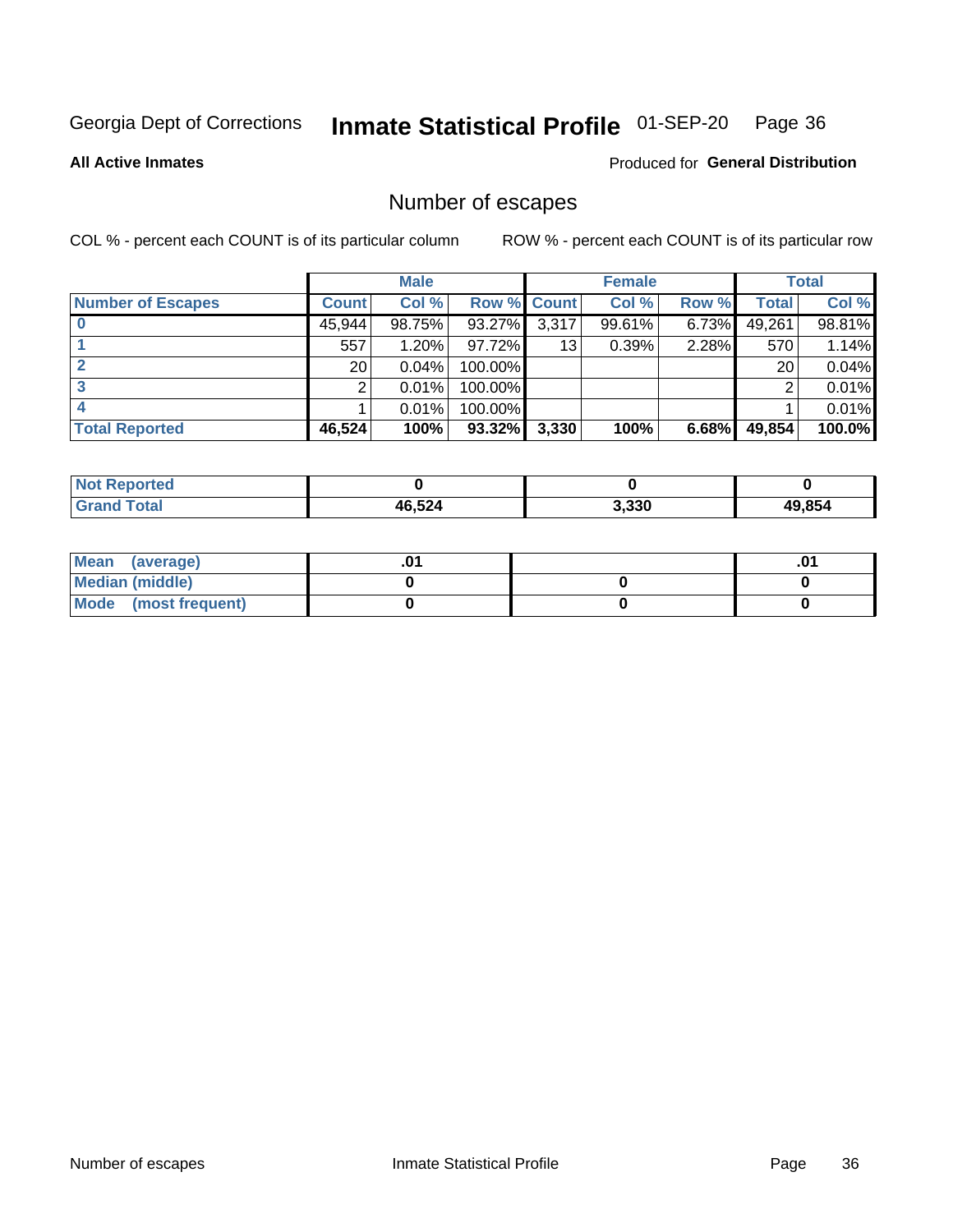Georgia Dept of Corrections **Inmate Statistical Profile** 01-SEP-20

**All Active Inmates**

Produced for **General Distribution**

## Number of escapes

COL % - percent each COUNT is of its particular column ROW % - percent each COUNT is of its particular row

| | Male | | | Female | | | Total | |
|---|---|---|---|---|---|---|---|---|
| **Number of Escapes** | **Count** | **Col %** | **Row %** | **Count** | **Col %** | **Row %** | **Total** | **Col %** |
| **0** | 45,944 | 98.75% | 93.27% | 3,317 | 99.61% | 6.73% | 49,261 | 98.81% |
| **1** | 557 | 1.20% | 97.72% | 13 | 0.39% | 2.28% | 570 | 1.14% |
| **2** | 20 | 0.04% | 100.00% | | | | 20 | 0.04% |
| **3** | 2 | 0.01% | 100.00% | | | | 2 | 0.01% |
| **4** | 1 | 0.01% | 100.00% | | | | 1 | 0.01% |
| **Total Reported** | **46,524** | **100%** | **93.32%** | **3,330** | **100%** | **6.68%** | **49,854** | **100.0%** |

| | Male | Female | Total |
|---|---|---|---|
| **Not Reported** | **0** | **0** | **0** |
| **Grand Total** | **46,524** | **3,330** | **49,854** |

| | Male | Female | Total |
|---|---|---|---|
| **Mean (average)** | **.01** | | **.01** |
| **Median (middle)** | **0** | **0** | **0** |
| **Mode (most frequent)** | **0** | **0** | **0** |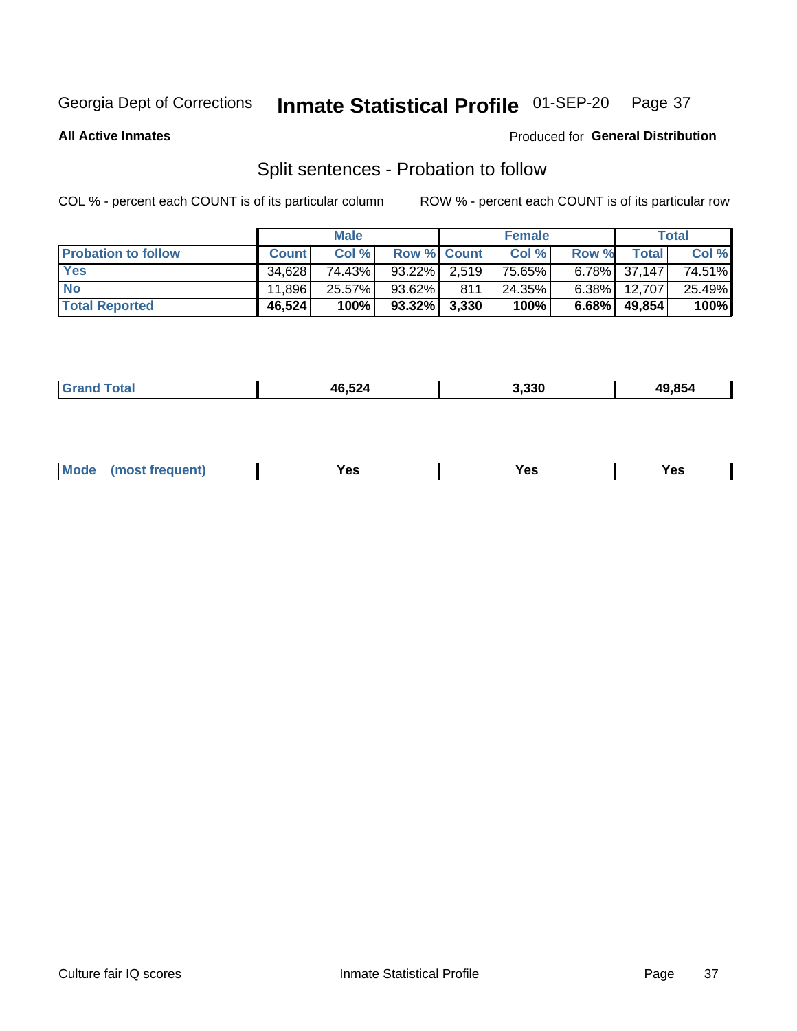Georgia Dept of Corrections **Inmate Statistical Profile** 01-SEP-20

**All Active Inmates**

Produced for **General Distribution**

## Split sentences - Probation to follow

COL % - percent each COUNT is of its particular column

ROW % - percent each COUNT is of its particular row

| | Male | | | Female | | | Total | |
|---|---|---|---|---|---|---|---|---|
| **Probation to follow** | **Count** | **Col %** | **Row %** | **Count** | **Col %** | **Row %** | **Total** | **Col %** |
| **Yes** | 34,628 | 74.43% | 93.22% | 2,519 | 75.65% | 6.78% | 37,147 | 74.51% |
| **No** | 11,896 | 25.57% | 93.62% | 811 | 24.35% | 6.38% | 12,707 | 25.49% |
| **Total Reported** | **46,524** | **100%** | **93.32%** | **3,330** | **100%** | **6.68%** | **49,854** | **100%** |

| | | | |
|---|---|---|---|
| **Grand Total** | **46,524** | **3,330** | **49,854** |

| | | | |
|---|---|---|---|
| **Mode (most frequent)** | **Yes** | **Yes** | **Yes** |

Culture fair IQ scores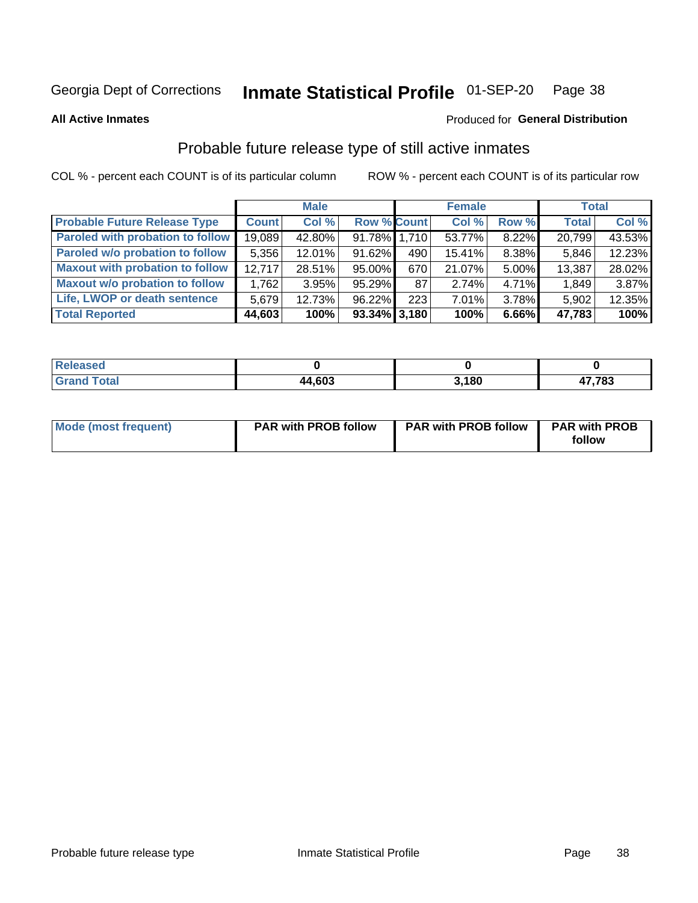Georgia Dept of Corrections **Inmate Statistical Profile** 01-SEP-20

**All Active Inmates**

Produced for **General Distribution**

## Probable future release type of still active inmates

COL % - percent each COUNT is of its particular column

ROW % - percent each COUNT is of its particular row

| | Male | | | Female | | | Total | |
|---|---|---|---|---|---|---|---|---|
| **Probable Future Release Type** | **Count** | **Col %** | **Row %** | **Count** | **Col %** | **Row %** | **Total** | **Col %** |
| **Paroled with probation to follow** | 19,089 | 42.80% | 91.78% | 1,710 | 53.77% | 8.22% | 20,799 | 43.53% |
| **Paroled w/o probation to follow** | 5,356 | 12.01% | 91.62% | 490 | 15.41% | 8.38% | 5,846 | 12.23% |
| **Maxout with probation to follow** | 12,717 | 28.51% | 95.00% | 670 | 21.07% | 5.00% | 13,387 | 28.02% |
| **Maxout w/o probation to follow** | 1,762 | 3.95% | 95.29% | 87 | 2.74% | 4.71% | 1,849 | 3.87% |
| **Life, LWOP or death sentence** | 5,679 | 12.73% | 96.22% | 223 | 7.01% | 3.78% | 5,902 | 12.35% |
| **Total Reported** | **44,603** | **100%** | **93.34%** | **3,180** | **100%** | **6.66%** | **47,783** | **100%** |

| | | | |
|---|---|---|---|
| **Released** | **0** | **0** | **0** |
| **Grand Total** | **44,603** | **3,180** | **47,783** |

| | | | |
|---|---|---|---|
| **Mode (most frequent)** | **PAR with PROB follow** | **PAR with PROB follow** | **PAR with PROB follow** |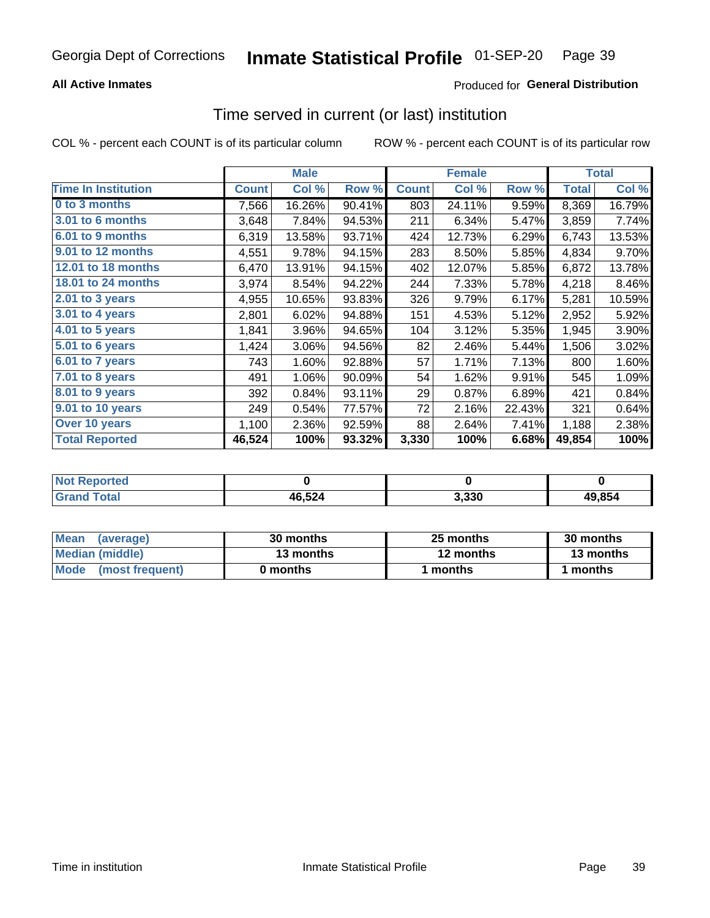Georgia Dept of Corrections **Inmate Statistical Profile** 01-SEP-20

**All Active Inmates**

Produced for **General Distribution**

## Time served in current (or last) institution

COL % - percent each COUNT is of its particular column    ROW % - percent each COUNT is of its particular row

| | Male | | | Female | | | Total | |
|---|---|---|---|---|---|---|---|---|
| **Time In Institution** | **Count** | **Col %** | **Row %** | **Count** | **Col %** | **Row %** | **Total** | **Col %** |
| **0 to 3 months** | 7,566 | 16.26% | 90.41% | 803 | 24.11% | 9.59% | 8,369 | 16.79% |
| **3.01 to 6 months** | 3,648 | 7.84% | 94.53% | 211 | 6.34% | 5.47% | 3,859 | 7.74% |
| **6.01 to 9 months** | 6,319 | 13.58% | 93.71% | 424 | 12.73% | 6.29% | 6,743 | 13.53% |
| **9.01 to 12 months** | 4,551 | 9.78% | 94.15% | 283 | 8.50% | 5.85% | 4,834 | 9.70% |
| **12.01 to 18 months** | 6,470 | 13.91% | 94.15% | 402 | 12.07% | 5.85% | 6,872 | 13.78% |
| **18.01 to 24 months** | 3,974 | 8.54% | 94.22% | 244 | 7.33% | 5.78% | 4,218 | 8.46% |
| **2.01 to 3 years** | 4,955 | 10.65% | 93.83% | 326 | 9.79% | 6.17% | 5,281 | 10.59% |
| **3.01 to 4 years** | 2,801 | 6.02% | 94.88% | 151 | 4.53% | 5.12% | 2,952 | 5.92% |
| **4.01 to 5 years** | 1,841 | 3.96% | 94.65% | 104 | 3.12% | 5.35% | 1,945 | 3.90% |
| **5.01 to 6 years** | 1,424 | 3.06% | 94.56% | 82 | 2.46% | 5.44% | 1,506 | 3.02% |
| **6.01 to 7 years** | 743 | 1.60% | 92.88% | 57 | 1.71% | 7.13% | 800 | 1.60% |
| **7.01 to 8 years** | 491 | 1.06% | 90.09% | 54 | 1.62% | 9.91% | 545 | 1.09% |
| **8.01 to 9 years** | 392 | 0.84% | 93.11% | 29 | 0.87% | 6.89% | 421 | 0.84% |
| **9.01 to 10 years** | 249 | 0.54% | 77.57% | 72 | 2.16% | 22.43% | 321 | 0.64% |
| **Over 10 years** | 1,100 | 2.36% | 92.59% | 88 | 2.64% | 7.41% | 1,188 | 2.38% |
| **Total Reported** | **46,524** | **100%** | **93.32%** | **3,330** | **100%** | **6.68%** | **49,854** | **100%** |

| | Male | Female | Total |
|---|---|---|---|
| **Not Reported** | **0** | **0** | **0** |
| **Grand Total** | **46,524** | **3,330** | **49,854** |

| | Male | Female | Total |
|---|---|---|---|
| **Mean (average)** | **30 months** | **25 months** | **30 months** |
| **Median (middle)** | **13 months** | **12 months** | **13 months** |
| **Mode (most frequent)** | **0 months** | **1 months** | **1 months** |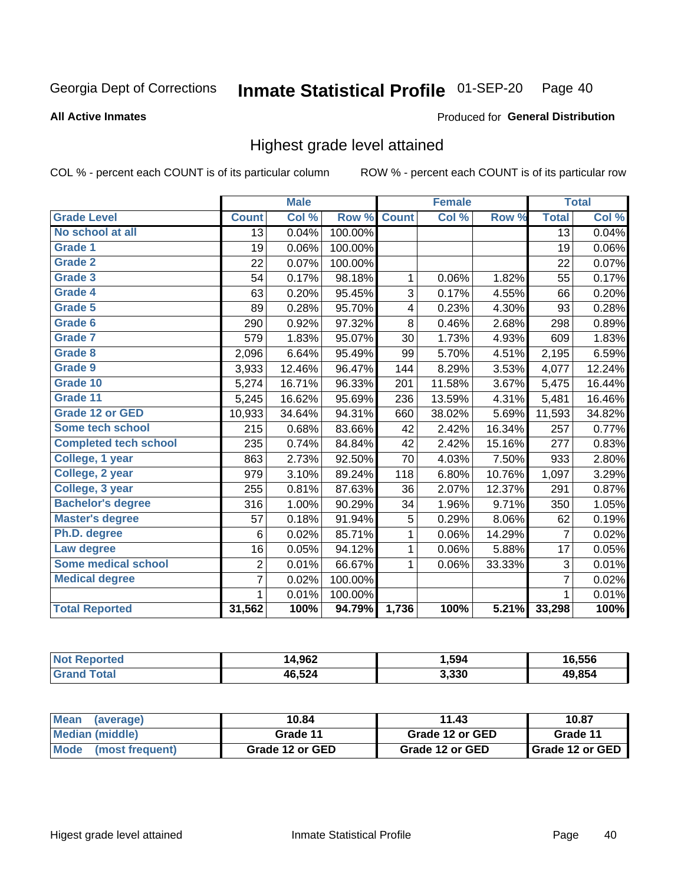Georgia Dept of Corrections **Inmate Statistical Profile** 01-SEP-20

**All Active Inmates**

Produced for **General Distribution**

## Highest grade level attained

COL % - percent each COUNT is of its particular column ROW % - percent each COUNT is of its particular row

| | Male | | | Female | | | Total | |
|---|---|---|---|---|---|---|---|---|
| Grade Level | Count | Col % | Row % | Count | Col % | Row % | Total | Col % |
| No school at all | 13 | 0.04% | 100.00% | | | | 13 | 0.04% |
| Grade 1 | 19 | 0.06% | 100.00% | | | | 19 | 0.06% |
| Grade 2 | 22 | 0.07% | 100.00% | | | | 22 | 0.07% |
| Grade 3 | 54 | 0.17% | 98.18% | 1 | 0.06% | 1.82% | 55 | 0.17% |
| Grade 4 | 63 | 0.20% | 95.45% | 3 | 0.17% | 4.55% | 66 | 0.20% |
| Grade 5 | 89 | 0.28% | 95.70% | 4 | 0.23% | 4.30% | 93 | 0.28% |
| Grade 6 | 290 | 0.92% | 97.32% | 8 | 0.46% | 2.68% | 298 | 0.89% |
| Grade 7 | 579 | 1.83% | 95.07% | 30 | 1.73% | 4.93% | 609 | 1.83% |
| Grade 8 | 2,096 | 6.64% | 95.49% | 99 | 5.70% | 4.51% | 2,195 | 6.59% |
| Grade 9 | 3,933 | 12.46% | 96.47% | 144 | 8.29% | 3.53% | 4,077 | 12.24% |
| Grade 10 | 5,274 | 16.71% | 96.33% | 201 | 11.58% | 3.67% | 5,475 | 16.44% |
| Grade 11 | 5,245 | 16.62% | 95.69% | 236 | 13.59% | 4.31% | 5,481 | 16.46% |
| Grade 12 or GED | 10,933 | 34.64% | 94.31% | 660 | 38.02% | 5.69% | 11,593 | 34.82% |
| Some tech school | 215 | 0.68% | 83.66% | 42 | 2.42% | 16.34% | 257 | 0.77% |
| Completed tech school | 235 | 0.74% | 84.84% | 42 | 2.42% | 15.16% | 277 | 0.83% |
| College, 1 year | 863 | 2.73% | 92.50% | 70 | 4.03% | 7.50% | 933 | 2.80% |
| College, 2 year | 979 | 3.10% | 89.24% | 118 | 6.80% | 10.76% | 1,097 | 3.29% |
| College, 3 year | 255 | 0.81% | 87.63% | 36 | 2.07% | 12.37% | 291 | 0.87% |
| Bachelor's degree | 316 | 1.00% | 90.29% | 34 | 1.96% | 9.71% | 350 | 1.05% |
| Master's degree | 57 | 0.18% | 91.94% | 5 | 0.29% | 8.06% | 62 | 0.19% |
| Ph.D. degree | 6 | 0.02% | 85.71% | 1 | 0.06% | 14.29% | 7 | 0.02% |
| Law degree | 16 | 0.05% | 94.12% | 1 | 0.06% | 5.88% | 17 | 0.05% |
| Some medical school | 2 | 0.01% | 66.67% | 1 | 0.06% | 33.33% | 3 | 0.01% |
| Medical degree | 7 | 0.02% | 100.00% | | | | 7 | 0.02% |
| | 1 | 0.01% | 100.00% | | | | 1 | 0.01% |
| **Total Reported** | **31,562** | **100%** | **94.79%** | **1,736** | **100%** | **5.21%** | **33,298** | **100%** |

| | Male | Female | Total |
|---|---|---|---|
| Not Reported | 14,962 | 1,594 | 16,556 |
| Grand Total | 46,524 | 3,330 | 49,854 |

| | Male | Female | Total |
|---|---|---|---|
| Mean (average) | 10.84 | 11.43 | 10.87 |
| Median (middle) | Grade 11 | Grade 12 or GED | Grade 11 |
| Mode (most frequent) | Grade 12 or GED | Grade 12 or GED | Grade 12 or GED |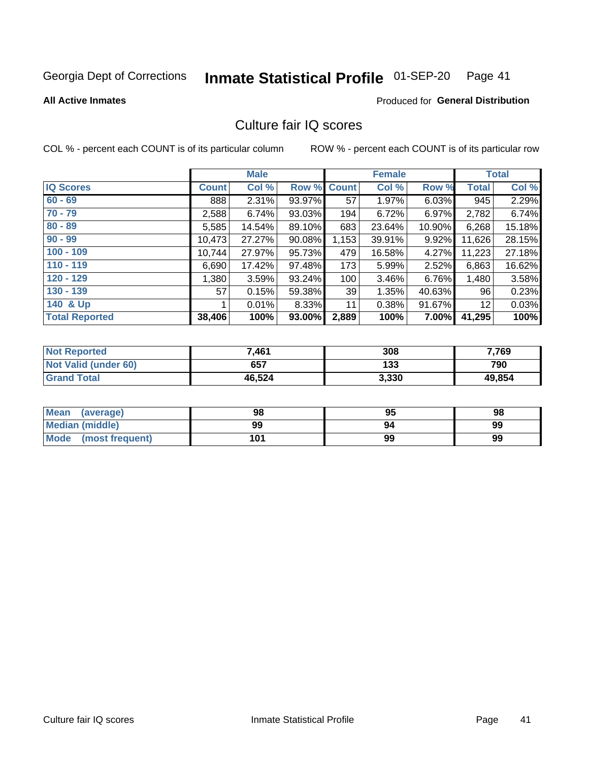Georgia Dept of Corrections **Inmate Statistical Profile** 01-SEP-20

**All Active Inmates**

Produced for **General Distribution**

## Culture fair IQ scores

COL % - percent each COUNT is of its particular column

ROW % - percent each COUNT is of its particular row

| | Male | | | Female | | | Total | |
|---|---|---|---|---|---|---|---|---|
| **IQ Scores** | **Count** | **Col %** | **Row %** | **Count** | **Col %** | **Row %** | **Total** | **Col %** |
| **60 - 69** | 888 | 2.31% | 93.97% | 57 | 1.97% | 6.03% | 945 | 2.29% |
| **70 - 79** | 2,588 | 6.74% | 93.03% | 194 | 6.72% | 6.97% | 2,782 | 6.74% |
| **80 - 89** | 5,585 | 14.54% | 89.10% | 683 | 23.64% | 10.90% | 6,268 | 15.18% |
| **90 - 99** | 10,473 | 27.27% | 90.08% | 1,153 | 39.91% | 9.92% | 11,626 | 28.15% |
| **100 - 109** | 10,744 | 27.97% | 95.73% | 479 | 16.58% | 4.27% | 11,223 | 27.18% |
| **110 - 119** | 6,690 | 17.42% | 97.48% | 173 | 5.99% | 2.52% | 6,863 | 16.62% |
| **120 - 129** | 1,380 | 3.59% | 93.24% | 100 | 3.46% | 6.76% | 1,480 | 3.58% |
| **130 - 139** | 57 | 0.15% | 59.38% | 39 | 1.35% | 40.63% | 96 | 0.23% |
| **140 & Up** | 1 | 0.01% | 8.33% | 11 | 0.38% | 91.67% | 12 | 0.03% |
| **Total Reported** | **38,406** | **100%** | **93.00%** | **2,889** | **100%** | **7.00%** | **41,295** | **100%** |

| | Male | Female | Total |
|---|---|---|---|
| **Not Reported** | **7,461** | **308** | **7,769** |
| **Not Valid (under 60)** | **657** | **133** | **790** |
| **Grand Total** | **46,524** | **3,330** | **49,854** |

| | Male | Female | Total |
|---|---|---|---|
| **Mean (average)** | **98** | **95** | **98** |
| **Median (middle)** | **99** | **94** | **99** |
| **Mode (most frequent)** | **101** | **99** | **99** |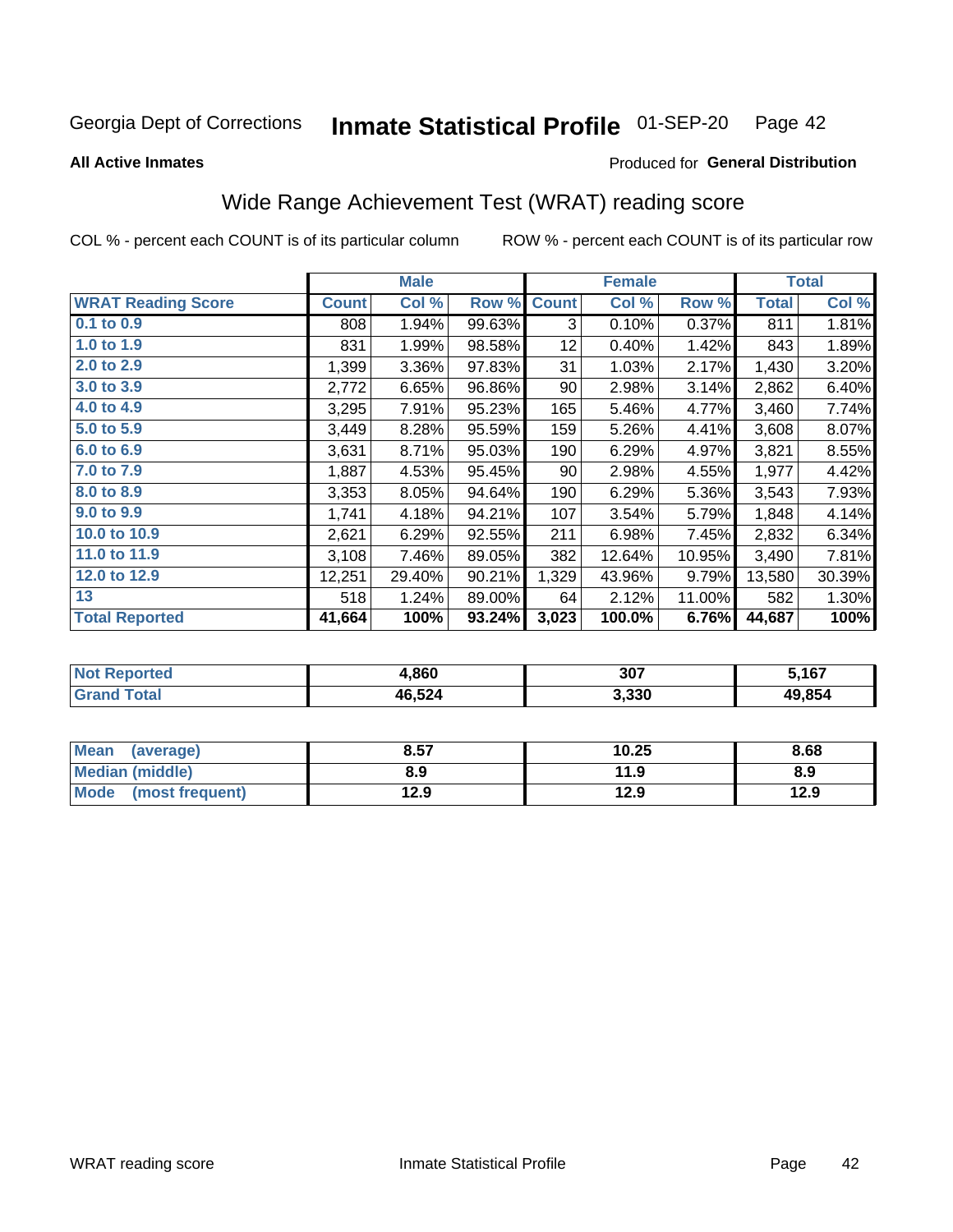# Inmate Statistical Profile

Georgia Dept of Corrections — 01-SEP-20

**All Active Inmates** — Produced for **General Distribution**

## Wide Range Achievement Test (WRAT) reading score

COL % - percent each COUNT is of its particular column ROW % - percent each COUNT is of its particular row

| | Male | | | Female | | | Total | |
|---|---|---|---|---|---|---|---|---|
| **WRAT Reading Score** | **Count** | **Col %** | **Row %** | **Count** | **Col %** | **Row %** | **Total** | **Col %** |
| 0.1 to 0.9 | 808 | 1.94% | 99.63% | 3 | 0.10% | 0.37% | 811 | 1.81% |
| 1.0 to 1.9 | 831 | 1.99% | 98.58% | 12 | 0.40% | 1.42% | 843 | 1.89% |
| 2.0 to 2.9 | 1,399 | 3.36% | 97.83% | 31 | 1.03% | 2.17% | 1,430 | 3.20% |
| 3.0 to 3.9 | 2,772 | 6.65% | 96.86% | 90 | 2.98% | 3.14% | 2,862 | 6.40% |
| 4.0 to 4.9 | 3,295 | 7.91% | 95.23% | 165 | 5.46% | 4.77% | 3,460 | 7.74% |
| 5.0 to 5.9 | 3,449 | 8.28% | 95.59% | 159 | 5.26% | 4.41% | 3,608 | 8.07% |
| 6.0 to 6.9 | 3,631 | 8.71% | 95.03% | 190 | 6.29% | 4.97% | 3,821 | 8.55% |
| 7.0 to 7.9 | 1,887 | 4.53% | 95.45% | 90 | 2.98% | 4.55% | 1,977 | 4.42% |
| 8.0 to 8.9 | 3,353 | 8.05% | 94.64% | 190 | 6.29% | 5.36% | 3,543 | 7.93% |
| 9.0 to 9.9 | 1,741 | 4.18% | 94.21% | 107 | 3.54% | 5.79% | 1,848 | 4.14% |
| 10.0 to 10.9 | 2,621 | 6.29% | 92.55% | 211 | 6.98% | 7.45% | 2,832 | 6.34% |
| 11.0 to 11.9 | 3,108 | 7.46% | 89.05% | 382 | 12.64% | 10.95% | 3,490 | 7.81% |
| 12.0 to 12.9 | 12,251 | 29.40% | 90.21% | 1,329 | 43.96% | 9.79% | 13,580 | 30.39% |
| 13 | 518 | 1.24% | 89.00% | 64 | 2.12% | 11.00% | 582 | 1.30% |
| **Total Reported** | **41,664** | **100%** | **93.24%** | **3,023** | **100.0%** | **6.76%** | **44,687** | **100%** |

| | Male | Female | Total |
|---|---|---|---|
| Not Reported | 4,860 | 307 | 5,167 |
| Grand Total | 46,524 | 3,330 | 49,854 |

| | Male | Female | Total |
|---|---|---|---|
| Mean (average) | 8.57 | 10.25 | 8.68 |
| Median (middle) | 8.9 | 11.9 | 8.9 |
| Mode (most frequent) | 12.9 | 12.9 | 12.9 |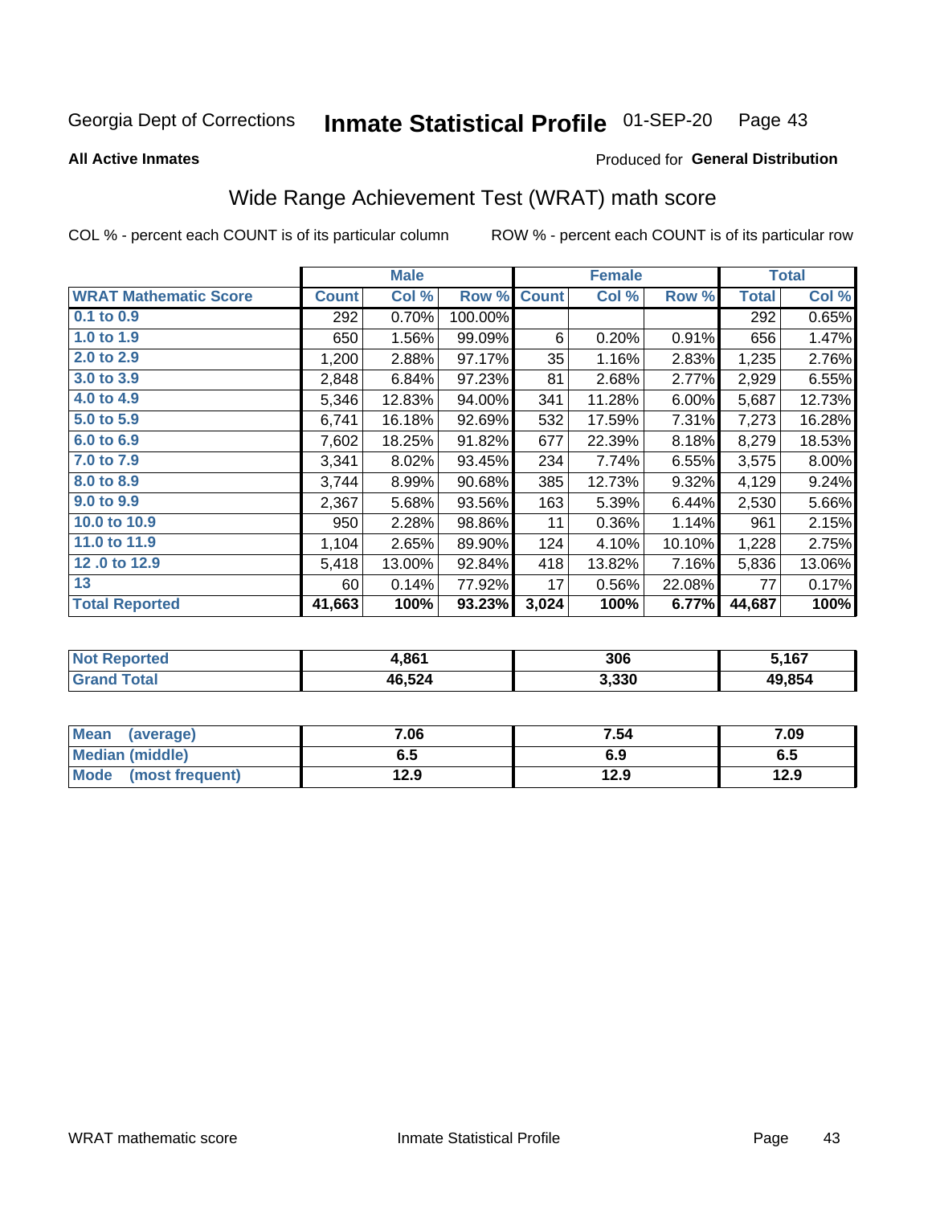Georgia Dept of Corrections **Inmate Statistical Profile** 01-SEP-20

**All Active Inmates**

Produced for **General Distribution**

## Wide Range Achievement Test (WRAT) math score

COL % - percent each COUNT is of its particular column ROW % - percent each COUNT is of its particular row

| | Male | | | Female | | | Total | |
|---|---|---|---|---|---|---|---|---|
| **WRAT Mathematic Score** | **Count** | **Col %** | **Row %** | **Count** | **Col %** | **Row %** | **Total** | **Col %** |
| 0.1 to 0.9 | 292 | 0.70% | 100.00% | | | | 292 | 0.65% |
| 1.0 to 1.9 | 650 | 1.56% | 99.09% | 6 | 0.20% | 0.91% | 656 | 1.47% |
| 2.0 to 2.9 | 1,200 | 2.88% | 97.17% | 35 | 1.16% | 2.83% | 1,235 | 2.76% |
| 3.0 to 3.9 | 2,848 | 6.84% | 97.23% | 81 | 2.68% | 2.77% | 2,929 | 6.55% |
| 4.0 to 4.9 | 5,346 | 12.83% | 94.00% | 341 | 11.28% | 6.00% | 5,687 | 12.73% |
| 5.0 to 5.9 | 6,741 | 16.18% | 92.69% | 532 | 17.59% | 7.31% | 7,273 | 16.28% |
| 6.0 to 6.9 | 7,602 | 18.25% | 91.82% | 677 | 22.39% | 8.18% | 8,279 | 18.53% |
| 7.0 to 7.9 | 3,341 | 8.02% | 93.45% | 234 | 7.74% | 6.55% | 3,575 | 8.00% |
| 8.0 to 8.9 | 3,744 | 8.99% | 90.68% | 385 | 12.73% | 9.32% | 4,129 | 9.24% |
| 9.0 to 9.9 | 2,367 | 5.68% | 93.56% | 163 | 5.39% | 6.44% | 2,530 | 5.66% |
| 10.0 to 10.9 | 950 | 2.28% | 98.86% | 11 | 0.36% | 1.14% | 961 | 2.15% |
| 11.0 to 11.9 | 1,104 | 2.65% | 89.90% | 124 | 4.10% | 10.10% | 1,228 | 2.75% |
| 12 .0 to 12.9 | 5,418 | 13.00% | 92.84% | 418 | 13.82% | 7.16% | 5,836 | 13.06% |
| 13 | 60 | 0.14% | 77.92% | 17 | 0.56% | 22.08% | 77 | 0.17% |
| **Total Reported** | **41,663** | **100%** | **93.23%** | **3,024** | **100%** | **6.77%** | **44,687** | **100%** |

| | Male | Female | Total |
|---|---|---|---|
| **Not Reported** | **4,861** | **306** | **5,167** |
| **Grand Total** | **46,524** | **3,330** | **49,854** |

| | Male | Female | Total |
|---|---|---|---|
| **Mean (average)** | **7.06** | **7.54** | **7.09** |
| **Median (middle)** | **6.5** | **6.9** | **6.5** |
| **Mode (most frequent)** | **12.9** | **12.9** | **12.9** |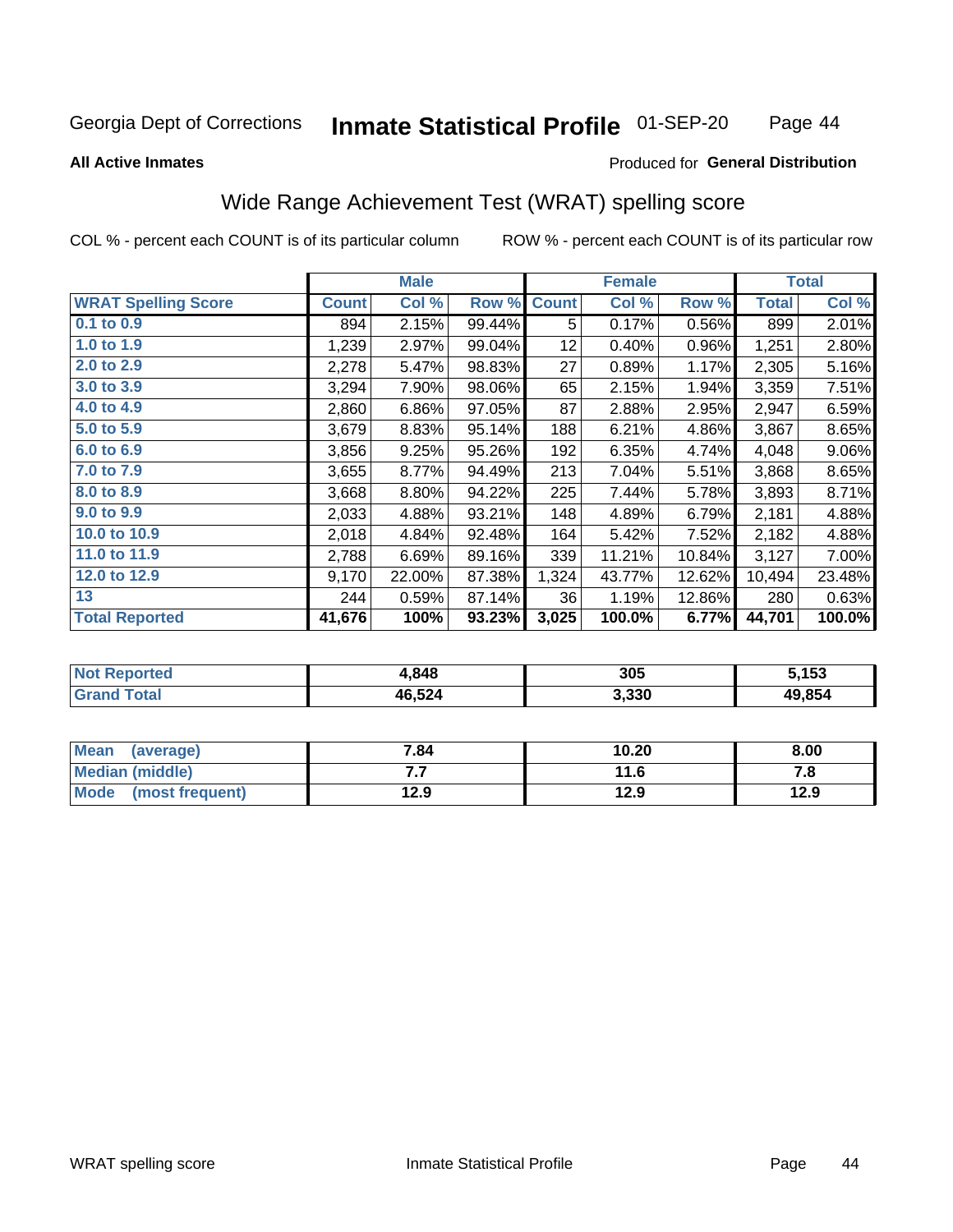Georgia Dept of Corrections **Inmate Statistical Profile** 01-SEP-20

**All Active Inmates** Produced for **General Distribution**

## Wide Range Achievement Test (WRAT) spelling score

COL % - percent each COUNT is of its particular column ROW % - percent each COUNT is of its particular row

| | Male | | | Female | | | Total | |
|---|---|---|---|---|---|---|---|---|
| **WRAT Spelling Score** | **Count** | **Col %** | **Row %** | **Count** | **Col %** | **Row %** | **Total** | **Col %** |
| 0.1 to 0.9 | 894 | 2.15% | 99.44% | 5 | 0.17% | 0.56% | 899 | 2.01% |
| 1.0 to 1.9 | 1,239 | 2.97% | 99.04% | 12 | 0.40% | 0.96% | 1,251 | 2.80% |
| 2.0 to 2.9 | 2,278 | 5.47% | 98.83% | 27 | 0.89% | 1.17% | 2,305 | 5.16% |
| 3.0 to 3.9 | 3,294 | 7.90% | 98.06% | 65 | 2.15% | 1.94% | 3,359 | 7.51% |
| 4.0 to 4.9 | 2,860 | 6.86% | 97.05% | 87 | 2.88% | 2.95% | 2,947 | 6.59% |
| 5.0 to 5.9 | 3,679 | 8.83% | 95.14% | 188 | 6.21% | 4.86% | 3,867 | 8.65% |
| 6.0 to 6.9 | 3,856 | 9.25% | 95.26% | 192 | 6.35% | 4.74% | 4,048 | 9.06% |
| 7.0 to 7.9 | 3,655 | 8.77% | 94.49% | 213 | 7.04% | 5.51% | 3,868 | 8.65% |
| 8.0 to 8.9 | 3,668 | 8.80% | 94.22% | 225 | 7.44% | 5.78% | 3,893 | 8.71% |
| 9.0 to 9.9 | 2,033 | 4.88% | 93.21% | 148 | 4.89% | 6.79% | 2,181 | 4.88% |
| 10.0 to 10.9 | 2,018 | 4.84% | 92.48% | 164 | 5.42% | 7.52% | 2,182 | 4.88% |
| 11.0 to 11.9 | 2,788 | 6.69% | 89.16% | 339 | 11.21% | 10.84% | 3,127 | 7.00% |
| 12.0 to 12.9 | 9,170 | 22.00% | 87.38% | 1,324 | 43.77% | 12.62% | 10,494 | 23.48% |
| 13 | 244 | 0.59% | 87.14% | 36 | 1.19% | 12.86% | 280 | 0.63% |
| **Total Reported** | **41,676** | **100%** | **93.23%** | **3,025** | **100.0%** | **6.77%** | **44,701** | **100.0%** |

| | Male | Female | Total |
|---|---|---|---|
| Not Reported | 4,848 | 305 | 5,153 |
| Grand Total | 46,524 | 3,330 | 49,854 |

| | Male | Female | Total |
|---|---|---|---|
| Mean (average) | 7.84 | 10.20 | 8.00 |
| Median (middle) | 7.7 | 11.6 | 7.8 |
| Mode (most frequent) | 12.9 | 12.9 | 12.9 |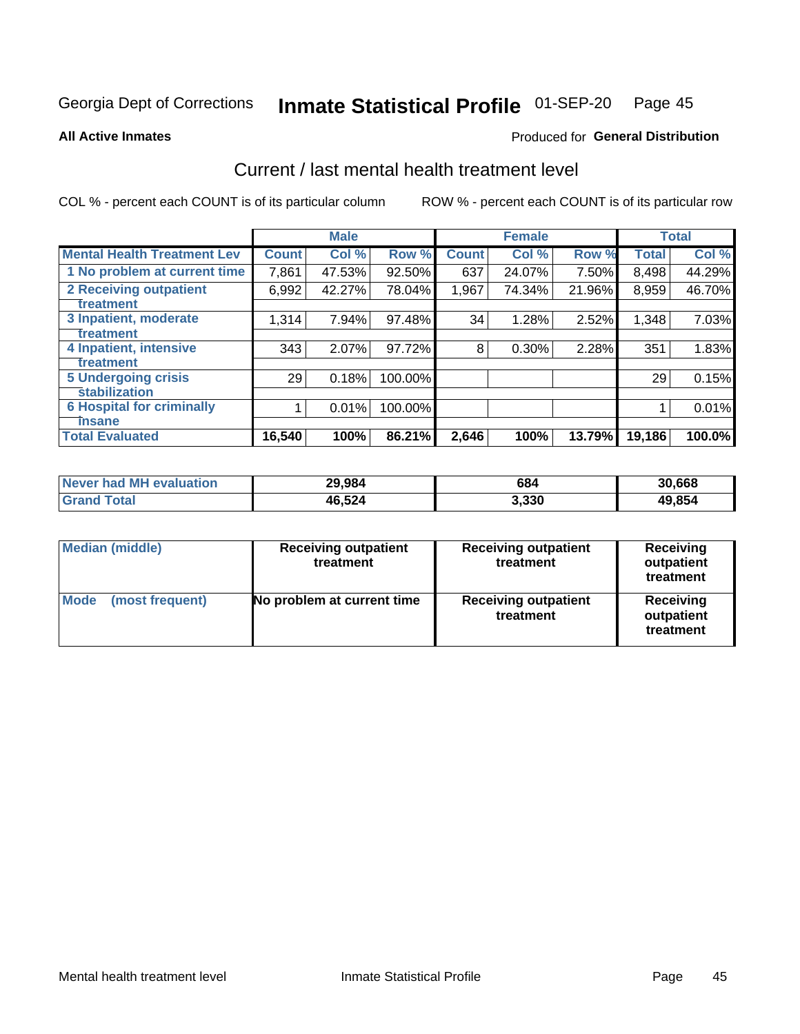Georgia Dept of Corrections **Inmate Statistical Profile** 01-SEP-20

**All Active Inmates**

Produced for **General Distribution**

## Current / last mental health treatment level

COL % - percent each COUNT is of its particular column

ROW % - percent each COUNT is of its particular row

| | Male | | | Female | | | Total | |
|---|---|---|---|---|---|---|---|---|
| **Mental Health Treatment Lev** | **Count** | **Col %** | **Row %** | **Count** | **Col %** | **Row %** | **Total** | **Col %** |
| 1 No problem at current time | 7,861 | 47.53% | 92.50% | 637 | 24.07% | 7.50% | 8,498 | 44.29% |
| 2 Receiving outpatient treatment | 6,992 | 42.27% | 78.04% | 1,967 | 74.34% | 21.96% | 8,959 | 46.70% |
| 3 Inpatient, moderate treatment | 1,314 | 7.94% | 97.48% | 34 | 1.28% | 2.52% | 1,348 | 7.03% |
| 4 Inpatient, intensive treatment | 343 | 2.07% | 97.72% | 8 | 0.30% | 2.28% | 351 | 1.83% |
| 5 Undergoing crisis stabilization | 29 | 0.18% | 100.00% | | | | 29 | 0.15% |
| 6 Hospital for criminally insane | 1 | 0.01% | 100.00% | | | | 1 | 0.01% |
| **Total Evaluated** | **16,540** | **100%** | **86.21%** | **2,646** | **100%** | **13.79%** | **19,186** | **100.0%** |

| | Male | Female | Total |
|---|---|---|---|
| Never had MH evaluation | **29,984** | **684** | **30,668** |
| Grand Total | **46,524** | **3,330** | **49,854** |

| | | | |
|---|---|---|---|
| **Median (middle)** | **Receiving outpatient treatment** | **Receiving outpatient treatment** | **Receiving outpatient treatment** |
| **Mode (most frequent)** | **No problem at current time** | **Receiving outpatient treatment** | **Receiving outpatient treatment** |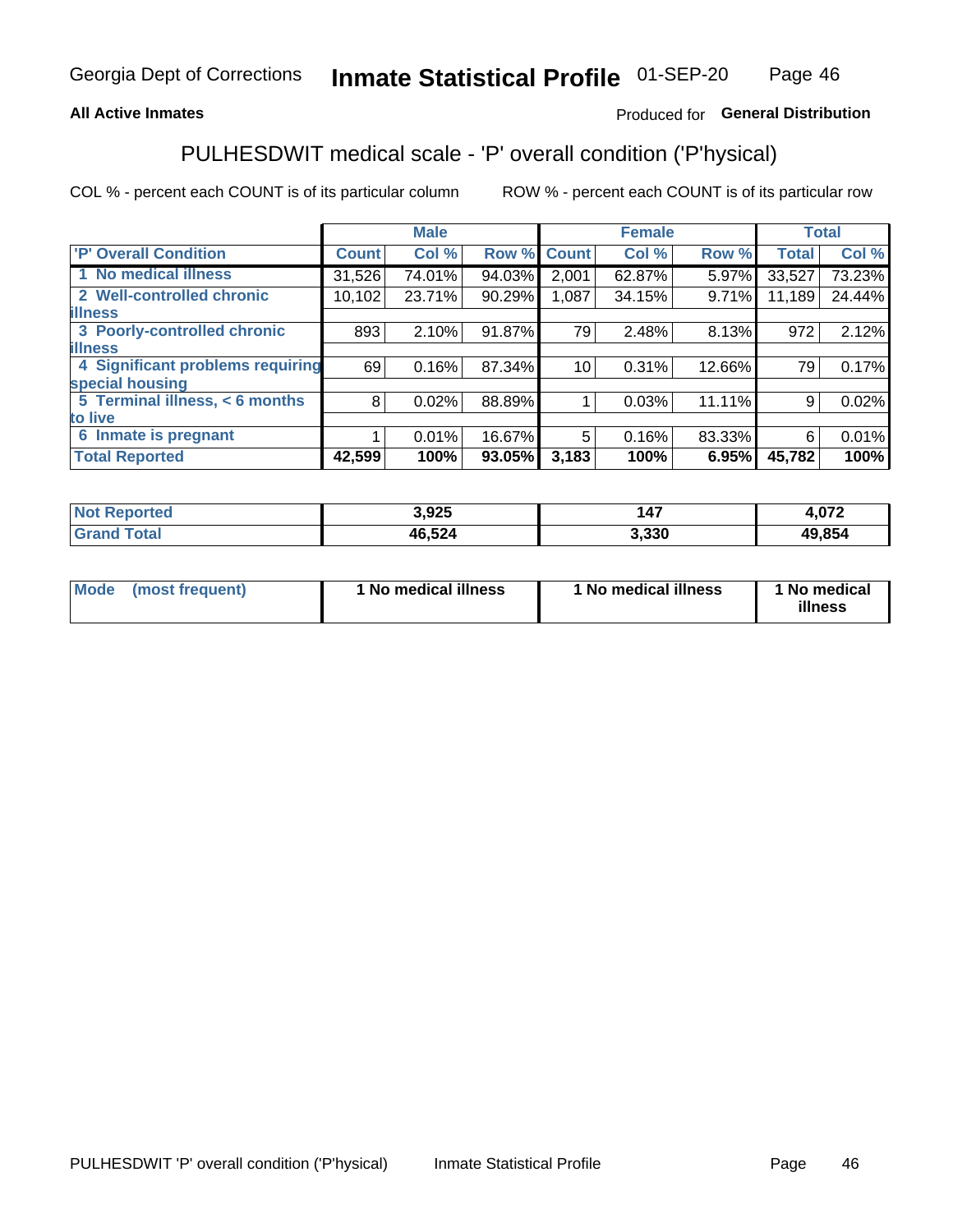Georgia Dept of Corrections **Inmate Statistical Profile** 01-SEP-20

**All Active Inmates**

Produced for **General Distribution**

## PULHESDWIT medical scale - 'P' overall condition ('P'hysical)

COL % - percent each COUNT is of its particular column

ROW % - percent each COUNT is of its particular row

| | Male | | | Female | | | Total | |
|---|---|---|---|---|---|---|---|---|
| 'P' Overall Condition | Count | Col % | Row % | Count | Col % | Row % | Total | Col % |
| 1 No medical illness | 31,526 | 74.01% | 94.03% | 2,001 | 62.87% | 5.97% | 33,527 | 73.23% |
| 2 Well-controlled chronic illness | 10,102 | 23.71% | 90.29% | 1,087 | 34.15% | 9.71% | 11,189 | 24.44% |
| 3 Poorly-controlled chronic illness | 893 | 2.10% | 91.87% | 79 | 2.48% | 8.13% | 972 | 2.12% |
| 4 Significant problems requiring special housing | 69 | 0.16% | 87.34% | 10 | 0.31% | 12.66% | 79 | 0.17% |
| 5 Terminal illness, < 6 months to live | 8 | 0.02% | 88.89% | 1 | 0.03% | 11.11% | 9 | 0.02% |
| 6 Inmate is pregnant | 1 | 0.01% | 16.67% | 5 | 0.16% | 83.33% | 6 | 0.01% |
| **Total Reported** | **42,599** | **100%** | **93.05%** | **3,183** | **100%** | **6.95%** | **45,782** | **100%** |

| | Male | Female | Total |
|---|---|---|---|
| Not Reported | 3,925 | 147 | 4,072 |
| Grand Total | 46,524 | 3,330 | 49,854 |

| | Male | Female | Total |
|---|---|---|---|
| Mode (most frequent) | 1 No medical illness | 1 No medical illness | 1 No medical illness |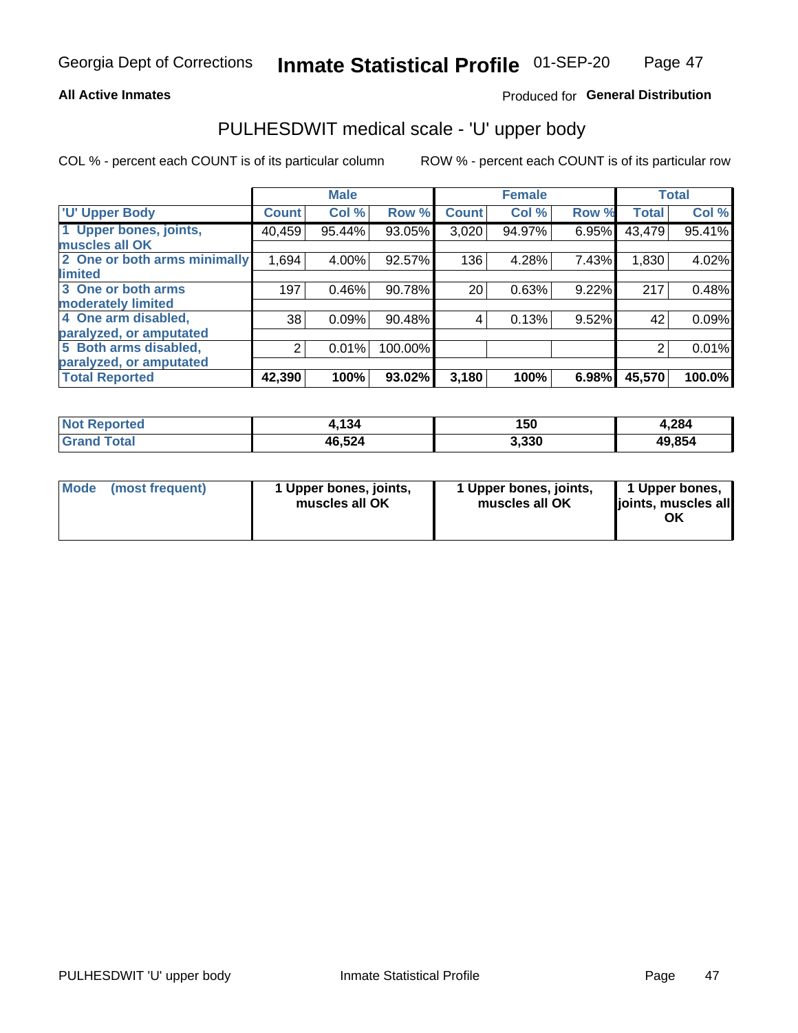Georgia Dept of Corrections **Inmate Statistical Profile** 01-SEP-20

**All Active Inmates**

Produced for **General Distribution**

## PULHESDWIT medical scale - 'U' upper body

COL % - percent each COUNT is of its particular column

ROW % - percent each COUNT is of its particular row

| | Male | | | Female | | | Total | |
|---|---|---|---|---|---|---|---|---|
| 'U' Upper Body | Count | Col % | Row % | Count | Col % | Row % | Total | Col % |
| 1 Upper bones, joints, muscles all OK | 40,459 | 95.44% | 93.05% | 3,020 | 94.97% | 6.95% | 43,479 | 95.41% |
| 2 One or both arms minimally limited | 1,694 | 4.00% | 92.57% | 136 | 4.28% | 7.43% | 1,830 | 4.02% |
| 3 One or both arms moderately limited | 197 | 0.46% | 90.78% | 20 | 0.63% | 9.22% | 217 | 0.48% |
| 4 One arm disabled, paralyzed, or amputated | 38 | 0.09% | 90.48% | 4 | 0.13% | 9.52% | 42 | 0.09% |
| 5 Both arms disabled, paralyzed, or amputated | 2 | 0.01% | 100.00% | | | | 2 | 0.01% |
| **Total Reported** | **42,390** | **100%** | **93.02%** | **3,180** | **100%** | **6.98%** | **45,570** | **100.0%** |

| | Male | Female | Total |
|---|---|---|---|
| Not Reported | 4,134 | 150 | 4,284 |
| Grand Total | 46,524 | 3,330 | 49,854 |

| | Male | Female | Total |
|---|---|---|---|
| Mode (most frequent) | 1 Upper bones, joints, muscles all OK | 1 Upper bones, joints, muscles all OK | 1 Upper bones, joints, muscles all OK |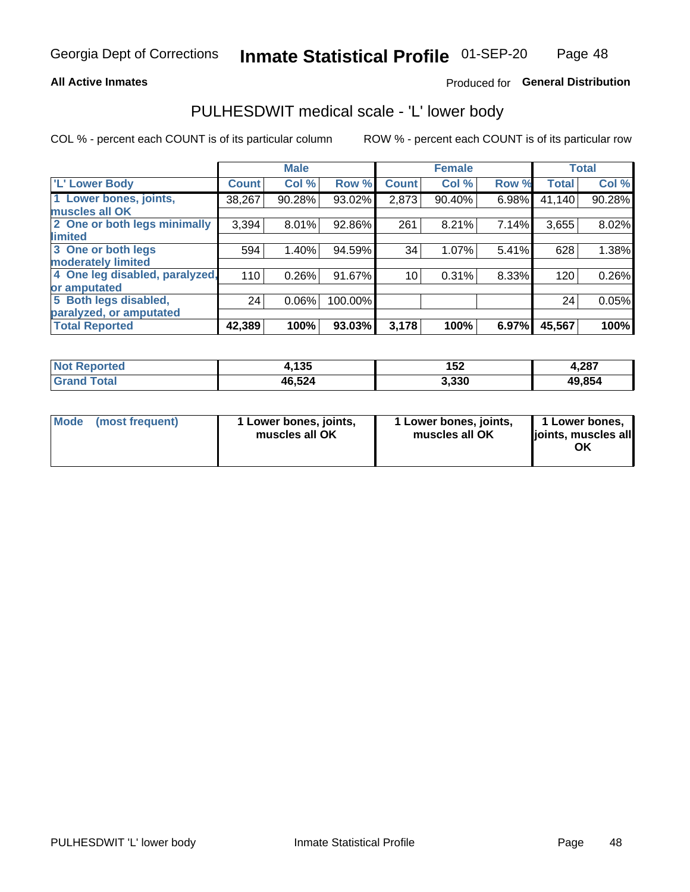Georgia Dept of Corrections **Inmate Statistical Profile** 01-SEP-20

**All Active Inmates**

Produced for **General Distribution**

## PULHESDWIT medical scale - 'L' lower body

COL % - percent each COUNT is of its particular column ROW % - percent each COUNT is of its particular row

| | Male | | | Female | | | Total | |
|---|---|---|---|---|---|---|---|---|
| 'L' Lower Body | Count | Col % | Row % | Count | Col % | Row % | Total | Col % |
| 1 Lower bones, joints, muscles all OK | 38,267 | 90.28% | 93.02% | 2,873 | 90.40% | 6.98% | 41,140 | 90.28% |
| 2 One or both legs minimally limited | 3,394 | 8.01% | 92.86% | 261 | 8.21% | 7.14% | 3,655 | 8.02% |
| 3 One or both legs moderately limited | 594 | 1.40% | 94.59% | 34 | 1.07% | 5.41% | 628 | 1.38% |
| 4 One leg disabled, paralyzed, or amputated | 110 | 0.26% | 91.67% | 10 | 0.31% | 8.33% | 120 | 0.26% |
| 5 Both legs disabled, paralyzed, or amputated | 24 | 0.06% | 100.00% | | | | 24 | 0.05% |
| **Total Reported** | **42,389** | **100%** | **93.03%** | **3,178** | **100%** | **6.97%** | **45,567** | **100%** |

| | Male | Female | Total |
|---|---|---|---|
| Not Reported | 4,135 | 152 | 4,287 |
| Grand Total | 46,524 | 3,330 | 49,854 |

| | Male | Female | Total |
|---|---|---|---|
| Mode (most frequent) | 1 Lower bones, joints, muscles all OK | 1 Lower bones, joints, muscles all OK | 1 Lower bones, joints, muscles all OK |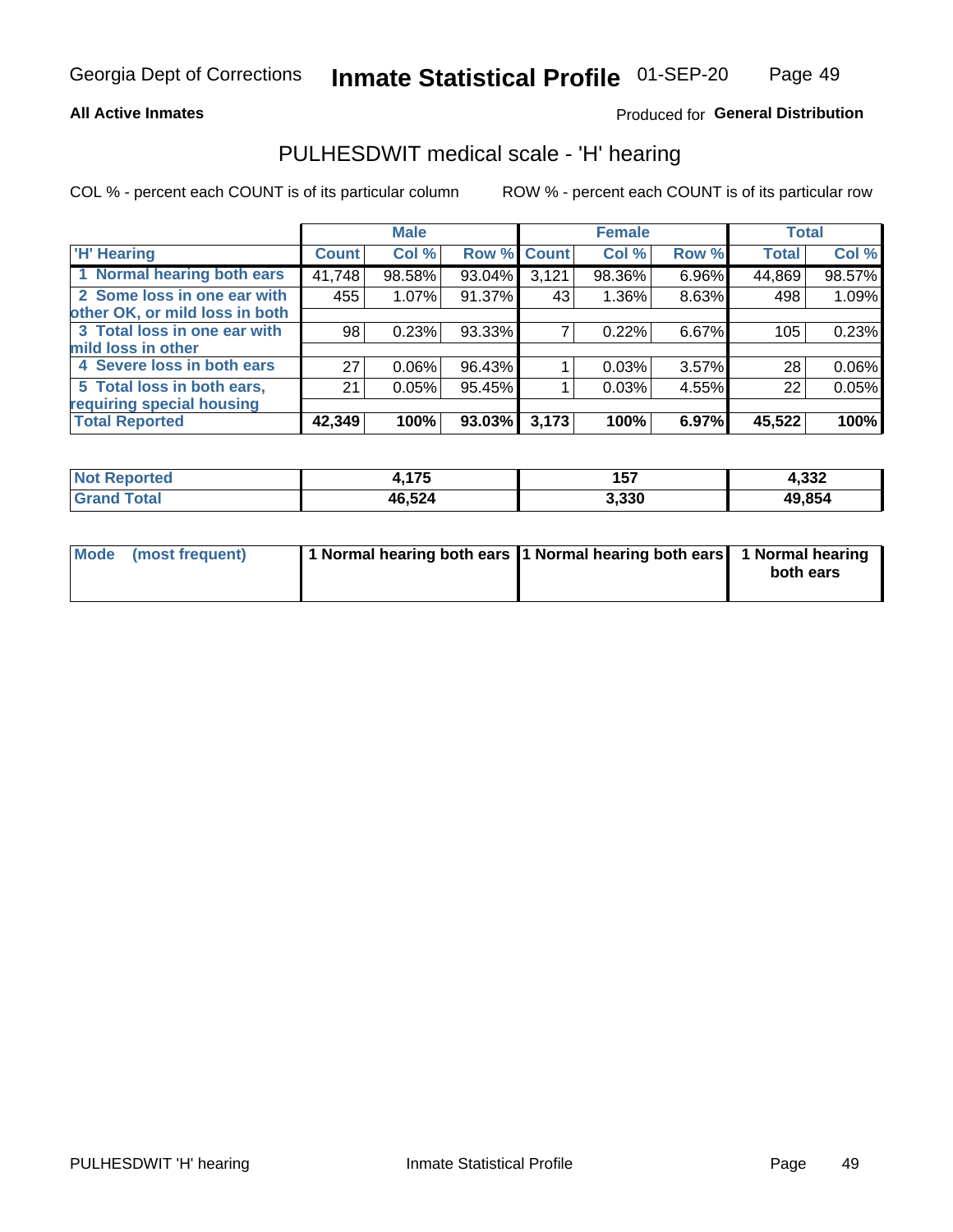**All Active Inmates**

Produced for **General Distribution**

## PULHESDWIT medical scale - 'H' hearing

COL % - percent each COUNT is of its particular column

ROW % - percent each COUNT is of its particular row

| | Male | | | Female | | | Total | |
|---|---|---|---|---|---|---|---|---|
| 'H' Hearing | Count | Col % | Row % | Count | Col % | Row % | Total | Col % |
| 1 Normal hearing both ears | 41,748 | 98.58% | 93.04% | 3,121 | 98.36% | 6.96% | 44,869 | 98.57% |
| 2 Some loss in one ear with other OK, or mild loss in both | 455 | 1.07% | 91.37% | 43 | 1.36% | 8.63% | 498 | 1.09% |
| 3 Total loss in one ear with mild loss in other | 98 | 0.23% | 93.33% | 7 | 0.22% | 6.67% | 105 | 0.23% |
| 4 Severe loss in both ears | 27 | 0.06% | 96.43% | 1 | 0.03% | 3.57% | 28 | 0.06% |
| 5 Total loss in both ears, requiring special housing | 21 | 0.05% | 95.45% | 1 | 0.03% | 4.55% | 22 | 0.05% |
| **Total Reported** | **42,349** | **100%** | **93.03%** | **3,173** | **100%** | **6.97%** | **45,522** | **100%** |

| | Male | Female | Total |
|---|---|---|---|
| Not Reported | 4,175 | 157 | 4,332 |
| Grand Total | 46,524 | 3,330 | 49,854 |

| | Male | Female | Total |
|---|---|---|---|
| Mode (most frequent) | 1 Normal hearing both ears | 1 Normal hearing both ears | 1 Normal hearing both ears |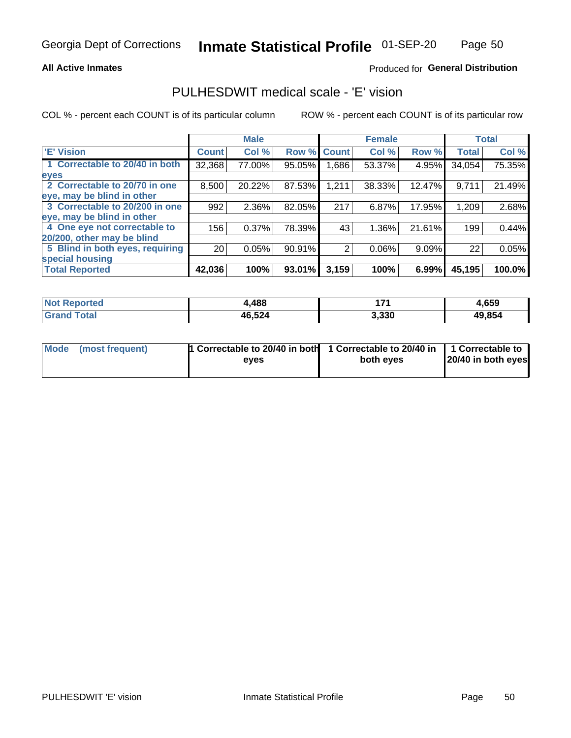Georgia Dept of Corrections **Inmate Statistical Profile** 01-SEP-20

**All Active Inmates**

Produced for **General Distribution**

## PULHESDWIT medical scale - 'E' vision

COL % - percent each COUNT is of its particular column

ROW % - percent each COUNT is of its particular row

| | Male | | | Female | | | Total | |
|---|---|---|---|---|---|---|---|---|
| 'E' Vision | Count | Col % | Row % | Count | Col % | Row % | Total | Col % |
| 1 Correctable to 20/40 in both eyes | 32,368 | 77.00% | 95.05% | 1,686 | 53.37% | 4.95% | 34,054 | 75.35% |
| 2 Correctable to 20/70 in one eye, may be blind in other | 8,500 | 20.22% | 87.53% | 1,211 | 38.33% | 12.47% | 9,711 | 21.49% |
| 3 Correctable to 20/200 in one eye, may be blind in other | 992 | 2.36% | 82.05% | 217 | 6.87% | 17.95% | 1,209 | 2.68% |
| 4 One eye not correctable to 20/200, other may be blind | 156 | 0.37% | 78.39% | 43 | 1.36% | 21.61% | 199 | 0.44% |
| 5 Blind in both eyes, requiring special housing | 20 | 0.05% | 90.91% | 2 | 0.06% | 9.09% | 22 | 0.05% |
| **Total Reported** | **42,036** | **100%** | **93.01%** | **3,159** | **100%** | **6.99%** | **45,195** | **100.0%** |

| | Male | Female | Total |
|---|---|---|---|
| Not Reported | 4,488 | 171 | 4,659 |
| Grand Total | 46,524 | 3,330 | 49,854 |

| | Male | Female | Total |
|---|---|---|---|
| Mode (most frequent) | 1 Correctable to 20/40 in both eyes | 1 Correctable to 20/40 in both eyes | 1 Correctable to 20/40 in both eyes |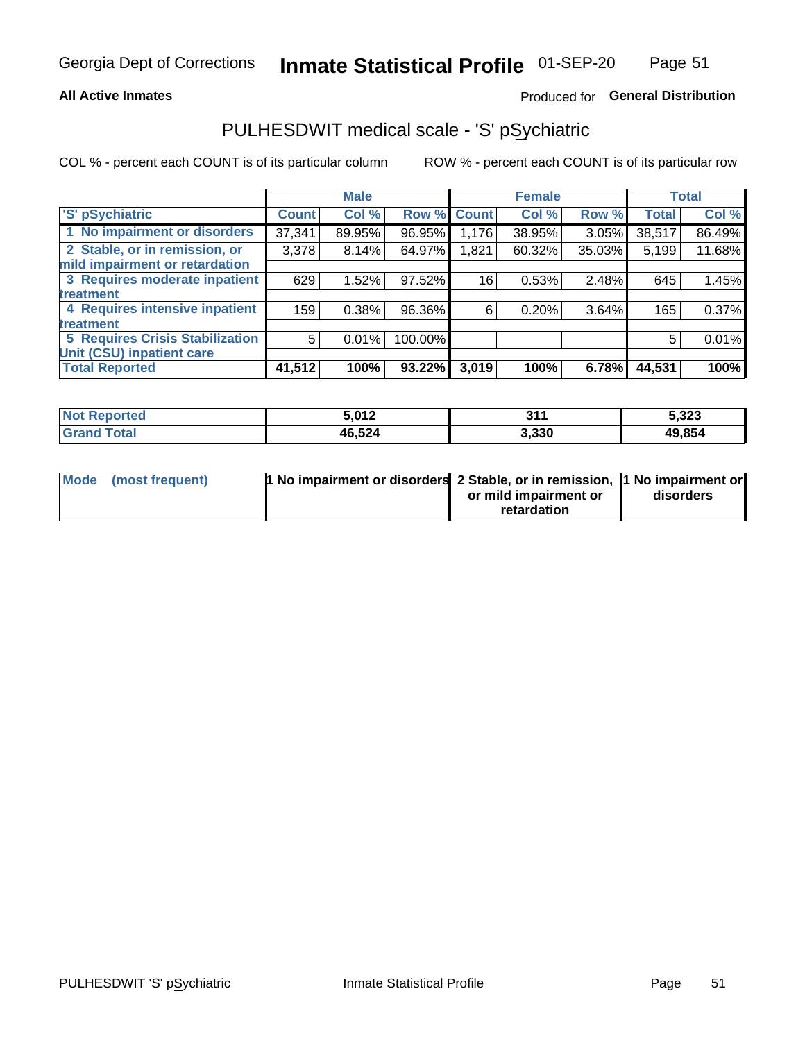Georgia Dept of Corrections **Inmate Statistical Profile** 01-SEP-20

**All Active Inmates**

Produced for **General Distribution**

## PULHESDWIT medical scale - 'S' pSychiatric

COL % - percent each COUNT is of its particular column

ROW % - percent each COUNT is of its particular row

| | Male | | | Female | | | Total | |
|---|---|---|---|---|---|---|---|---|
| 'S' pSychiatric | Count | Col % | Row % | Count | Col % | Row % | Total | Col % |
| 1 No impairment or disorders | 37,341 | 89.95% | 96.95% | 1,176 | 38.95% | 3.05% | 38,517 | 86.49% |
| 2 Stable, or in remission, or mild impairment or retardation | 3,378 | 8.14% | 64.97% | 1,821 | 60.32% | 35.03% | 5,199 | 11.68% |
| 3 Requires moderate inpatient treatment | 629 | 1.52% | 97.52% | 16 | 0.53% | 2.48% | 645 | 1.45% |
| 4 Requires intensive inpatient treatment | 159 | 0.38% | 96.36% | 6 | 0.20% | 3.64% | 165 | 0.37% |
| 5 Requires Crisis Stabilization Unit (CSU) inpatient care | 5 | 0.01% | 100.00% | | | | 5 | 0.01% |
| **Total Reported** | **41,512** | **100%** | **93.22%** | **3,019** | **100%** | **6.78%** | **44,531** | **100%** |

| | Male | Female | Total |
|---|---|---|---|
| Not Reported | 5,012 | 311 | 5,323 |
| Grand Total | 46,524 | 3,330 | 49,854 |

| | Male | Female | Total |
|---|---|---|---|
| Mode (most frequent) | 1 No impairment or disorders | 2 Stable, or in remission, or mild impairment or retardation | 1 No impairment or disorders |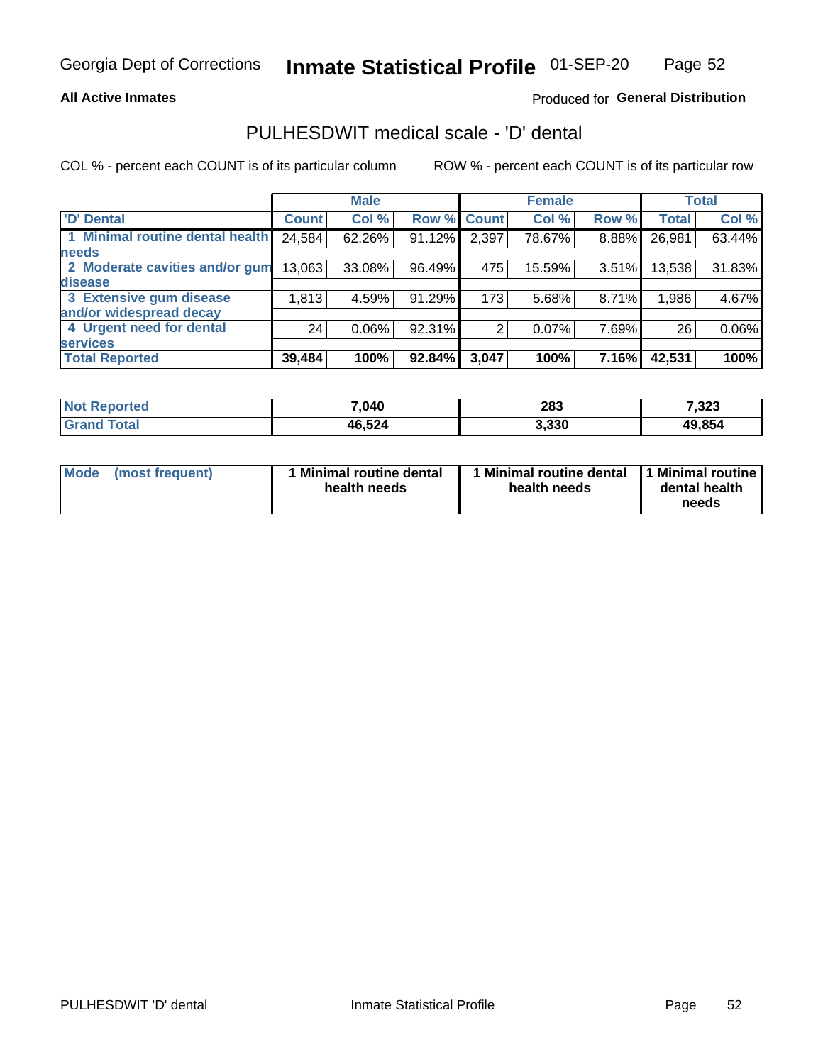Georgia Dept of Corrections **Inmate Statistical Profile** 01-SEP-20

**All Active Inmates**

Produced for **General Distribution**

## PULHESDWIT medical scale - 'D' dental

COL % - percent each COUNT is of its particular column ROW % - percent each COUNT is of its particular row

| | Male | | | Female | | | Total | |
|---|---|---|---|---|---|---|---|---|
| 'D' Dental | Count | Col % | Row % | Count | Col % | Row % | Total | Col % |
| 1 Minimal routine dental health needs | 24,584 | 62.26% | 91.12% | 2,397 | 78.67% | 8.88% | 26,981 | 63.44% |
| 2 Moderate cavities and/or gum disease | 13,063 | 33.08% | 96.49% | 475 | 15.59% | 3.51% | 13,538 | 31.83% |
| 3 Extensive gum disease and/or widespread decay | 1,813 | 4.59% | 91.29% | 173 | 5.68% | 8.71% | 1,986 | 4.67% |
| 4 Urgent need for dental services | 24 | 0.06% | 92.31% | 2 | 0.07% | 7.69% | 26 | 0.06% |
| **Total Reported** | **39,484** | **100%** | **92.84%** | **3,047** | **100%** | **7.16%** | **42,531** | **100%** |

| | Male | Female | Total |
|---|---|---|---|
| Not Reported | 7,040 | 283 | 7,323 |
| Grand Total | 46,524 | 3,330 | 49,854 |

| | Male | Female | Total |
|---|---|---|---|
| Mode (most frequent) | 1 Minimal routine dental health needs | 1 Minimal routine dental health needs | 1 Minimal routine dental health needs |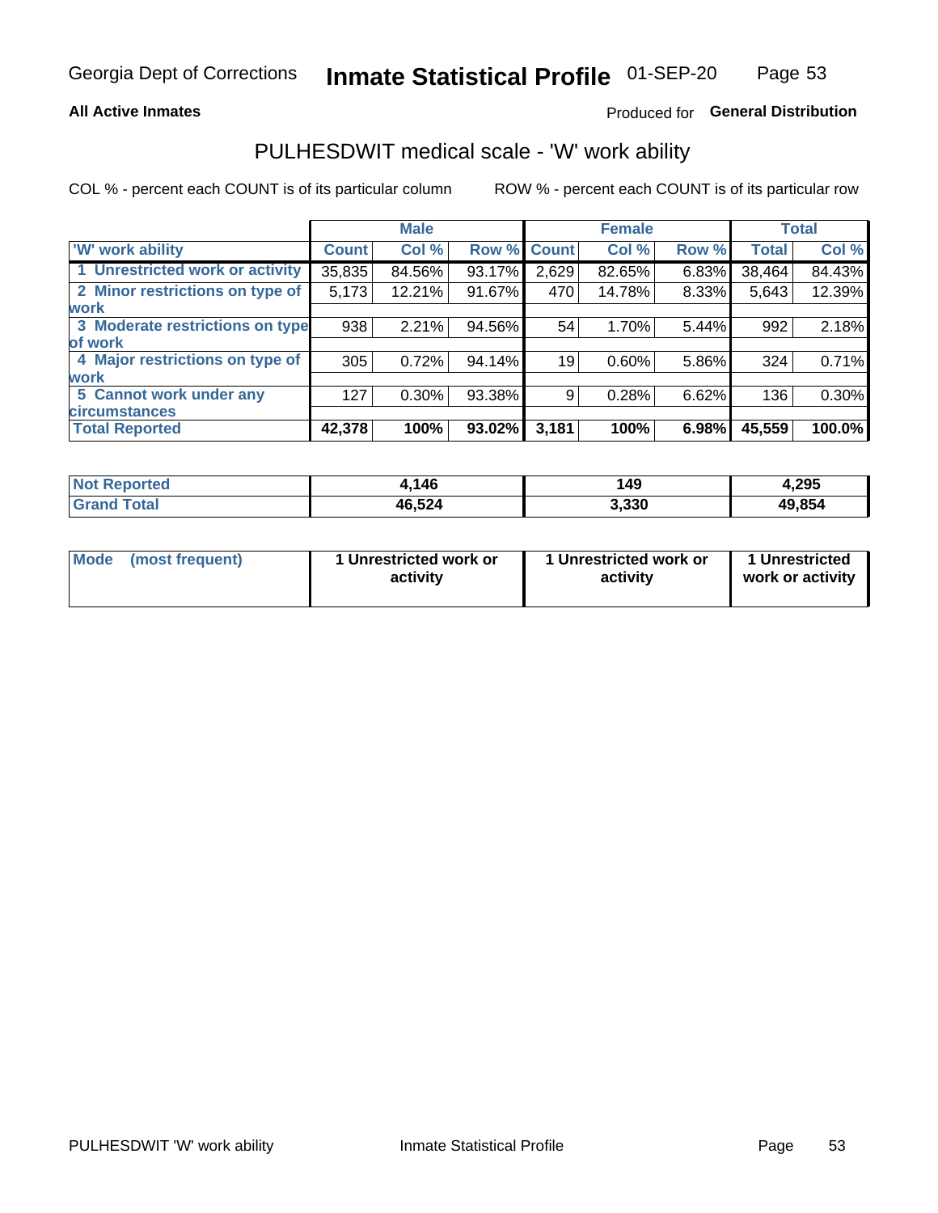Georgia Dept of Corrections **Inmate Statistical Profile** 01-SEP-20

**All Active Inmates**

Produced for **General Distribution**

## PULHESDWIT medical scale - 'W' work ability

COL % - percent each COUNT is of its particular column

ROW % - percent each COUNT is of its particular row

| | Male | | | Female | | | Total | |
|---|---|---|---|---|---|---|---|---|
| 'W' work ability | Count | Col % | Row % | Count | Col % | Row % | Total | Col % |
| 1 Unrestricted work or activity | 35,835 | 84.56% | 93.17% | 2,629 | 82.65% | 6.83% | 38,464 | 84.43% |
| 2 Minor restrictions on type of work | 5,173 | 12.21% | 91.67% | 470 | 14.78% | 8.33% | 5,643 | 12.39% |
| 3 Moderate restrictions on type of work | 938 | 2.21% | 94.56% | 54 | 1.70% | 5.44% | 992 | 2.18% |
| 4 Major restrictions on type of work | 305 | 0.72% | 94.14% | 19 | 0.60% | 5.86% | 324 | 0.71% |
| 5 Cannot work under any circumstances | 127 | 0.30% | 93.38% | 9 | 0.28% | 6.62% | 136 | 0.30% |
| **Total Reported** | **42,378** | **100%** | **93.02%** | **3,181** | **100%** | **6.98%** | **45,559** | **100.0%** |

| | Male | Female | Total |
|---|---|---|---|
| Not Reported | 4,146 | 149 | 4,295 |
| Grand Total | 46,524 | 3,330 | 49,854 |

| | Male | Female | Total |
|---|---|---|---|
| Mode (most frequent) | 1 Unrestricted work or activity | 1 Unrestricted work or activity | 1 Unrestricted work or activity |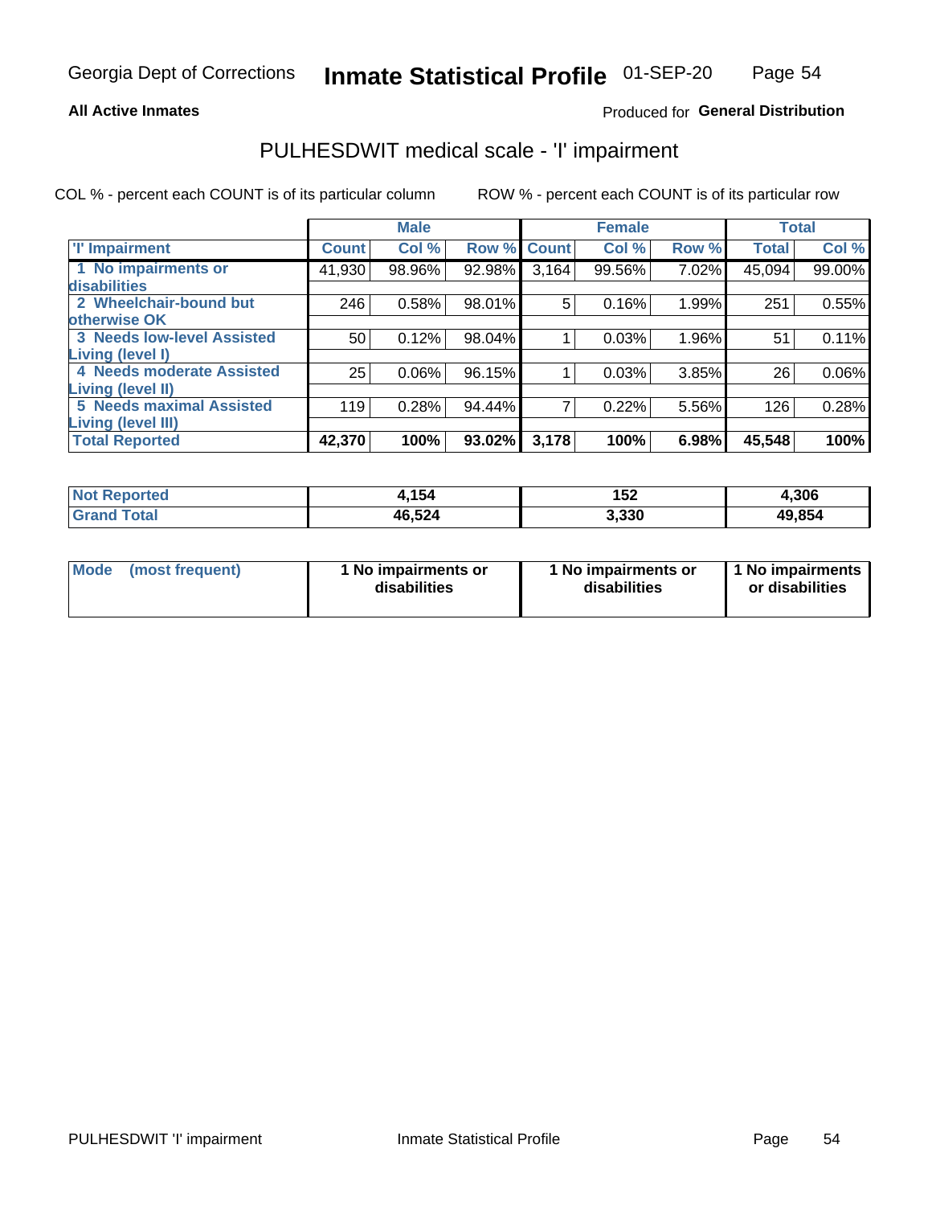Georgia Dept of Corrections **Inmate Statistical Profile** 01-SEP-20

**All Active Inmates**

Produced for **General Distribution**

## PULHESDWIT medical scale - 'I' impairment

COL % - percent each COUNT is of its particular column ROW % - percent each COUNT is of its particular row

| | Male | | | Female | | | Total | |
|---|---|---|---|---|---|---|---|---|
| 'I' Impairment | Count | Col % | Row % | Count | Col % | Row % | Total | Col % |
| 1 No impairments or disabilities | 41,930 | 98.96% | 92.98% | 3,164 | 99.56% | 7.02% | 45,094 | 99.00% |
| 2 Wheelchair-bound but otherwise OK | 246 | 0.58% | 98.01% | 5 | 0.16% | 1.99% | 251 | 0.55% |
| 3 Needs low-level Assisted Living (level I) | 50 | 0.12% | 98.04% | 1 | 0.03% | 1.96% | 51 | 0.11% |
| 4 Needs moderate Assisted Living (level II) | 25 | 0.06% | 96.15% | 1 | 0.03% | 3.85% | 26 | 0.06% |
| 5 Needs maximal Assisted Living (level III) | 119 | 0.28% | 94.44% | 7 | 0.22% | 5.56% | 126 | 0.28% |
| **Total Reported** | **42,370** | **100%** | **93.02%** | **3,178** | **100%** | **6.98%** | **45,548** | **100%** |

| | Male | Female | Total |
|---|---|---|---|
| Not Reported | 4,154 | 152 | 4,306 |
| Grand Total | 46,524 | 3,330 | 49,854 |

| | Male | Female | Total |
|---|---|---|---|
| Mode (most frequent) | 1 No impairments or disabilities | 1 No impairments or disabilities | 1 No impairments or disabilities |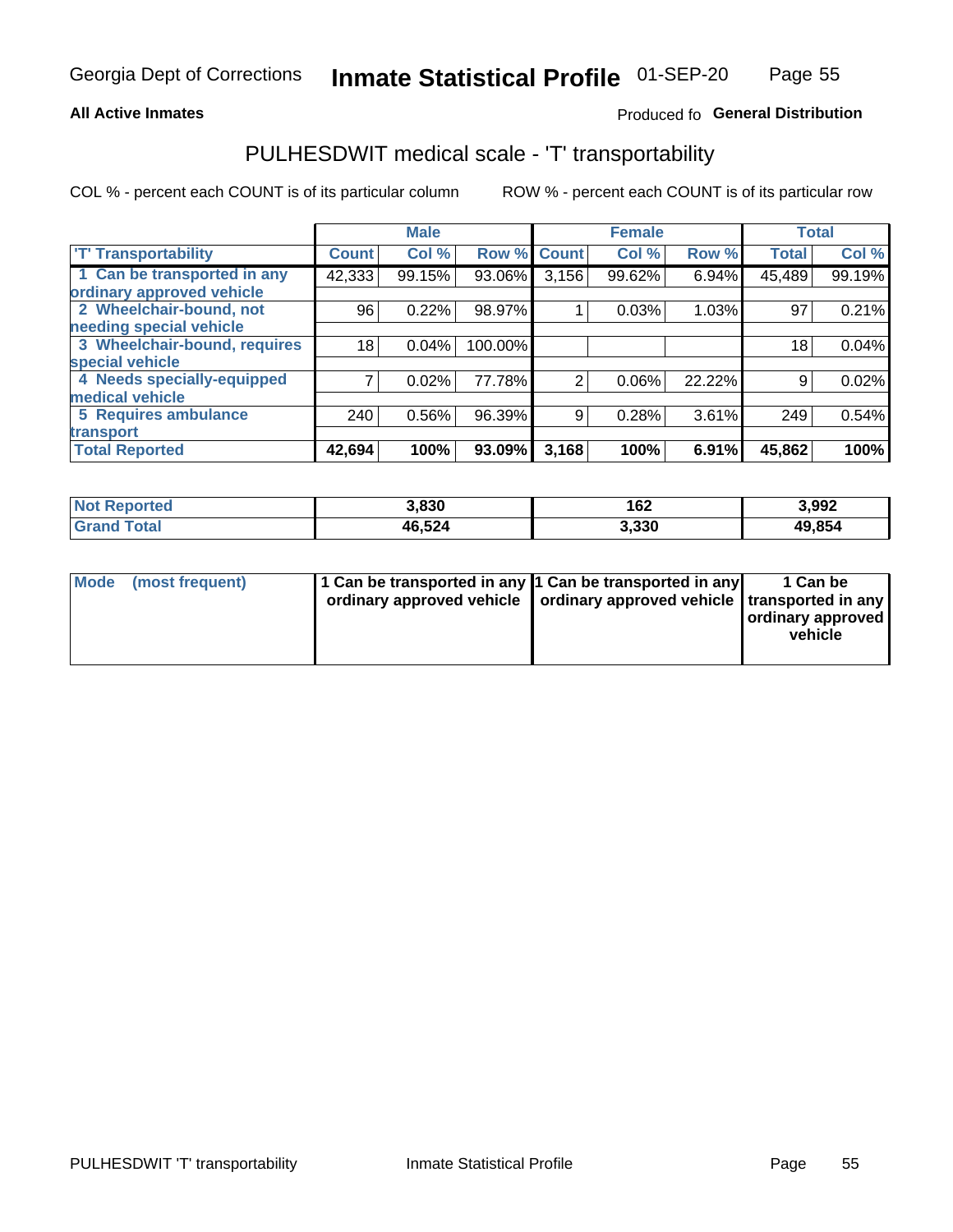Georgia Dept of Corrections **Inmate Statistical Profile** 01-SEP-20

**All Active Inmates**

Produced fo **General Distribution**

## PULHESDWIT medical scale - 'T' transportability

COL % - percent each COUNT is of its particular column ROW % - percent each COUNT is of its particular row

| | Male | | | Female | | | Total | |
|---|---|---|---|---|---|---|---|---|
| 'T' Transportability | Count | Col % | Row % | Count | Col % | Row % | Total | Col % |
| 1 Can be transported in any ordinary approved vehicle | 42,333 | 99.15% | 93.06% | 3,156 | 99.62% | 6.94% | 45,489 | 99.19% |
| 2 Wheelchair-bound, not needing special vehicle | 96 | 0.22% | 98.97% | 1 | 0.03% | 1.03% | 97 | 0.21% |
| 3 Wheelchair-bound, requires special vehicle | 18 | 0.04% | 100.00% | | | | 18 | 0.04% |
| 4 Needs specially-equipped medical vehicle | 7 | 0.02% | 77.78% | 2 | 0.06% | 22.22% | 9 | 0.02% |
| 5 Requires ambulance transport | 240 | 0.56% | 96.39% | 9 | 0.28% | 3.61% | 249 | 0.54% |
| **Total Reported** | **42,694** | **100%** | **93.09%** | **3,168** | **100%** | **6.91%** | **45,862** | **100%** |

| | Male | Female | Total |
|---|---|---|---|
| Not Reported | 3,830 | 162 | 3,992 |
| Grand Total | 46,524 | 3,330 | 49,854 |

| | Male | Female | Total |
|---|---|---|---|
| Mode (most frequent) | 1 Can be transported in any ordinary approved vehicle | 1 Can be transported in any ordinary approved vehicle | 1 Can be transported in any ordinary approved vehicle |

PULHESDWIT 'T' transportability Inmate Statistical Profile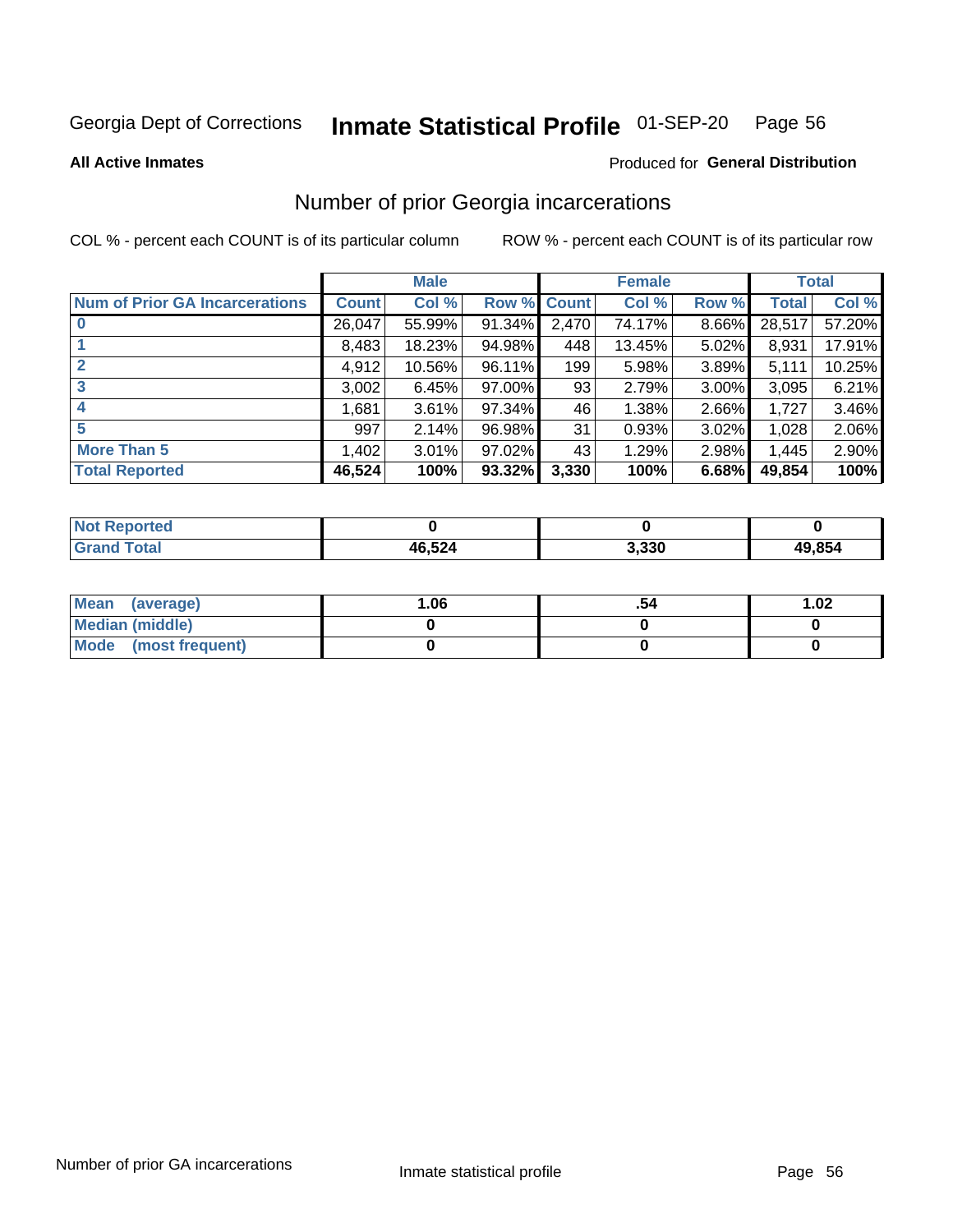Georgia Dept of Corrections **Inmate Statistical Profile** 01-SEP-20

**All Active Inmates**

Produced for **General Distribution**

## Number of prior Georgia incarcerations

COL % - percent each COUNT is of its particular column

ROW % - percent each COUNT is of its particular row

| | Male | | | Female | | | Total | |
|---|---|---|---|---|---|---|---|---|
| **Num of Prior GA Incarcerations** | **Count** | **Col %** | **Row %** | **Count** | **Col %** | **Row %** | **Total** | **Col %** |
| **0** | 26,047 | 55.99% | 91.34% | 2,470 | 74.17% | 8.66% | 28,517 | 57.20% |
| **1** | 8,483 | 18.23% | 94.98% | 448 | 13.45% | 5.02% | 8,931 | 17.91% |
| **2** | 4,912 | 10.56% | 96.11% | 199 | 5.98% | 3.89% | 5,111 | 10.25% |
| **3** | 3,002 | 6.45% | 97.00% | 93 | 2.79% | 3.00% | 3,095 | 6.21% |
| **4** | 1,681 | 3.61% | 97.34% | 46 | 1.38% | 2.66% | 1,727 | 3.46% |
| **5** | 997 | 2.14% | 96.98% | 31 | 0.93% | 3.02% | 1,028 | 2.06% |
| **More Than 5** | 1,402 | 3.01% | 97.02% | 43 | 1.29% | 2.98% | 1,445 | 2.90% |
| **Total Reported** | **46,524** | **100%** | **93.32%** | **3,330** | **100%** | **6.68%** | **49,854** | **100%** |

| | Male | Female | Total |
|---|---|---|---|
| **Not Reported** | **0** | **0** | **0** |
| **Grand Total** | **46,524** | **3,330** | **49,854** |

| | Male | Female | Total |
|---|---|---|---|
| **Mean (average)** | **1.06** | **.54** | **1.02** |
| **Median (middle)** | **0** | **0** | **0** |
| **Mode (most frequent)** | **0** | **0** | **0** |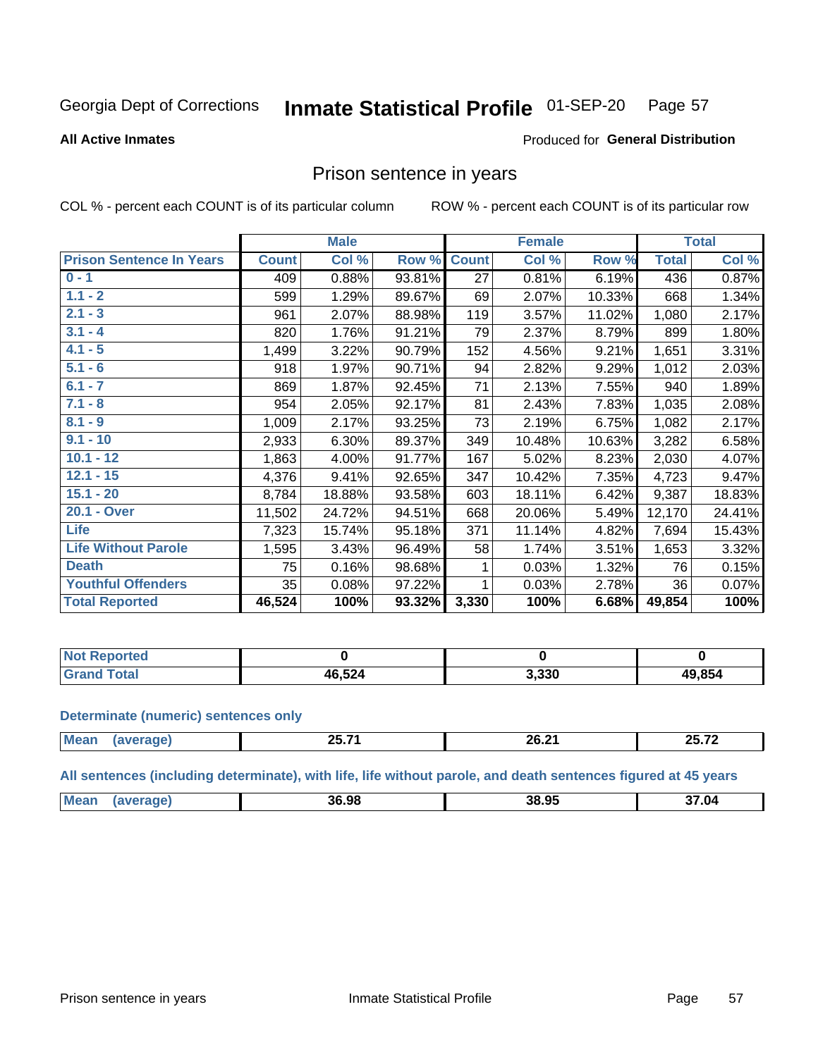Georgia Dept of Corrections **Inmate Statistical Profile** 01-SEP-20

**All Active Inmates**

Produced for **General Distribution**

## Prison sentence in years

COL % - percent each COUNT is of its particular column    ROW % - percent each COUNT is of its particular row

| | Male | | | Female | | | Total | |
|---|---|---|---|---|---|---|---|---|
| **Prison Sentence In Years** | **Count** | **Col %** | **Row %** | **Count** | **Col %** | **Row %** | **Total** | **Col %** |
| **0 - 1** | 409 | 0.88% | 93.81% | 27 | 0.81% | 6.19% | 436 | 0.87% |
| **1.1 - 2** | 599 | 1.29% | 89.67% | 69 | 2.07% | 10.33% | 668 | 1.34% |
| **2.1 - 3** | 961 | 2.07% | 88.98% | 119 | 3.57% | 11.02% | 1,080 | 2.17% |
| **3.1 - 4** | 820 | 1.76% | 91.21% | 79 | 2.37% | 8.79% | 899 | 1.80% |
| **4.1 - 5** | 1,499 | 3.22% | 90.79% | 152 | 4.56% | 9.21% | 1,651 | 3.31% |
| **5.1 - 6** | 918 | 1.97% | 90.71% | 94 | 2.82% | 9.29% | 1,012 | 2.03% |
| **6.1 - 7** | 869 | 1.87% | 92.45% | 71 | 2.13% | 7.55% | 940 | 1.89% |
| **7.1 - 8** | 954 | 2.05% | 92.17% | 81 | 2.43% | 7.83% | 1,035 | 2.08% |
| **8.1 - 9** | 1,009 | 2.17% | 93.25% | 73 | 2.19% | 6.75% | 1,082 | 2.17% |
| **9.1 - 10** | 2,933 | 6.30% | 89.37% | 349 | 10.48% | 10.63% | 3,282 | 6.58% |
| **10.1 - 12** | 1,863 | 4.00% | 91.77% | 167 | 5.02% | 8.23% | 2,030 | 4.07% |
| **12.1 - 15** | 4,376 | 9.41% | 92.65% | 347 | 10.42% | 7.35% | 4,723 | 9.47% |
| **15.1 - 20** | 8,784 | 18.88% | 93.58% | 603 | 18.11% | 6.42% | 9,387 | 18.83% |
| **20.1 - Over** | 11,502 | 24.72% | 94.51% | 668 | 20.06% | 5.49% | 12,170 | 24.41% |
| **Life** | 7,323 | 15.74% | 95.18% | 371 | 11.14% | 4.82% | 7,694 | 15.43% |
| **Life Without Parole** | 1,595 | 3.43% | 96.49% | 58 | 1.74% | 3.51% | 1,653 | 3.32% |
| **Death** | 75 | 0.16% | 98.68% | 1 | 0.03% | 1.32% | 76 | 0.15% |
| **Youthful Offenders** | 35 | 0.08% | 97.22% | 1 | 0.03% | 2.78% | 36 | 0.07% |
| **Total Reported** | **46,524** | **100%** | **93.32%** | **3,330** | **100%** | **6.68%** | **49,854** | **100%** |

| | Male | Female | Total |
|---|---|---|---|
| **Not Reported** | **0** | **0** | **0** |
| **Grand Total** | **46,524** | **3,330** | **49,854** |

**Determinate (numeric) sentences only**

| | Male | Female | Total |
|---|---|---|---|
| **Mean (average)** | **25.71** | **26.21** | **25.72** |

**All sentences (including determinate), with life, life without parole, and death sentences figured at 45 years**

| | Male | Female | Total |
|---|---|---|---|
| **Mean (average)** | **36.98** | **38.95** | **37.04** |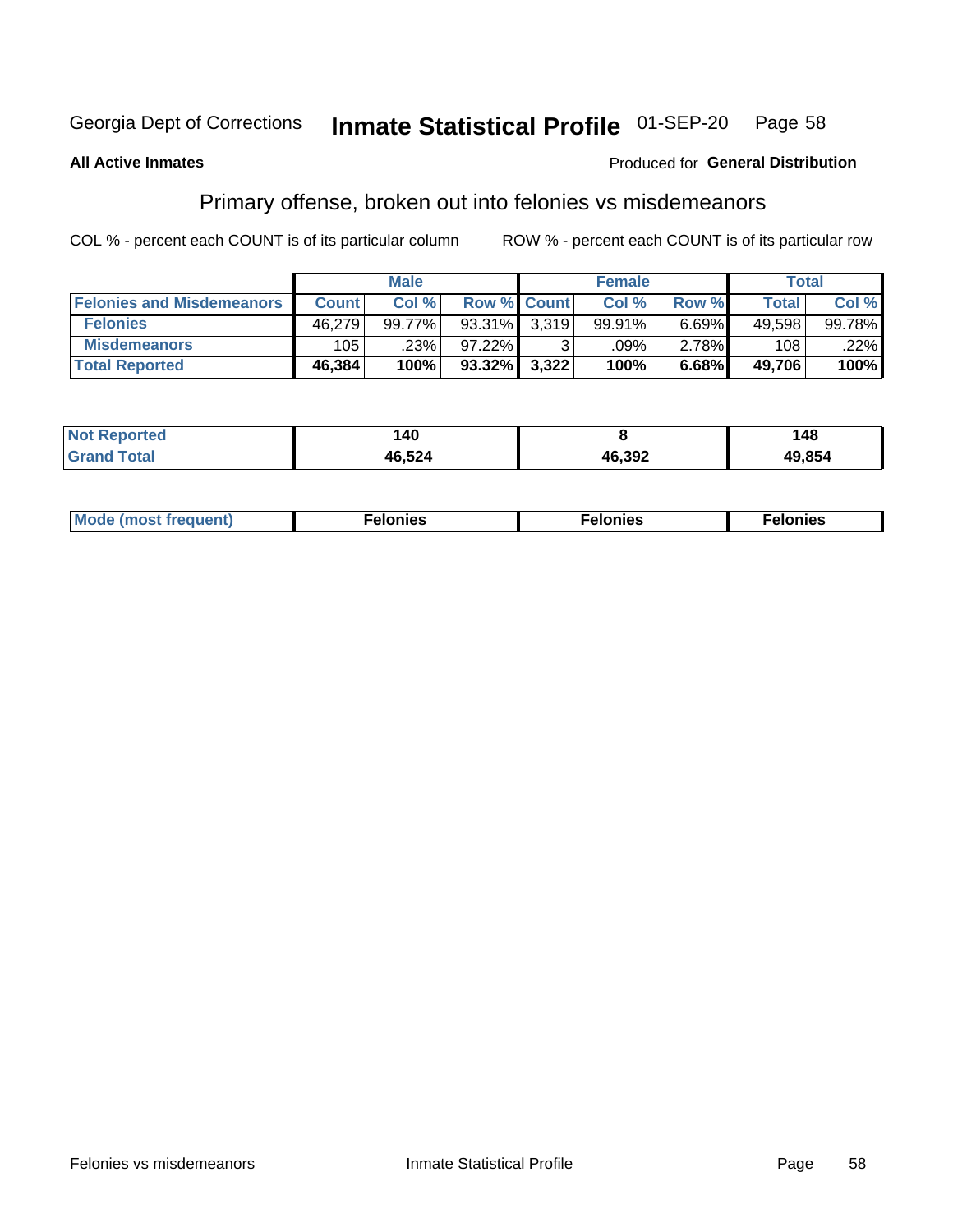Georgia Dept of Corrections **Inmate Statistical Profile** 01-SEP-20

**All Active Inmates**

Produced for **General Distribution**

## Primary offense, broken out into felonies vs misdemeanors

COL % - percent each COUNT is of its particular column ROW % - percent each COUNT is of its particular row

| | Male | | | Female | | | Total | |
|---|---|---|---|---|---|---|---|---|
| **Felonies and Misdemeanors** | **Count** | **Col %** | **Row %** | **Count** | **Col %** | **Row %** | **Total** | **Col %** |
| **Felonies** | 46,279 | 99.77% | 93.31% | 3,319 | 99.91% | 6.69% | 49,598 | 99.78% |
| **Misdemeanors** | 105 | .23% | 97.22% | 3 | .09% | 2.78% | 108 | .22% |
| **Total Reported** | **46,384** | **100%** | **93.32%** | **3,322** | **100%** | **6.68%** | **49,706** | **100%** |

| | Male | Female | Total |
|---|---|---|---|
| **Not Reported** | **140** | **8** | **148** |
| **Grand Total** | **46,524** | **46,392** | **49,854** |

| | Male | Female | Total |
|---|---|---|---|
| **Mode (most frequent)** | **Felonies** | **Felonies** | **Felonies** |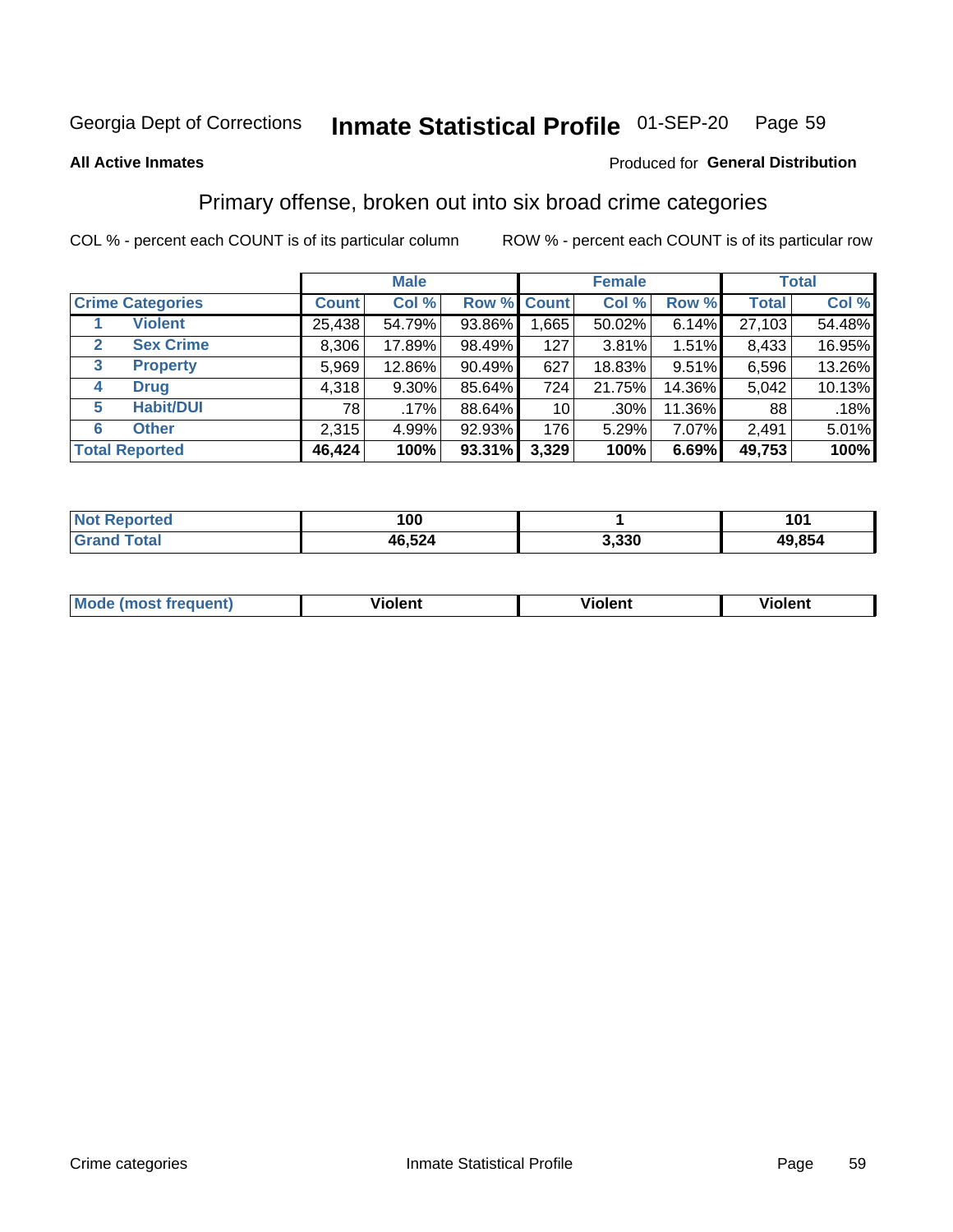Georgia Dept of Corrections **Inmate Statistical Profile** 01-SEP-20

**All Active Inmates**

Produced for **General Distribution**

## Primary offense, broken out into six broad crime categories

COL % - percent each COUNT is of its particular column ROW % - percent each COUNT is of its particular row

| | | Male | | | Female | | | Total | |
|---|---|---|---|---|---|---|---|---|---|
| **Crime Categories** | | **Count** | **Col %** | **Row %** | **Count** | **Col %** | **Row %** | **Total** | **Col %** |
| 1 | **Violent** | 25,438 | 54.79% | 93.86% | 1,665 | 50.02% | 6.14% | 27,103 | 54.48% |
| 2 | **Sex Crime** | 8,306 | 17.89% | 98.49% | 127 | 3.81% | 1.51% | 8,433 | 16.95% |
| 3 | **Property** | 5,969 | 12.86% | 90.49% | 627 | 18.83% | 9.51% | 6,596 | 13.26% |
| 4 | **Drug** | 4,318 | 9.30% | 85.64% | 724 | 21.75% | 14.36% | 5,042 | 10.13% |
| 5 | **Habit/DUI** | 78 | .17% | 88.64% | 10 | .30% | 11.36% | 88 | .18% |
| 6 | **Other** | 2,315 | 4.99% | 92.93% | 176 | 5.29% | 7.07% | 2,491 | 5.01% |
| **Total Reported** | | **46,424** | **100%** | **93.31%** | **3,329** | **100%** | **6.69%** | **49,753** | **100%** |

| | Male | Female | Total |
|---|---|---|---|
| **Not Reported** | **100** | **1** | **101** |
| **Grand Total** | **46,524** | **3,330** | **49,854** |

| | Male | Female | Total |
|---|---|---|---|
| **Mode (most frequent)** | **Violent** | **Violent** | **Violent** |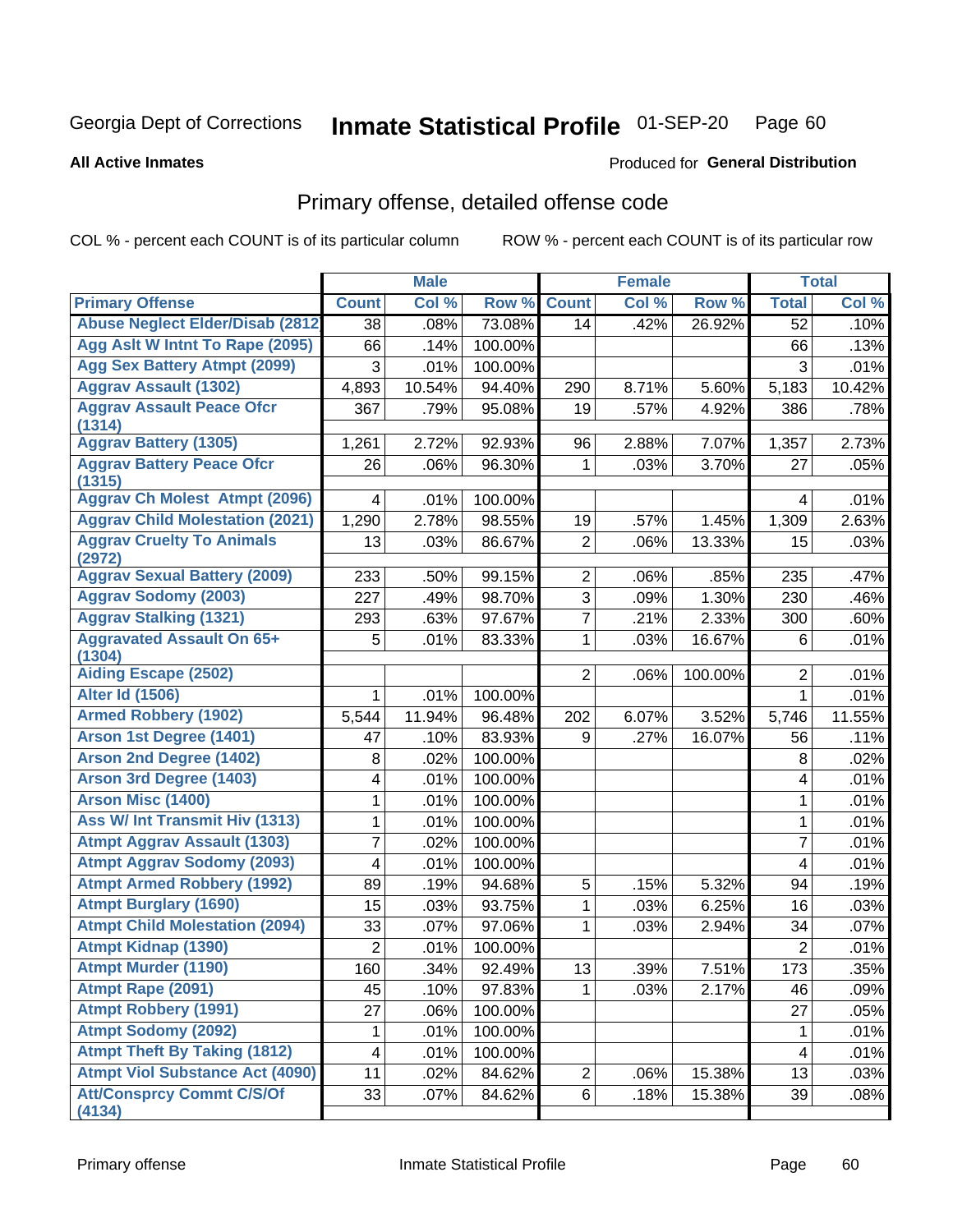Georgia Dept of Corrections **Inmate Statistical Profile** 01-SEP-20

**All Active Inmates**

Produced for **General Distribution**

## Primary offense, detailed offense code

COL % - percent each COUNT is of its particular column ROW % - percent each COUNT is of its particular row

| | Male | | | Female | | | Total | |
|---|---|---|---|---|---|---|---|---|
| Primary Offense | Count | Col % | Row % | Count | Col % | Row % | Total | Col % |
| Abuse Neglect Elder/Disab (2812 | 38 | .08% | 73.08% | 14 | .42% | 26.92% | 52 | .10% |
| Agg Aslt W Intnt To Rape (2095) | 66 | .14% | 100.00% | | | | 66 | .13% |
| Agg Sex Battery Atmpt (2099) | 3 | .01% | 100.00% | | | | 3 | .01% |
| Aggrav Assault (1302) | 4,893 | 10.54% | 94.40% | 290 | 8.71% | 5.60% | 5,183 | 10.42% |
| Aggrav Assault Peace Ofcr (1314) | 367 | .79% | 95.08% | 19 | .57% | 4.92% | 386 | .78% |
| Aggrav Battery (1305) | 1,261 | 2.72% | 92.93% | 96 | 2.88% | 7.07% | 1,357 | 2.73% |
| Aggrav Battery Peace Ofcr (1315) | 26 | .06% | 96.30% | 1 | .03% | 3.70% | 27 | .05% |
| Aggrav Ch Molest Atmpt (2096) | 4 | .01% | 100.00% | | | | 4 | .01% |
| Aggrav Child Molestation (2021) | 1,290 | 2.78% | 98.55% | 19 | .57% | 1.45% | 1,309 | 2.63% |
| Aggrav Cruelty To Animals (2972) | 13 | .03% | 86.67% | 2 | .06% | 13.33% | 15 | .03% |
| Aggrav Sexual Battery (2009) | 233 | .50% | 99.15% | 2 | .06% | .85% | 235 | .47% |
| Aggrav Sodomy (2003) | 227 | .49% | 98.70% | 3 | .09% | 1.30% | 230 | .46% |
| Aggrav Stalking (1321) | 293 | .63% | 97.67% | 7 | .21% | 2.33% | 300 | .60% |
| Aggravated Assault On 65+ (1304) | 5 | .01% | 83.33% | 1 | .03% | 16.67% | 6 | .01% |
| Aiding Escape (2502) | | | | 2 | .06% | 100.00% | 2 | .01% |
| Alter Id (1506) | 1 | .01% | 100.00% | | | | 1 | .01% |
| Armed Robbery (1902) | 5,544 | 11.94% | 96.48% | 202 | 6.07% | 3.52% | 5,746 | 11.55% |
| Arson 1st Degree (1401) | 47 | .10% | 83.93% | 9 | .27% | 16.07% | 56 | .11% |
| Arson 2nd Degree (1402) | 8 | .02% | 100.00% | | | | 8 | .02% |
| Arson 3rd Degree (1403) | 4 | .01% | 100.00% | | | | 4 | .01% |
| Arson Misc (1400) | 1 | .01% | 100.00% | | | | 1 | .01% |
| Ass W/ Int Transmit Hiv (1313) | 1 | .01% | 100.00% | | | | 1 | .01% |
| Atmpt Aggrav Assault (1303) | 7 | .02% | 100.00% | | | | 7 | .01% |
| Atmpt Aggrav Sodomy (2093) | 4 | .01% | 100.00% | | | | 4 | .01% |
| Atmpt Armed Robbery (1992) | 89 | .19% | 94.68% | 5 | .15% | 5.32% | 94 | .19% |
| Atmpt Burglary (1690) | 15 | .03% | 93.75% | 1 | .03% | 6.25% | 16 | .03% |
| Atmpt Child Molestation (2094) | 33 | .07% | 97.06% | 1 | .03% | 2.94% | 34 | .07% |
| Atmpt Kidnap (1390) | 2 | .01% | 100.00% | | | | 2 | .01% |
| Atmpt Murder (1190) | 160 | .34% | 92.49% | 13 | .39% | 7.51% | 173 | .35% |
| Atmpt Rape (2091) | 45 | .10% | 97.83% | 1 | .03% | 2.17% | 46 | .09% |
| Atmpt Robbery (1991) | 27 | .06% | 100.00% | | | | 27 | .05% |
| Atmpt Sodomy (2092) | 1 | .01% | 100.00% | | | | 1 | .01% |
| Atmpt Theft By Taking (1812) | 4 | .01% | 100.00% | | | | 4 | .01% |
| Atmpt Viol Substance Act (4090) | 11 | .02% | 84.62% | 2 | .06% | 15.38% | 13 | .03% |
| Att/Consprcy Commt C/S/Of (4134) | 33 | .07% | 84.62% | 6 | .18% | 15.38% | 39 | .08% |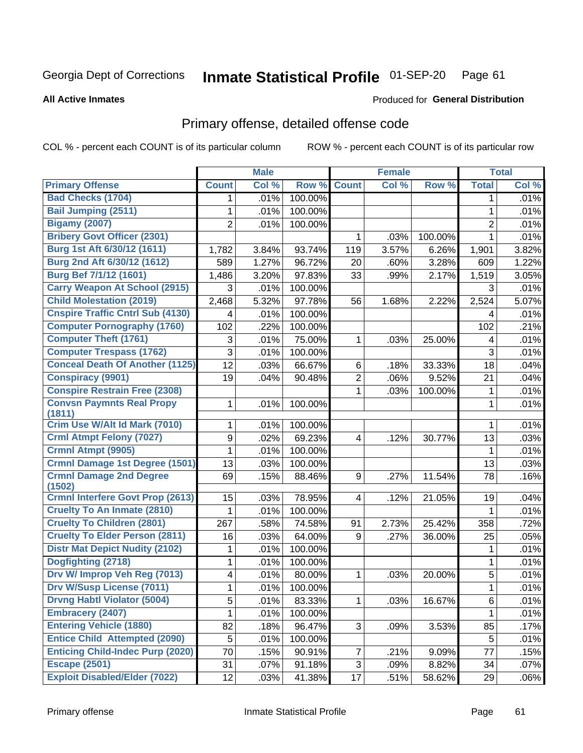Georgia Dept of Corrections **Inmate Statistical Profile** 01-SEP-20

**All Active Inmates**

Produced for **General Distribution**

## Primary offense, detailed offense code

COL % - percent each COUNT is of its particular column ROW % - percent each COUNT is of its particular row

| | Male | | | Female | | | Total | |
|---|---|---|---|---|---|---|---|---|
| **Primary Offense** | **Count** | **Col %** | **Row %** | **Count** | **Col %** | **Row %** | **Total** | **Col %** |
| Bad Checks (1704) | 1 | .01% | 100.00% | | | | 1 | .01% |
| Bail Jumping (2511) | 1 | .01% | 100.00% | | | | 1 | .01% |
| Bigamy (2007) | 2 | .01% | 100.00% | | | | 2 | .01% |
| Bribery Govt Officer (2301) | | | | 1 | .03% | 100.00% | 1 | .01% |
| Burg 1st Aft 6/30/12 (1611) | 1,782 | 3.84% | 93.74% | 119 | 3.57% | 6.26% | 1,901 | 3.82% |
| Burg 2nd Aft 6/30/12 (1612) | 589 | 1.27% | 96.72% | 20 | .60% | 3.28% | 609 | 1.22% |
| Burg Bef 7/1/12 (1601) | 1,486 | 3.20% | 97.83% | 33 | .99% | 2.17% | 1,519 | 3.05% |
| Carry Weapon At School (2915) | 3 | .01% | 100.00% | | | | 3 | .01% |
| Child Molestation (2019) | 2,468 | 5.32% | 97.78% | 56 | 1.68% | 2.22% | 2,524 | 5.07% |
| Cnspire Traffic Cntrl Sub (4130) | 4 | .01% | 100.00% | | | | 4 | .01% |
| Computer Pornography (1760) | 102 | .22% | 100.00% | | | | 102 | .21% |
| Computer Theft (1761) | 3 | .01% | 75.00% | 1 | .03% | 25.00% | 4 | .01% |
| Computer Trespass (1762) | 3 | .01% | 100.00% | | | | 3 | .01% |
| Conceal Death Of Another (1125) | 12 | .03% | 66.67% | 6 | .18% | 33.33% | 18 | .04% |
| Conspiracy (9901) | 19 | .04% | 90.48% | 2 | .06% | 9.52% | 21 | .04% |
| Conspire Restrain Free (2308) | | | | 1 | .03% | 100.00% | 1 | .01% |
| Convsn Paymnts Real Propy (1811) | 1 | .01% | 100.00% | | | | 1 | .01% |
| Crim Use W/Alt Id Mark (7010) | 1 | .01% | 100.00% | | | | 1 | .01% |
| Crml Atmpt Felony (7027) | 9 | .02% | 69.23% | 4 | .12% | 30.77% | 13 | .03% |
| Crmnl Atmpt (9905) | 1 | .01% | 100.00% | | | | 1 | .01% |
| Crmnl Damage 1st Degree (1501) | 13 | .03% | 100.00% | | | | 13 | .03% |
| Crmnl Damage 2nd Degree (1502) | 69 | .15% | 88.46% | 9 | .27% | 11.54% | 78 | .16% |
| Crmnl Interfere Govt Prop (2613) | 15 | .03% | 78.95% | 4 | .12% | 21.05% | 19 | .04% |
| Cruelty To An Inmate (2810) | 1 | .01% | 100.00% | | | | 1 | .01% |
| Cruelty To Children (2801) | 267 | .58% | 74.58% | 91 | 2.73% | 25.42% | 358 | .72% |
| Cruelty To Elder Person (2811) | 16 | .03% | 64.00% | 9 | .27% | 36.00% | 25 | .05% |
| Distr Mat Depict Nudity (2102) | 1 | .01% | 100.00% | | | | 1 | .01% |
| Dogfighting (2718) | 1 | .01% | 100.00% | | | | 1 | .01% |
| Drv W/ Improp Veh Reg (7013) | 4 | .01% | 80.00% | 1 | .03% | 20.00% | 5 | .01% |
| Drv W/Susp License (7011) | 1 | .01% | 100.00% | | | | 1 | .01% |
| Drvng Habtl Violator (5004) | 5 | .01% | 83.33% | 1 | .03% | 16.67% | 6 | .01% |
| Embracery (2407) | 1 | .01% | 100.00% | | | | 1 | .01% |
| Entering Vehicle (1880) | 82 | .18% | 96.47% | 3 | .09% | 3.53% | 85 | .17% |
| Entice Child Attempted (2090) | 5 | .01% | 100.00% | | | | 5 | .01% |
| Enticing Child-Indec Purp (2020) | 70 | .15% | 90.91% | 7 | .21% | 9.09% | 77 | .15% |
| Escape (2501) | 31 | .07% | 91.18% | 3 | .09% | 8.82% | 34 | .07% |
| Exploit Disabled/Elder (7022) | 12 | .03% | 41.38% | 17 | .51% | 58.62% | 29 | .06% |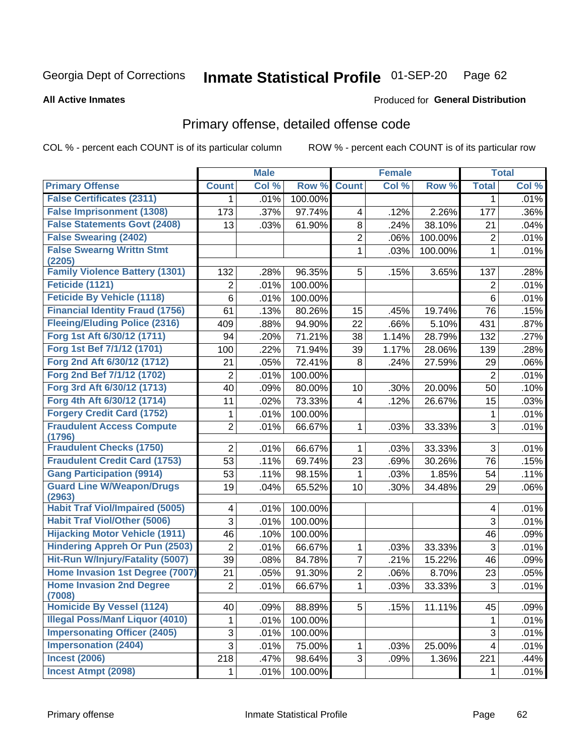Georgia Dept of Corrections **Inmate Statistical Profile** 01-SEP-20

**All Active Inmates**

Produced for **General Distribution**

## Primary offense, detailed offense code

COL % - percent each COUNT is of its particular column ROW % - percent each COUNT is of its particular row

| | Male | | | Female | | | Total | |
|---|---|---|---|---|---|---|---|---|
| Primary Offense | Count | Col % | Row % | Count | Col % | Row % | Total | Col % |
| False Certificates (2311) | 1 | .01% | 100.00% | | | | 1 | .01% |
| False Imprisonment (1308) | 173 | .37% | 97.74% | 4 | .12% | 2.26% | 177 | .36% |
| False Statements Govt (2408) | 13 | .03% | 61.90% | 8 | .24% | 38.10% | 21 | .04% |
| False Swearing (2402) | | | | 2 | .06% | 100.00% | 2 | .01% |
| False Swearng Writtn Stmt (2205) | | | | 1 | .03% | 100.00% | 1 | .01% |
| Family Violence Battery (1301) | 132 | .28% | 96.35% | 5 | .15% | 3.65% | 137 | .28% |
| Feticide (1121) | 2 | .01% | 100.00% | | | | 2 | .01% |
| Feticide By Vehicle (1118) | 6 | .01% | 100.00% | | | | 6 | .01% |
| Financial Identity Fraud (1756) | 61 | .13% | 80.26% | 15 | .45% | 19.74% | 76 | .15% |
| Fleeing/Eluding Police (2316) | 409 | .88% | 94.90% | 22 | .66% | 5.10% | 431 | .87% |
| Forg 1st Aft 6/30/12 (1711) | 94 | .20% | 71.21% | 38 | 1.14% | 28.79% | 132 | .27% |
| Forg 1st Bef 7/1/12 (1701) | 100 | .22% | 71.94% | 39 | 1.17% | 28.06% | 139 | .28% |
| Forg 2nd Aft 6/30/12 (1712) | 21 | .05% | 72.41% | 8 | .24% | 27.59% | 29 | .06% |
| Forg 2nd Bef 7/1/12 (1702) | 2 | .01% | 100.00% | | | | 2 | .01% |
| Forg 3rd Aft 6/30/12 (1713) | 40 | .09% | 80.00% | 10 | .30% | 20.00% | 50 | .10% |
| Forg 4th Aft 6/30/12 (1714) | 11 | .02% | 73.33% | 4 | .12% | 26.67% | 15 | .03% |
| Forgery Credit Card (1752) | 1 | .01% | 100.00% | | | | 1 | .01% |
| Fraudulent Access Compute (1796) | 2 | .01% | 66.67% | 1 | .03% | 33.33% | 3 | .01% |
| Fraudulent Checks (1750) | 2 | .01% | 66.67% | 1 | .03% | 33.33% | 3 | .01% |
| Fraudulent Credit Card (1753) | 53 | .11% | 69.74% | 23 | .69% | 30.26% | 76 | .15% |
| Gang Participation (9914) | 53 | .11% | 98.15% | 1 | .03% | 1.85% | 54 | .11% |
| Guard Line W/Weapon/Drugs (2963) | 19 | .04% | 65.52% | 10 | .30% | 34.48% | 29 | .06% |
| Habit Traf Viol/Impaired (5005) | 4 | .01% | 100.00% | | | | 4 | .01% |
| Habit Traf Viol/Other (5006) | 3 | .01% | 100.00% | | | | 3 | .01% |
| Hijacking Motor Vehicle (1911) | 46 | .10% | 100.00% | | | | 46 | .09% |
| Hindering Appreh Or Pun (2503) | 2 | .01% | 66.67% | 1 | .03% | 33.33% | 3 | .01% |
| Hit-Run W/Injury/Fatality (5007) | 39 | .08% | 84.78% | 7 | .21% | 15.22% | 46 | .09% |
| Home Invasion 1st Degree (7007) | 21 | .05% | 91.30% | 2 | .06% | 8.70% | 23 | .05% |
| Home Invasion 2nd Degree (7008) | 2 | .01% | 66.67% | 1 | .03% | 33.33% | 3 | .01% |
| Homicide By Vessel (1124) | 40 | .09% | 88.89% | 5 | .15% | 11.11% | 45 | .09% |
| Illegal Poss/Manf Liquor (4010) | 1 | .01% | 100.00% | | | | 1 | .01% |
| Impersonating Officer (2405) | 3 | .01% | 100.00% | | | | 3 | .01% |
| Impersonation (2404) | 3 | .01% | 75.00% | 1 | .03% | 25.00% | 4 | .01% |
| Incest (2006) | 218 | .47% | 98.64% | 3 | .09% | 1.36% | 221 | .44% |
| Incest Atmpt (2098) | 1 | .01% | 100.00% | | | | 1 | .01% |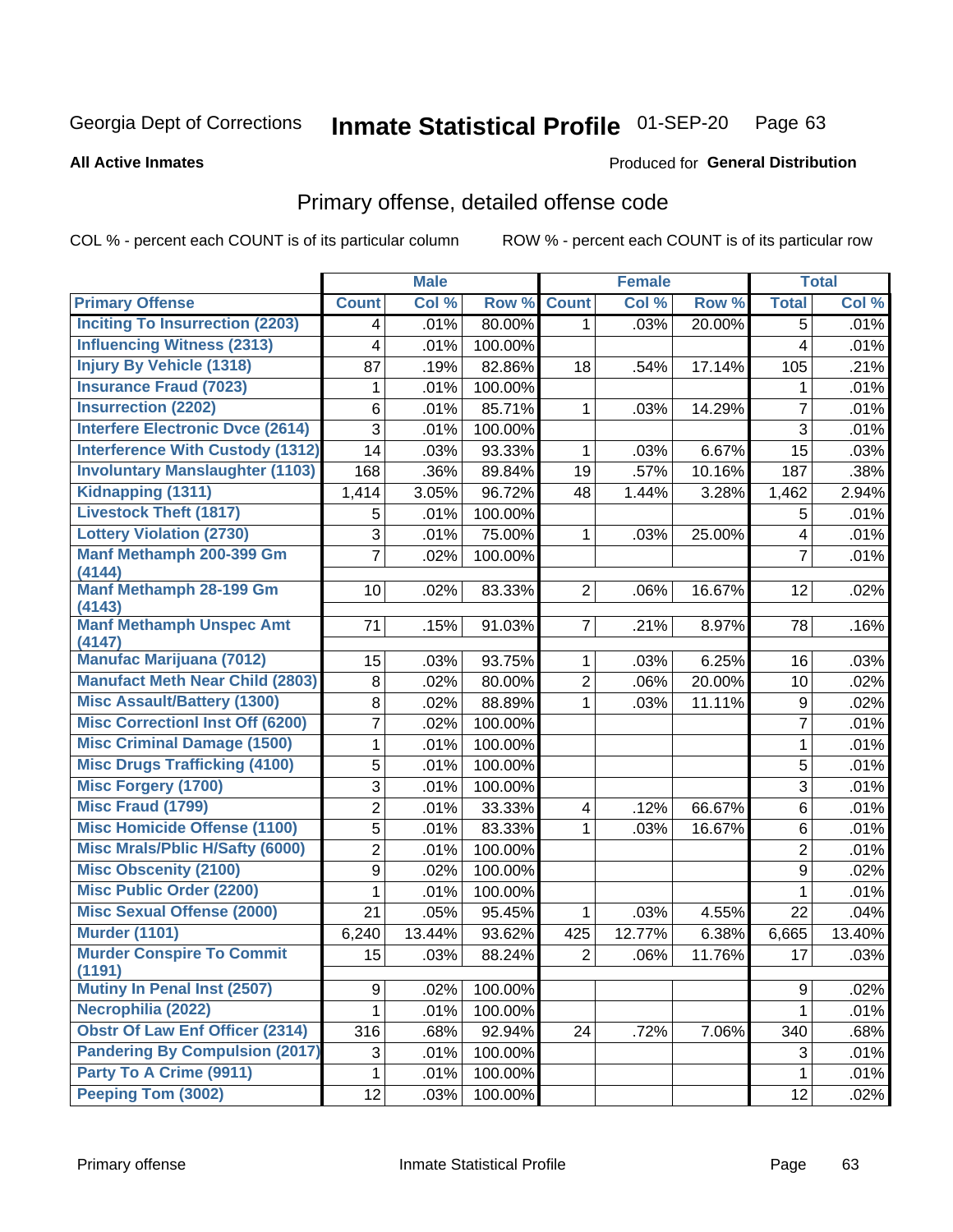Georgia Dept of Corrections **Inmate Statistical Profile** 01-SEP-20 Page 63

**All Active Inmates**

Produced for **General Distribution**

## Primary offense, detailed offense code

COL % - percent each COUNT is of its particular column ROW % - percent each COUNT is of its particular row

| | Male | | | Female | | | Total | |
|---|---|---|---|---|---|---|---|---|
| **Primary Offense** | **Count** | **Col %** | **Row %** | **Count** | **Col %** | **Row %** | **Total** | **Col %** |
| Inciting To Insurrection (2203) | 4 | .01% | 80.00% | 1 | .03% | 20.00% | 5 | .01% |
| Influencing Witness (2313) | 4 | .01% | 100.00% | | | | 4 | .01% |
| Injury By Vehicle (1318) | 87 | .19% | 82.86% | 18 | .54% | 17.14% | 105 | .21% |
| Insurance Fraud (7023) | 1 | .01% | 100.00% | | | | 1 | .01% |
| Insurrection (2202) | 6 | .01% | 85.71% | 1 | .03% | 14.29% | 7 | .01% |
| Interfere Electronic Dvce (2614) | 3 | .01% | 100.00% | | | | 3 | .01% |
| Interference With Custody (1312) | 14 | .03% | 93.33% | 1 | .03% | 6.67% | 15 | .03% |
| Involuntary Manslaughter (1103) | 168 | .36% | 89.84% | 19 | .57% | 10.16% | 187 | .38% |
| Kidnapping (1311) | 1,414 | 3.05% | 96.72% | 48 | 1.44% | 3.28% | 1,462 | 2.94% |
| Livestock Theft (1817) | 5 | .01% | 100.00% | | | | 5 | .01% |
| Lottery Violation (2730) | 3 | .01% | 75.00% | 1 | .03% | 25.00% | 4 | .01% |
| Manf Methamph 200-399 Gm (4144) | 7 | .02% | 100.00% | | | | 7 | .01% |
| Manf Methamph 28-199 Gm (4143) | 10 | .02% | 83.33% | 2 | .06% | 16.67% | 12 | .02% |
| Manf Methamph Unspec Amt (4147) | 71 | .15% | 91.03% | 7 | .21% | 8.97% | 78 | .16% |
| Manufac Marijuana (7012) | 15 | .03% | 93.75% | 1 | .03% | 6.25% | 16 | .03% |
| Manufact Meth Near Child (2803) | 8 | .02% | 80.00% | 2 | .06% | 20.00% | 10 | .02% |
| Misc Assault/Battery (1300) | 8 | .02% | 88.89% | 1 | .03% | 11.11% | 9 | .02% |
| Misc Correctionl Inst Off (6200) | 7 | .02% | 100.00% | | | | 7 | .01% |
| Misc Criminal Damage (1500) | 1 | .01% | 100.00% | | | | 1 | .01% |
| Misc Drugs Trafficking (4100) | 5 | .01% | 100.00% | | | | 5 | .01% |
| Misc Forgery (1700) | 3 | .01% | 100.00% | | | | 3 | .01% |
| Misc Fraud (1799) | 2 | .01% | 33.33% | 4 | .12% | 66.67% | 6 | .01% |
| Misc Homicide Offense (1100) | 5 | .01% | 83.33% | 1 | .03% | 16.67% | 6 | .01% |
| Misc Mrals/Pblic H/Safty (6000) | 2 | .01% | 100.00% | | | | 2 | .01% |
| Misc Obscenity (2100) | 9 | .02% | 100.00% | | | | 9 | .02% |
| Misc Public Order (2200) | 1 | .01% | 100.00% | | | | 1 | .01% |
| Misc Sexual Offense (2000) | 21 | .05% | 95.45% | 1 | .03% | 4.55% | 22 | .04% |
| Murder (1101) | 6,240 | 13.44% | 93.62% | 425 | 12.77% | 6.38% | 6,665 | 13.40% |
| Murder Conspire To Commit (1191) | 15 | .03% | 88.24% | 2 | .06% | 11.76% | 17 | .03% |
| Mutiny In Penal Inst (2507) | 9 | .02% | 100.00% | | | | 9 | .02% |
| Necrophilia (2022) | 1 | .01% | 100.00% | | | | 1 | .01% |
| Obstr Of Law Enf Officer (2314) | 316 | .68% | 92.94% | 24 | .72% | 7.06% | 340 | .68% |
| Pandering By Compulsion (2017) | 3 | .01% | 100.00% | | | | 3 | .01% |
| Party To A Crime (9911) | 1 | .01% | 100.00% | | | | 1 | .01% |
| Peeping Tom (3002) | 12 | .03% | 100.00% | | | | 12 | .02% |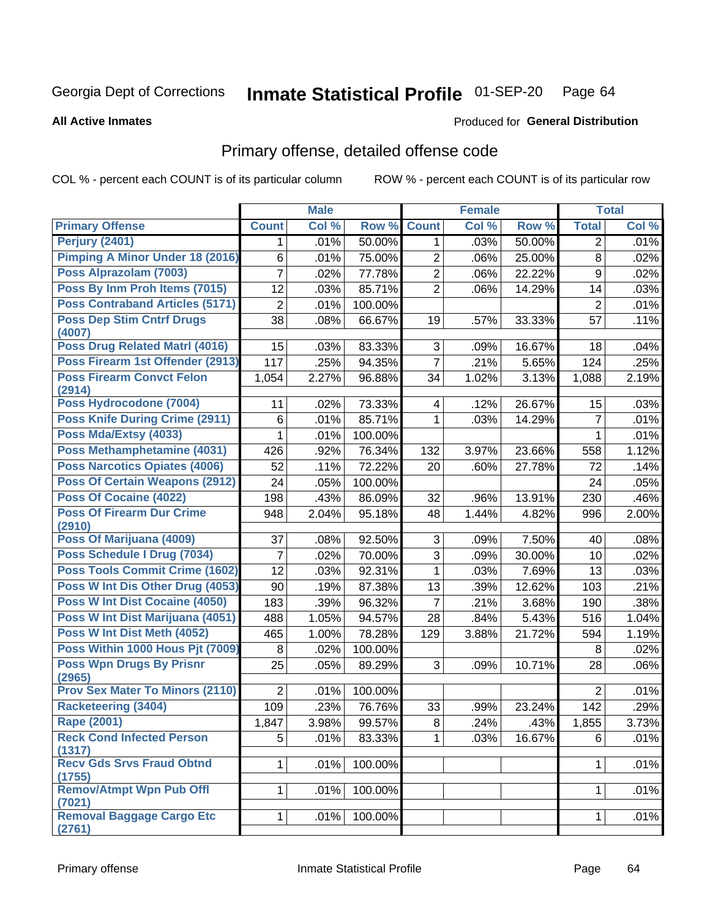Georgia Dept of Corrections **Inmate Statistical Profile** 01-SEP-20

**All Active Inmates**

Produced for **General Distribution**

## Primary offense, detailed offense code

COL % - percent each COUNT is of its particular column    ROW % - percent each COUNT is of its particular row

| | Male | | | Female | | | Total | |
|---|---|---|---|---|---|---|---|---|
| **Primary Offense** | **Count** | **Col %** | **Row %** | **Count** | **Col %** | **Row %** | **Total** | **Col %** |
| Perjury (2401) | 1 | .01% | 50.00% | 1 | .03% | 50.00% | 2 | .01% |
| Pimping A Minor Under 18 (2016) | 6 | .01% | 75.00% | 2 | .06% | 25.00% | 8 | .02% |
| Poss Alprazolam (7003) | 7 | .02% | 77.78% | 2 | .06% | 22.22% | 9 | .02% |
| Poss By Inm Proh Items (7015) | 12 | .03% | 85.71% | 2 | .06% | 14.29% | 14 | .03% |
| Poss Contraband Articles (5171) | 2 | .01% | 100.00% | | | | 2 | .01% |
| Poss Dep Stim Cntrf Drugs (4007) | 38 | .08% | 66.67% | 19 | .57% | 33.33% | 57 | .11% |
| Poss Drug Related Matrl (4016) | 15 | .03% | 83.33% | 3 | .09% | 16.67% | 18 | .04% |
| Poss Firearm 1st Offender (2913) | 117 | .25% | 94.35% | 7 | .21% | 5.65% | 124 | .25% |
| Poss Firearm Convct Felon (2914) | 1,054 | 2.27% | 96.88% | 34 | 1.02% | 3.13% | 1,088 | 2.19% |
| Poss Hydrocodone (7004) | 11 | .02% | 73.33% | 4 | .12% | 26.67% | 15 | .03% |
| Poss Knife During Crime (2911) | 6 | .01% | 85.71% | 1 | .03% | 14.29% | 7 | .01% |
| Poss Mda/Extsy (4033) | 1 | .01% | 100.00% | | | | 1 | .01% |
| Poss Methamphetamine (4031) | 426 | .92% | 76.34% | 132 | 3.97% | 23.66% | 558 | 1.12% |
| Poss Narcotics Opiates (4006) | 52 | .11% | 72.22% | 20 | .60% | 27.78% | 72 | .14% |
| Poss Of Certain Weapons (2912) | 24 | .05% | 100.00% | | | | 24 | .05% |
| Poss Of Cocaine (4022) | 198 | .43% | 86.09% | 32 | .96% | 13.91% | 230 | .46% |
| Poss Of Firearm Dur Crime (2910) | 948 | 2.04% | 95.18% | 48 | 1.44% | 4.82% | 996 | 2.00% |
| Poss Of Marijuana (4009) | 37 | .08% | 92.50% | 3 | .09% | 7.50% | 40 | .08% |
| Poss Schedule I Drug (7034) | 7 | .02% | 70.00% | 3 | .09% | 30.00% | 10 | .02% |
| Poss Tools Commit Crime (1602) | 12 | .03% | 92.31% | 1 | .03% | 7.69% | 13 | .03% |
| Poss W Int Dis Other Drug (4053) | 90 | .19% | 87.38% | 13 | .39% | 12.62% | 103 | .21% |
| Poss W Int Dist Cocaine (4050) | 183 | .39% | 96.32% | 7 | .21% | 3.68% | 190 | .38% |
| Poss W Int Dist Marijuana (4051) | 488 | 1.05% | 94.57% | 28 | .84% | 5.43% | 516 | 1.04% |
| Poss W Int Dist Meth (4052) | 465 | 1.00% | 78.28% | 129 | 3.88% | 21.72% | 594 | 1.19% |
| Poss Within 1000 Hous Pjt (7009) | 8 | .02% | 100.00% | | | | 8 | .02% |
| Poss Wpn Drugs By Prisnr (2965) | 25 | .05% | 89.29% | 3 | .09% | 10.71% | 28 | .06% |
| Prov Sex Mater To Minors (2110) | 2 | .01% | 100.00% | | | | 2 | .01% |
| Racketeering (3404) | 109 | .23% | 76.76% | 33 | .99% | 23.24% | 142 | .29% |
| Rape (2001) | 1,847 | 3.98% | 99.57% | 8 | .24% | .43% | 1,855 | 3.73% |
| Reck Cond Infected Person (1317) | 5 | .01% | 83.33% | 1 | .03% | 16.67% | 6 | .01% |
| Recv Gds Srvs Fraud Obtnd (1755) | 1 | .01% | 100.00% | | | | 1 | .01% |
| Remov/Atmpt Wpn Pub Offl (7021) | 1 | .01% | 100.00% | | | | 1 | .01% |
| Removal Baggage Cargo Etc (2761) | 1 | .01% | 100.00% | | | | 1 | .01% |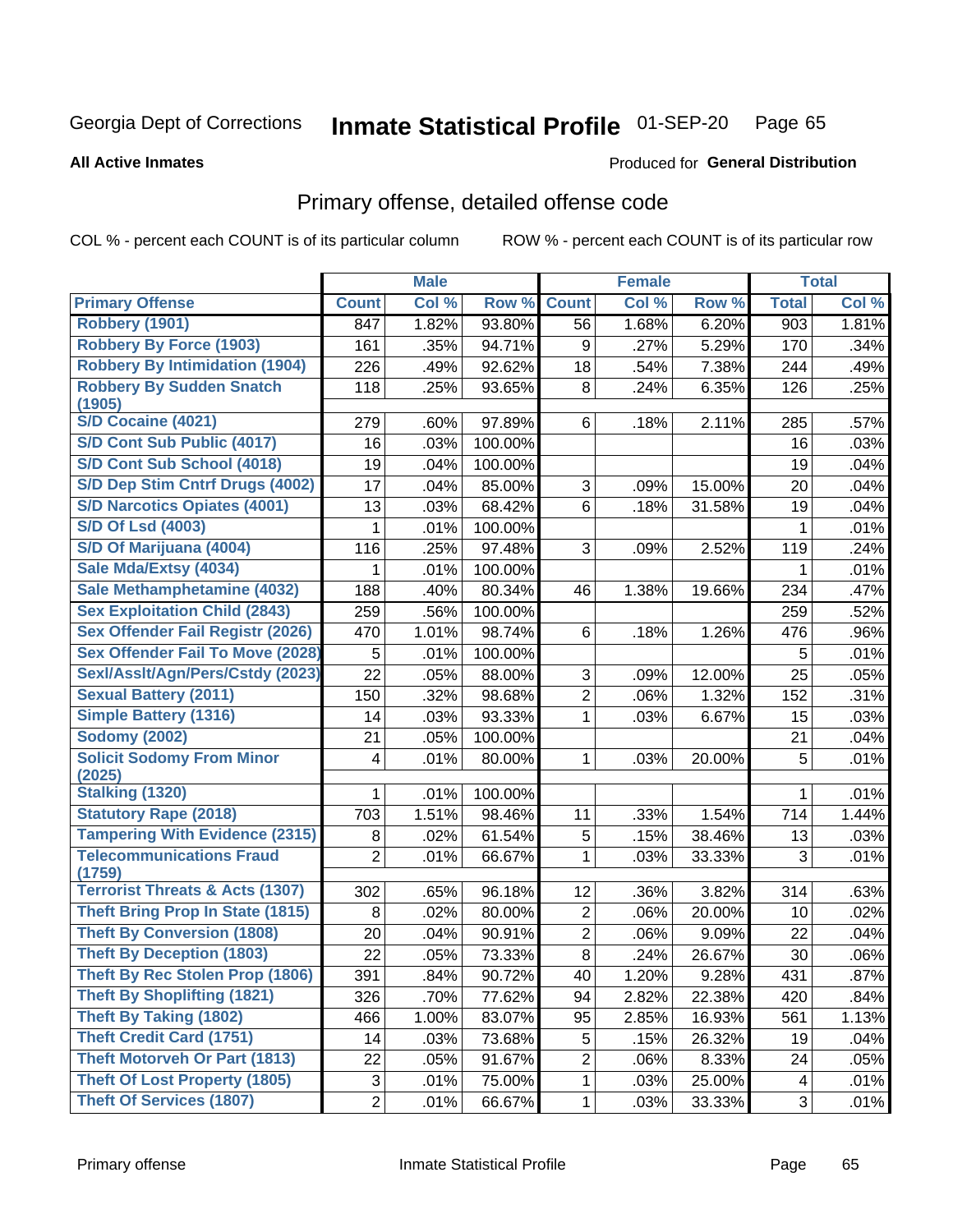Georgia Dept of Corrections **Inmate Statistical Profile** 01-SEP-20 Page 65

**All Active Inmates**

Produced for **General Distribution**

## Primary offense, detailed offense code

COL % - percent each COUNT is of its particular column

ROW % - percent each COUNT is of its particular row

| | Male | | | Female | | | Total | |
|---|---|---|---|---|---|---|---|---|
| **Primary Offense** | **Count** | **Col %** | **Row %** | **Count** | **Col %** | **Row %** | **Total** | **Col %** |
| Robbery (1901) | 847 | 1.82% | 93.80% | 56 | 1.68% | 6.20% | 903 | 1.81% |
| Robbery By Force (1903) | 161 | .35% | 94.71% | 9 | .27% | 5.29% | 170 | .34% |
| Robbery By Intimidation (1904) | 226 | .49% | 92.62% | 18 | .54% | 7.38% | 244 | .49% |
| Robbery By Sudden Snatch (1905) | 118 | .25% | 93.65% | 8 | .24% | 6.35% | 126 | .25% |
| S/D Cocaine (4021) | 279 | .60% | 97.89% | 6 | .18% | 2.11% | 285 | .57% |
| S/D Cont Sub Public (4017) | 16 | .03% | 100.00% | | | | 16 | .03% |
| S/D Cont Sub School (4018) | 19 | .04% | 100.00% | | | | 19 | .04% |
| S/D Dep Stim Cntrf Drugs (4002) | 17 | .04% | 85.00% | 3 | .09% | 15.00% | 20 | .04% |
| S/D Narcotics Opiates (4001) | 13 | .03% | 68.42% | 6 | .18% | 31.58% | 19 | .04% |
| S/D Of Lsd (4003) | 1 | .01% | 100.00% | | | | 1 | .01% |
| S/D Of Marijuana (4004) | 116 | .25% | 97.48% | 3 | .09% | 2.52% | 119 | .24% |
| Sale Mda/Extsy (4034) | 1 | .01% | 100.00% | | | | 1 | .01% |
| Sale Methamphetamine (4032) | 188 | .40% | 80.34% | 46 | 1.38% | 19.66% | 234 | .47% |
| Sex Exploitation Child (2843) | 259 | .56% | 100.00% | | | | 259 | .52% |
| Sex Offender Fail Registr (2026) | 470 | 1.01% | 98.74% | 6 | .18% | 1.26% | 476 | .96% |
| Sex Offender Fail To Move (2028) | 5 | .01% | 100.00% | | | | 5 | .01% |
| Sexl/Asslt/Agn/Pers/Cstdy (2023) | 22 | .05% | 88.00% | 3 | .09% | 12.00% | 25 | .05% |
| Sexual Battery (2011) | 150 | .32% | 98.68% | 2 | .06% | 1.32% | 152 | .31% |
| Simple Battery (1316) | 14 | .03% | 93.33% | 1 | .03% | 6.67% | 15 | .03% |
| Sodomy (2002) | 21 | .05% | 100.00% | | | | 21 | .04% |
| Solicit Sodomy From Minor (2025) | 4 | .01% | 80.00% | 1 | .03% | 20.00% | 5 | .01% |
| Stalking (1320) | 1 | .01% | 100.00% | | | | 1 | .01% |
| Statutory Rape (2018) | 703 | 1.51% | 98.46% | 11 | .33% | 1.54% | 714 | 1.44% |
| Tampering With Evidence (2315) | 8 | .02% | 61.54% | 5 | .15% | 38.46% | 13 | .03% |
| Telecommunications Fraud (1759) | 2 | .01% | 66.67% | 1 | .03% | 33.33% | 3 | .01% |
| Terrorist Threats & Acts (1307) | 302 | .65% | 96.18% | 12 | .36% | 3.82% | 314 | .63% |
| Theft Bring Prop In State (1815) | 8 | .02% | 80.00% | 2 | .06% | 20.00% | 10 | .02% |
| Theft By Conversion (1808) | 20 | .04% | 90.91% | 2 | .06% | 9.09% | 22 | .04% |
| Theft By Deception (1803) | 22 | .05% | 73.33% | 8 | .24% | 26.67% | 30 | .06% |
| Theft By Rec Stolen Prop (1806) | 391 | .84% | 90.72% | 40 | 1.20% | 9.28% | 431 | .87% |
| Theft By Shoplifting (1821) | 326 | .70% | 77.62% | 94 | 2.82% | 22.38% | 420 | .84% |
| Theft By Taking (1802) | 466 | 1.00% | 83.07% | 95 | 2.85% | 16.93% | 561 | 1.13% |
| Theft Credit Card (1751) | 14 | .03% | 73.68% | 5 | .15% | 26.32% | 19 | .04% |
| Theft Motorveh Or Part (1813) | 22 | .05% | 91.67% | 2 | .06% | 8.33% | 24 | .05% |
| Theft Of Lost Property (1805) | 3 | .01% | 75.00% | 1 | .03% | 25.00% | 4 | .01% |
| Theft Of Services (1807) | 2 | .01% | 66.67% | 1 | .03% | 33.33% | 3 | .01% |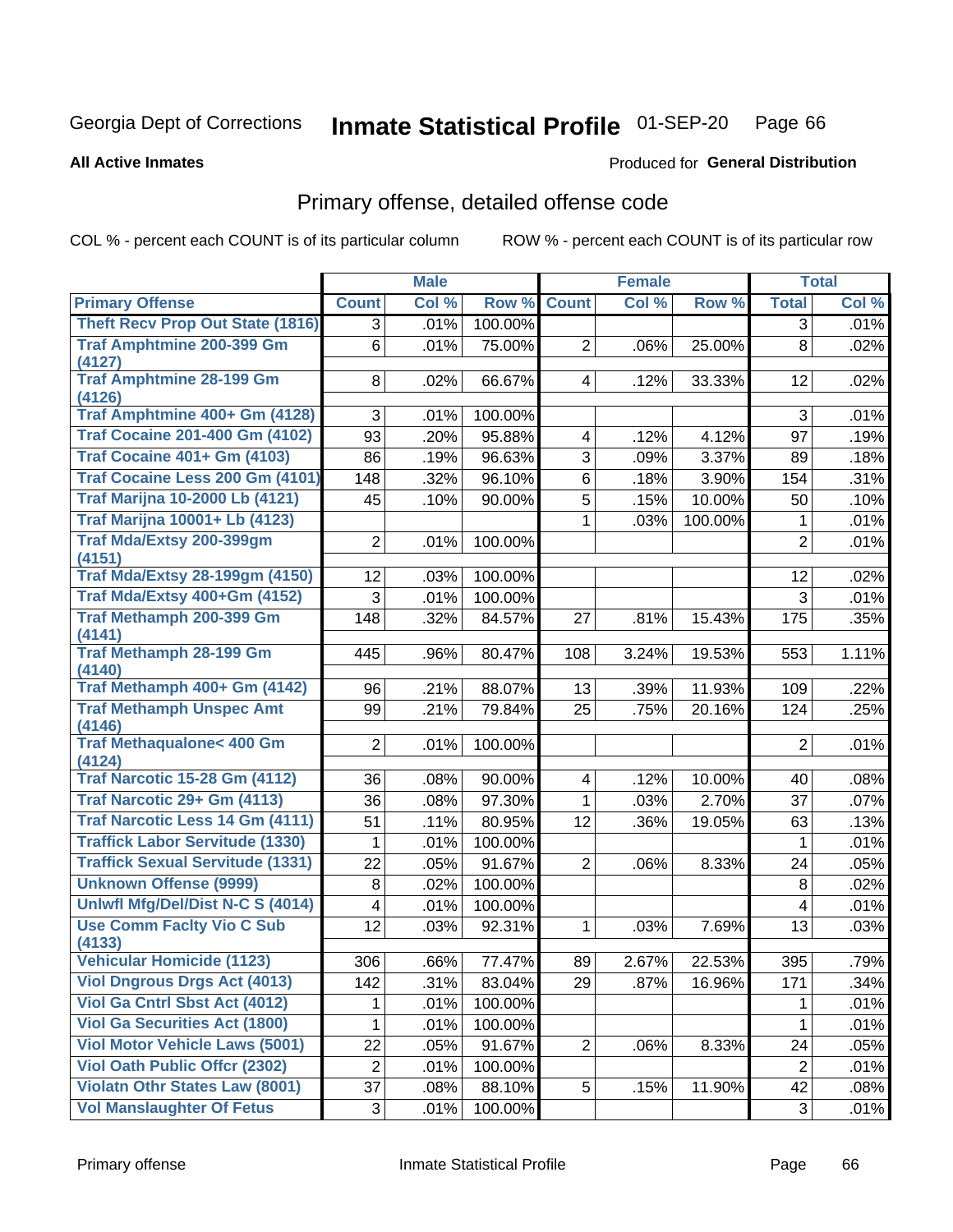Georgia Dept of Corrections **Inmate Statistical Profile** 01-SEP-20

**All Active Inmates**

Produced for **General Distribution**

## Primary offense, detailed offense code

COL % - percent each COUNT is of its particular column ROW % - percent each COUNT is of its particular row

| | Male | | | Female | | | Total | |
|---|---|---|---|---|---|---|---|---|
| Primary Offense | Count | Col % | Row % | Count | Col % | Row % | Total | Col % |
| Theft Recv Prop Out State (1816) | 3 | .01% | 100.00% | | | | 3 | .01% |
| Traf Amphtmine 200-399 Gm (4127) | 6 | .01% | 75.00% | 2 | .06% | 25.00% | 8 | .02% |
| Traf Amphtmine 28-199 Gm (4126) | 8 | .02% | 66.67% | 4 | .12% | 33.33% | 12 | .02% |
| Traf Amphtmine 400+ Gm (4128) | 3 | .01% | 100.00% | | | | 3 | .01% |
| Traf Cocaine 201-400 Gm (4102) | 93 | .20% | 95.88% | 4 | .12% | 4.12% | 97 | .19% |
| Traf Cocaine 401+ Gm (4103) | 86 | .19% | 96.63% | 3 | .09% | 3.37% | 89 | .18% |
| Traf Cocaine Less 200 Gm (4101) | 148 | .32% | 96.10% | 6 | .18% | 3.90% | 154 | .31% |
| Traf Marijna 10-2000 Lb (4121) | 45 | .10% | 90.00% | 5 | .15% | 10.00% | 50 | .10% |
| Traf Marijna 10001+ Lb (4123) | | | | 1 | .03% | 100.00% | 1 | .01% |
| Traf Mda/Extsy 200-399gm (4151) | 2 | .01% | 100.00% | | | | 2 | .01% |
| Traf Mda/Extsy 28-199gm (4150) | 12 | .03% | 100.00% | | | | 12 | .02% |
| Traf Mda/Extsy 400+Gm (4152) | 3 | .01% | 100.00% | | | | 3 | .01% |
| Traf Methamph 200-399 Gm (4141) | 148 | .32% | 84.57% | 27 | .81% | 15.43% | 175 | .35% |
| Traf Methamph 28-199 Gm (4140) | 445 | .96% | 80.47% | 108 | 3.24% | 19.53% | 553 | 1.11% |
| Traf Methamph 400+ Gm (4142) | 96 | .21% | 88.07% | 13 | .39% | 11.93% | 109 | .22% |
| Traf Methamph Unspec Amt (4146) | 99 | .21% | 79.84% | 25 | .75% | 20.16% | 124 | .25% |
| Traf Methaqualone< 400 Gm (4124) | 2 | .01% | 100.00% | | | | 2 | .01% |
| Traf Narcotic 15-28 Gm (4112) | 36 | .08% | 90.00% | 4 | .12% | 10.00% | 40 | .08% |
| Traf Narcotic 29+ Gm (4113) | 36 | .08% | 97.30% | 1 | .03% | 2.70% | 37 | .07% |
| Traf Narcotic Less 14 Gm (4111) | 51 | .11% | 80.95% | 12 | .36% | 19.05% | 63 | .13% |
| Traffick Labor Servitude (1330) | 1 | .01% | 100.00% | | | | 1 | .01% |
| Traffick Sexual Servitude (1331) | 22 | .05% | 91.67% | 2 | .06% | 8.33% | 24 | .05% |
| Unknown Offense (9999) | 8 | .02% | 100.00% | | | | 8 | .02% |
| Unlwfl Mfg/Del/Dist N-C S (4014) | 4 | .01% | 100.00% | | | | 4 | .01% |
| Use Comm Faclty Vio C Sub (4133) | 12 | .03% | 92.31% | 1 | .03% | 7.69% | 13 | .03% |
| Vehicular Homicide (1123) | 306 | .66% | 77.47% | 89 | 2.67% | 22.53% | 395 | .79% |
| Viol Dngrous Drgs Act (4013) | 142 | .31% | 83.04% | 29 | .87% | 16.96% | 171 | .34% |
| Viol Ga Cntrl Sbst Act (4012) | 1 | .01% | 100.00% | | | | 1 | .01% |
| Viol Ga Securities Act (1800) | 1 | .01% | 100.00% | | | | 1 | .01% |
| Viol Motor Vehicle Laws (5001) | 22 | .05% | 91.67% | 2 | .06% | 8.33% | 24 | .05% |
| Viol Oath Public Offcr (2302) | 2 | .01% | 100.00% | | | | 2 | .01% |
| Violatn Othr States Law (8001) | 37 | .08% | 88.10% | 5 | .15% | 11.90% | 42 | .08% |
| Vol Manslaughter Of Fetus | 3 | .01% | 100.00% | | | | 3 | .01% |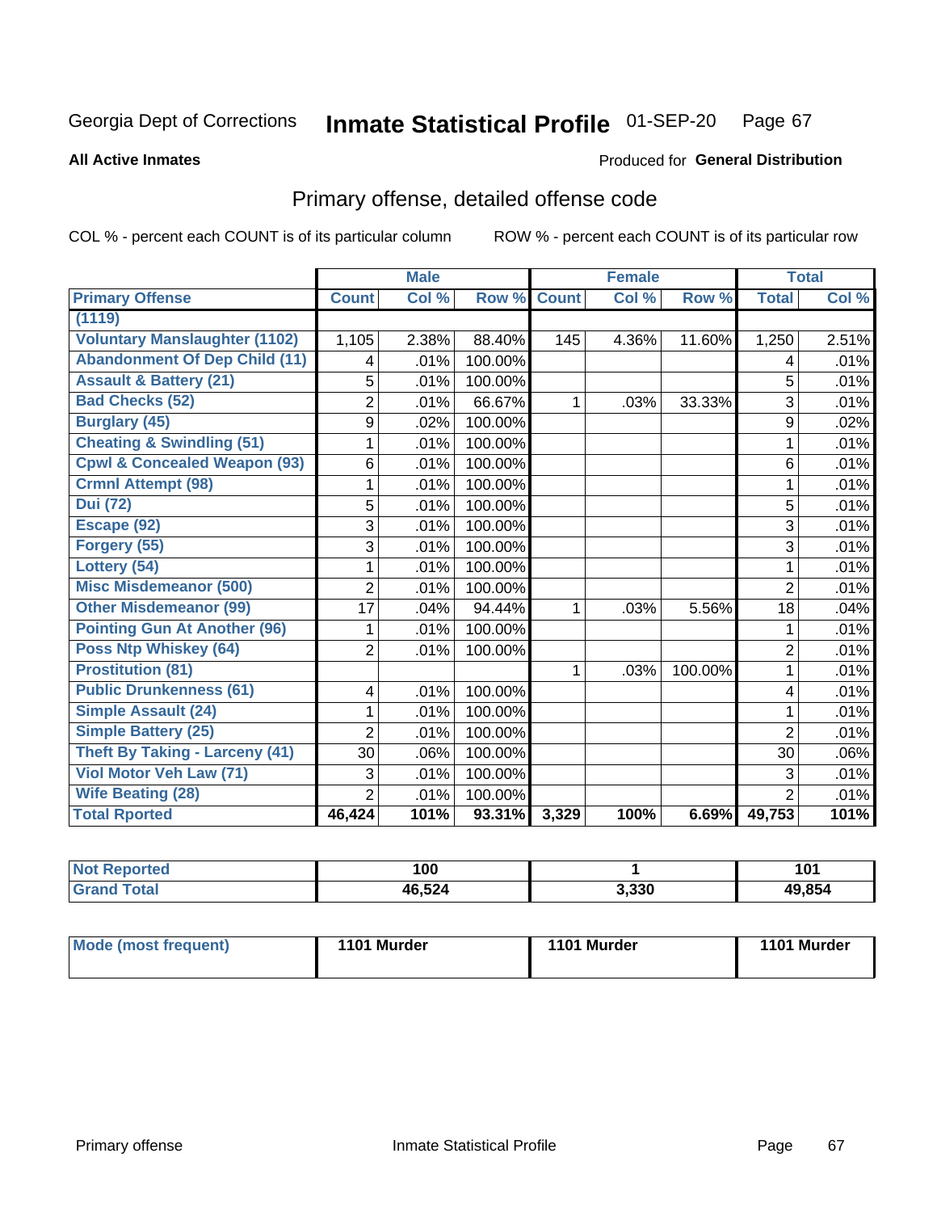Georgia Dept of Corrections **Inmate Statistical Profile** 01-SEP-20

**All Active Inmates**

Produced for **General Distribution**

## Primary offense, detailed offense code

COL % - percent each COUNT is of its particular column ROW % - percent each COUNT is of its particular row

| | Male | | | Female | | | Total | |
|---|---|---|---|---|---|---|---|---|
| **Primary Offense** | **Count** | **Col %** | **Row %** | **Count** | **Col %** | **Row %** | **Total** | **Col %** |
| **(1119)** | | | | | | | | |
| **Voluntary Manslaughter (1102)** | 1,105 | 2.38% | 88.40% | 145 | 4.36% | 11.60% | 1,250 | 2.51% |
| **Abandonment Of Dep Child (11)** | 4 | .01% | 100.00% | | | | 4 | .01% |
| **Assault & Battery (21)** | 5 | .01% | 100.00% | | | | 5 | .01% |
| **Bad Checks (52)** | 2 | .01% | 66.67% | 1 | .03% | 33.33% | 3 | .01% |
| **Burglary (45)** | 9 | .02% | 100.00% | | | | 9 | .02% |
| **Cheating & Swindling (51)** | 1 | .01% | 100.00% | | | | 1 | .01% |
| **Cpwl & Concealed Weapon (93)** | 6 | .01% | 100.00% | | | | 6 | .01% |
| **Crmnl Attempt (98)** | 1 | .01% | 100.00% | | | | 1 | .01% |
| **Dui (72)** | 5 | .01% | 100.00% | | | | 5 | .01% |
| **Escape (92)** | 3 | .01% | 100.00% | | | | 3 | .01% |
| **Forgery (55)** | 3 | .01% | 100.00% | | | | 3 | .01% |
| **Lottery (54)** | 1 | .01% | 100.00% | | | | 1 | .01% |
| **Misc Misdemeanor (500)** | 2 | .01% | 100.00% | | | | 2 | .01% |
| **Other Misdemeanor (99)** | 17 | .04% | 94.44% | 1 | .03% | 5.56% | 18 | .04% |
| **Pointing Gun At Another (96)** | 1 | .01% | 100.00% | | | | 1 | .01% |
| **Poss Ntp Whiskey (64)** | 2 | .01% | 100.00% | | | | 2 | .01% |
| **Prostitution (81)** | | | | 1 | .03% | 100.00% | 1 | .01% |
| **Public Drunkenness (61)** | 4 | .01% | 100.00% | | | | 4 | .01% |
| **Simple Assault (24)** | 1 | .01% | 100.00% | | | | 1 | .01% |
| **Simple Battery (25)** | 2 | .01% | 100.00% | | | | 2 | .01% |
| **Theft By Taking - Larceny (41)** | 30 | .06% | 100.00% | | | | 30 | .06% |
| **Viol Motor Veh Law (71)** | 3 | .01% | 100.00% | | | | 3 | .01% |
| **Wife Beating (28)** | 2 | .01% | 100.00% | | | | 2 | .01% |
| **Total Rported** | **46,424** | **101%** | **93.31%** | **3,329** | **100%** | **6.69%** | **49,753** | **101%** |

| | Male | Female | Total |
|---|---|---|---|
| **Not Reported** | **100** | **1** | **101** |
| **Grand Total** | **46,524** | **3,330** | **49,854** |

| | Male | Female | Total |
|---|---|---|---|
| **Mode (most frequent)** | **1101 Murder** | **1101 Murder** | **1101 Murder** |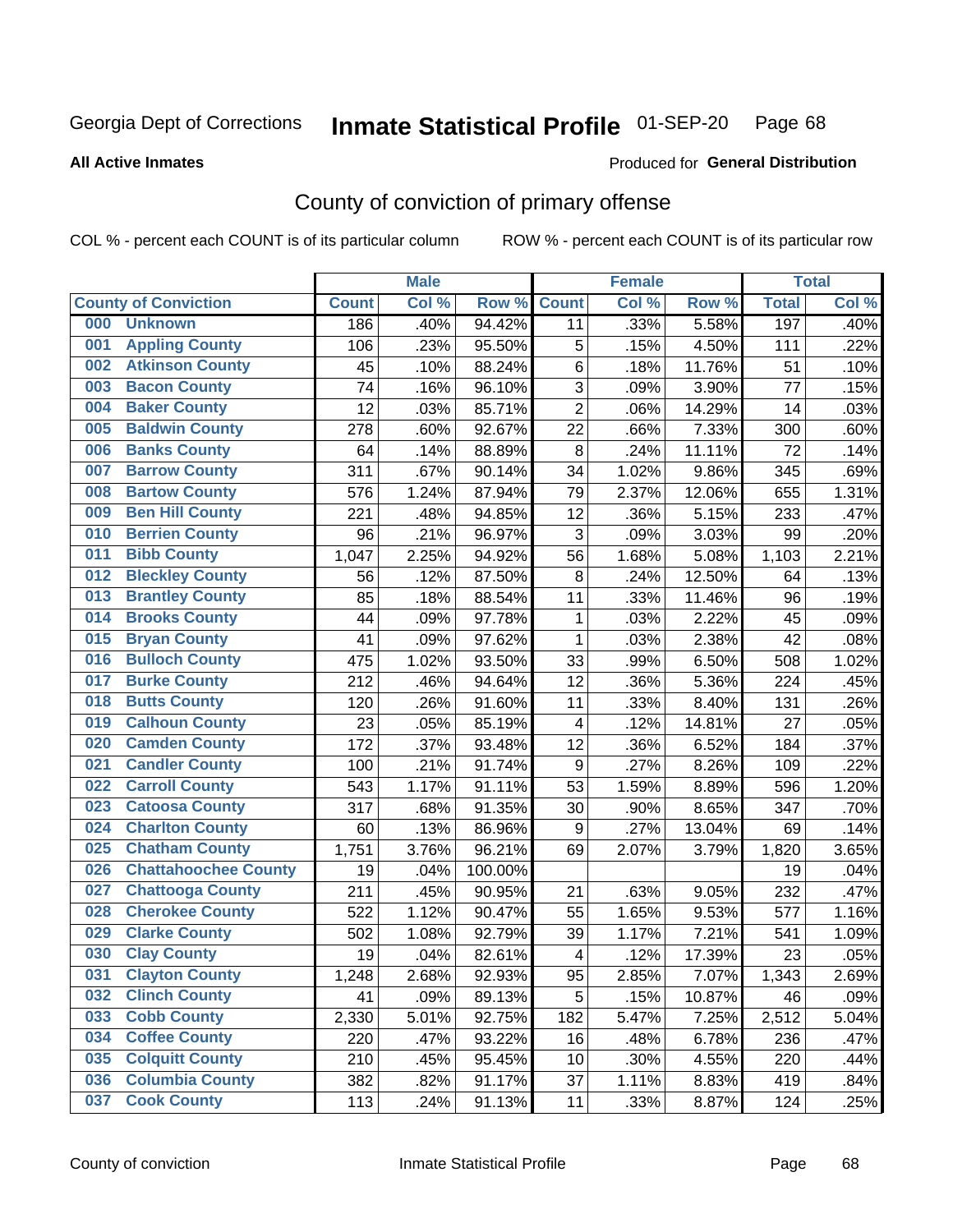Georgia Dept of Corrections **Inmate Statistical Profile** 01-SEP-20 Page 68

**All Active Inmates**

Produced for **General Distribution**

# County of conviction of primary offense

COL % - percent each COUNT is of its particular column ROW % - percent each COUNT is of its particular row

| | | Male | | | Female | | | Total | |
|---|---|---|---|---|---|---|---|---|---|
| **County of Conviction** | | **Count** | **Col %** | **Row %** | **Count** | **Col %** | **Row %** | **Total** | **Col %** |
| **000** | **Unknown** | 186 | .40% | 94.42% | 11 | .33% | 5.58% | 197 | .40% |
| **001** | **Appling County** | 106 | .23% | 95.50% | 5 | .15% | 4.50% | 111 | .22% |
| **002** | **Atkinson County** | 45 | .10% | 88.24% | 6 | .18% | 11.76% | 51 | .10% |
| **003** | **Bacon County** | 74 | .16% | 96.10% | 3 | .09% | 3.90% | 77 | .15% |
| **004** | **Baker County** | 12 | .03% | 85.71% | 2 | .06% | 14.29% | 14 | .03% |
| **005** | **Baldwin County** | 278 | .60% | 92.67% | 22 | .66% | 7.33% | 300 | .60% |
| **006** | **Banks County** | 64 | .14% | 88.89% | 8 | .24% | 11.11% | 72 | .14% |
| **007** | **Barrow County** | 311 | .67% | 90.14% | 34 | 1.02% | 9.86% | 345 | .69% |
| **008** | **Bartow County** | 576 | 1.24% | 87.94% | 79 | 2.37% | 12.06% | 655 | 1.31% |
| **009** | **Ben Hill County** | 221 | .48% | 94.85% | 12 | .36% | 5.15% | 233 | .47% |
| **010** | **Berrien County** | 96 | .21% | 96.97% | 3 | .09% | 3.03% | 99 | .20% |
| **011** | **Bibb County** | 1,047 | 2.25% | 94.92% | 56 | 1.68% | 5.08% | 1,103 | 2.21% |
| **012** | **Bleckley County** | 56 | .12% | 87.50% | 8 | .24% | 12.50% | 64 | .13% |
| **013** | **Brantley County** | 85 | .18% | 88.54% | 11 | .33% | 11.46% | 96 | .19% |
| **014** | **Brooks County** | 44 | .09% | 97.78% | 1 | .03% | 2.22% | 45 | .09% |
| **015** | **Bryan County** | 41 | .09% | 97.62% | 1 | .03% | 2.38% | 42 | .08% |
| **016** | **Bulloch County** | 475 | 1.02% | 93.50% | 33 | .99% | 6.50% | 508 | 1.02% |
| **017** | **Burke County** | 212 | .46% | 94.64% | 12 | .36% | 5.36% | 224 | .45% |
| **018** | **Butts County** | 120 | .26% | 91.60% | 11 | .33% | 8.40% | 131 | .26% |
| **019** | **Calhoun County** | 23 | .05% | 85.19% | 4 | .12% | 14.81% | 27 | .05% |
| **020** | **Camden County** | 172 | .37% | 93.48% | 12 | .36% | 6.52% | 184 | .37% |
| **021** | **Candler County** | 100 | .21% | 91.74% | 9 | .27% | 8.26% | 109 | .22% |
| **022** | **Carroll County** | 543 | 1.17% | 91.11% | 53 | 1.59% | 8.89% | 596 | 1.20% |
| **023** | **Catoosa County** | 317 | .68% | 91.35% | 30 | .90% | 8.65% | 347 | .70% |
| **024** | **Charlton County** | 60 | .13% | 86.96% | 9 | .27% | 13.04% | 69 | .14% |
| **025** | **Chatham County** | 1,751 | 3.76% | 96.21% | 69 | 2.07% | 3.79% | 1,820 | 3.65% |
| **026** | **Chattahoochee County** | 19 | .04% | 100.00% | | | | 19 | .04% |
| **027** | **Chattooga County** | 211 | .45% | 90.95% | 21 | .63% | 9.05% | 232 | .47% |
| **028** | **Cherokee County** | 522 | 1.12% | 90.47% | 55 | 1.65% | 9.53% | 577 | 1.16% |
| **029** | **Clarke County** | 502 | 1.08% | 92.79% | 39 | 1.17% | 7.21% | 541 | 1.09% |
| **030** | **Clay County** | 19 | .04% | 82.61% | 4 | .12% | 17.39% | 23 | .05% |
| **031** | **Clayton County** | 1,248 | 2.68% | 92.93% | 95 | 2.85% | 7.07% | 1,343 | 2.69% |
| **032** | **Clinch County** | 41 | .09% | 89.13% | 5 | .15% | 10.87% | 46 | .09% |
| **033** | **Cobb County** | 2,330 | 5.01% | 92.75% | 182 | 5.47% | 7.25% | 2,512 | 5.04% |
| **034** | **Coffee County** | 220 | .47% | 93.22% | 16 | .48% | 6.78% | 236 | .47% |
| **035** | **Colquitt County** | 210 | .45% | 95.45% | 10 | .30% | 4.55% | 220 | .44% |
| **036** | **Columbia County** | 382 | .82% | 91.17% | 37 | 1.11% | 8.83% | 419 | .84% |
| **037** | **Cook County** | 113 | .24% | 91.13% | 11 | .33% | 8.87% | 124 | .25% |

County of conviction Inmate Statistical Profile Page 68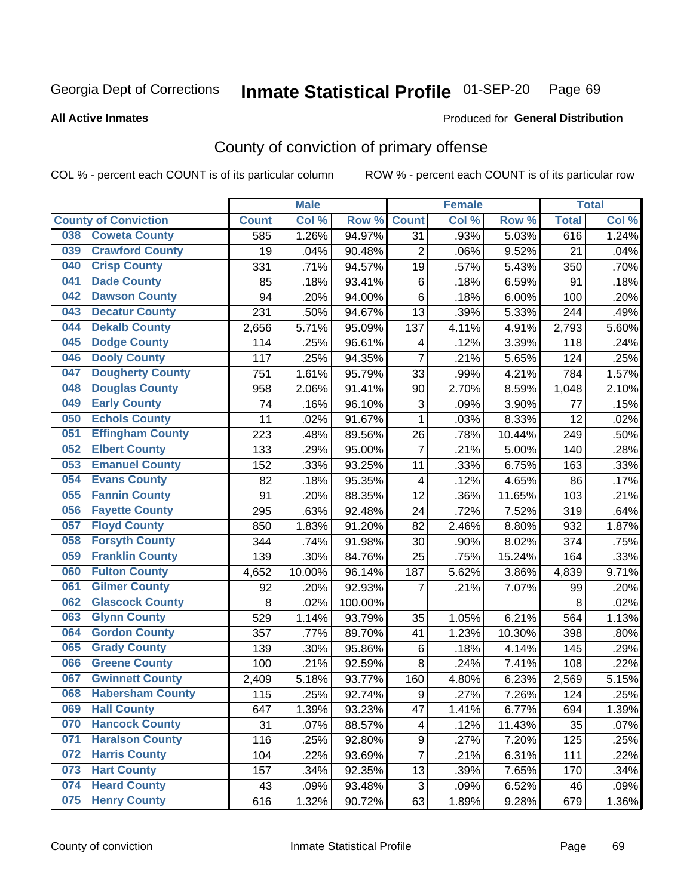Georgia Dept of Corrections **Inmate Statistical Profile** 01-SEP-20 Page 69

**All Active Inmates**

Produced for **General Distribution**

# County of conviction of primary offense

COL % - percent each COUNT is of its particular column ROW % - percent each COUNT is of its particular row

| County of Conviction | | Male | | | Female | | | Total | |
|---|---|---|---|---|---|---|---|---|---|
| | | Count | Col % | Row % | Count | Col % | Row % | Total | Col % |
| 038 | Coweta County | 585 | 1.26% | 94.97% | 31 | .93% | 5.03% | 616 | 1.24% |
| 039 | Crawford County | 19 | .04% | 90.48% | 2 | .06% | 9.52% | 21 | .04% |
| 040 | Crisp County | 331 | .71% | 94.57% | 19 | .57% | 5.43% | 350 | .70% |
| 041 | Dade County | 85 | .18% | 93.41% | 6 | .18% | 6.59% | 91 | .18% |
| 042 | Dawson County | 94 | .20% | 94.00% | 6 | .18% | 6.00% | 100 | .20% |
| 043 | Decatur County | 231 | .50% | 94.67% | 13 | .39% | 5.33% | 244 | .49% |
| 044 | Dekalb County | 2,656 | 5.71% | 95.09% | 137 | 4.11% | 4.91% | 2,793 | 5.60% |
| 045 | Dodge County | 114 | .25% | 96.61% | 4 | .12% | 3.39% | 118 | .24% |
| 046 | Dooly County | 117 | .25% | 94.35% | 7 | .21% | 5.65% | 124 | .25% |
| 047 | Dougherty County | 751 | 1.61% | 95.79% | 33 | .99% | 4.21% | 784 | 1.57% |
| 048 | Douglas County | 958 | 2.06% | 91.41% | 90 | 2.70% | 8.59% | 1,048 | 2.10% |
| 049 | Early County | 74 | .16% | 96.10% | 3 | .09% | 3.90% | 77 | .15% |
| 050 | Echols County | 11 | .02% | 91.67% | 1 | .03% | 8.33% | 12 | .02% |
| 051 | Effingham County | 223 | .48% | 89.56% | 26 | .78% | 10.44% | 249 | .50% |
| 052 | Elbert County | 133 | .29% | 95.00% | 7 | .21% | 5.00% | 140 | .28% |
| 053 | Emanuel County | 152 | .33% | 93.25% | 11 | .33% | 6.75% | 163 | .33% |
| 054 | Evans County | 82 | .18% | 95.35% | 4 | .12% | 4.65% | 86 | .17% |
| 055 | Fannin County | 91 | .20% | 88.35% | 12 | .36% | 11.65% | 103 | .21% |
| 056 | Fayette County | 295 | .63% | 92.48% | 24 | .72% | 7.52% | 319 | .64% |
| 057 | Floyd County | 850 | 1.83% | 91.20% | 82 | 2.46% | 8.80% | 932 | 1.87% |
| 058 | Forsyth County | 344 | .74% | 91.98% | 30 | .90% | 8.02% | 374 | .75% |
| 059 | Franklin County | 139 | .30% | 84.76% | 25 | .75% | 15.24% | 164 | .33% |
| 060 | Fulton County | 4,652 | 10.00% | 96.14% | 187 | 5.62% | 3.86% | 4,839 | 9.71% |
| 061 | Gilmer County | 92 | .20% | 92.93% | 7 | .21% | 7.07% | 99 | .20% |
| 062 | Glascock County | 8 | .02% | 100.00% | | | | 8 | .02% |
| 063 | Glynn County | 529 | 1.14% | 93.79% | 35 | 1.05% | 6.21% | 564 | 1.13% |
| 064 | Gordon County | 357 | .77% | 89.70% | 41 | 1.23% | 10.30% | 398 | .80% |
| 065 | Grady County | 139 | .30% | 95.86% | 6 | .18% | 4.14% | 145 | .29% |
| 066 | Greene County | 100 | .21% | 92.59% | 8 | .24% | 7.41% | 108 | .22% |
| 067 | Gwinnett County | 2,409 | 5.18% | 93.77% | 160 | 4.80% | 6.23% | 2,569 | 5.15% |
| 068 | Habersham County | 115 | .25% | 92.74% | 9 | .27% | 7.26% | 124 | .25% |
| 069 | Hall County | 647 | 1.39% | 93.23% | 47 | 1.41% | 6.77% | 694 | 1.39% |
| 070 | Hancock County | 31 | .07% | 88.57% | 4 | .12% | 11.43% | 35 | .07% |
| 071 | Haralson County | 116 | .25% | 92.80% | 9 | .27% | 7.20% | 125 | .25% |
| 072 | Harris County | 104 | .22% | 93.69% | 7 | .21% | 6.31% | 111 | .22% |
| 073 | Hart County | 157 | .34% | 92.35% | 13 | .39% | 7.65% | 170 | .34% |
| 074 | Heard County | 43 | .09% | 93.48% | 3 | .09% | 6.52% | 46 | .09% |
| 075 | Henry County | 616 | 1.32% | 90.72% | 63 | 1.89% | 9.28% | 679 | 1.36% |

County of conviction Inmate Statistical Profile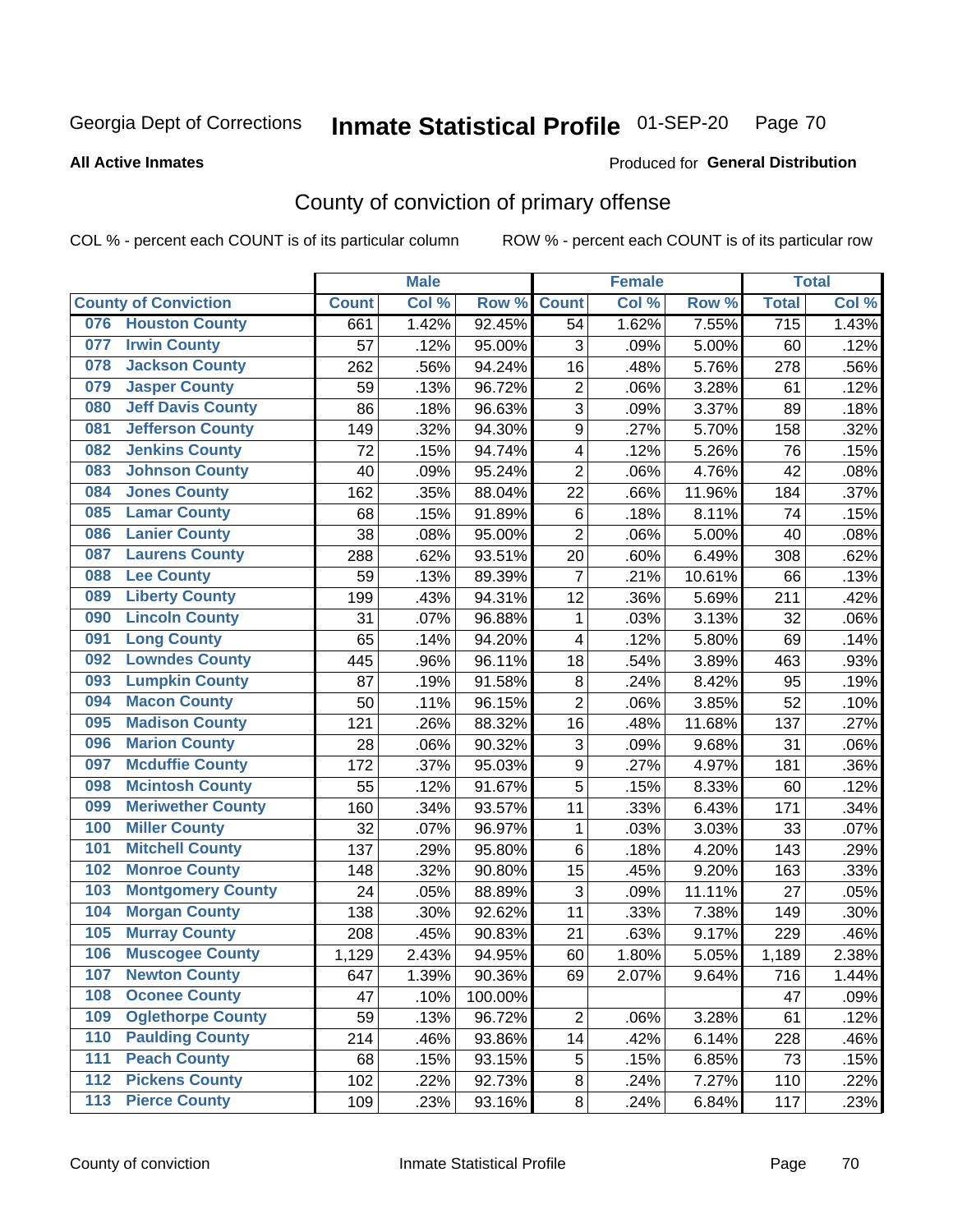Georgia Dept of Corrections **Inmate Statistical Profile** 01-SEP-20 Page 70

**All Active Inmates**

Produced for **General Distribution**

## County of conviction of primary offense

COL % - percent each COUNT is of its particular column ROW % - percent each COUNT is of its particular row

| | | Male | | | Female | | | Total | |
|---|---|---|---|---|---|---|---|---|---|
| County of Conviction | | Count | Col % | Row % | Count | Col % | Row % | Total | Col % |
| 076 | Houston County | 661 | 1.42% | 92.45% | 54 | 1.62% | 7.55% | 715 | 1.43% |
| 077 | Irwin County | 57 | .12% | 95.00% | 3 | .09% | 5.00% | 60 | .12% |
| 078 | Jackson County | 262 | .56% | 94.24% | 16 | .48% | 5.76% | 278 | .56% |
| 079 | Jasper County | 59 | .13% | 96.72% | 2 | .06% | 3.28% | 61 | .12% |
| 080 | Jeff Davis County | 86 | .18% | 96.63% | 3 | .09% | 3.37% | 89 | .18% |
| 081 | Jefferson County | 149 | .32% | 94.30% | 9 | .27% | 5.70% | 158 | .32% |
| 082 | Jenkins County | 72 | .15% | 94.74% | 4 | .12% | 5.26% | 76 | .15% |
| 083 | Johnson County | 40 | .09% | 95.24% | 2 | .06% | 4.76% | 42 | .08% |
| 084 | Jones County | 162 | .35% | 88.04% | 22 | .66% | 11.96% | 184 | .37% |
| 085 | Lamar County | 68 | .15% | 91.89% | 6 | .18% | 8.11% | 74 | .15% |
| 086 | Lanier County | 38 | .08% | 95.00% | 2 | .06% | 5.00% | 40 | .08% |
| 087 | Laurens County | 288 | .62% | 93.51% | 20 | .60% | 6.49% | 308 | .62% |
| 088 | Lee County | 59 | .13% | 89.39% | 7 | .21% | 10.61% | 66 | .13% |
| 089 | Liberty County | 199 | .43% | 94.31% | 12 | .36% | 5.69% | 211 | .42% |
| 090 | Lincoln County | 31 | .07% | 96.88% | 1 | .03% | 3.13% | 32 | .06% |
| 091 | Long County | 65 | .14% | 94.20% | 4 | .12% | 5.80% | 69 | .14% |
| 092 | Lowndes County | 445 | .96% | 96.11% | 18 | .54% | 3.89% | 463 | .93% |
| 093 | Lumpkin County | 87 | .19% | 91.58% | 8 | .24% | 8.42% | 95 | .19% |
| 094 | Macon County | 50 | .11% | 96.15% | 2 | .06% | 3.85% | 52 | .10% |
| 095 | Madison County | 121 | .26% | 88.32% | 16 | .48% | 11.68% | 137 | .27% |
| 096 | Marion County | 28 | .06% | 90.32% | 3 | .09% | 9.68% | 31 | .06% |
| 097 | Mcduffie County | 172 | .37% | 95.03% | 9 | .27% | 4.97% | 181 | .36% |
| 098 | Mcintosh County | 55 | .12% | 91.67% | 5 | .15% | 8.33% | 60 | .12% |
| 099 | Meriwether County | 160 | .34% | 93.57% | 11 | .33% | 6.43% | 171 | .34% |
| 100 | Miller County | 32 | .07% | 96.97% | 1 | .03% | 3.03% | 33 | .07% |
| 101 | Mitchell County | 137 | .29% | 95.80% | 6 | .18% | 4.20% | 143 | .29% |
| 102 | Monroe County | 148 | .32% | 90.80% | 15 | .45% | 9.20% | 163 | .33% |
| 103 | Montgomery County | 24 | .05% | 88.89% | 3 | .09% | 11.11% | 27 | .05% |
| 104 | Morgan County | 138 | .30% | 92.62% | 11 | .33% | 7.38% | 149 | .30% |
| 105 | Murray County | 208 | .45% | 90.83% | 21 | .63% | 9.17% | 229 | .46% |
| 106 | Muscogee County | 1,129 | 2.43% | 94.95% | 60 | 1.80% | 5.05% | 1,189 | 2.38% |
| 107 | Newton County | 647 | 1.39% | 90.36% | 69 | 2.07% | 9.64% | 716 | 1.44% |
| 108 | Oconee County | 47 | .10% | 100.00% | | | | 47 | .09% |
| 109 | Oglethorpe County | 59 | .13% | 96.72% | 2 | .06% | 3.28% | 61 | .12% |
| 110 | Paulding County | 214 | .46% | 93.86% | 14 | .42% | 6.14% | 228 | .46% |
| 111 | Peach County | 68 | .15% | 93.15% | 5 | .15% | 6.85% | 73 | .15% |
| 112 | Pickens County | 102 | .22% | 92.73% | 8 | .24% | 7.27% | 110 | .22% |
| 113 | Pierce County | 109 | .23% | 93.16% | 8 | .24% | 6.84% | 117 | .23% |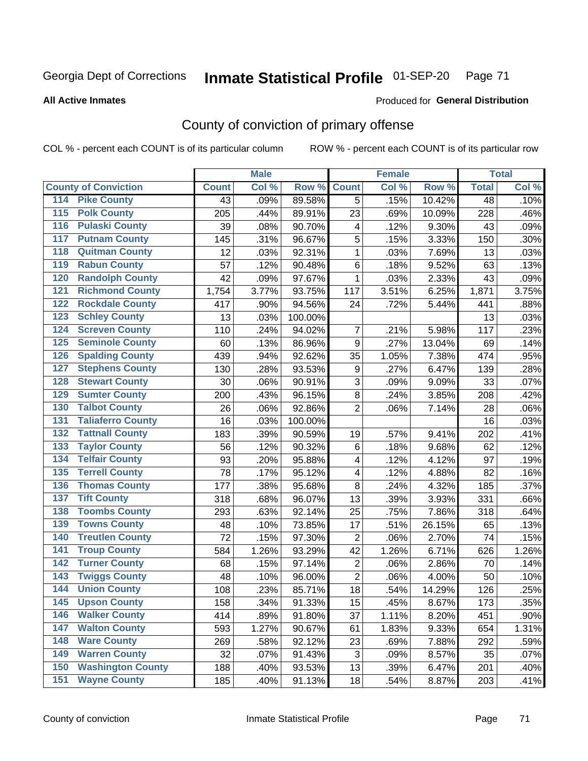Georgia Dept of Corrections **Inmate Statistical Profile** 01-SEP-20

**All Active Inmates**

Produced for **General Distribution**

## County of conviction of primary offense

COL % - percent each COUNT is of its particular column ROW % - percent each COUNT is of its particular row

| County of Conviction | Male | | | Female | | | Total | |
|---|---|---|---|---|---|---|---|---|
| | Count | Col % | Row % | Count | Col % | Row % | Total | Col % |
| 114 Pike County | 43 | .09% | 89.58% | 5 | .15% | 10.42% | 48 | .10% |
| 115 Polk County | 205 | .44% | 89.91% | 23 | .69% | 10.09% | 228 | .46% |
| 116 Pulaski County | 39 | .08% | 90.70% | 4 | .12% | 9.30% | 43 | .09% |
| 117 Putnam County | 145 | .31% | 96.67% | 5 | .15% | 3.33% | 150 | .30% |
| 118 Quitman County | 12 | .03% | 92.31% | 1 | .03% | 7.69% | 13 | .03% |
| 119 Rabun County | 57 | .12% | 90.48% | 6 | .18% | 9.52% | 63 | .13% |
| 120 Randolph County | 42 | .09% | 97.67% | 1 | .03% | 2.33% | 43 | .09% |
| 121 Richmond County | 1,754 | 3.77% | 93.75% | 117 | 3.51% | 6.25% | 1,871 | 3.75% |
| 122 Rockdale County | 417 | .90% | 94.56% | 24 | .72% | 5.44% | 441 | .88% |
| 123 Schley County | 13 | .03% | 100.00% | | | | 13 | .03% |
| 124 Screven County | 110 | .24% | 94.02% | 7 | .21% | 5.98% | 117 | .23% |
| 125 Seminole County | 60 | .13% | 86.96% | 9 | .27% | 13.04% | 69 | .14% |
| 126 Spalding County | 439 | .94% | 92.62% | 35 | 1.05% | 7.38% | 474 | .95% |
| 127 Stephens County | 130 | .28% | 93.53% | 9 | .27% | 6.47% | 139 | .28% |
| 128 Stewart County | 30 | .06% | 90.91% | 3 | .09% | 9.09% | 33 | .07% |
| 129 Sumter County | 200 | .43% | 96.15% | 8 | .24% | 3.85% | 208 | .42% |
| 130 Talbot County | 26 | .06% | 92.86% | 2 | .06% | 7.14% | 28 | .06% |
| 131 Taliaferro County | 16 | .03% | 100.00% | | | | 16 | .03% |
| 132 Tattnall County | 183 | .39% | 90.59% | 19 | .57% | 9.41% | 202 | .41% |
| 133 Taylor County | 56 | .12% | 90.32% | 6 | .18% | 9.68% | 62 | .12% |
| 134 Telfair County | 93 | .20% | 95.88% | 4 | .12% | 4.12% | 97 | .19% |
| 135 Terrell County | 78 | .17% | 95.12% | 4 | .12% | 4.88% | 82 | .16% |
| 136 Thomas County | 177 | .38% | 95.68% | 8 | .24% | 4.32% | 185 | .37% |
| 137 Tift County | 318 | .68% | 96.07% | 13 | .39% | 3.93% | 331 | .66% |
| 138 Toombs County | 293 | .63% | 92.14% | 25 | .75% | 7.86% | 318 | .64% |
| 139 Towns County | 48 | .10% | 73.85% | 17 | .51% | 26.15% | 65 | .13% |
| 140 Treutlen County | 72 | .15% | 97.30% | 2 | .06% | 2.70% | 74 | .15% |
| 141 Troup County | 584 | 1.26% | 93.29% | 42 | 1.26% | 6.71% | 626 | 1.26% |
| 142 Turner County | 68 | .15% | 97.14% | 2 | .06% | 2.86% | 70 | .14% |
| 143 Twiggs County | 48 | .10% | 96.00% | 2 | .06% | 4.00% | 50 | .10% |
| 144 Union County | 108 | .23% | 85.71% | 18 | .54% | 14.29% | 126 | .25% |
| 145 Upson County | 158 | .34% | 91.33% | 15 | .45% | 8.67% | 173 | .35% |
| 146 Walker County | 414 | .89% | 91.80% | 37 | 1.11% | 8.20% | 451 | .90% |
| 147 Walton County | 593 | 1.27% | 90.67% | 61 | 1.83% | 9.33% | 654 | 1.31% |
| 148 Ware County | 269 | .58% | 92.12% | 23 | .69% | 7.88% | 292 | .59% |
| 149 Warren County | 32 | .07% | 91.43% | 3 | .09% | 8.57% | 35 | .07% |
| 150 Washington County | 188 | .40% | 93.53% | 13 | .39% | 6.47% | 201 | .40% |
| 151 Wayne County | 185 | .40% | 91.13% | 18 | .54% | 8.87% | 203 | .41% |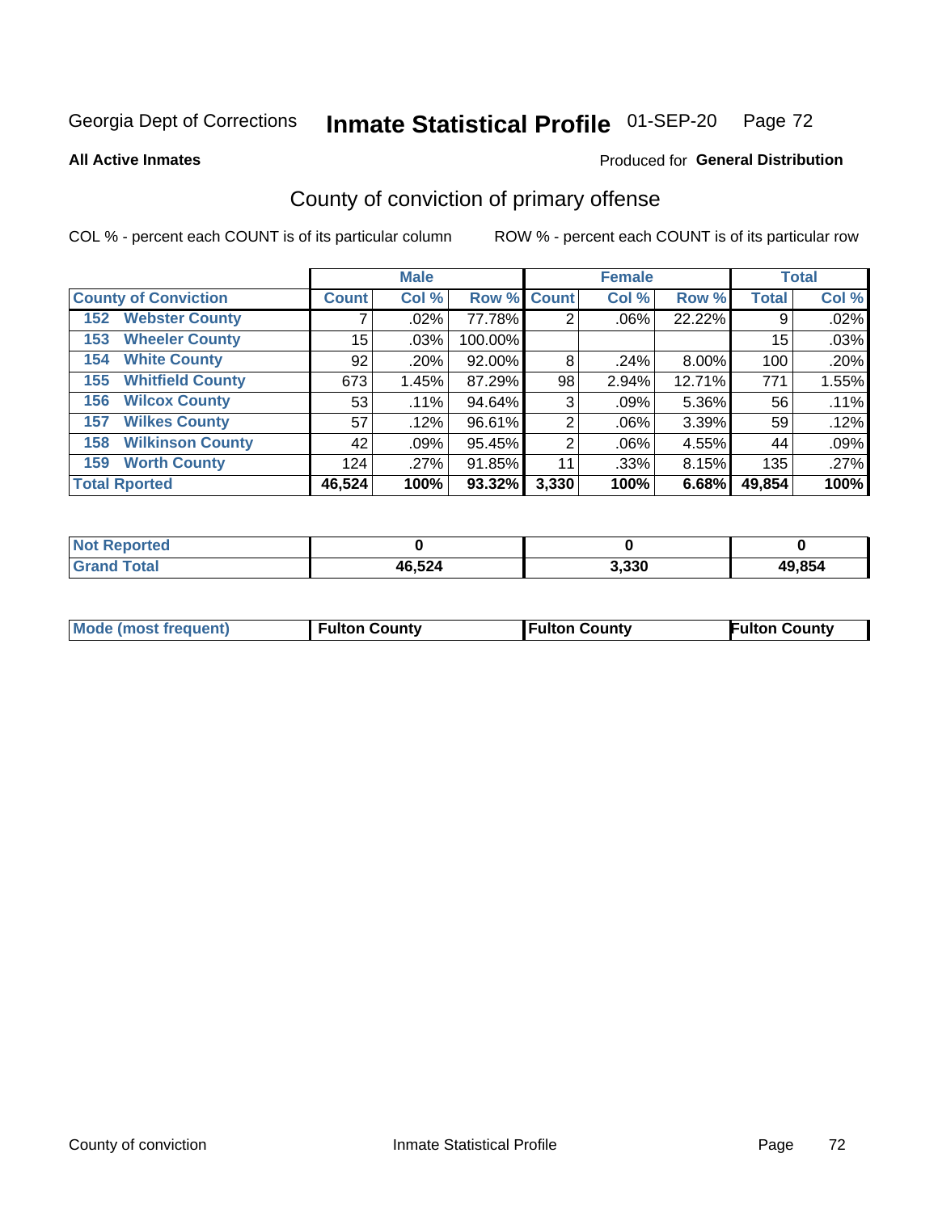Georgia Dept of Corrections **Inmate Statistical Profile** 01-SEP-20 Page 72

**All Active Inmates**

Produced for **General Distribution**

## County of conviction of primary offense

COL % - percent each COUNT is of its particular column

ROW % - percent each COUNT is of its particular row

| | Male | | | Female | | | Total | |
|---|---|---|---|---|---|---|---|---|
| **County of Conviction** | **Count** | **Col %** | **Row %** | **Count** | **Col %** | **Row %** | **Total** | **Col %** |
| 152 Webster County | 7 | .02% | 77.78% | 2 | .06% | 22.22% | 9 | .02% |
| 153 Wheeler County | 15 | .03% | 100.00% | | | | 15 | .03% |
| 154 White County | 92 | .20% | 92.00% | 8 | .24% | 8.00% | 100 | .20% |
| 155 Whitfield County | 673 | 1.45% | 87.29% | 98 | 2.94% | 12.71% | 771 | 1.55% |
| 156 Wilcox County | 53 | .11% | 94.64% | 3 | .09% | 5.36% | 56 | .11% |
| 157 Wilkes County | 57 | .12% | 96.61% | 2 | .06% | 3.39% | 59 | .12% |
| 158 Wilkinson County | 42 | .09% | 95.45% | 2 | .06% | 4.55% | 44 | .09% |
| 159 Worth County | 124 | .27% | 91.85% | 11 | .33% | 8.15% | 135 | .27% |
| **Total Rported** | **46,524** | **100%** | **93.32%** | **3,330** | **100%** | **6.68%** | **49,854** | **100%** |

| | | | |
|---|---|---|---|
| **Not Reported** | **0** | **0** | **0** |
| **Grand Total** | **46,524** | **3,330** | **49,854** |

| | | | |
|---|---|---|---|
| **Mode (most frequent)** | **Fulton County** | **Fulton County** | **Fulton County** |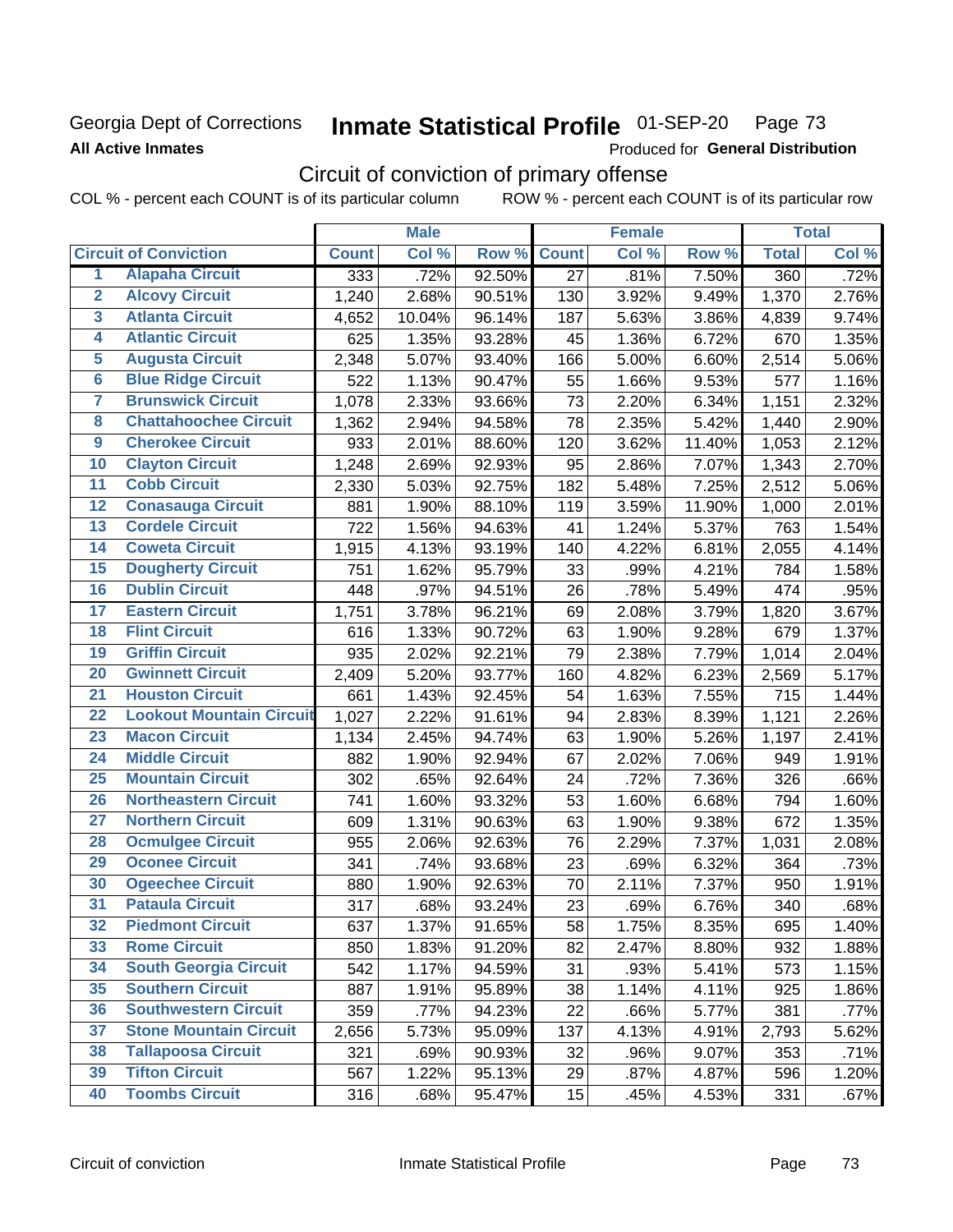Georgia Dept of Corrections **Inmate Statistical Profile** 01-SEP-20

**All Active Inmates**

Produced for **General Distribution**

## Circuit of conviction of primary offense

COL % - percent each COUNT is of its particular column ROW % - percent each COUNT is of its particular row

| | | Male | | | Female | | | Total | |
|---|---|---|---|---|---|---|---|---|---|
| **Circuit of Conviction** | | **Count** | **Col %** | **Row %** | **Count** | **Col %** | **Row %** | **Total** | **Col %** |
| 1 | Alapaha Circuit | 333 | .72% | 92.50% | 27 | .81% | 7.50% | 360 | .72% |
| 2 | Alcovy Circuit | 1,240 | 2.68% | 90.51% | 130 | 3.92% | 9.49% | 1,370 | 2.76% |
| 3 | Atlanta Circuit | 4,652 | 10.04% | 96.14% | 187 | 5.63% | 3.86% | 4,839 | 9.74% |
| 4 | Atlantic Circuit | 625 | 1.35% | 93.28% | 45 | 1.36% | 6.72% | 670 | 1.35% |
| 5 | Augusta Circuit | 2,348 | 5.07% | 93.40% | 166 | 5.00% | 6.60% | 2,514 | 5.06% |
| 6 | Blue Ridge Circuit | 522 | 1.13% | 90.47% | 55 | 1.66% | 9.53% | 577 | 1.16% |
| 7 | Brunswick Circuit | 1,078 | 2.33% | 93.66% | 73 | 2.20% | 6.34% | 1,151 | 2.32% |
| 8 | Chattahoochee Circuit | 1,362 | 2.94% | 94.58% | 78 | 2.35% | 5.42% | 1,440 | 2.90% |
| 9 | Cherokee Circuit | 933 | 2.01% | 88.60% | 120 | 3.62% | 11.40% | 1,053 | 2.12% |
| 10 | Clayton Circuit | 1,248 | 2.69% | 92.93% | 95 | 2.86% | 7.07% | 1,343 | 2.70% |
| 11 | Cobb Circuit | 2,330 | 5.03% | 92.75% | 182 | 5.48% | 7.25% | 2,512 | 5.06% |
| 12 | Conasauga Circuit | 881 | 1.90% | 88.10% | 119 | 3.59% | 11.90% | 1,000 | 2.01% |
| 13 | Cordele Circuit | 722 | 1.56% | 94.63% | 41 | 1.24% | 5.37% | 763 | 1.54% |
| 14 | Coweta Circuit | 1,915 | 4.13% | 93.19% | 140 | 4.22% | 6.81% | 2,055 | 4.14% |
| 15 | Dougherty Circuit | 751 | 1.62% | 95.79% | 33 | .99% | 4.21% | 784 | 1.58% |
| 16 | Dublin Circuit | 448 | .97% | 94.51% | 26 | .78% | 5.49% | 474 | .95% |
| 17 | Eastern Circuit | 1,751 | 3.78% | 96.21% | 69 | 2.08% | 3.79% | 1,820 | 3.67% |
| 18 | Flint Circuit | 616 | 1.33% | 90.72% | 63 | 1.90% | 9.28% | 679 | 1.37% |
| 19 | Griffin Circuit | 935 | 2.02% | 92.21% | 79 | 2.38% | 7.79% | 1,014 | 2.04% |
| 20 | Gwinnett Circuit | 2,409 | 5.20% | 93.77% | 160 | 4.82% | 6.23% | 2,569 | 5.17% |
| 21 | Houston Circuit | 661 | 1.43% | 92.45% | 54 | 1.63% | 7.55% | 715 | 1.44% |
| 22 | Lookout Mountain Circuit | 1,027 | 2.22% | 91.61% | 94 | 2.83% | 8.39% | 1,121 | 2.26% |
| 23 | Macon Circuit | 1,134 | 2.45% | 94.74% | 63 | 1.90% | 5.26% | 1,197 | 2.41% |
| 24 | Middle Circuit | 882 | 1.90% | 92.94% | 67 | 2.02% | 7.06% | 949 | 1.91% |
| 25 | Mountain Circuit | 302 | .65% | 92.64% | 24 | .72% | 7.36% | 326 | .66% |
| 26 | Northeastern Circuit | 741 | 1.60% | 93.32% | 53 | 1.60% | 6.68% | 794 | 1.60% |
| 27 | Northern Circuit | 609 | 1.31% | 90.63% | 63 | 1.90% | 9.38% | 672 | 1.35% |
| 28 | Ocmulgee Circuit | 955 | 2.06% | 92.63% | 76 | 2.29% | 7.37% | 1,031 | 2.08% |
| 29 | Oconee Circuit | 341 | .74% | 93.68% | 23 | .69% | 6.32% | 364 | .73% |
| 30 | Ogeechee Circuit | 880 | 1.90% | 92.63% | 70 | 2.11% | 7.37% | 950 | 1.91% |
| 31 | Pataula Circuit | 317 | .68% | 93.24% | 23 | .69% | 6.76% | 340 | .68% |
| 32 | Piedmont Circuit | 637 | 1.37% | 91.65% | 58 | 1.75% | 8.35% | 695 | 1.40% |
| 33 | Rome Circuit | 850 | 1.83% | 91.20% | 82 | 2.47% | 8.80% | 932 | 1.88% |
| 34 | South Georgia Circuit | 542 | 1.17% | 94.59% | 31 | .93% | 5.41% | 573 | 1.15% |
| 35 | Southern Circuit | 887 | 1.91% | 95.89% | 38 | 1.14% | 4.11% | 925 | 1.86% |
| 36 | Southwestern Circuit | 359 | .77% | 94.23% | 22 | .66% | 5.77% | 381 | .77% |
| 37 | Stone Mountain Circuit | 2,656 | 5.73% | 95.09% | 137 | 4.13% | 4.91% | 2,793 | 5.62% |
| 38 | Tallapoosa Circuit | 321 | .69% | 90.93% | 32 | .96% | 9.07% | 353 | .71% |
| 39 | Tifton Circuit | 567 | 1.22% | 95.13% | 29 | .87% | 4.87% | 596 | 1.20% |
| 40 | Toombs Circuit | 316 | .68% | 95.47% | 15 | .45% | 4.53% | 331 | .67% |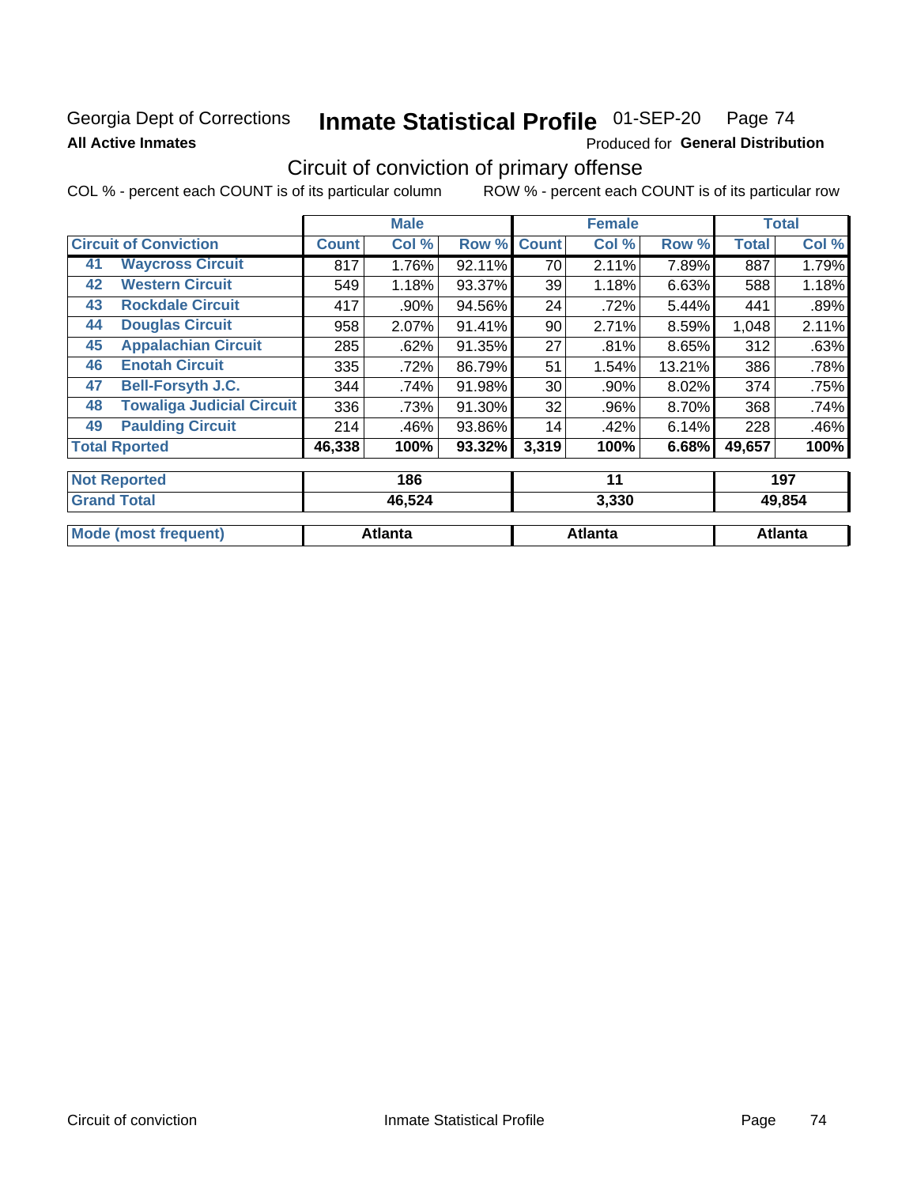Georgia Dept of Corrections **Inmate Statistical Profile** 01-SEP-20 Page 74

**All Active Inmates**

Produced for **General Distribution**

## Circuit of conviction of primary offense

COL % - percent each COUNT is of its particular column ROW % - percent each COUNT is of its particular row

| | | Male | | | Female | | | Total | |
|---|---|---|---|---|---|---|---|---|---|
| Circuit of Conviction | | Count | Col % | Row % | Count | Col % | Row % | Total | Col % |
| 41 | Waycross Circuit | 817 | 1.76% | 92.11% | 70 | 2.11% | 7.89% | 887 | 1.79% |
| 42 | Western Circuit | 549 | 1.18% | 93.37% | 39 | 1.18% | 6.63% | 588 | 1.18% |
| 43 | Rockdale Circuit | 417 | .90% | 94.56% | 24 | .72% | 5.44% | 441 | .89% |
| 44 | Douglas Circuit | 958 | 2.07% | 91.41% | 90 | 2.71% | 8.59% | 1,048 | 2.11% |
| 45 | Appalachian Circuit | 285 | .62% | 91.35% | 27 | .81% | 8.65% | 312 | .63% |
| 46 | Enotah Circuit | 335 | .72% | 86.79% | 51 | 1.54% | 13.21% | 386 | .78% |
| 47 | Bell-Forsyth J.C. | 344 | .74% | 91.98% | 30 | .90% | 8.02% | 374 | .75% |
| 48 | Towaliga Judicial Circuit | 336 | .73% | 91.30% | 32 | .96% | 8.70% | 368 | .74% |
| 49 | Paulding Circuit | 214 | .46% | 93.86% | 14 | .42% | 6.14% | 228 | .46% |
| Total Rported | | 46,338 | 100% | 93.32% | 3,319 | 100% | 6.68% | 49,657 | 100% |
| Not Reported | | 186 | | | 11 | | | 197 | |
| Grand Total | | 46,524 | | | 3,330 | | | 49,854 | |
| Mode (most frequent) | | Atlanta | | | Atlanta | | | Atlanta | |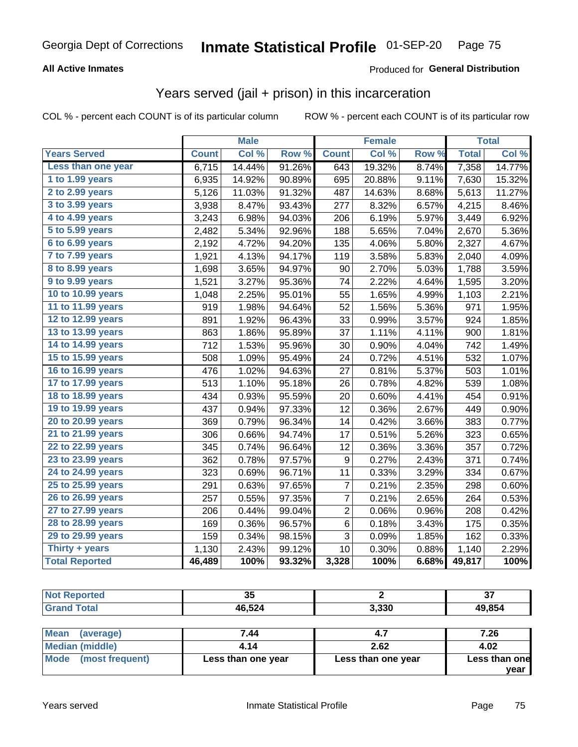Georgia Dept of Corrections **Inmate Statistical Profile** 01-SEP-20

**All Active Inmates**

Produced for **General Distribution**

## Years served (jail + prison) in this incarceration

COL % - percent each COUNT is of its particular column ROW % - percent each COUNT is of its particular row

| | Male | | | Female | | | Total | |
|---|---|---|---|---|---|---|---|---|
| Years Served | Count | Col % | Row % | Count | Col % | Row % | Total | Col % |
| Less than one year | 6,715 | 14.44% | 91.26% | 643 | 19.32% | 8.74% | 7,358 | 14.77% |
| 1 to 1.99 years | 6,935 | 14.92% | 90.89% | 695 | 20.88% | 9.11% | 7,630 | 15.32% |
| 2 to 2.99 years | 5,126 | 11.03% | 91.32% | 487 | 14.63% | 8.68% | 5,613 | 11.27% |
| 3 to 3.99 years | 3,938 | 8.47% | 93.43% | 277 | 8.32% | 6.57% | 4,215 | 8.46% |
| 4 to 4.99 years | 3,243 | 6.98% | 94.03% | 206 | 6.19% | 5.97% | 3,449 | 6.92% |
| 5 to 5.99 years | 2,482 | 5.34% | 92.96% | 188 | 5.65% | 7.04% | 2,670 | 5.36% |
| 6 to 6.99 years | 2,192 | 4.72% | 94.20% | 135 | 4.06% | 5.80% | 2,327 | 4.67% |
| 7 to 7.99 years | 1,921 | 4.13% | 94.17% | 119 | 3.58% | 5.83% | 2,040 | 4.09% |
| 8 to 8.99 years | 1,698 | 3.65% | 94.97% | 90 | 2.70% | 5.03% | 1,788 | 3.59% |
| 9 to 9.99 years | 1,521 | 3.27% | 95.36% | 74 | 2.22% | 4.64% | 1,595 | 3.20% |
| 10 to 10.99 years | 1,048 | 2.25% | 95.01% | 55 | 1.65% | 4.99% | 1,103 | 2.21% |
| 11 to 11.99 years | 919 | 1.98% | 94.64% | 52 | 1.56% | 5.36% | 971 | 1.95% |
| 12 to 12.99 years | 891 | 1.92% | 96.43% | 33 | 0.99% | 3.57% | 924 | 1.85% |
| 13 to 13.99 years | 863 | 1.86% | 95.89% | 37 | 1.11% | 4.11% | 900 | 1.81% |
| 14 to 14.99 years | 712 | 1.53% | 95.96% | 30 | 0.90% | 4.04% | 742 | 1.49% |
| 15 to 15.99 years | 508 | 1.09% | 95.49% | 24 | 0.72% | 4.51% | 532 | 1.07% |
| 16 to 16.99 years | 476 | 1.02% | 94.63% | 27 | 0.81% | 5.37% | 503 | 1.01% |
| 17 to 17.99 years | 513 | 1.10% | 95.18% | 26 | 0.78% | 4.82% | 539 | 1.08% |
| 18 to 18.99 years | 434 | 0.93% | 95.59% | 20 | 0.60% | 4.41% | 454 | 0.91% |
| 19 to 19.99 years | 437 | 0.94% | 97.33% | 12 | 0.36% | 2.67% | 449 | 0.90% |
| 20 to 20.99 years | 369 | 0.79% | 96.34% | 14 | 0.42% | 3.66% | 383 | 0.77% |
| 21 to 21.99 years | 306 | 0.66% | 94.74% | 17 | 0.51% | 5.26% | 323 | 0.65% |
| 22 to 22.99 years | 345 | 0.74% | 96.64% | 12 | 0.36% | 3.36% | 357 | 0.72% |
| 23 to 23.99 years | 362 | 0.78% | 97.57% | 9 | 0.27% | 2.43% | 371 | 0.74% |
| 24 to 24.99 years | 323 | 0.69% | 96.71% | 11 | 0.33% | 3.29% | 334 | 0.67% |
| 25 to 25.99 years | 291 | 0.63% | 97.65% | 7 | 0.21% | 2.35% | 298 | 0.60% |
| 26 to 26.99 years | 257 | 0.55% | 97.35% | 7 | 0.21% | 2.65% | 264 | 0.53% |
| 27 to 27.99 years | 206 | 0.44% | 99.04% | 2 | 0.06% | 0.96% | 208 | 0.42% |
| 28 to 28.99 years | 169 | 0.36% | 96.57% | 6 | 0.18% | 3.43% | 175 | 0.35% |
| 29 to 29.99 years | 159 | 0.34% | 98.15% | 3 | 0.09% | 1.85% | 162 | 0.33% |
| Thirty + years | 1,130 | 2.43% | 99.12% | 10 | 0.30% | 0.88% | 1,140 | 2.29% |
| **Total Reported** | **46,489** | **100%** | **93.32%** | **3,328** | **100%** | **6.68%** | **49,817** | **100%** |

| | Male | Female | Total |
|---|---|---|---|
| Not Reported | 35 | 2 | 37 |
| Grand Total | 46,524 | 3,330 | 49,854 |

| | Male | Female | Total |
|---|---|---|---|
| Mean (average) | 7.44 | 4.7 | 7.26 |
| Median (middle) | 4.14 | 2.62 | 4.02 |
| Mode (most frequent) | Less than one year | Less than one year | Less than one year |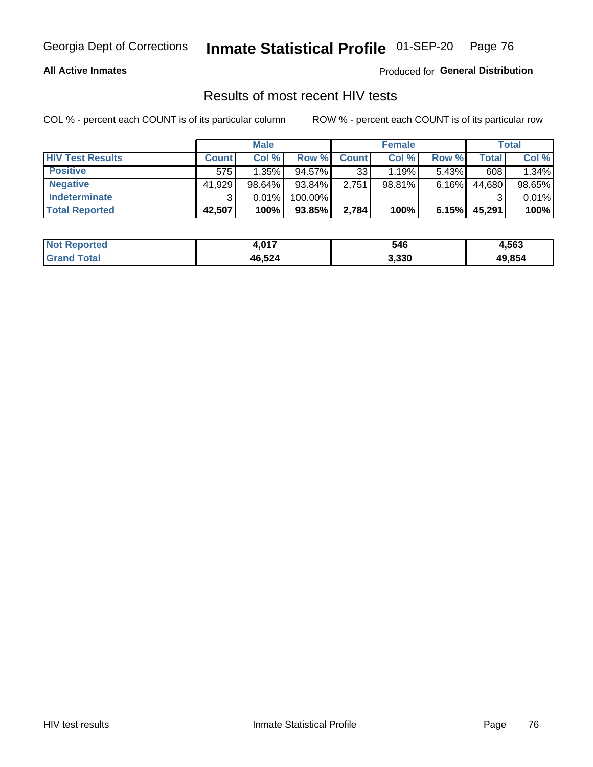Georgia Dept of Corrections **Inmate Statistical Profile** 01-SEP-20

**All Active Inmates**

Produced for **General Distribution**

## Results of most recent HIV tests

COL % - percent each COUNT is of its particular column ROW % - percent each COUNT is of its particular row

| | Male | | | Female | | | Total | |
|---|---|---|---|---|---|---|---|---|
| **HIV Test Results** | **Count** | **Col %** | **Row %** | **Count** | **Col %** | **Row %** | **Total** | **Col %** |
| **Positive** | 575 | 1.35% | 94.57% | 33 | 1.19% | 5.43% | 608 | 1.34% |
| **Negative** | 41,929 | 98.64% | 93.84% | 2,751 | 98.81% | 6.16% | 44,680 | 98.65% |
| **Indeterminate** | 3 | 0.01% | 100.00% | | | | 3 | 0.01% |
| **Total Reported** | **42,507** | **100%** | **93.85%** | **2,784** | **100%** | **6.15%** | **45,291** | **100%** |

| | | | |
|---|---|---|---|
| **Not Reported** | **4,017** | **546** | **4,563** |
| **Grand Total** | **46,524** | **3,330** | **49,854** |

HIV test results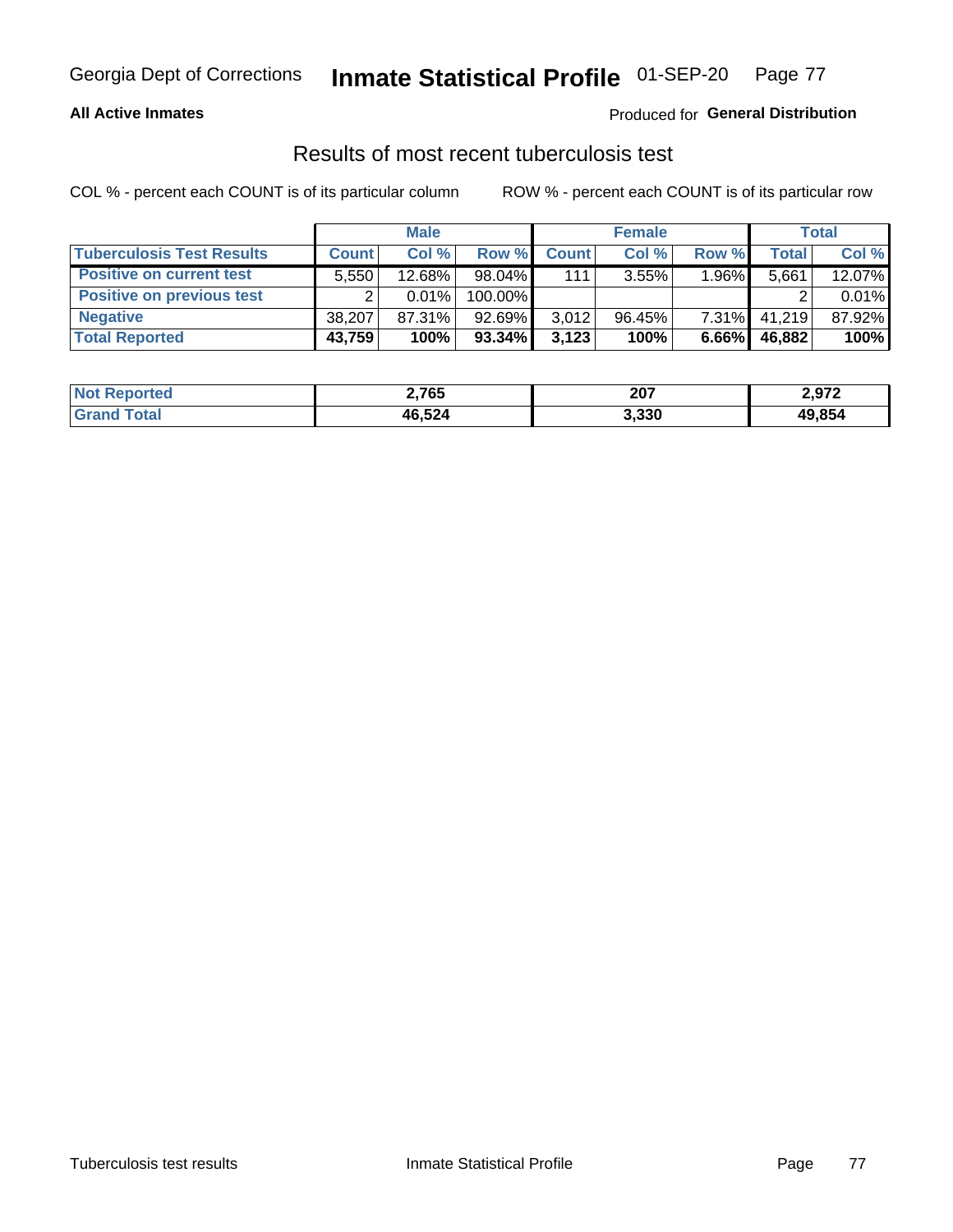Georgia Dept of Corrections **Inmate Statistical Profile** 01-SEP-20

**All Active Inmates**

Produced for **General Distribution**

## Results of most recent tuberculosis test

COL % - percent each COUNT is of its particular column ROW % - percent each COUNT is of its particular row

| | Male | | | Female | | | Total | |
|---|---|---|---|---|---|---|---|---|
| **Tuberculosis Test Results** | **Count** | **Col %** | **Row %** | **Count** | **Col %** | **Row %** | **Total** | **Col %** |
| **Positive on current test** | 5,550 | 12.68% | 98.04% | 111 | 3.55% | 1.96% | 5,661 | 12.07% |
| **Positive on previous test** | 2 | 0.01% | 100.00% | | | | 2 | 0.01% |
| **Negative** | 38,207 | 87.31% | 92.69% | 3,012 | 96.45% | 7.31% | 41,219 | 87.92% |
| **Total Reported** | **43,759** | **100%** | **93.34%** | **3,123** | **100%** | **6.66%** | **46,882** | **100%** |

| | | | |
|---|---|---|---|
| **Not Reported** | **2,765** | **207** | **2,972** |
| **Grand Total** | **46,524** | **3,330** | **49,854** |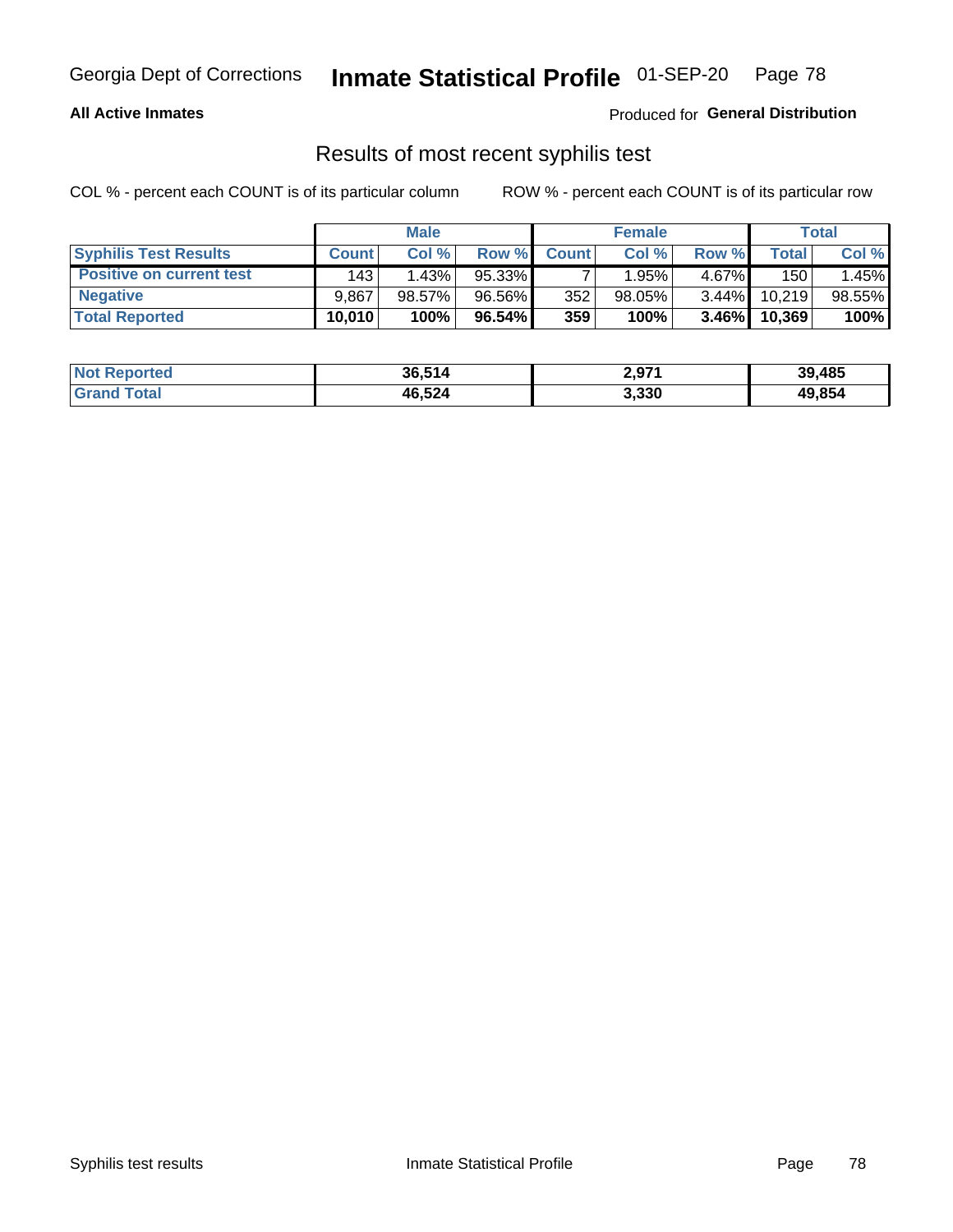# Results of most recent syphilis test

COL % - percent each COUNT is of its particular column

ROW % - percent each COUNT is of its particular row

| | Male | | | Female | | | Total | |
|---|---|---|---|---|---|---|---|---|
| Syphilis Test Results | Count | Col % | Row % | Count | Col % | Row % | Total | Col % |
| Positive on current test | 143 | 1.43% | 95.33% | 7 | 1.95% | 4.67% | 150 | 1.45% |
| Negative | 9,867 | 98.57% | 96.56% | 352 | 98.05% | 3.44% | 10,219 | 98.55% |
| **Total Reported** | **10,010** | **100%** | **96.54%** | **359** | **100%** | **3.46%** | **10,369** | **100%** |

| | Male | Female | Total |
|---|---|---|---|
| Not Reported | 36,514 | 2,971 | 39,485 |
| Grand Total | 46,524 | 3,330 | 49,854 |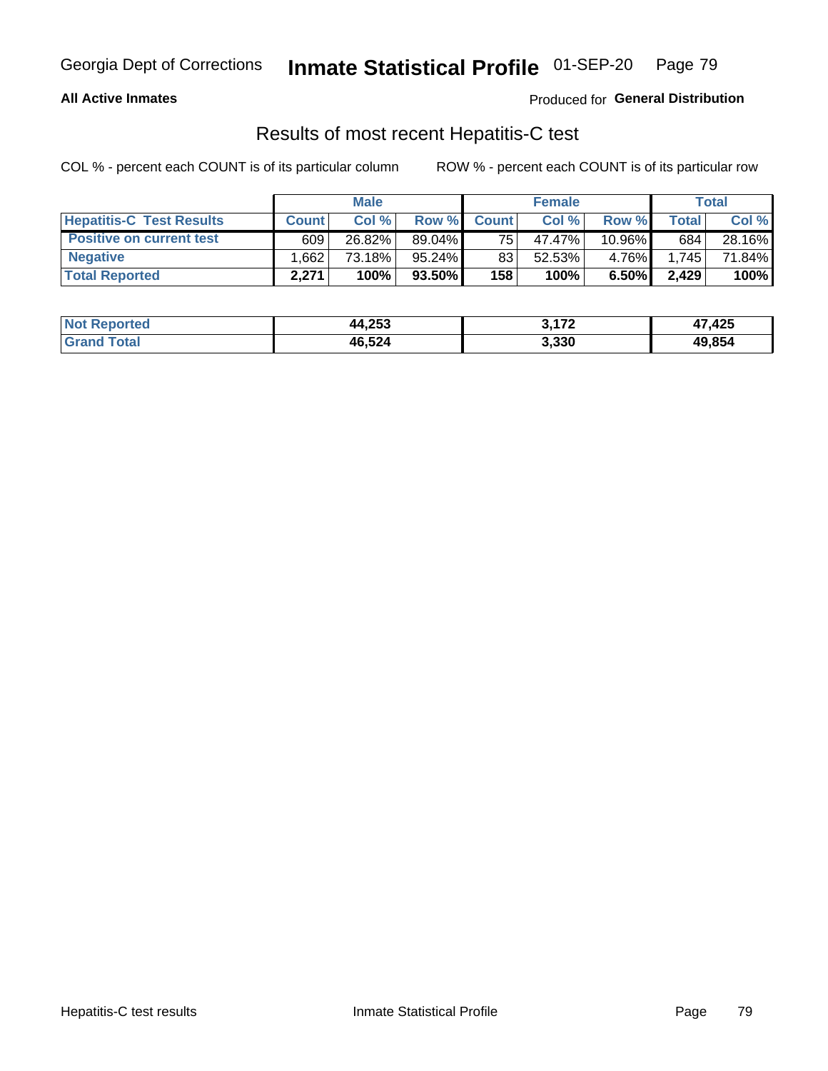## Results of most recent Hepatitis-C test

COL % - percent each COUNT is of its particular column

ROW % - percent each COUNT is of its particular row

| | Male | | | Female | | | Total | |
|---|---|---|---|---|---|---|---|---|
| Hepatitis-C Test Results | Count | Col % | Row % | Count | Col % | Row % | Total | Col % |
| Positive on current test | 609 | 26.82% | 89.04% | 75 | 47.47% | 10.96% | 684 | 28.16% |
| Negative | 1,662 | 73.18% | 95.24% | 83 | 52.53% | 4.76% | 1,745 | 71.84% |
| **Total Reported** | **2,271** | **100%** | **93.50%** | **158** | **100%** | **6.50%** | **2,429** | **100%** |

| | Male | Female | Total |
|---|---|---|---|
| Not Reported | 44,253 | 3,172 | 47,425 |
| Grand Total | 46,524 | 3,330 | 49,854 |